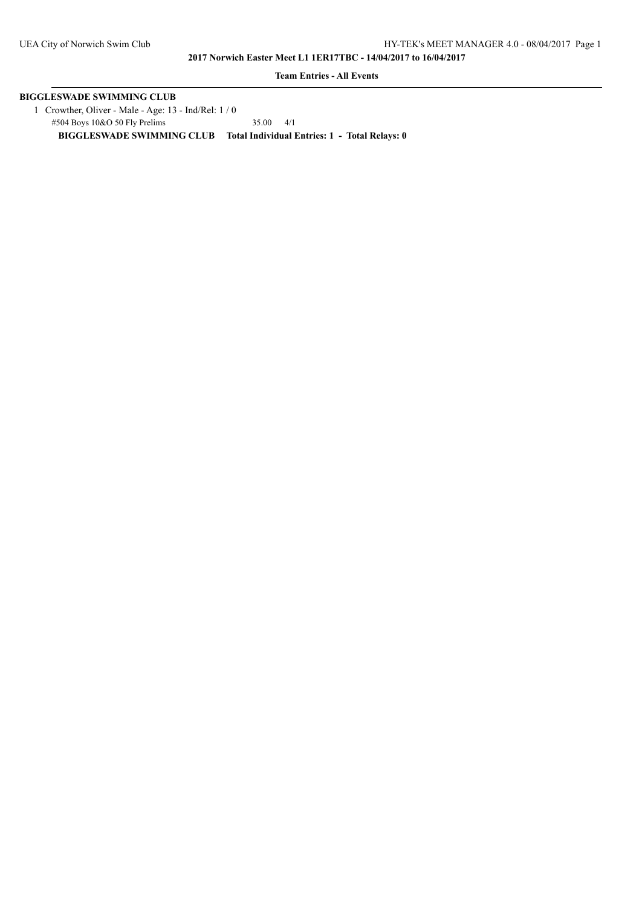**2017 Norwich Easter Meet L1 1ER17TBC - 14/04/2017 to 16/04/2017**

**Team Entries - All Events**

**BIGGLESWADE SWIMMING CLUB**

1 Crowther, Oliver - Male - Age: 13 - Ind/Rel: 1 / 0

#504 Boys 10&O 50 Fly Prelims 35.00 4/1

**BIGGLESWADE SWIMMING CLUB Total Individual Entries: 1 - Total Relays: 0**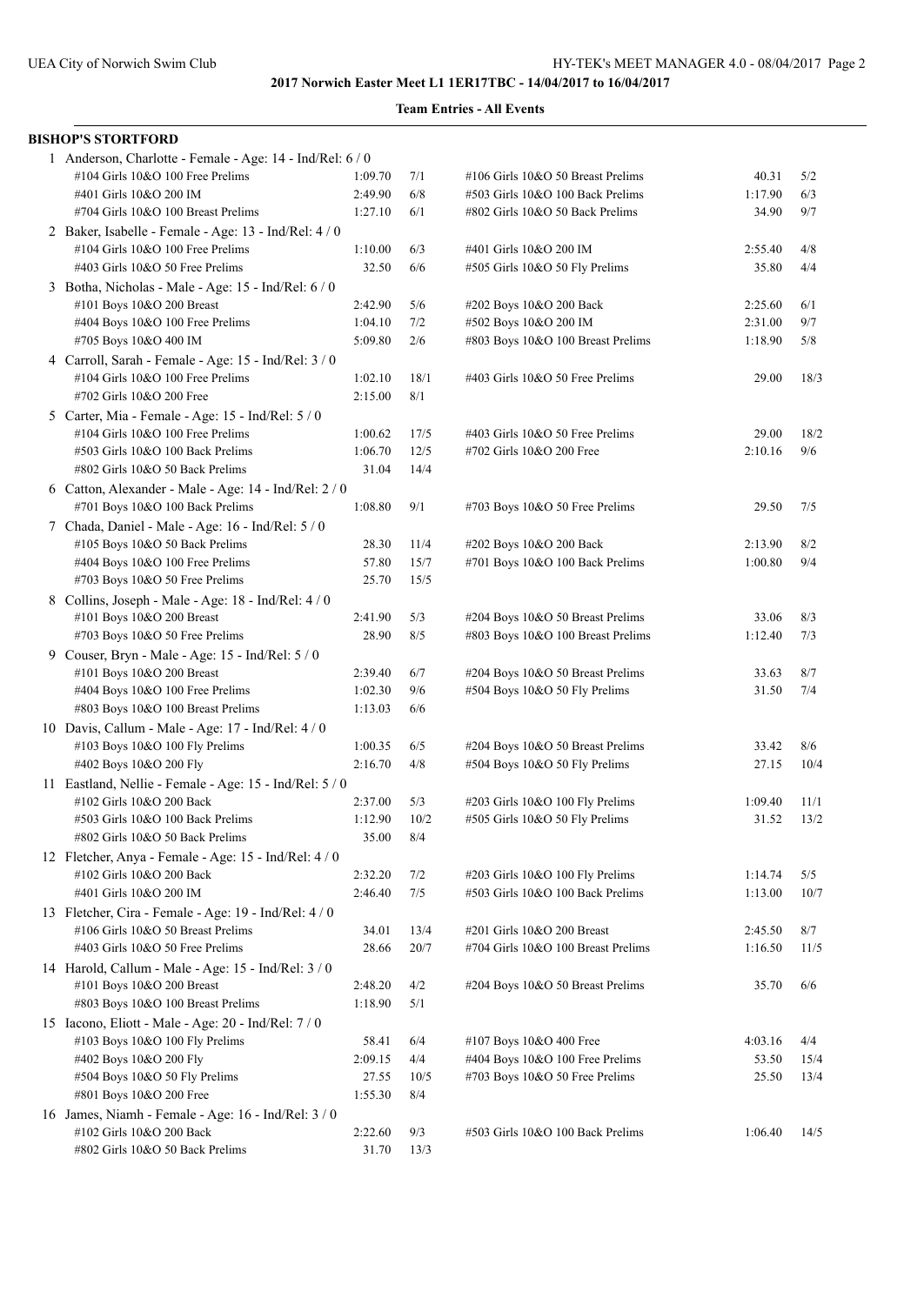**2017 Norwich Easter Meet L1 1ER17TBC - 14/04/2017 to 16/04/2017**

**Team Entries - All Events**

**BISHOP'S STORTFORD**

1 Anderson, Charlotte - Female - Age: 14 - Ind/Rel: 6 / 0

| Event | Time | Heat/Lane | Event | Time | Heat/Lane |
|---|---|---|---|---|---|
| #104 Girls 10&O 100 Free Prelims | 1:09.70 | 7/1 | #106 Girls 10&O 50 Breast Prelims | 40.31 | 5/2 |
| #401 Girls 10&O 200 IM | 2:49.90 | 6/8 | #503 Girls 10&O 100 Back Prelims | 1:17.90 | 6/3 |
| #704 Girls 10&O 100 Breast Prelims | 1:27.10 | 6/1 | #802 Girls 10&O 50 Back Prelims | 34.90 | 9/7 |

2 Baker, Isabelle - Female - Age: 13 - Ind/Rel: 4 / 0

| Event | Time | Heat/Lane | Event | Time | Heat/Lane |
|---|---|---|---|---|---|
| #104 Girls 10&O 100 Free Prelims | 1:10.00 | 6/3 | #401 Girls 10&O 200 IM | 2:55.40 | 4/8 |
| #403 Girls 10&O 50 Free Prelims | 32.50 | 6/6 | #505 Girls 10&O 50 Fly Prelims | 35.80 | 4/4 |

3 Botha, Nicholas - Male - Age: 15 - Ind/Rel: 6 / 0

| Event | Time | Heat/Lane | Event | Time | Heat/Lane |
|---|---|---|---|---|---|
| #101 Boys 10&O 200 Breast | 2:42.90 | 5/6 | #202 Boys 10&O 200 Back | 2:25.60 | 6/1 |
| #404 Boys 10&O 100 Free Prelims | 1:04.10 | 7/2 | #502 Boys 10&O 200 IM | 2:31.00 | 9/7 |
| #705 Boys 10&O 400 IM | 5:09.80 | 2/6 | #803 Boys 10&O 100 Breast Prelims | 1:18.90 | 5/8 |

4 Carroll, Sarah - Female - Age: 15 - Ind/Rel: 3 / 0

| Event | Time | Heat/Lane | Event | Time | Heat/Lane |
|---|---|---|---|---|---|
| #104 Girls 10&O 100 Free Prelims | 1:02.10 | 18/1 | #403 Girls 10&O 50 Free Prelims | 29.00 | 18/3 |
| #702 Girls 10&O 200 Free | 2:15.00 | 8/1 | | | |

5 Carter, Mia - Female - Age: 15 - Ind/Rel: 5 / 0

| Event | Time | Heat/Lane | Event | Time | Heat/Lane |
|---|---|---|---|---|---|
| #104 Girls 10&O 100 Free Prelims | 1:00.62 | 17/5 | #403 Girls 10&O 50 Free Prelims | 29.00 | 18/2 |
| #503 Girls 10&O 100 Back Prelims | 1:06.70 | 12/5 | #702 Girls 10&O 200 Free | 2:10.16 | 9/6 |
| #802 Girls 10&O 50 Back Prelims | 31.04 | 14/4 | | | |

6 Catton, Alexander - Male - Age: 14 - Ind/Rel: 2 / 0

| Event | Time | Heat/Lane | Event | Time | Heat/Lane |
|---|---|---|---|---|---|
| #701 Boys 10&O 100 Back Prelims | 1:08.80 | 9/1 | #703 Boys 10&O 50 Free Prelims | 29.50 | 7/5 |

7 Chada, Daniel - Male - Age: 16 - Ind/Rel: 5 / 0

| Event | Time | Heat/Lane | Event | Time | Heat/Lane |
|---|---|---|---|---|---|
| #105 Boys 10&O 50 Back Prelims | 28.30 | 11/4 | #202 Boys 10&O 200 Back | 2:13.90 | 8/2 |
| #404 Boys 10&O 100 Free Prelims | 57.80 | 15/7 | #701 Boys 10&O 100 Back Prelims | 1:00.80 | 9/4 |
| #703 Boys 10&O 50 Free Prelims | 25.70 | 15/5 | | | |

8 Collins, Joseph - Male - Age: 18 - Ind/Rel: 4 / 0

| Event | Time | Heat/Lane | Event | Time | Heat/Lane |
|---|---|---|---|---|---|
| #101 Boys 10&O 200 Breast | 2:41.90 | 5/3 | #204 Boys 10&O 50 Breast Prelims | 33.06 | 8/3 |
| #703 Boys 10&O 50 Free Prelims | 28.90 | 8/5 | #803 Boys 10&O 100 Breast Prelims | 1:12.40 | 7/3 |

9 Couser, Bryn - Male - Age: 15 - Ind/Rel: 5 / 0

| Event | Time | Heat/Lane | Event | Time | Heat/Lane |
|---|---|---|---|---|---|
| #101 Boys 10&O 200 Breast | 2:39.40 | 6/7 | #204 Boys 10&O 50 Breast Prelims | 33.63 | 8/7 |
| #404 Boys 10&O 100 Free Prelims | 1:02.30 | 9/6 | #504 Boys 10&O 50 Fly Prelims | 31.50 | 7/4 |
| #803 Boys 10&O 100 Breast Prelims | 1:13.03 | 6/6 | | | |

10 Davis, Callum - Male - Age: 17 - Ind/Rel: 4 / 0

| Event | Time | Heat/Lane | Event | Time | Heat/Lane |
|---|---|---|---|---|---|
| #103 Boys 10&O 100 Fly Prelims | 1:00.35 | 6/5 | #204 Boys 10&O 50 Breast Prelims | 33.42 | 8/6 |
| #402 Boys 10&O 200 Fly | 2:16.70 | 4/8 | #504 Boys 10&O 50 Fly Prelims | 27.15 | 10/4 |

11 Eastland, Nellie - Female - Age: 15 - Ind/Rel: 5 / 0

| Event | Time | Heat/Lane | Event | Time | Heat/Lane |
|---|---|---|---|---|---|
| #102 Girls 10&O 200 Back | 2:37.00 | 5/3 | #203 Girls 10&O 100 Fly Prelims | 1:09.40 | 11/1 |
| #503 Girls 10&O 100 Back Prelims | 1:12.90 | 10/2 | #505 Girls 10&O 50 Fly Prelims | 31.52 | 13/2 |
| #802 Girls 10&O 50 Back Prelims | 35.00 | 8/4 | | | |

12 Fletcher, Anya - Female - Age: 15 - Ind/Rel: 4 / 0

| Event | Time | Heat/Lane | Event | Time | Heat/Lane |
|---|---|---|---|---|---|
| #102 Girls 10&O 200 Back | 2:32.20 | 7/2 | #203 Girls 10&O 100 Fly Prelims | 1:14.74 | 5/5 |
| #401 Girls 10&O 200 IM | 2:46.40 | 7/5 | #503 Girls 10&O 100 Back Prelims | 1:13.00 | 10/7 |

13 Fletcher, Cira - Female - Age: 19 - Ind/Rel: 4 / 0

| Event | Time | Heat/Lane | Event | Time | Heat/Lane |
|---|---|---|---|---|---|
| #106 Girls 10&O 50 Breast Prelims | 34.01 | 13/4 | #201 Girls 10&O 200 Breast | 2:45.50 | 8/7 |
| #403 Girls 10&O 50 Free Prelims | 28.66 | 20/7 | #704 Girls 10&O 100 Breast Prelims | 1:16.50 | 11/5 |

14 Harold, Callum - Male - Age: 15 - Ind/Rel: 3 / 0

| Event | Time | Heat/Lane | Event | Time | Heat/Lane |
|---|---|---|---|---|---|
| #101 Boys 10&O 200 Breast | 2:48.20 | 4/2 | #204 Boys 10&O 50 Breast Prelims | 35.70 | 6/6 |
| #803 Boys 10&O 100 Breast Prelims | 1:18.90 | 5/1 | | | |

15 Iacono, Eliott - Male - Age: 20 - Ind/Rel: 7 / 0

| Event | Time | Heat/Lane | Event | Time | Heat/Lane |
|---|---|---|---|---|---|
| #103 Boys 10&O 100 Fly Prelims | 58.41 | 6/4 | #107 Boys 10&O 400 Free | 4:03.16 | 4/4 |
| #402 Boys 10&O 200 Fly | 2:09.15 | 4/4 | #404 Boys 10&O 100 Free Prelims | 53.50 | 15/4 |
| #504 Boys 10&O 50 Fly Prelims | 27.55 | 10/5 | #703 Boys 10&O 50 Free Prelims | 25.50 | 13/4 |
| #801 Boys 10&O 200 Free | 1:55.30 | 8/4 | | | |

16 James, Niamh - Female - Age: 16 - Ind/Rel: 3 / 0

| Event | Time | Heat/Lane | Event | Time | Heat/Lane |
|---|---|---|---|---|---|
| #102 Girls 10&O 200 Back | 2:22.60 | 9/3 | #503 Girls 10&O 100 Back Prelims | 1:06.40 | 14/5 |
| #802 Girls 10&O 50 Back Prelims | 31.70 | 13/3 | | | |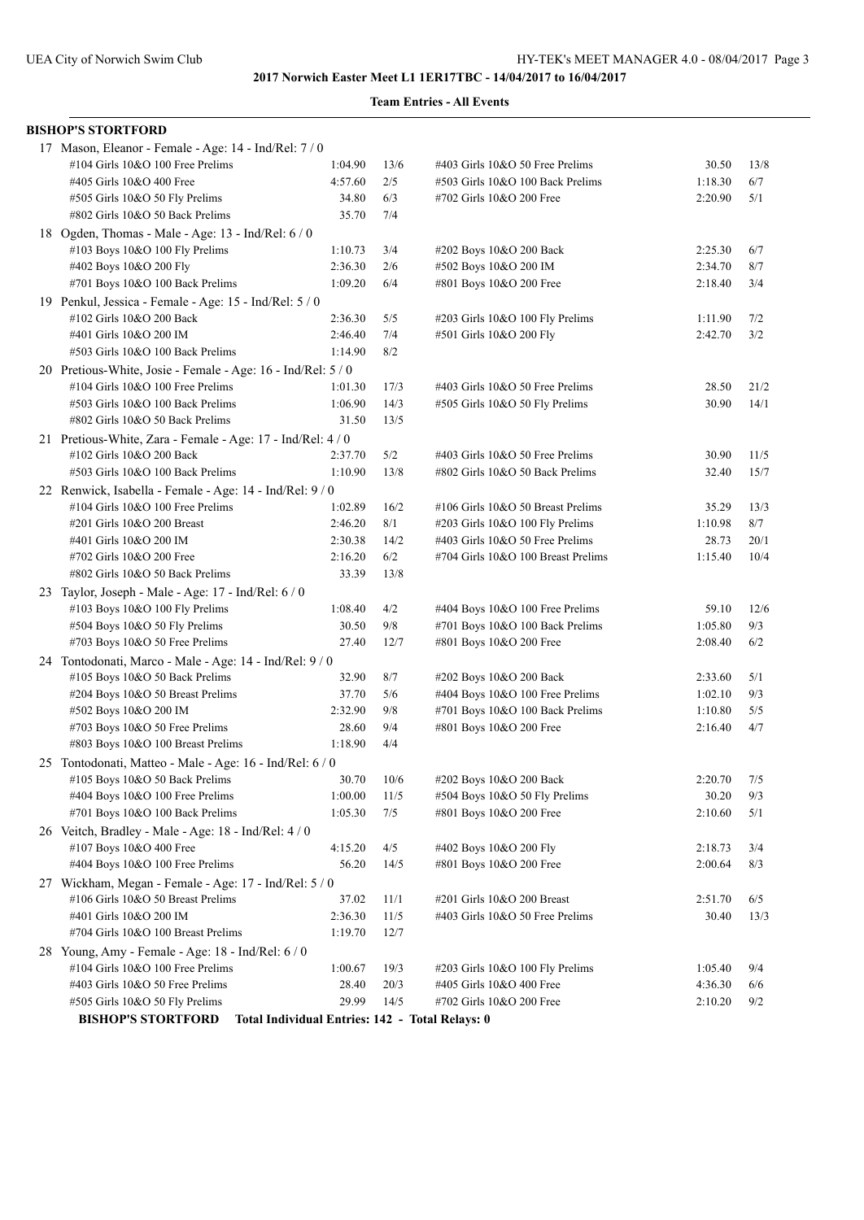**2017 Norwich Easter Meet L1 1ER17TBC - 14/04/2017 to 16/04/2017**

**Team Entries - All Events**

**BISHOP'S STORTFORD**

17 Mason, Eleanor - Female - Age: 14 - Ind/Rel: 7 / 0

| Event | Time | Heat/Lane | Event | Time | Heat/Lane |
|---|---|---|---|---|---|
| #104 Girls 10&O 100 Free Prelims | 1:04.90 | 13/6 | #403 Girls 10&O 50 Free Prelims | 30.50 | 13/8 |
| #405 Girls 10&O 400 Free | 4:57.60 | 2/5 | #503 Girls 10&O 100 Back Prelims | 1:18.30 | 6/7 |
| #505 Girls 10&O 50 Fly Prelims | 34.80 | 6/3 | #702 Girls 10&O 200 Free | 2:20.90 | 5/1 |
| #802 Girls 10&O 50 Back Prelims | 35.70 | 7/4 | | | |

18 Ogden, Thomas - Male - Age: 13 - Ind/Rel: 6 / 0

| Event | Time | Heat/Lane | Event | Time | Heat/Lane |
|---|---|---|---|---|---|
| #103 Boys 10&O 100 Fly Prelims | 1:10.73 | 3/4 | #202 Boys 10&O 200 Back | 2:25.30 | 6/7 |
| #402 Boys 10&O 200 Fly | 2:36.30 | 2/6 | #502 Boys 10&O 200 IM | 2:34.70 | 8/7 |
| #701 Boys 10&O 100 Back Prelims | 1:09.20 | 6/4 | #801 Boys 10&O 200 Free | 2:18.40 | 3/4 |

19 Penkul, Jessica - Female - Age: 15 - Ind/Rel: 5 / 0

| Event | Time | Heat/Lane | Event | Time | Heat/Lane |
|---|---|---|---|---|---|
| #102 Girls 10&O 200 Back | 2:36.30 | 5/5 | #203 Girls 10&O 100 Fly Prelims | 1:11.90 | 7/2 |
| #401 Girls 10&O 200 IM | 2:46.40 | 7/4 | #501 Girls 10&O 200 Fly | 2:42.70 | 3/2 |
| #503 Girls 10&O 100 Back Prelims | 1:14.90 | 8/2 | | | |

20 Pretious-White, Josie - Female - Age: 16 - Ind/Rel: 5 / 0

| Event | Time | Heat/Lane | Event | Time | Heat/Lane |
|---|---|---|---|---|---|
| #104 Girls 10&O 100 Free Prelims | 1:01.30 | 17/3 | #403 Girls 10&O 50 Free Prelims | 28.50 | 21/2 |
| #503 Girls 10&O 100 Back Prelims | 1:06.90 | 14/3 | #505 Girls 10&O 50 Fly Prelims | 30.90 | 14/1 |
| #802 Girls 10&O 50 Back Prelims | 31.50 | 13/5 | | | |

21 Pretious-White, Zara - Female - Age: 17 - Ind/Rel: 4 / 0

| Event | Time | Heat/Lane | Event | Time | Heat/Lane |
|---|---|---|---|---|---|
| #102 Girls 10&O 200 Back | 2:37.70 | 5/2 | #403 Girls 10&O 50 Free Prelims | 30.90 | 11/5 |
| #503 Girls 10&O 100 Back Prelims | 1:10.90 | 13/8 | #802 Girls 10&O 50 Back Prelims | 32.40 | 15/7 |

22 Renwick, Isabella - Female - Age: 14 - Ind/Rel: 9 / 0

| Event | Time | Heat/Lane | Event | Time | Heat/Lane |
|---|---|---|---|---|---|
| #104 Girls 10&O 100 Free Prelims | 1:02.89 | 16/2 | #106 Girls 10&O 50 Breast Prelims | 35.29 | 13/3 |
| #201 Girls 10&O 200 Breast | 2:46.20 | 8/1 | #203 Girls 10&O 100 Fly Prelims | 1:10.98 | 8/7 |
| #401 Girls 10&O 200 IM | 2:30.38 | 14/2 | #403 Girls 10&O 50 Free Prelims | 28.73 | 20/1 |
| #702 Girls 10&O 200 Free | 2:16.20 | 6/2 | #704 Girls 10&O 100 Breast Prelims | 1:15.40 | 10/4 |
| #802 Girls 10&O 50 Back Prelims | 33.39 | 13/8 | | | |

23 Taylor, Joseph - Male - Age: 17 - Ind/Rel: 6 / 0

| Event | Time | Heat/Lane | Event | Time | Heat/Lane |
|---|---|---|---|---|---|
| #103 Boys 10&O 100 Fly Prelims | 1:08.40 | 4/2 | #404 Boys 10&O 100 Free Prelims | 59.10 | 12/6 |
| #504 Boys 10&O 50 Fly Prelims | 30.50 | 9/8 | #701 Boys 10&O 100 Back Prelims | 1:05.80 | 9/3 |
| #703 Boys 10&O 50 Free Prelims | 27.40 | 12/7 | #801 Boys 10&O 200 Free | 2:08.40 | 6/2 |

24 Tontodonati, Marco - Male - Age: 14 - Ind/Rel: 9 / 0

| Event | Time | Heat/Lane | Event | Time | Heat/Lane |
|---|---|---|---|---|---|
| #105 Boys 10&O 50 Back Prelims | 32.90 | 8/7 | #202 Boys 10&O 200 Back | 2:33.60 | 5/1 |
| #204 Boys 10&O 50 Breast Prelims | 37.70 | 5/6 | #404 Boys 10&O 100 Free Prelims | 1:02.10 | 9/3 |
| #502 Boys 10&O 200 IM | 2:32.90 | 9/8 | #701 Boys 10&O 100 Back Prelims | 1:10.80 | 5/5 |
| #703 Boys 10&O 50 Free Prelims | 28.60 | 9/4 | #801 Boys 10&O 200 Free | 2:16.40 | 4/7 |
| #803 Boys 10&O 100 Breast Prelims | 1:18.90 | 4/4 | | | |

25 Tontodonati, Matteo - Male - Age: 16 - Ind/Rel: 6 / 0

| Event | Time | Heat/Lane | Event | Time | Heat/Lane |
|---|---|---|---|---|---|
| #105 Boys 10&O 50 Back Prelims | 30.70 | 10/6 | #202 Boys 10&O 200 Back | 2:20.70 | 7/5 |
| #404 Boys 10&O 100 Free Prelims | 1:00.00 | 11/5 | #504 Boys 10&O 50 Fly Prelims | 30.20 | 9/3 |
| #701 Boys 10&O 100 Back Prelims | 1:05.30 | 7/5 | #801 Boys 10&O 200 Free | 2:10.60 | 5/1 |

26 Veitch, Bradley - Male - Age: 18 - Ind/Rel: 4 / 0

| Event | Time | Heat/Lane | Event | Time | Heat/Lane |
|---|---|---|---|---|---|
| #107 Boys 10&O 400 Free | 4:15.20 | 4/5 | #402 Boys 10&O 200 Fly | 2:18.73 | 3/4 |
| #404 Boys 10&O 100 Free Prelims | 56.20 | 14/5 | #801 Boys 10&O 200 Free | 2:00.64 | 8/3 |

27 Wickham, Megan - Female - Age: 17 - Ind/Rel: 5 / 0

| Event | Time | Heat/Lane | Event | Time | Heat/Lane |
|---|---|---|---|---|---|
| #106 Girls 10&O 50 Breast Prelims | 37.02 | 11/1 | #201 Girls 10&O 200 Breast | 2:51.70 | 6/5 |
| #401 Girls 10&O 200 IM | 2:36.30 | 11/5 | #403 Girls 10&O 50 Free Prelims | 30.40 | 13/3 |
| #704 Girls 10&O 100 Breast Prelims | 1:19.70 | 12/7 | | | |

28 Young, Amy - Female - Age: 18 - Ind/Rel: 6 / 0

| Event | Time | Heat/Lane | Event | Time | Heat/Lane |
|---|---|---|---|---|---|
| #104 Girls 10&O 100 Free Prelims | 1:00.67 | 19/3 | #203 Girls 10&O 100 Fly Prelims | 1:05.40 | 9/4 |
| #403 Girls 10&O 50 Free Prelims | 28.40 | 20/3 | #405 Girls 10&O 400 Free | 4:36.30 | 6/6 |
| #505 Girls 10&O 50 Fly Prelims | 29.99 | 14/5 | #702 Girls 10&O 200 Free | 2:10.20 | 9/2 |

**BISHOP'S STORTFORD Total Individual Entries: 142 - Total Relays: 0**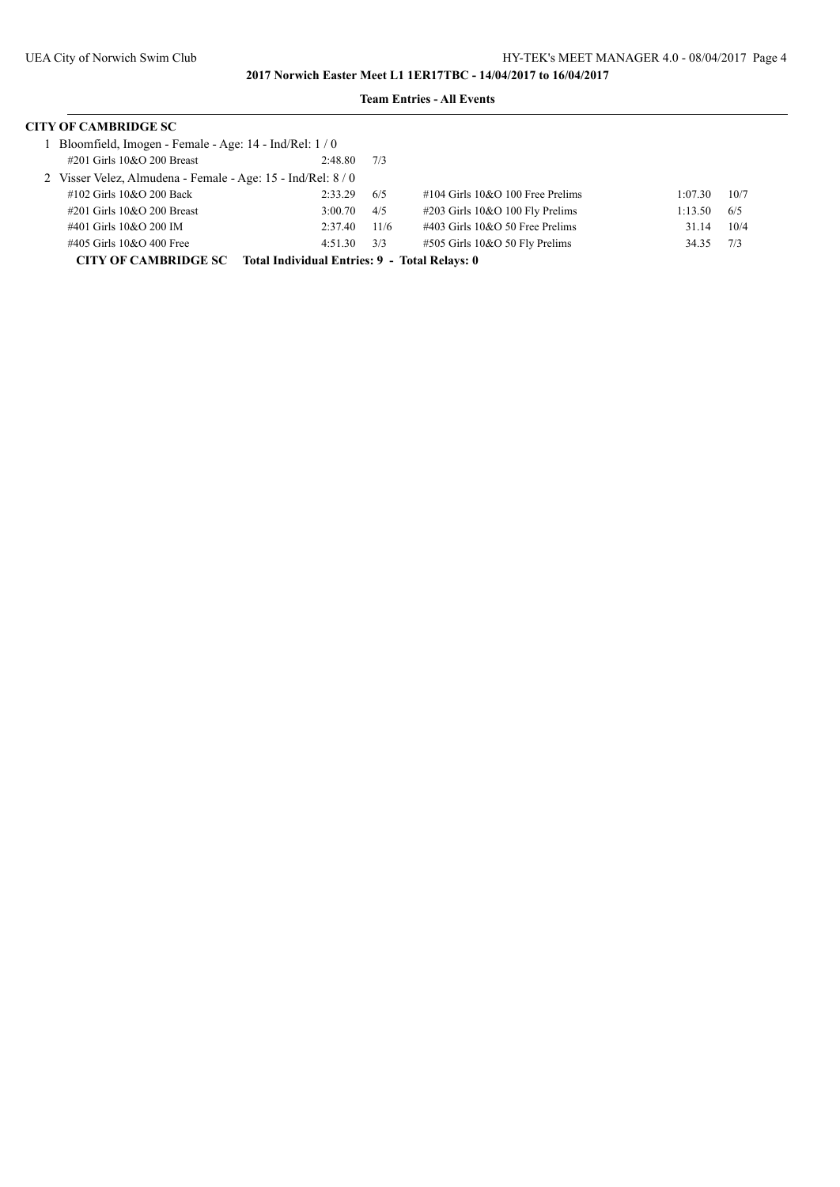**2017 Norwich Easter Meet L1 1ER17TBC - 14/04/2017 to 16/04/2017**

**Team Entries - All Events**

## CITY OF CAMBRIDGE SC

1 Bloomfield, Imogen - Female - Age: 14 - Ind/Rel: 1 / 0

| Event | Time | Heat/Lane | Event | Time | Heat/Lane |
|---|---|---|---|---|---|
| #201 Girls 10&O 200 Breast | 2:48.80 | 7/3 | | | |

2 Visser Velez, Almudena - Female - Age: 15 - Ind/Rel: 8 / 0

| Event | Time | Heat/Lane | Event | Time | Heat/Lane |
|---|---|---|---|---|---|
| #102 Girls 10&O 200 Back | 2:33.29 | 6/5 | #104 Girls 10&O 100 Free Prelims | 1:07.30 | 10/7 |
| #201 Girls 10&O 200 Breast | 3:00.70 | 4/5 | #203 Girls 10&O 100 Fly Prelims | 1:13.50 | 6/5 |
| #401 Girls 10&O 200 IM | 2:37.40 | 11/6 | #403 Girls 10&O 50 Free Prelims | 31.14 | 10/4 |
| #405 Girls 10&O 400 Free | 4:51.30 | 3/3 | #505 Girls 10&O 50 Fly Prelims | 34.35 | 7/3 |

**CITY OF CAMBRIDGE SC Total Individual Entries: 9 - Total Relays: 0**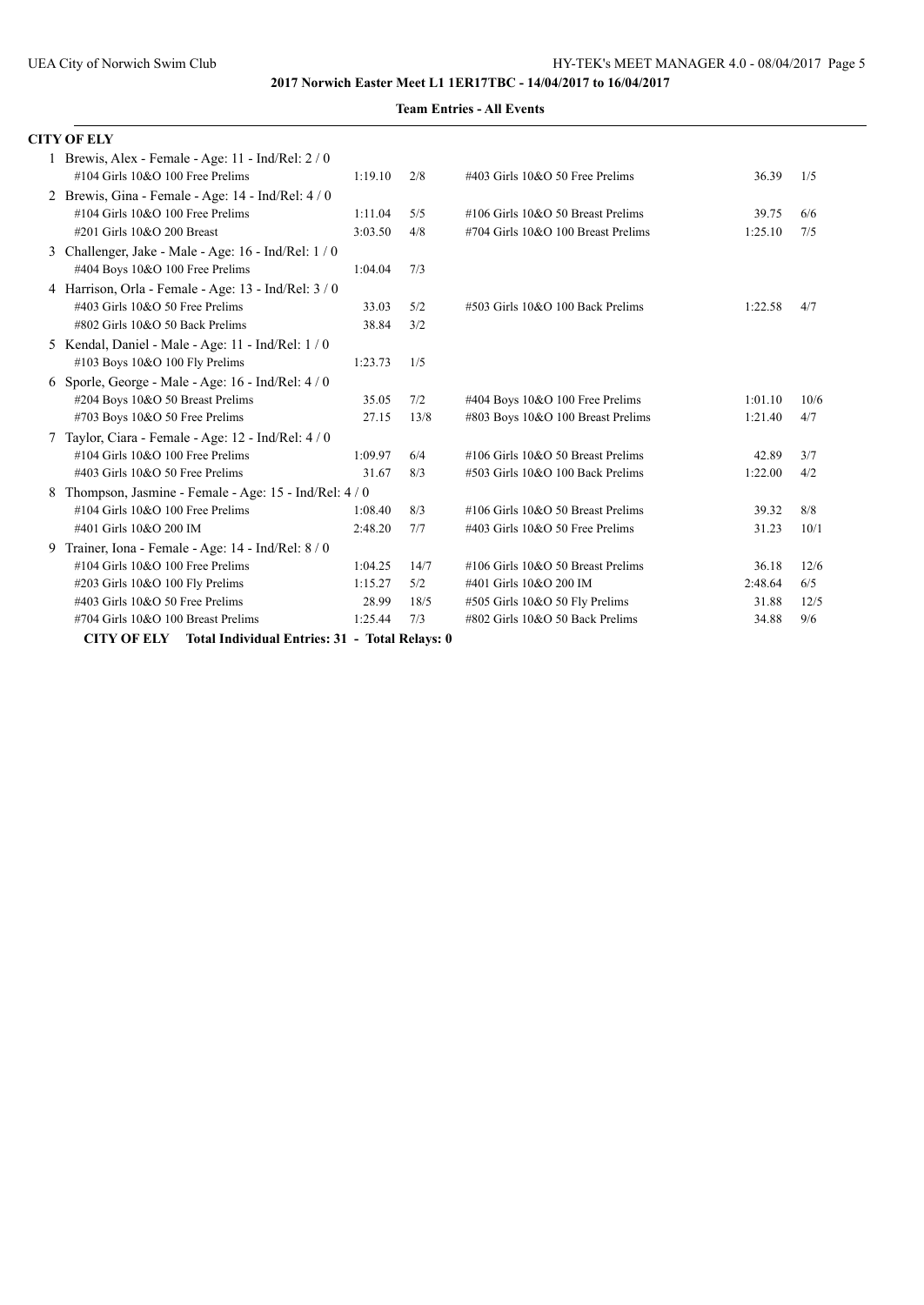**2017 Norwich Easter Meet L1 1ER17TBC - 14/04/2017 to 16/04/2017**

**Team Entries - All Events**

**CITY OF ELY**

1 Brewis, Alex - Female - Age: 11 - Ind/Rel: 2 / 0

| Event | Time | Heat/Lane | Event | Time | Heat/Lane |
|---|---|---|---|---|---|
| #104 Girls 10&O 100 Free Prelims | 1:19.10 | 2/8 | #403 Girls 10&O 50 Free Prelims | 36.39 | 1/5 |

2 Brewis, Gina - Female - Age: 14 - Ind/Rel: 4 / 0

| Event | Time | Heat/Lane | Event | Time | Heat/Lane |
|---|---|---|---|---|---|
| #104 Girls 10&O 100 Free Prelims | 1:11.04 | 5/5 | #106 Girls 10&O 50 Breast Prelims | 39.75 | 6/6 |
| #201 Girls 10&O 200 Breast | 3:03.50 | 4/8 | #704 Girls 10&O 100 Breast Prelims | 1:25.10 | 7/5 |

3 Challenger, Jake - Male - Age: 16 - Ind/Rel: 1 / 0

| Event | Time | Heat/Lane |
|---|---|---|
| #404 Boys 10&O 100 Free Prelims | 1:04.04 | 7/3 |

4 Harrison, Orla - Female - Age: 13 - Ind/Rel: 3 / 0

| Event | Time | Heat/Lane | Event | Time | Heat/Lane |
|---|---|---|---|---|---|
| #403 Girls 10&O 50 Free Prelims | 33.03 | 5/2 | #503 Girls 10&O 100 Back Prelims | 1:22.58 | 4/7 |
| #802 Girls 10&O 50 Back Prelims | 38.84 | 3/2 | | | |

5 Kendal, Daniel - Male - Age: 11 - Ind/Rel: 1 / 0

| Event | Time | Heat/Lane |
|---|---|---|
| #103 Boys 10&O 100 Fly Prelims | 1:23.73 | 1/5 |

6 Sporle, George - Male - Age: 16 - Ind/Rel: 4 / 0

| Event | Time | Heat/Lane | Event | Time | Heat/Lane |
|---|---|---|---|---|---|
| #204 Boys 10&O 50 Breast Prelims | 35.05 | 7/2 | #404 Boys 10&O 100 Free Prelims | 1:01.10 | 10/6 |
| #703 Boys 10&O 50 Free Prelims | 27.15 | 13/8 | #803 Boys 10&O 100 Breast Prelims | 1:21.40 | 4/7 |

7 Taylor, Ciara - Female - Age: 12 - Ind/Rel: 4 / 0

| Event | Time | Heat/Lane | Event | Time | Heat/Lane |
|---|---|---|---|---|---|
| #104 Girls 10&O 100 Free Prelims | 1:09.97 | 6/4 | #106 Girls 10&O 50 Breast Prelims | 42.89 | 3/7 |
| #403 Girls 10&O 50 Free Prelims | 31.67 | 8/3 | #503 Girls 10&O 100 Back Prelims | 1:22.00 | 4/2 |

8 Thompson, Jasmine - Female - Age: 15 - Ind/Rel: 4 / 0

| Event | Time | Heat/Lane | Event | Time | Heat/Lane |
|---|---|---|---|---|---|
| #104 Girls 10&O 100 Free Prelims | 1:08.40 | 8/3 | #106 Girls 10&O 50 Breast Prelims | 39.32 | 8/8 |
| #401 Girls 10&O 200 IM | 2:48.20 | 7/7 | #403 Girls 10&O 50 Free Prelims | 31.23 | 10/1 |

9 Trainer, Iona - Female - Age: 14 - Ind/Rel: 8 / 0

| Event | Time | Heat/Lane | Event | Time | Heat/Lane |
|---|---|---|---|---|---|
| #104 Girls 10&O 100 Free Prelims | 1:04.25 | 14/7 | #106 Girls 10&O 50 Breast Prelims | 36.18 | 12/6 |
| #203 Girls 10&O 100 Fly Prelims | 1:15.27 | 5/2 | #401 Girls 10&O 200 IM | 2:48.64 | 6/5 |
| #403 Girls 10&O 50 Free Prelims | 28.99 | 18/5 | #505 Girls 10&O 50 Fly Prelims | 31.88 | 12/5 |
| #704 Girls 10&O 100 Breast Prelims | 1:25.44 | 7/3 | #802 Girls 10&O 50 Back Prelims | 34.88 | 9/6 |

**CITY OF ELY Total Individual Entries: 31 - Total Relays: 0**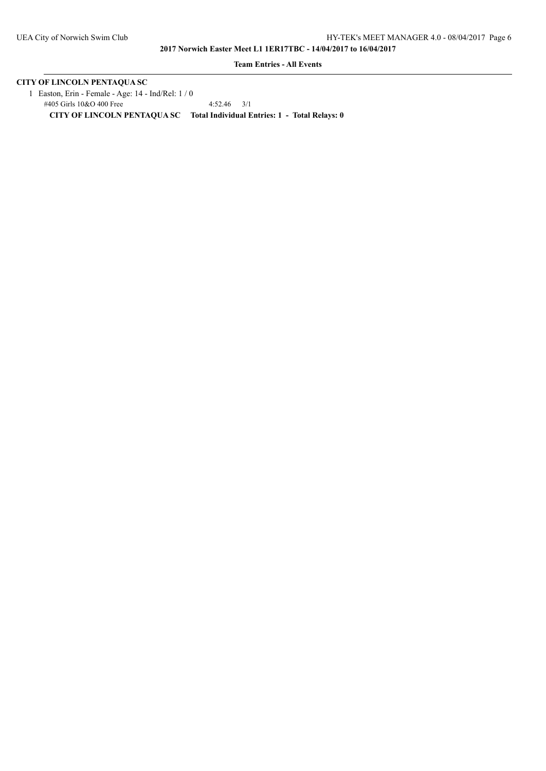**Team Entries - All Events**

**CITY OF LINCOLN PENTAQUA SC**

1 Easton, Erin - Female - Age: 14 - Ind/Rel: 1 / 0

#405 Girls 10&O 400 Free 4:52.46 3/1

**CITY OF LINCOLN PENTAQUA SC Total Individual Entries: 1 - Total Relays: 0**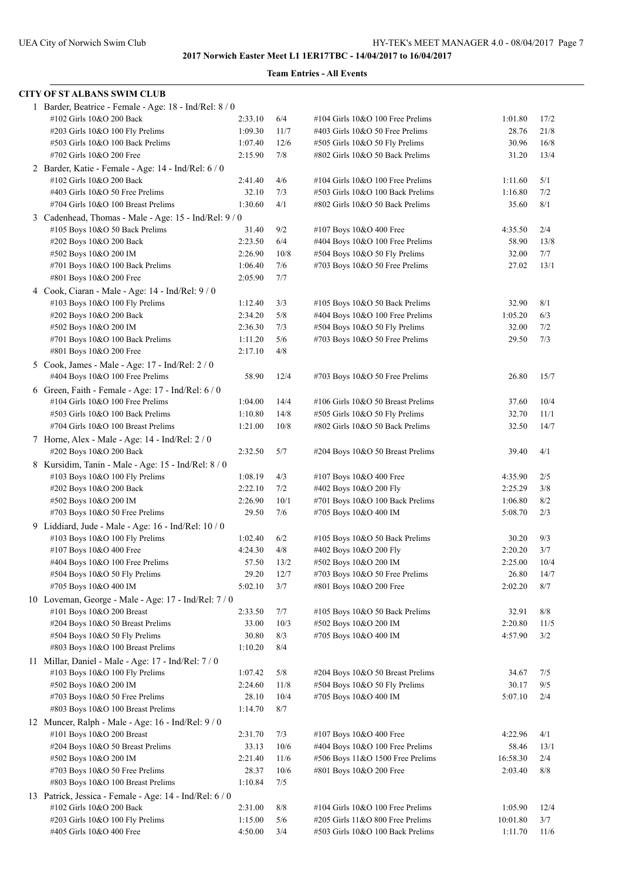**2017 Norwich Easter Meet L1 1ER17TBC - 14/04/2017 to 16/04/2017**

**Team Entries - All Events**

## CITY OF ST ALBANS SWIM CLUB

1 Barder, Beatrice - Female - Age: 18 - Ind/Rel: 8 / 0

| Event | Time | Heat/Lane | Event | Time | Heat/Lane |
|---|---|---|---|---|---|
| #102 Girls 10&O 200 Back | 2:33.10 | 6/4 | #104 Girls 10&O 100 Free Prelims | 1:01.80 | 17/2 |
| #203 Girls 10&O 100 Fly Prelims | 1:09.30 | 11/7 | #403 Girls 10&O 50 Free Prelims | 28.76 | 21/8 |
| #503 Girls 10&O 100 Back Prelims | 1:07.40 | 12/6 | #505 Girls 10&O 50 Fly Prelims | 30.96 | 16/8 |
| #702 Girls 10&O 200 Free | 2:15.90 | 7/8 | #802 Girls 10&O 50 Back Prelims | 31.20 | 13/4 |

2 Barder, Katie - Female - Age: 14 - Ind/Rel: 6 / 0

| Event | Time | Heat/Lane | Event | Time | Heat/Lane |
|---|---|---|---|---|---|
| #102 Girls 10&O 200 Back | 2:41.40 | 4/6 | #104 Girls 10&O 100 Free Prelims | 1:11.60 | 5/1 |
| #403 Girls 10&O 50 Free Prelims | 32.10 | 7/3 | #503 Girls 10&O 100 Back Prelims | 1:16.80 | 7/2 |
| #704 Girls 10&O 100 Breast Prelims | 1:30.60 | 4/1 | #802 Girls 10&O 50 Back Prelims | 35.60 | 8/1 |

3 Cadenhead, Thomas - Male - Age: 15 - Ind/Rel: 9 / 0

| Event | Time | Heat/Lane | Event | Time | Heat/Lane |
|---|---|---|---|---|---|
| #105 Boys 10&O 50 Back Prelims | 31.40 | 9/2 | #107 Boys 10&O 400 Free | 4:35.50 | 2/4 |
| #202 Boys 10&O 200 Back | 2:23.50 | 6/4 | #404 Boys 10&O 100 Free Prelims | 58.90 | 13/8 |
| #502 Boys 10&O 200 IM | 2:26.90 | 10/8 | #504 Boys 10&O 50 Fly Prelims | 32.00 | 7/7 |
| #701 Boys 10&O 100 Back Prelims | 1:06.40 | 7/6 | #703 Boys 10&O 50 Free Prelims | 27.02 | 13/1 |
| #801 Boys 10&O 200 Free | 2:05.90 | 7/7 | | | |

4 Cook, Ciaran - Male - Age: 14 - Ind/Rel: 9 / 0

| Event | Time | Heat/Lane | Event | Time | Heat/Lane |
|---|---|---|---|---|---|
| #103 Boys 10&O 100 Fly Prelims | 1:12.40 | 3/3 | #105 Boys 10&O 50 Back Prelims | 32.90 | 8/1 |
| #202 Boys 10&O 200 Back | 2:34.20 | 5/8 | #404 Boys 10&O 100 Free Prelims | 1:05.20 | 6/3 |
| #502 Boys 10&O 200 IM | 2:36.30 | 7/3 | #504 Boys 10&O 50 Fly Prelims | 32.00 | 7/2 |
| #701 Boys 10&O 100 Back Prelims | 1:11.20 | 5/6 | #703 Boys 10&O 50 Free Prelims | 29.50 | 7/3 |
| #801 Boys 10&O 200 Free | 2:17.10 | 4/8 | | | |

5 Cook, James - Male - Age: 17 - Ind/Rel: 2 / 0

| Event | Time | Heat/Lane | Event | Time | Heat/Lane |
|---|---|---|---|---|---|
| #404 Boys 10&O 100 Free Prelims | 58.90 | 12/4 | #703 Boys 10&O 50 Free Prelims | 26.80 | 15/7 |

6 Green, Faith - Female - Age: 17 - Ind/Rel: 6 / 0

| Event | Time | Heat/Lane | Event | Time | Heat/Lane |
|---|---|---|---|---|---|
| #104 Girls 10&O 100 Free Prelims | 1:04.00 | 14/4 | #106 Girls 10&O 50 Breast Prelims | 37.60 | 10/4 |
| #503 Girls 10&O 100 Back Prelims | 1:10.80 | 14/8 | #505 Girls 10&O 50 Fly Prelims | 32.70 | 11/1 |
| #704 Girls 10&O 100 Breast Prelims | 1:21.00 | 10/8 | #802 Girls 10&O 50 Back Prelims | 32.50 | 14/7 |

7 Horne, Alex - Male - Age: 14 - Ind/Rel: 2 / 0

| Event | Time | Heat/Lane | Event | Time | Heat/Lane |
|---|---|---|---|---|---|
| #202 Boys 10&O 200 Back | 2:32.50 | 5/7 | #204 Boys 10&O 50 Breast Prelims | 39.40 | 4/1 |

8 Kursidim, Tanin - Male - Age: 15 - Ind/Rel: 8 / 0

| Event | Time | Heat/Lane | Event | Time | Heat/Lane |
|---|---|---|---|---|---|
| #103 Boys 10&O 100 Fly Prelims | 1:08.19 | 4/3 | #107 Boys 10&O 400 Free | 4:35.90 | 2/5 |
| #202 Boys 10&O 200 Back | 2:22.10 | 7/2 | #402 Boys 10&O 200 Fly | 2:25.29 | 3/8 |
| #502 Boys 10&O 200 IM | 2:26.90 | 10/1 | #701 Boys 10&O 100 Back Prelims | 1:06.80 | 8/2 |
| #703 Boys 10&O 50 Free Prelims | 29.50 | 7/6 | #705 Boys 10&O 400 IM | 5:08.70 | 2/3 |

9 Liddiard, Jude - Male - Age: 16 - Ind/Rel: 10 / 0

| Event | Time | Heat/Lane | Event | Time | Heat/Lane |
|---|---|---|---|---|---|
| #103 Boys 10&O 100 Fly Prelims | 1:02.40 | 6/2 | #105 Boys 10&O 50 Back Prelims | 30.20 | 9/3 |
| #107 Boys 10&O 400 Free | 4:24.30 | 4/8 | #402 Boys 10&O 200 Fly | 2:20.20 | 3/7 |
| #404 Boys 10&O 100 Free Prelims | 57.50 | 13/2 | #502 Boys 10&O 200 IM | 2:25.00 | 10/4 |
| #504 Boys 10&O 50 Fly Prelims | 29.20 | 12/7 | #703 Boys 10&O 50 Free Prelims | 26.80 | 14/7 |
| #705 Boys 10&O 400 IM | 5:02.10 | 3/7 | #801 Boys 10&O 200 Free | 2:02.20 | 8/7 |

10 Loveman, George - Male - Age: 17 - Ind/Rel: 7 / 0

| Event | Time | Heat/Lane | Event | Time | Heat/Lane |
|---|---|---|---|---|---|
| #101 Boys 10&O 200 Breast | 2:33.50 | 7/7 | #105 Boys 10&O 50 Back Prelims | 32.91 | 8/8 |
| #204 Boys 10&O 50 Breast Prelims | 33.00 | 10/3 | #502 Boys 10&O 200 IM | 2:20.80 | 11/5 |
| #504 Boys 10&O 50 Fly Prelims | 30.80 | 8/3 | #705 Boys 10&O 400 IM | 4:57.90 | 3/2 |
| #803 Boys 10&O 100 Breast Prelims | 1:10.20 | 8/4 | | | |

11 Millar, Daniel - Male - Age: 17 - Ind/Rel: 7 / 0

| Event | Time | Heat/Lane | Event | Time | Heat/Lane |
|---|---|---|---|---|---|
| #103 Boys 10&O 100 Fly Prelims | 1:07.42 | 5/8 | #204 Boys 10&O 50 Breast Prelims | 34.67 | 7/5 |
| #502 Boys 10&O 200 IM | 2:24.60 | 11/8 | #504 Boys 10&O 50 Fly Prelims | 30.17 | 9/5 |
| #703 Boys 10&O 50 Free Prelims | 28.10 | 10/4 | #705 Boys 10&O 400 IM | 5:07.10 | 2/4 |
| #803 Boys 10&O 100 Breast Prelims | 1:14.70 | 8/7 | | | |

12 Muncer, Ralph - Male - Age: 16 - Ind/Rel: 9 / 0

| Event | Time | Heat/Lane | Event | Time | Heat/Lane |
|---|---|---|---|---|---|
| #101 Boys 10&O 200 Breast | 2:31.70 | 7/3 | #107 Boys 10&O 400 Free | 4:22.96 | 4/1 |
| #204 Boys 10&O 50 Breast Prelims | 33.13 | 10/6 | #404 Boys 10&O 100 Free Prelims | 58.46 | 13/1 |
| #502 Boys 10&O 200 IM | 2:21.40 | 11/6 | #506 Boys 11&O 1500 Free Prelims | 16:58.30 | 2/4 |
| #703 Boys 10&O 50 Free Prelims | 28.37 | 10/6 | #801 Boys 10&O 200 Free | 2:03.40 | 8/8 |
| #803 Boys 10&O 100 Breast Prelims | 1:10.84 | 7/5 | | | |

13 Patrick, Jessica - Female - Age: 14 - Ind/Rel: 6 / 0

| Event | Time | Heat/Lane | Event | Time | Heat/Lane |
|---|---|---|---|---|---|
| #102 Girls 10&O 200 Back | 2:31.00 | 8/8 | #104 Girls 10&O 100 Free Prelims | 1:05.90 | 12/4 |
| #203 Girls 10&O 100 Fly Prelims | 1:15.00 | 5/6 | #205 Girls 11&O 800 Free Prelims | 10:01.80 | 3/7 |
| #405 Girls 10&O 400 Free | 4:50.00 | 3/4 | #503 Girls 10&O 100 Back Prelims | 1:11.70 | 11/6 |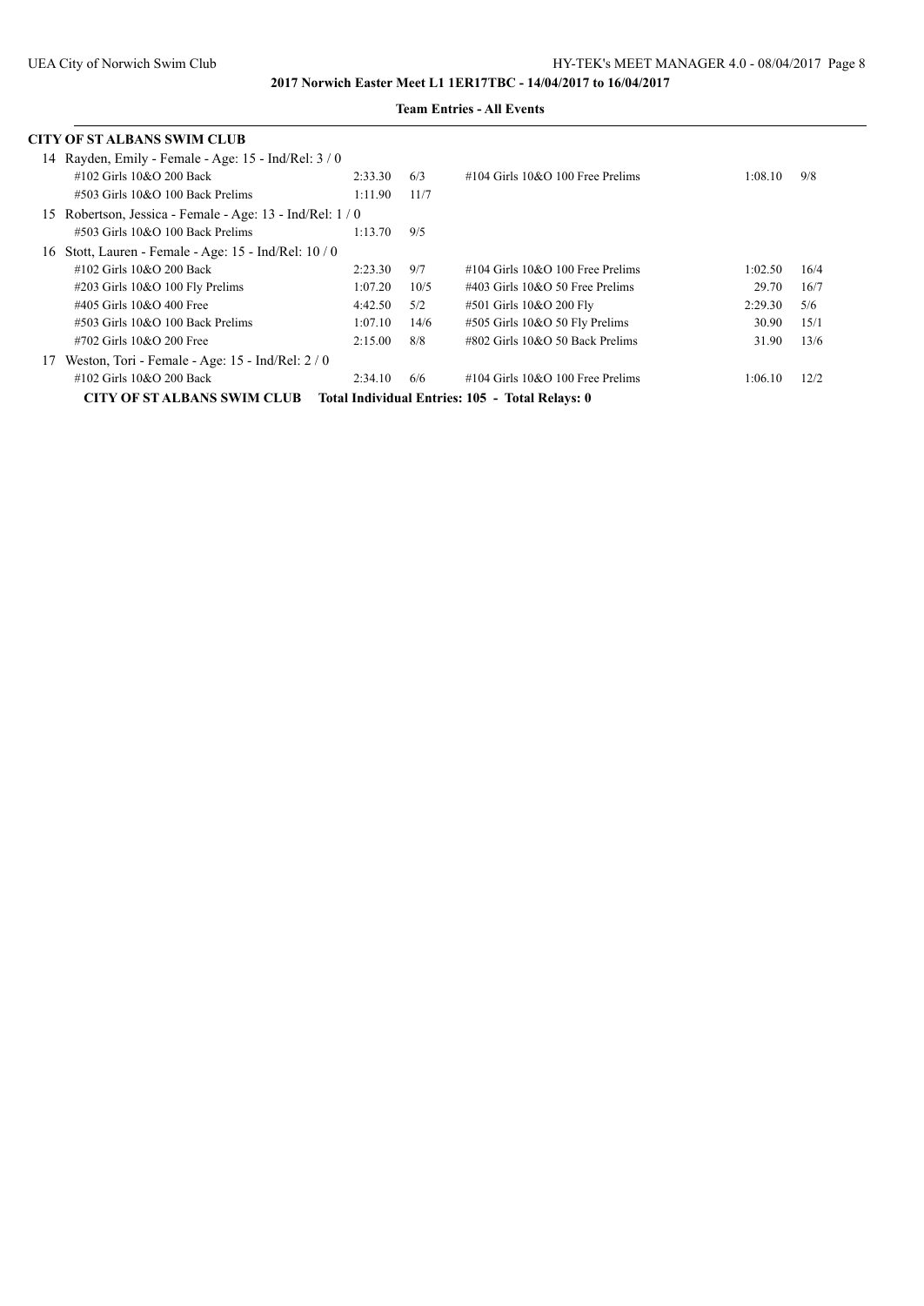**2017 Norwich Easter Meet L1 1ER17TBC - 14/04/2017 to 16/04/2017**

**Team Entries - All Events**

**CITY OF ST ALBANS SWIM CLUB**

14 Rayden, Emily - Female - Age: 15 - Ind/Rel: 3 / 0

| Event | Time | Heat/Lane | Event | Time | Heat/Lane |
|---|---|---|---|---|---|
| #102 Girls 10&O 200 Back | 2:33.30 | 6/3 | #104 Girls 10&O 100 Free Prelims | 1:08.10 | 9/8 |
| #503 Girls 10&O 100 Back Prelims | 1:11.90 | 11/7 | | | |

15 Robertson, Jessica - Female - Age: 13 - Ind/Rel: 1 / 0

| Event | Time | Heat/Lane | Event | Time | Heat/Lane |
|---|---|---|---|---|---|
| #503 Girls 10&O 100 Back Prelims | 1:13.70 | 9/5 | | | |

16 Stott, Lauren - Female - Age: 15 - Ind/Rel: 10 / 0

| Event | Time | Heat/Lane | Event | Time | Heat/Lane |
|---|---|---|---|---|---|
| #102 Girls 10&O 200 Back | 2:23.30 | 9/7 | #104 Girls 10&O 100 Free Prelims | 1:02.50 | 16/4 |
| #203 Girls 10&O 100 Fly Prelims | 1:07.20 | 10/5 | #403 Girls 10&O 50 Free Prelims | 29.70 | 16/7 |
| #405 Girls 10&O 400 Free | 4:42.50 | 5/2 | #501 Girls 10&O 200 Fly | 2:29.30 | 5/6 |
| #503 Girls 10&O 100 Back Prelims | 1:07.10 | 14/6 | #505 Girls 10&O 50 Fly Prelims | 30.90 | 15/1 |
| #702 Girls 10&O 200 Free | 2:15.00 | 8/8 | #802 Girls 10&O 50 Back Prelims | 31.90 | 13/6 |

17 Weston, Tori - Female - Age: 15 - Ind/Rel: 2 / 0

| Event | Time | Heat/Lane | Event | Time | Heat/Lane |
|---|---|---|---|---|---|
| #102 Girls 10&O 200 Back | 2:34.10 | 6/6 | #104 Girls 10&O 100 Free Prelims | 1:06.10 | 12/2 |

**CITY OF ST ALBANS SWIM CLUB Total Individual Entries: 105 - Total Relays: 0**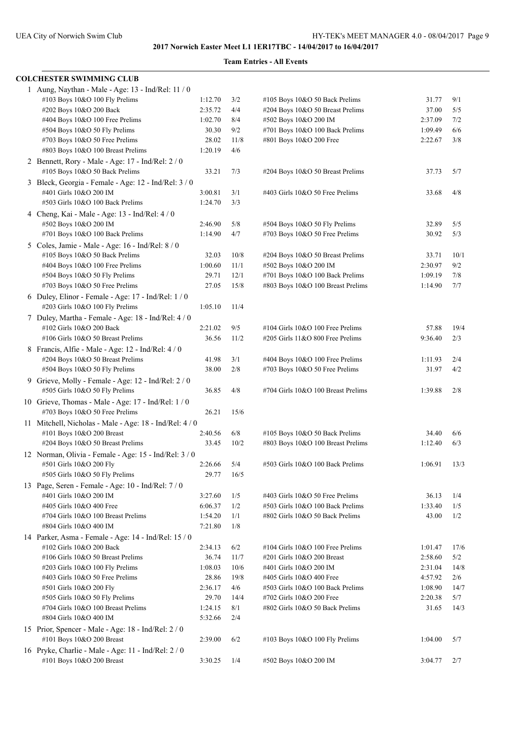**2017 Norwich Easter Meet L1 1ER17TBC - 14/04/2017 to 16/04/2017**

**Team Entries - All Events**

## COLCHESTER SWIMMING CLUB

1 Aung, Naythan - Male - Age: 13 - Ind/Rel: 11 / 0

| Event | Time | Heat/Lane | Event | Time | Heat/Lane |
|---|---|---|---|---|---|
| #103 Boys 10&O 100 Fly Prelims | 1:12.70 | 3/2 | #105 Boys 10&O 50 Back Prelims | 31.77 | 9/1 |
| #202 Boys 10&O 200 Back | 2:35.72 | 4/4 | #204 Boys 10&O 50 Breast Prelims | 37.00 | 5/5 |
| #404 Boys 10&O 100 Free Prelims | 1:02.70 | 8/4 | #502 Boys 10&O 200 IM | 2:37.09 | 7/2 |
| #504 Boys 10&O 50 Fly Prelims | 30.30 | 9/2 | #701 Boys 10&O 100 Back Prelims | 1:09.49 | 6/6 |
| #703 Boys 10&O 50 Free Prelims | 28.02 | 11/8 | #801 Boys 10&O 200 Free | 2:22.67 | 3/8 |
| #803 Boys 10&O 100 Breast Prelims | 1:20.19 | 4/6 | | | |

2 Bennett, Rory - Male - Age: 17 - Ind/Rel: 2 / 0

| Event | Time | Heat/Lane | Event | Time | Heat/Lane |
|---|---|---|---|---|---|
| #105 Boys 10&O 50 Back Prelims | 33.21 | 7/3 | #204 Boys 10&O 50 Breast Prelims | 37.73 | 5/7 |

3 Bleck, Georgia - Female - Age: 12 - Ind/Rel: 3 / 0

| Event | Time | Heat/Lane | Event | Time | Heat/Lane |
|---|---|---|---|---|---|
| #401 Girls 10&O 200 IM | 3:00.81 | 3/1 | #403 Girls 10&O 50 Free Prelims | 33.68 | 4/8 |
| #503 Girls 10&O 100 Back Prelims | 1:24.70 | 3/3 | | | |

4 Cheng, Kai - Male - Age: 13 - Ind/Rel: 4 / 0

| Event | Time | Heat/Lane | Event | Time | Heat/Lane |
|---|---|---|---|---|---|
| #502 Boys 10&O 200 IM | 2:46.90 | 5/8 | #504 Boys 10&O 50 Fly Prelims | 32.89 | 5/5 |
| #701 Boys 10&O 100 Back Prelims | 1:14.90 | 4/7 | #703 Boys 10&O 50 Free Prelims | 30.92 | 5/3 |

5 Coles, Jamie - Male - Age: 16 - Ind/Rel: 8 / 0

| Event | Time | Heat/Lane | Event | Time | Heat/Lane |
|---|---|---|---|---|---|
| #105 Boys 10&O 50 Back Prelims | 32.03 | 10/8 | #204 Boys 10&O 50 Breast Prelims | 33.71 | 10/1 |
| #404 Boys 10&O 100 Free Prelims | 1:00.60 | 11/1 | #502 Boys 10&O 200 IM | 2:30.97 | 9/2 |
| #504 Boys 10&O 50 Fly Prelims | 29.71 | 12/1 | #701 Boys 10&O 100 Back Prelims | 1:09.19 | 7/8 |
| #703 Boys 10&O 50 Free Prelims | 27.05 | 15/8 | #803 Boys 10&O 100 Breast Prelims | 1:14.90 | 7/7 |

6 Duley, Elinor - Female - Age: 17 - Ind/Rel: 1 / 0

| Event | Time | Heat/Lane | Event | Time | Heat/Lane |
|---|---|---|---|---|---|
| #203 Girls 10&O 100 Fly Prelims | 1:05.10 | 11/4 | | | |

7 Duley, Martha - Female - Age: 18 - Ind/Rel: 4 / 0

| Event | Time | Heat/Lane | Event | Time | Heat/Lane |
|---|---|---|---|---|---|
| #102 Girls 10&O 200 Back | 2:21.02 | 9/5 | #104 Girls 10&O 100 Free Prelims | 57.88 | 19/4 |
| #106 Girls 10&O 50 Breast Prelims | 36.56 | 11/2 | #205 Girls 11&O 800 Free Prelims | 9:36.40 | 2/3 |

8 Francis, Alfie - Male - Age: 12 - Ind/Rel: 4 / 0

| Event | Time | Heat/Lane | Event | Time | Heat/Lane |
|---|---|---|---|---|---|
| #204 Boys 10&O 50 Breast Prelims | 41.98 | 3/1 | #404 Boys 10&O 100 Free Prelims | 1:11.93 | 2/4 |
| #504 Boys 10&O 50 Fly Prelims | 38.00 | 2/8 | #703 Boys 10&O 50 Free Prelims | 31.97 | 4/2 |

9 Grieve, Molly - Female - Age: 12 - Ind/Rel: 2 / 0

| Event | Time | Heat/Lane | Event | Time | Heat/Lane |
|---|---|---|---|---|---|
| #505 Girls 10&O 50 Fly Prelims | 36.85 | 4/8 | #704 Girls 10&O 100 Breast Prelims | 1:39.88 | 2/8 |

10 Grieve, Thomas - Male - Age: 17 - Ind/Rel: 1 / 0

| Event | Time | Heat/Lane | Event | Time | Heat/Lane |
|---|---|---|---|---|---|
| #703 Boys 10&O 50 Free Prelims | 26.21 | 15/6 | | | |

11 Mitchell, Nicholas - Male - Age: 18 - Ind/Rel: 4 / 0

| Event | Time | Heat/Lane | Event | Time | Heat/Lane |
|---|---|---|---|---|---|
| #101 Boys 10&O 200 Breast | 2:40.56 | 6/8 | #105 Boys 10&O 50 Back Prelims | 34.40 | 6/6 |
| #204 Boys 10&O 50 Breast Prelims | 33.45 | 10/2 | #803 Boys 10&O 100 Breast Prelims | 1:12.40 | 6/3 |

12 Norman, Olivia - Female - Age: 15 - Ind/Rel: 3 / 0

| Event | Time | Heat/Lane | Event | Time | Heat/Lane |
|---|---|---|---|---|---|
| #501 Girls 10&O 200 Fly | 2:26.66 | 5/4 | #503 Girls 10&O 100 Back Prelims | 1:06.91 | 13/3 |
| #505 Girls 10&O 50 Fly Prelims | 29.77 | 16/5 | | | |

13 Page, Seren - Female - Age: 10 - Ind/Rel: 7 / 0

| Event | Time | Heat/Lane | Event | Time | Heat/Lane |
|---|---|---|---|---|---|
| #401 Girls 10&O 200 IM | 3:27.60 | 1/5 | #403 Girls 10&O 50 Free Prelims | 36.13 | 1/4 |
| #405 Girls 10&O 400 Free | 6:06.37 | 1/2 | #503 Girls 10&O 100 Back Prelims | 1:33.40 | 1/5 |
| #704 Girls 10&O 100 Breast Prelims | 1:54.20 | 1/1 | #802 Girls 10&O 50 Back Prelims | 43.00 | 1/2 |
| #804 Girls 10&O 400 IM | 7:21.80 | 1/8 | | | |

14 Parker, Asma - Female - Age: 14 - Ind/Rel: 15 / 0

| Event | Time | Heat/Lane | Event | Time | Heat/Lane |
|---|---|---|---|---|---|
| #102 Girls 10&O 200 Back | 2:34.13 | 6/2 | #104 Girls 10&O 100 Free Prelims | 1:01.47 | 17/6 |
| #106 Girls 10&O 50 Breast Prelims | 36.74 | 11/7 | #201 Girls 10&O 200 Breast | 2:58.60 | 5/2 |
| #203 Girls 10&O 100 Fly Prelims | 1:08.03 | 10/6 | #401 Girls 10&O 200 IM | 2:31.04 | 14/8 |
| #403 Girls 10&O 50 Free Prelims | 28.86 | 19/8 | #405 Girls 10&O 400 Free | 4:57.92 | 2/6 |
| #501 Girls 10&O 200 Fly | 2:36.17 | 4/6 | #503 Girls 10&O 100 Back Prelims | 1:08.90 | 14/7 |
| #505 Girls 10&O 50 Fly Prelims | 29.70 | 14/4 | #702 Girls 10&O 200 Free | 2:20.38 | 5/7 |
| #704 Girls 10&O 100 Breast Prelims | 1:24.15 | 8/1 | #802 Girls 10&O 50 Back Prelims | 31.65 | 14/3 |
| #804 Girls 10&O 400 IM | 5:32.66 | 2/4 | | | |

15 Prior, Spencer - Male - Age: 18 - Ind/Rel: 2 / 0

| Event | Time | Heat/Lane | Event | Time | Heat/Lane |
|---|---|---|---|---|---|
| #101 Boys 10&O 200 Breast | 2:39.00 | 6/2 | #103 Boys 10&O 100 Fly Prelims | 1:04.00 | 5/7 |

16 Pryke, Charlie - Male - Age: 11 - Ind/Rel: 2 / 0

| Event | Time | Heat/Lane | Event | Time | Heat/Lane |
|---|---|---|---|---|---|
| #101 Boys 10&O 200 Breast | 3:30.25 | 1/4 | #502 Boys 10&O 200 IM | 3:04.77 | 2/7 |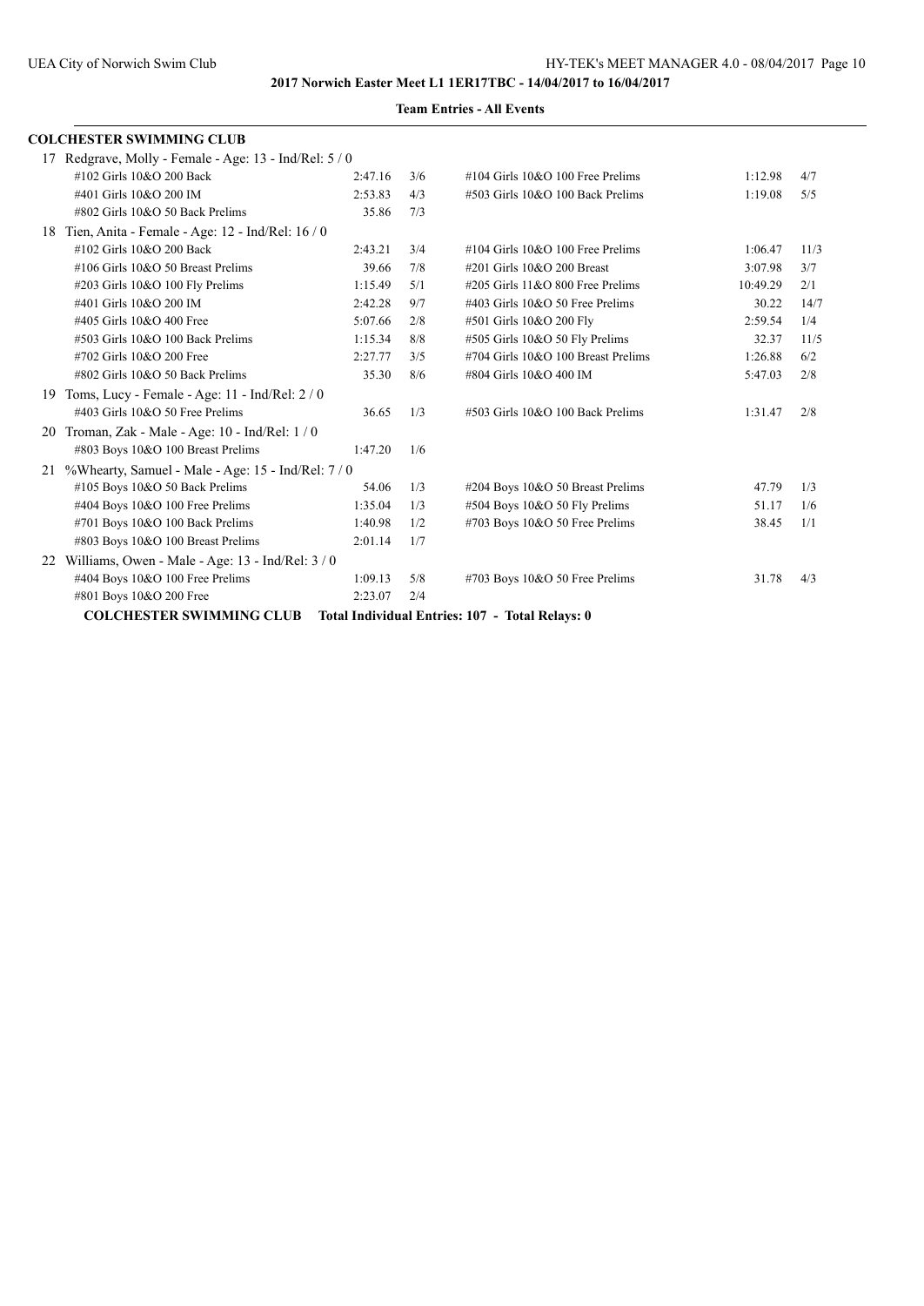**2017 Norwich Easter Meet L1 1ER17TBC - 14/04/2017 to 16/04/2017**

**Team Entries - All Events**

## COLCHESTER SWIMMING CLUB

17 Redgrave, Molly - Female - Age: 13 - Ind/Rel: 5 / 0

| Event | Time | Heat/Lane | Event | Time | Heat/Lane |
|---|---|---|---|---|---|
| #102 Girls 10&O 200 Back | 2:47.16 | 3/6 | #104 Girls 10&O 100 Free Prelims | 1:12.98 | 4/7 |
| #401 Girls 10&O 200 IM | 2:53.83 | 4/3 | #503 Girls 10&O 100 Back Prelims | 1:19.08 | 5/5 |
| #802 Girls 10&O 50 Back Prelims | 35.86 | 7/3 | | | |

18 Tien, Anita - Female - Age: 12 - Ind/Rel: 16 / 0

| Event | Time | Heat/Lane | Event | Time | Heat/Lane |
|---|---|---|---|---|---|
| #102 Girls 10&O 200 Back | 2:43.21 | 3/4 | #104 Girls 10&O 100 Free Prelims | 1:06.47 | 11/3 |
| #106 Girls 10&O 50 Breast Prelims | 39.66 | 7/8 | #201 Girls 10&O 200 Breast | 3:07.98 | 3/7 |
| #203 Girls 10&O 100 Fly Prelims | 1:15.49 | 5/1 | #205 Girls 11&O 800 Free Prelims | 10:49.29 | 2/1 |
| #401 Girls 10&O 200 IM | 2:42.28 | 9/7 | #403 Girls 10&O 50 Free Prelims | 30.22 | 14/7 |
| #405 Girls 10&O 400 Free | 5:07.66 | 2/8 | #501 Girls 10&O 200 Fly | 2:59.54 | 1/4 |
| #503 Girls 10&O 100 Back Prelims | 1:15.34 | 8/8 | #505 Girls 10&O 50 Fly Prelims | 32.37 | 11/5 |
| #702 Girls 10&O 200 Free | 2:27.77 | 3/5 | #704 Girls 10&O 100 Breast Prelims | 1:26.88 | 6/2 |
| #802 Girls 10&O 50 Back Prelims | 35.30 | 8/6 | #804 Girls 10&O 400 IM | 5:47.03 | 2/8 |

19 Toms, Lucy - Female - Age: 11 - Ind/Rel: 2 / 0

| Event | Time | Heat/Lane | Event | Time | Heat/Lane |
|---|---|---|---|---|---|
| #403 Girls 10&O 50 Free Prelims | 36.65 | 1/3 | #503 Girls 10&O 100 Back Prelims | 1:31.47 | 2/8 |

20 Troman, Zak - Male - Age: 10 - Ind/Rel: 1 / 0

| Event | Time | Heat/Lane | Event | Time | Heat/Lane |
|---|---|---|---|---|---|
| #803 Boys 10&O 100 Breast Prelims | 1:47.20 | 1/6 | | | |

21 %Whearty, Samuel - Male - Age: 15 - Ind/Rel: 7 / 0

| Event | Time | Heat/Lane | Event | Time | Heat/Lane |
|---|---|---|---|---|---|
| #105 Boys 10&O 50 Back Prelims | 54.06 | 1/3 | #204 Boys 10&O 50 Breast Prelims | 47.79 | 1/3 |
| #404 Boys 10&O 100 Free Prelims | 1:35.04 | 1/3 | #504 Boys 10&O 50 Fly Prelims | 51.17 | 1/6 |
| #701 Boys 10&O 100 Back Prelims | 1:40.98 | 1/2 | #703 Boys 10&O 50 Free Prelims | 38.45 | 1/1 |
| #803 Boys 10&O 100 Breast Prelims | 2:01.14 | 1/7 | | | |

22 Williams, Owen - Male - Age: 13 - Ind/Rel: 3 / 0

| Event | Time | Heat/Lane | Event | Time | Heat/Lane |
|---|---|---|---|---|---|
| #404 Boys 10&O 100 Free Prelims | 1:09.13 | 5/8 | #703 Boys 10&O 50 Free Prelims | 31.78 | 4/3 |
| #801 Boys 10&O 200 Free | 2:23.07 | 2/4 | | | |

**COLCHESTER SWIMMING CLUB Total Individual Entries: 107 - Total Relays: 0**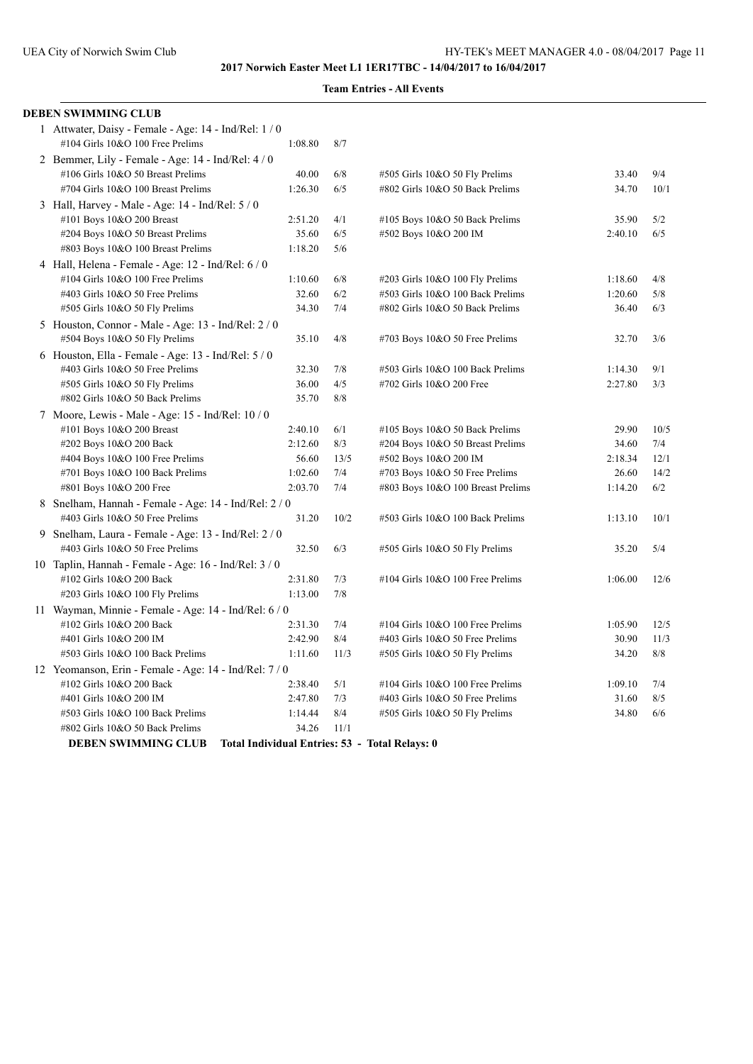**2017 Norwich Easter Meet L1 1ER17TBC - 14/04/2017 to 16/04/2017**

**Team Entries - All Events**

## DEBEN SWIMMING CLUB

1 Attwater, Daisy - Female - Age: 14 - Ind/Rel: 1 / 0

| Event | Time | Heat/Lane | Event | Time | Heat/Lane |
|---|---|---|---|---|---|
| #104 Girls 10&O 100 Free Prelims | 1:08.80 | 8/7 | | | |

2 Bemmer, Lily - Female - Age: 14 - Ind/Rel: 4 / 0

| Event | Time | Heat/Lane | Event | Time | Heat/Lane |
|---|---|---|---|---|---|
| #106 Girls 10&O 50 Breast Prelims | 40.00 | 6/8 | #505 Girls 10&O 50 Fly Prelims | 33.40 | 9/4 |
| #704 Girls 10&O 100 Breast Prelims | 1:26.30 | 6/5 | #802 Girls 10&O 50 Back Prelims | 34.70 | 10/1 |

3 Hall, Harvey - Male - Age: 14 - Ind/Rel: 5 / 0

| Event | Time | Heat/Lane | Event | Time | Heat/Lane |
|---|---|---|---|---|---|
| #101 Boys 10&O 200 Breast | 2:51.20 | 4/1 | #105 Boys 10&O 50 Back Prelims | 35.90 | 5/2 |
| #204 Boys 10&O 50 Breast Prelims | 35.60 | 6/5 | #502 Boys 10&O 200 IM | 2:40.10 | 6/5 |
| #803 Boys 10&O 100 Breast Prelims | 1:18.20 | 5/6 | | | |

4 Hall, Helena - Female - Age: 12 - Ind/Rel: 6 / 0

| Event | Time | Heat/Lane | Event | Time | Heat/Lane |
|---|---|---|---|---|---|
| #104 Girls 10&O 100 Free Prelims | 1:10.60 | 6/8 | #203 Girls 10&O 100 Fly Prelims | 1:18.60 | 4/8 |
| #403 Girls 10&O 50 Free Prelims | 32.60 | 6/2 | #503 Girls 10&O 100 Back Prelims | 1:20.60 | 5/8 |
| #505 Girls 10&O 50 Fly Prelims | 34.30 | 7/4 | #802 Girls 10&O 50 Back Prelims | 36.40 | 6/3 |

5 Houston, Connor - Male - Age: 13 - Ind/Rel: 2 / 0

| Event | Time | Heat/Lane | Event | Time | Heat/Lane |
|---|---|---|---|---|---|
| #504 Boys 10&O 50 Fly Prelims | 35.10 | 4/8 | #703 Boys 10&O 50 Free Prelims | 32.70 | 3/6 |

6 Houston, Ella - Female - Age: 13 - Ind/Rel: 5 / 0

| Event | Time | Heat/Lane | Event | Time | Heat/Lane |
|---|---|---|---|---|---|
| #403 Girls 10&O 50 Free Prelims | 32.30 | 7/8 | #503 Girls 10&O 100 Back Prelims | 1:14.30 | 9/1 |
| #505 Girls 10&O 50 Fly Prelims | 36.00 | 4/5 | #702 Girls 10&O 200 Free | 2:27.80 | 3/3 |
| #802 Girls 10&O 50 Back Prelims | 35.70 | 8/8 | | | |

7 Moore, Lewis - Male - Age: 15 - Ind/Rel: 10 / 0

| Event | Time | Heat/Lane | Event | Time | Heat/Lane |
|---|---|---|---|---|---|
| #101 Boys 10&O 200 Breast | 2:40.10 | 6/1 | #105 Boys 10&O 50 Back Prelims | 29.90 | 10/5 |
| #202 Boys 10&O 200 Back | 2:12.60 | 8/3 | #204 Boys 10&O 50 Breast Prelims | 34.60 | 7/4 |
| #404 Boys 10&O 100 Free Prelims | 56.60 | 13/5 | #502 Boys 10&O 200 IM | 2:18.34 | 12/1 |
| #701 Boys 10&O 100 Back Prelims | 1:02.60 | 7/4 | #703 Boys 10&O 50 Free Prelims | 26.60 | 14/2 |
| #801 Boys 10&O 200 Free | 2:03.70 | 7/4 | #803 Boys 10&O 100 Breast Prelims | 1:14.20 | 6/2 |

8 Snelham, Hannah - Female - Age: 14 - Ind/Rel: 2 / 0

| Event | Time | Heat/Lane | Event | Time | Heat/Lane |
|---|---|---|---|---|---|
| #403 Girls 10&O 50 Free Prelims | 31.20 | 10/2 | #503 Girls 10&O 100 Back Prelims | 1:13.10 | 10/1 |

9 Snelham, Laura - Female - Age: 13 - Ind/Rel: 2 / 0

| Event | Time | Heat/Lane | Event | Time | Heat/Lane |
|---|---|---|---|---|---|
| #403 Girls 10&O 50 Free Prelims | 32.50 | 6/3 | #505 Girls 10&O 50 Fly Prelims | 35.20 | 5/4 |

10 Taplin, Hannah - Female - Age: 16 - Ind/Rel: 3 / 0

| Event | Time | Heat/Lane | Event | Time | Heat/Lane |
|---|---|---|---|---|---|
| #102 Girls 10&O 200 Back | 2:31.80 | 7/3 | #104 Girls 10&O 100 Free Prelims | 1:06.00 | 12/6 |
| #203 Girls 10&O 100 Fly Prelims | 1:13.00 | 7/8 | | | |

11 Wayman, Minnie - Female - Age: 14 - Ind/Rel: 6 / 0

| Event | Time | Heat/Lane | Event | Time | Heat/Lane |
|---|---|---|---|---|---|
| #102 Girls 10&O 200 Back | 2:31.30 | 7/4 | #104 Girls 10&O 100 Free Prelims | 1:05.90 | 12/5 |
| #401 Girls 10&O 200 IM | 2:42.90 | 8/4 | #403 Girls 10&O 50 Free Prelims | 30.90 | 11/3 |
| #503 Girls 10&O 100 Back Prelims | 1:11.60 | 11/3 | #505 Girls 10&O 50 Fly Prelims | 34.20 | 8/8 |

12 Yeomanson, Erin - Female - Age: 14 - Ind/Rel: 7 / 0

| Event | Time | Heat/Lane | Event | Time | Heat/Lane |
|---|---|---|---|---|---|
| #102 Girls 10&O 200 Back | 2:38.40 | 5/1 | #104 Girls 10&O 100 Free Prelims | 1:09.10 | 7/4 |
| #401 Girls 10&O 200 IM | 2:47.80 | 7/3 | #403 Girls 10&O 50 Free Prelims | 31.60 | 8/5 |
| #503 Girls 10&O 100 Back Prelims | 1:14.44 | 8/4 | #505 Girls 10&O 50 Fly Prelims | 34.80 | 6/6 |
| #802 Girls 10&O 50 Back Prelims | 34.26 | 11/1 | | | |

**DEBEN SWIMMING CLUB Total Individual Entries: 53 - Total Relays: 0**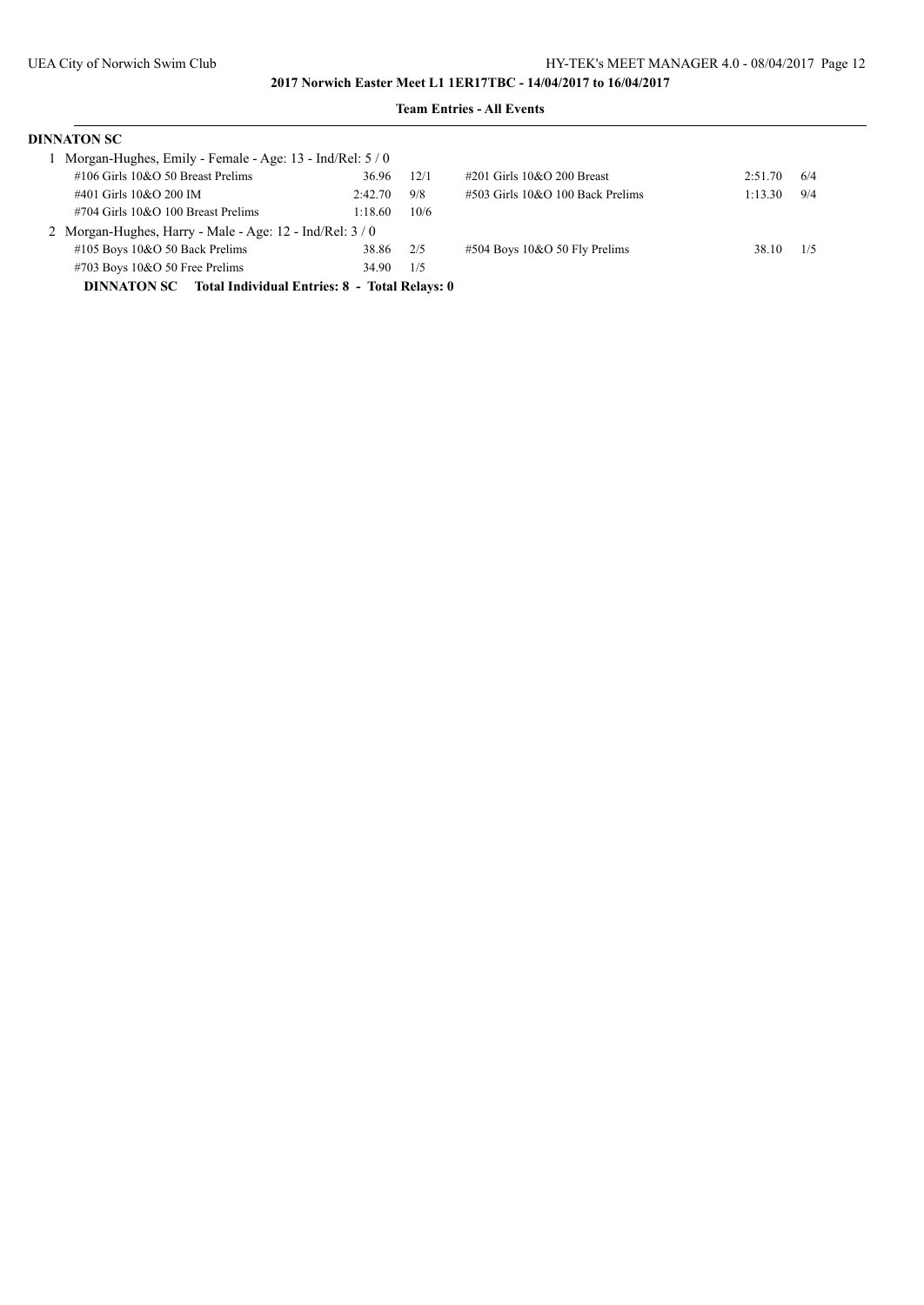**2017 Norwich Easter Meet L1 1ER17TBC - 14/04/2017 to 16/04/2017**

**Team Entries - All Events**

**DINNATON SC**

1 Morgan-Hughes, Emily - Female - Age: 13 - Ind/Rel: 5 / 0

| Event | Time | Heat/Lane | Event | Time | Heat/Lane |
|---|---|---|---|---|---|
| #106 Girls 10&O 50 Breast Prelims | 36.96 | 12/1 | #201 Girls 10&O 200 Breast | 2:51.70 | 6/4 |
| #401 Girls 10&O 200 IM | 2:42.70 | 9/8 | #503 Girls 10&O 100 Back Prelims | 1:13.30 | 9/4 |
| #704 Girls 10&O 100 Breast Prelims | 1:18.60 | 10/6 | | | |

2 Morgan-Hughes, Harry - Male - Age: 12 - Ind/Rel: 3 / 0

| Event | Time | Heat/Lane | Event | Time | Heat/Lane |
|---|---|---|---|---|---|
| #105 Boys 10&O 50 Back Prelims | 38.86 | 2/5 | #504 Boys 10&O 50 Fly Prelims | 38.10 | 1/5 |
| #703 Boys 10&O 50 Free Prelims | 34.90 | 1/5 | | | |

**DINNATON SC Total Individual Entries: 8 - Total Relays: 0**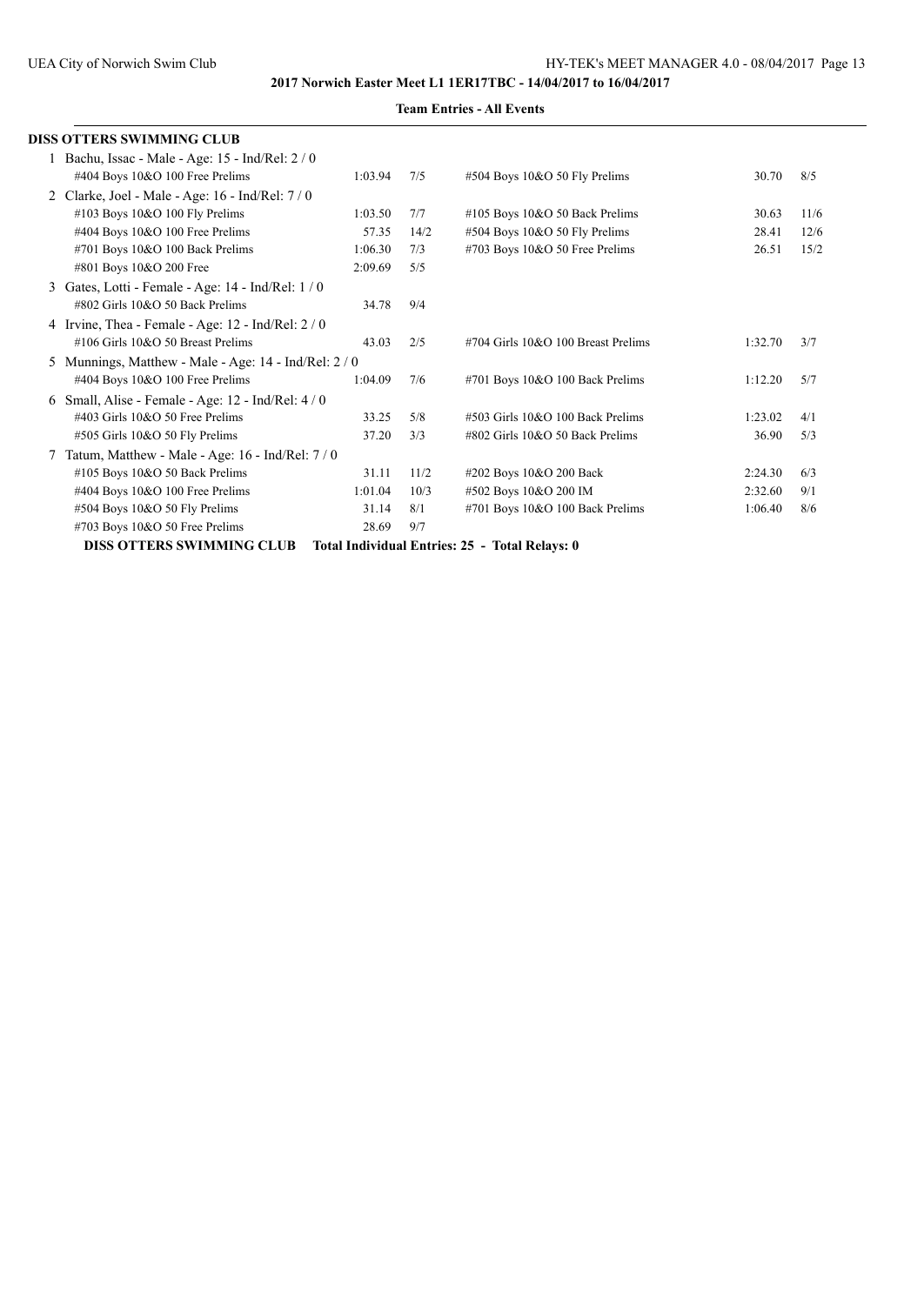**2017 Norwich Easter Meet L1 1ER17TBC - 14/04/2017 to 16/04/2017**

**Team Entries - All Events**

## DISS OTTERS SWIMMING CLUB

1 Bachu, Issac - Male - Age: 15 - Ind/Rel: 2 / 0

| Event | Time | Heat/Lane | Event | Time | Heat/Lane |
|---|---|---|---|---|---|
| #404 Boys 10&O 100 Free Prelims | 1:03.94 | 7/5 | #504 Boys 10&O 50 Fly Prelims | 30.70 | 8/5 |

2 Clarke, Joel - Male - Age: 16 - Ind/Rel: 7 / 0

| Event | Time | Heat/Lane | Event | Time | Heat/Lane |
|---|---|---|---|---|---|
| #103 Boys 10&O 100 Fly Prelims | 1:03.50 | 7/7 | #105 Boys 10&O 50 Back Prelims | 30.63 | 11/6 |
| #404 Boys 10&O 100 Free Prelims | 57.35 | 14/2 | #504 Boys 10&O 50 Fly Prelims | 28.41 | 12/6 |
| #701 Boys 10&O 100 Back Prelims | 1:06.30 | 7/3 | #703 Boys 10&O 50 Free Prelims | 26.51 | 15/2 |
| #801 Boys 10&O 200 Free | 2:09.69 | 5/5 | | | |

3 Gates, Lotti - Female - Age: 14 - Ind/Rel: 1 / 0

| Event | Time | Heat/Lane | Event | Time | Heat/Lane |
|---|---|---|---|---|---|
| #802 Girls 10&O 50 Back Prelims | 34.78 | 9/4 | | | |

4 Irvine, Thea - Female - Age: 12 - Ind/Rel: 2 / 0

| Event | Time | Heat/Lane | Event | Time | Heat/Lane |
|---|---|---|---|---|---|
| #106 Girls 10&O 50 Breast Prelims | 43.03 | 2/5 | #704 Girls 10&O 100 Breast Prelims | 1:32.70 | 3/7 |

5 Munnings, Matthew - Male - Age: 14 - Ind/Rel: 2 / 0

| Event | Time | Heat/Lane | Event | Time | Heat/Lane |
|---|---|---|---|---|---|
| #404 Boys 10&O 100 Free Prelims | 1:04.09 | 7/6 | #701 Boys 10&O 100 Back Prelims | 1:12.20 | 5/7 |

6 Small, Alise - Female - Age: 12 - Ind/Rel: 4 / 0

| Event | Time | Heat/Lane | Event | Time | Heat/Lane |
|---|---|---|---|---|---|
| #403 Girls 10&O 50 Free Prelims | 33.25 | 5/8 | #503 Girls 10&O 100 Back Prelims | 1:23.02 | 4/1 |
| #505 Girls 10&O 50 Fly Prelims | 37.20 | 3/3 | #802 Girls 10&O 50 Back Prelims | 36.90 | 5/3 |

7 Tatum, Matthew - Male - Age: 16 - Ind/Rel: 7 / 0

| Event | Time | Heat/Lane | Event | Time | Heat/Lane |
|---|---|---|---|---|---|
| #105 Boys 10&O 50 Back Prelims | 31.11 | 11/2 | #202 Boys 10&O 200 Back | 2:24.30 | 6/3 |
| #404 Boys 10&O 100 Free Prelims | 1:01.04 | 10/3 | #502 Boys 10&O 200 IM | 2:32.60 | 9/1 |
| #504 Boys 10&O 50 Fly Prelims | 31.14 | 8/1 | #701 Boys 10&O 100 Back Prelims | 1:06.40 | 8/6 |
| #703 Boys 10&O 50 Free Prelims | 28.69 | 9/7 | | | |

**DISS OTTERS SWIMMING CLUB Total Individual Entries: 25 - Total Relays: 0**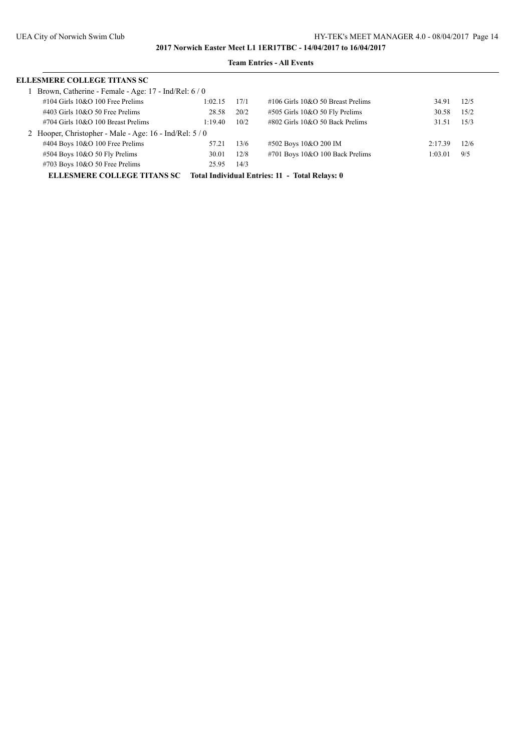**2017 Norwich Easter Meet L1 1ER17TBC - 14/04/2017 to 16/04/2017**

**Team Entries - All Events**

## ELLESMERE COLLEGE TITANS SC

1 Brown, Catherine - Female - Age: 17 - Ind/Rel: 6 / 0

| Event | Time | Heat/Lane | Event | Time | Heat/Lane |
|---|---|---|---|---|---|
| #104 Girls 10&O 100 Free Prelims | 1:02.15 | 17/1 | #106 Girls 10&O 50 Breast Prelims | 34.91 | 12/5 |
| #403 Girls 10&O 50 Free Prelims | 28.58 | 20/2 | #505 Girls 10&O 50 Fly Prelims | 30.58 | 15/2 |
| #704 Girls 10&O 100 Breast Prelims | 1:19.40 | 10/2 | #802 Girls 10&O 50 Back Prelims | 31.51 | 15/3 |

2 Hooper, Christopher - Male - Age: 16 - Ind/Rel: 5 / 0

| Event | Time | Heat/Lane | Event | Time | Heat/Lane |
|---|---|---|---|---|---|
| #404 Boys 10&O 100 Free Prelims | 57.21 | 13/6 | #502 Boys 10&O 200 IM | 2:17.39 | 12/6 |
| #504 Boys 10&O 50 Fly Prelims | 30.01 | 12/8 | #701 Boys 10&O 100 Back Prelims | 1:03.01 | 9/5 |
| #703 Boys 10&O 50 Free Prelims | 25.95 | 14/3 | | | |

**ELLESMERE COLLEGE TITANS SC Total Individual Entries: 11 - Total Relays: 0**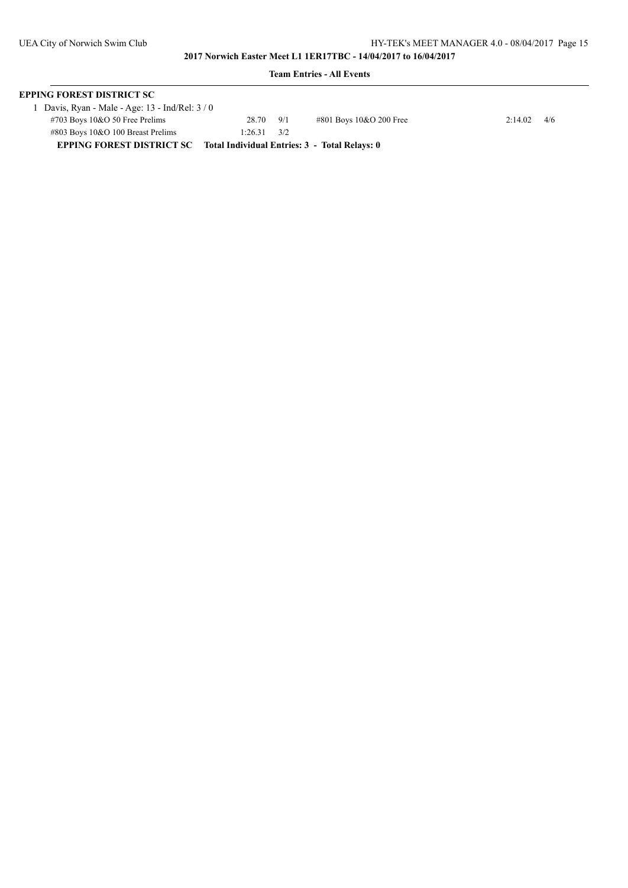**Team Entries - All Events**

**EPPING FOREST DISTRICT SC**

1 Davis, Ryan - Male - Age: 13 - Ind/Rel: 3 / 0

| Event | Time | Heat/Lane | Event | Time | Heat/Lane |
|---|---|---|---|---|---|
| #703 Boys 10&O 50 Free Prelims | 28.70 | 9/1 | #801 Boys 10&O 200 Free | 2:14.02 | 4/6 |
| #803 Boys 10&O 100 Breast Prelims | 1:26.31 | 3/2 | | | |

**EPPING FOREST DISTRICT SC Total Individual Entries: 3 - Total Relays: 0**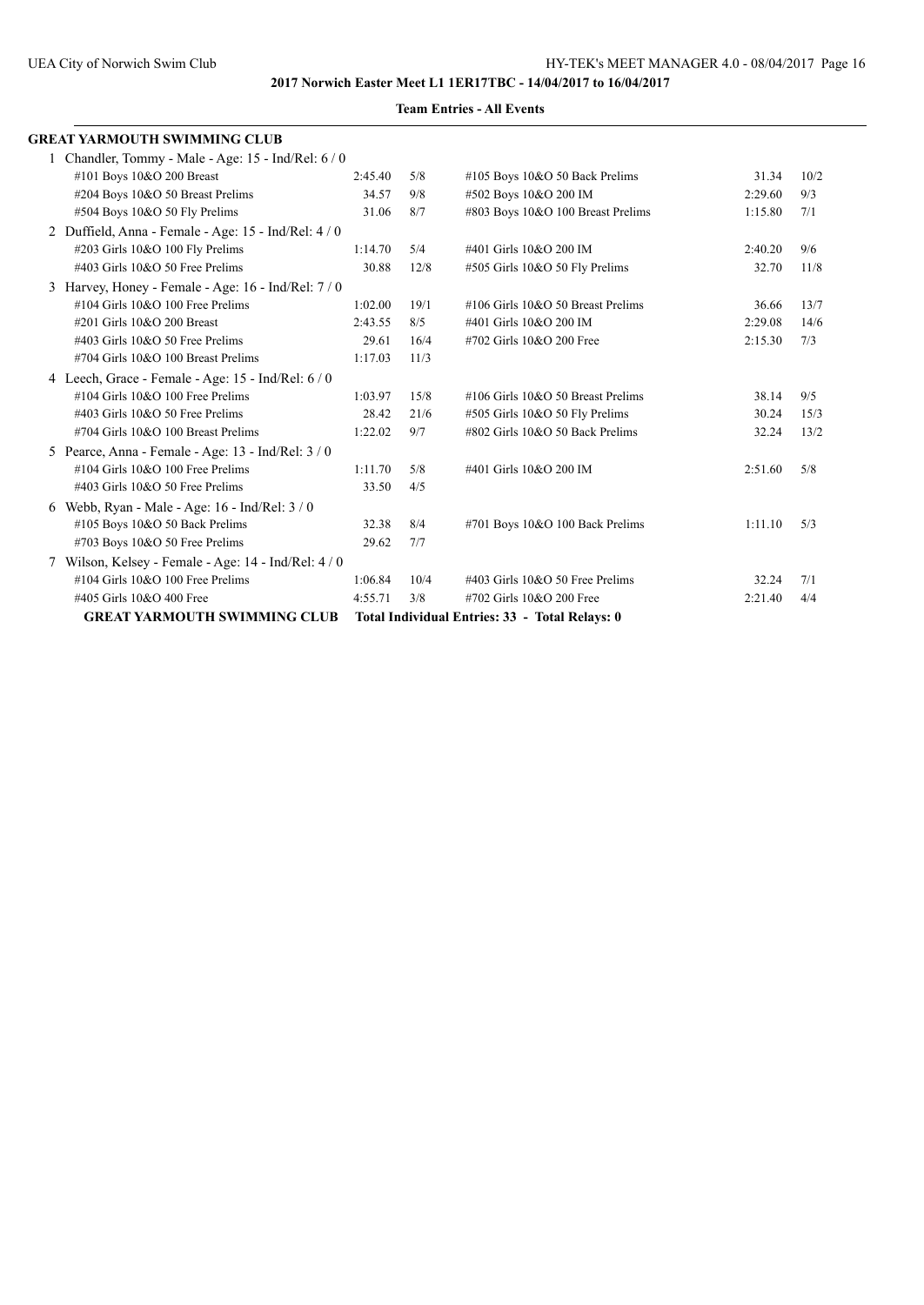**2017 Norwich Easter Meet L1 1ER17TBC - 14/04/2017 to 16/04/2017**

**Team Entries - All Events**

## GREAT YARMOUTH SWIMMING CLUB

1 Chandler, Tommy - Male - Age: 15 - Ind/Rel: 6 / 0

| Event | Time | Heat/Lane | Event | Time | Heat/Lane |
|---|---|---|---|---|---|
| #101 Boys 10&O 200 Breast | 2:45.40 | 5/8 | #105 Boys 10&O 50 Back Prelims | 31.34 | 10/2 |
| #204 Boys 10&O 50 Breast Prelims | 34.57 | 9/8 | #502 Boys 10&O 200 IM | 2:29.60 | 9/3 |
| #504 Boys 10&O 50 Fly Prelims | 31.06 | 8/7 | #803 Boys 10&O 100 Breast Prelims | 1:15.80 | 7/1 |

2 Duffield, Anna - Female - Age: 15 - Ind/Rel: 4 / 0

| Event | Time | Heat/Lane | Event | Time | Heat/Lane |
|---|---|---|---|---|---|
| #203 Girls 10&O 100 Fly Prelims | 1:14.70 | 5/4 | #401 Girls 10&O 200 IM | 2:40.20 | 9/6 |
| #403 Girls 10&O 50 Free Prelims | 30.88 | 12/8 | #505 Girls 10&O 50 Fly Prelims | 32.70 | 11/8 |

3 Harvey, Honey - Female - Age: 16 - Ind/Rel: 7 / 0

| Event | Time | Heat/Lane | Event | Time | Heat/Lane |
|---|---|---|---|---|---|
| #104 Girls 10&O 100 Free Prelims | 1:02.00 | 19/1 | #106 Girls 10&O 50 Breast Prelims | 36.66 | 13/7 |
| #201 Girls 10&O 200 Breast | 2:43.55 | 8/5 | #401 Girls 10&O 200 IM | 2:29.08 | 14/6 |
| #403 Girls 10&O 50 Free Prelims | 29.61 | 16/4 | #702 Girls 10&O 200 Free | 2:15.30 | 7/3 |
| #704 Girls 10&O 100 Breast Prelims | 1:17.03 | 11/3 | | | |

4 Leech, Grace - Female - Age: 15 - Ind/Rel: 6 / 0

| Event | Time | Heat/Lane | Event | Time | Heat/Lane |
|---|---|---|---|---|---|
| #104 Girls 10&O 100 Free Prelims | 1:03.97 | 15/8 | #106 Girls 10&O 50 Breast Prelims | 38.14 | 9/5 |
| #403 Girls 10&O 50 Free Prelims | 28.42 | 21/6 | #505 Girls 10&O 50 Fly Prelims | 30.24 | 15/3 |
| #704 Girls 10&O 100 Breast Prelims | 1:22.02 | 9/7 | #802 Girls 10&O 50 Back Prelims | 32.24 | 13/2 |

5 Pearce, Anna - Female - Age: 13 - Ind/Rel: 3 / 0

| Event | Time | Heat/Lane | Event | Time | Heat/Lane |
|---|---|---|---|---|---|
| #104 Girls 10&O 100 Free Prelims | 1:11.70 | 5/8 | #401 Girls 10&O 200 IM | 2:51.60 | 5/8 |
| #403 Girls 10&O 50 Free Prelims | 33.50 | 4/5 | | | |

6 Webb, Ryan - Male - Age: 16 - Ind/Rel: 3 / 0

| Event | Time | Heat/Lane | Event | Time | Heat/Lane |
|---|---|---|---|---|---|
| #105 Boys 10&O 50 Back Prelims | 32.38 | 8/4 | #701 Boys 10&O 100 Back Prelims | 1:11.10 | 5/3 |
| #703 Boys 10&O 50 Free Prelims | 29.62 | 7/7 | | | |

7 Wilson, Kelsey - Female - Age: 14 - Ind/Rel: 4 / 0

| Event | Time | Heat/Lane | Event | Time | Heat/Lane |
|---|---|---|---|---|---|
| #104 Girls 10&O 100 Free Prelims | 1:06.84 | 10/4 | #403 Girls 10&O 50 Free Prelims | 32.24 | 7/1 |
| #405 Girls 10&O 400 Free | 4:55.71 | 3/8 | #702 Girls 10&O 200 Free | 2:21.40 | 4/4 |

**GREAT YARMOUTH SWIMMING CLUB    Total Individual Entries: 33 - Total Relays: 0**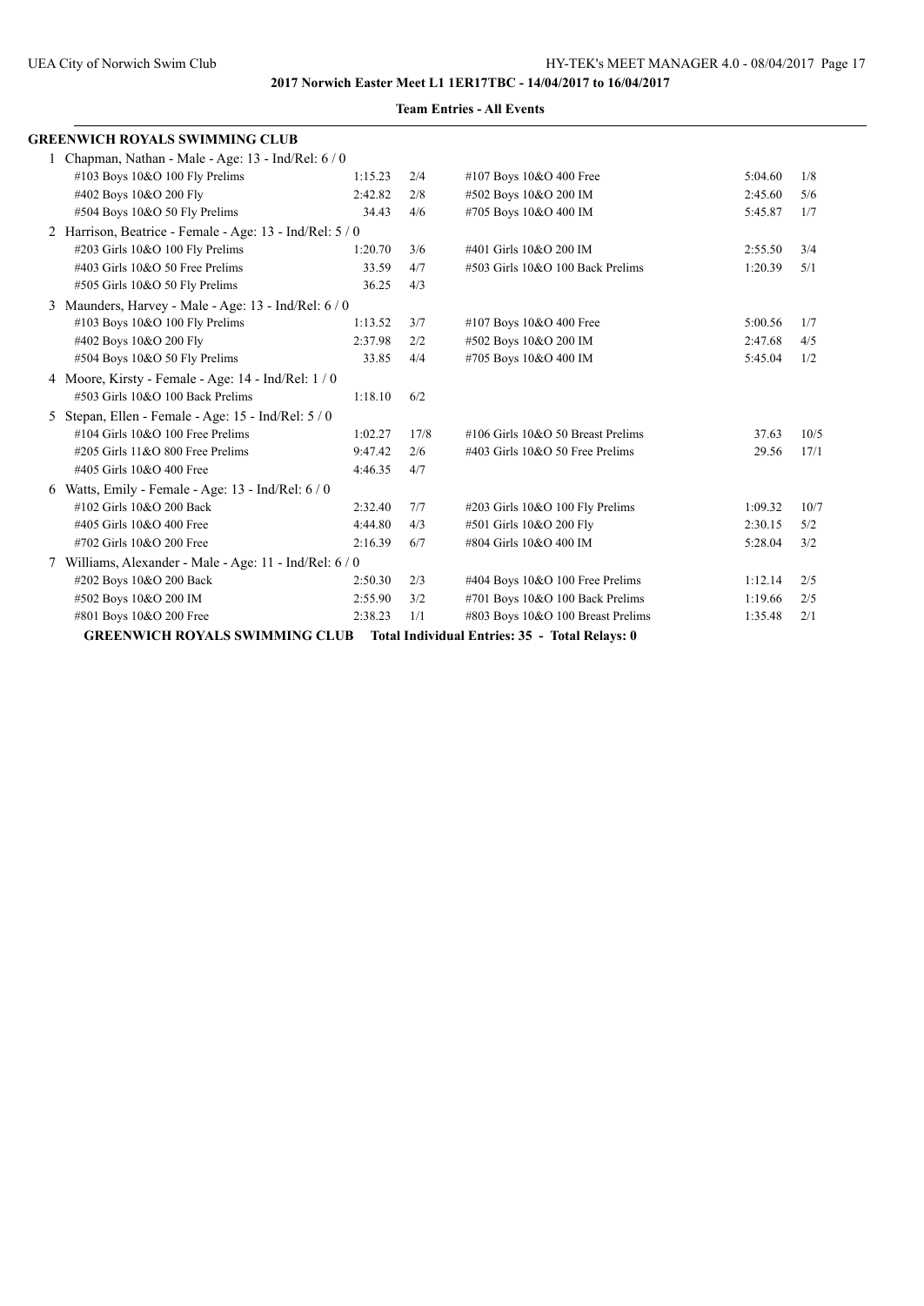**2017 Norwich Easter Meet L1 1ER17TBC - 14/04/2017 to 16/04/2017**

**Team Entries - All Events**

## GREENWICH ROYALS SWIMMING CLUB

1 Chapman, Nathan - Male - Age: 13 - Ind/Rel: 6 / 0

| Event | Time | Heat/Lane | Event | Time | Heat/Lane |
|---|---|---|---|---|---|
| #103 Boys 10&O 100 Fly Prelims | 1:15.23 | 2/4 | #107 Boys 10&O 400 Free | 5:04.60 | 1/8 |
| #402 Boys 10&O 200 Fly | 2:42.82 | 2/8 | #502 Boys 10&O 200 IM | 2:45.60 | 5/6 |
| #504 Boys 10&O 50 Fly Prelims | 34.43 | 4/6 | #705 Boys 10&O 400 IM | 5:45.87 | 1/7 |

2 Harrison, Beatrice - Female - Age: 13 - Ind/Rel: 5 / 0

| Event | Time | Heat/Lane | Event | Time | Heat/Lane |
|---|---|---|---|---|---|
| #203 Girls 10&O 100 Fly Prelims | 1:20.70 | 3/6 | #401 Girls 10&O 200 IM | 2:55.50 | 3/4 |
| #403 Girls 10&O 50 Free Prelims | 33.59 | 4/7 | #503 Girls 10&O 100 Back Prelims | 1:20.39 | 5/1 |
| #505 Girls 10&O 50 Fly Prelims | 36.25 | 4/3 | | | |

3 Maunders, Harvey - Male - Age: 13 - Ind/Rel: 6 / 0

| Event | Time | Heat/Lane | Event | Time | Heat/Lane |
|---|---|---|---|---|---|
| #103 Boys 10&O 100 Fly Prelims | 1:13.52 | 3/7 | #107 Boys 10&O 400 Free | 5:00.56 | 1/7 |
| #402 Boys 10&O 200 Fly | 2:37.98 | 2/2 | #502 Boys 10&O 200 IM | 2:47.68 | 4/5 |
| #504 Boys 10&O 50 Fly Prelims | 33.85 | 4/4 | #705 Boys 10&O 400 IM | 5:45.04 | 1/2 |

4 Moore, Kirsty - Female - Age: 14 - Ind/Rel: 1 / 0

| Event | Time | Heat/Lane | Event | Time | Heat/Lane |
|---|---|---|---|---|---|
| #503 Girls 10&O 100 Back Prelims | 1:18.10 | 6/2 | | | |

5 Stepan, Ellen - Female - Age: 15 - Ind/Rel: 5 / 0

| Event | Time | Heat/Lane | Event | Time | Heat/Lane |
|---|---|---|---|---|---|
| #104 Girls 10&O 100 Free Prelims | 1:02.27 | 17/8 | #106 Girls 10&O 50 Breast Prelims | 37.63 | 10/5 |
| #205 Girls 11&O 800 Free Prelims | 9:47.42 | 2/6 | #403 Girls 10&O 50 Free Prelims | 29.56 | 17/1 |
| #405 Girls 10&O 400 Free | 4:46.35 | 4/7 | | | |

6 Watts, Emily - Female - Age: 13 - Ind/Rel: 6 / 0

| Event | Time | Heat/Lane | Event | Time | Heat/Lane |
|---|---|---|---|---|---|
| #102 Girls 10&O 200 Back | 2:32.40 | 7/7 | #203 Girls 10&O 100 Fly Prelims | 1:09.32 | 10/7 |
| #405 Girls 10&O 400 Free | 4:44.80 | 4/3 | #501 Girls 10&O 200 Fly | 2:30.15 | 5/2 |
| #702 Girls 10&O 200 Free | 2:16.39 | 6/7 | #804 Girls 10&O 400 IM | 5:28.04 | 3/2 |

7 Williams, Alexander - Male - Age: 11 - Ind/Rel: 6 / 0

| Event | Time | Heat/Lane | Event | Time | Heat/Lane |
|---|---|---|---|---|---|
| #202 Boys 10&O 200 Back | 2:50.30 | 2/3 | #404 Boys 10&O 100 Free Prelims | 1:12.14 | 2/5 |
| #502 Boys 10&O 200 IM | 2:55.90 | 3/2 | #701 Boys 10&O 100 Back Prelims | 1:19.66 | 2/5 |
| #801 Boys 10&O 200 Free | 2:38.23 | 1/1 | #803 Boys 10&O 100 Breast Prelims | 1:35.48 | 2/1 |

**GREENWICH ROYALS SWIMMING CLUB Total Individual Entries: 35 - Total Relays: 0**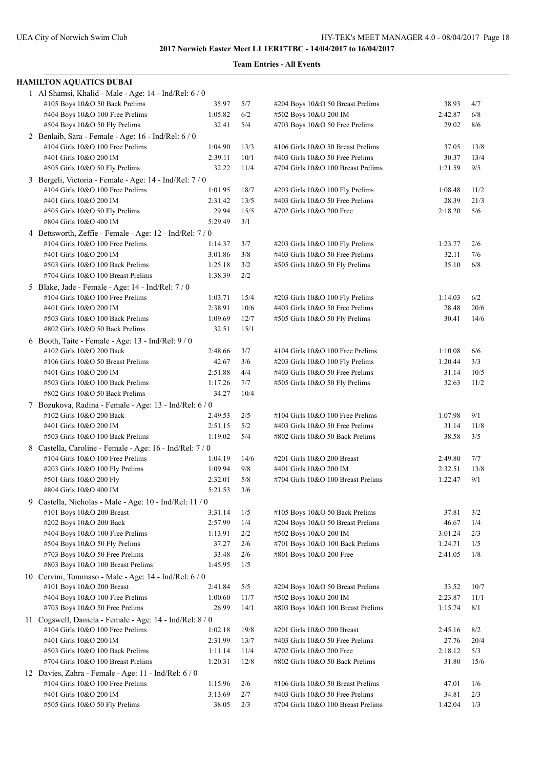**2017 Norwich Easter Meet L1 1ER17TBC - 14/04/2017 to 16/04/2017**

**Team Entries - All Events**

### HAMILTON AQUATICS DUBAI

1 Al Shamsi, Khalid - Male - Age: 14 - Ind/Rel: 6 / 0

| Event | Time | | Event | Time | |
|---|---|---|---|---|---|
| #105 Boys 10&O 50 Back Prelims | 35.97 | 5/7 | #204 Boys 10&O 50 Breast Prelims | 38.93 | 4/7 |
| #404 Boys 10&O 100 Free Prelims | 1:05.82 | 6/2 | #502 Boys 10&O 200 IM | 2:42.87 | 6/8 |
| #504 Boys 10&O 50 Fly Prelims | 32.41 | 5/4 | #703 Boys 10&O 50 Free Prelims | 29.02 | 8/6 |

2 Benlaib, Sara - Female - Age: 16 - Ind/Rel: 6 / 0

| Event | Time | | Event | Time | |
|---|---|---|---|---|---|
| #104 Girls 10&O 100 Free Prelims | 1:04.90 | 13/3 | #106 Girls 10&O 50 Breast Prelims | 37.05 | 13/8 |
| #401 Girls 10&O 200 IM | 2:39.11 | 10/1 | #403 Girls 10&O 50 Free Prelims | 30.37 | 13/4 |
| #505 Girls 10&O 50 Fly Prelims | 32.22 | 11/4 | #704 Girls 10&O 100 Breast Prelims | 1:21.59 | 9/5 |

3 Bergeli, Victoria - Female - Age: 14 - Ind/Rel: 7 / 0

| Event | Time | | Event | Time | |
|---|---|---|---|---|---|
| #104 Girls 10&O 100 Free Prelims | 1:01.95 | 18/7 | #203 Girls 10&O 100 Fly Prelims | 1:08.48 | 11/2 |
| #401 Girls 10&O 200 IM | 2:31.42 | 13/5 | #403 Girls 10&O 50 Free Prelims | 28.39 | 21/3 |
| #505 Girls 10&O 50 Fly Prelims | 29.94 | 15/5 | #702 Girls 10&O 200 Free | 2:18.20 | 5/6 |
| #804 Girls 10&O 400 IM | 5:29.49 | 3/1 | | | |

4 Bettsworth, Zeffie - Female - Age: 12 - Ind/Rel: 7 / 0

| Event | Time | | Event | Time | |
|---|---|---|---|---|---|
| #104 Girls 10&O 100 Free Prelims | 1:14.37 | 3/7 | #203 Girls 10&O 100 Fly Prelims | 1:23.77 | 2/6 |
| #401 Girls 10&O 200 IM | 3:01.86 | 3/8 | #403 Girls 10&O 50 Free Prelims | 32.11 | 7/6 |
| #503 Girls 10&O 100 Back Prelims | 1:25.18 | 3/2 | #505 Girls 10&O 50 Fly Prelims | 35.10 | 6/8 |
| #704 Girls 10&O 100 Breast Prelims | 1:38.39 | 2/2 | | | |

5 Blake, Jade - Female - Age: 14 - Ind/Rel: 7 / 0

| Event | Time | | Event | Time | |
|---|---|---|---|---|---|
| #104 Girls 10&O 100 Free Prelims | 1:03.71 | 15/4 | #203 Girls 10&O 100 Fly Prelims | 1:14.03 | 6/2 |
| #401 Girls 10&O 200 IM | 2:38.91 | 10/6 | #403 Girls 10&O 50 Free Prelims | 28.48 | 20/6 |
| #503 Girls 10&O 100 Back Prelims | 1:09.69 | 12/7 | #505 Girls 10&O 50 Fly Prelims | 30.41 | 14/6 |
| #802 Girls 10&O 50 Back Prelims | 32.51 | 15/1 | | | |

6 Booth, Taite - Female - Age: 13 - Ind/Rel: 9 / 0

| Event | Time | | Event | Time | |
|---|---|---|---|---|---|
| #102 Girls 10&O 200 Back | 2:48.66 | 3/7 | #104 Girls 10&O 100 Free Prelims | 1:10.08 | 6/6 |
| #106 Girls 10&O 50 Breast Prelims | 42.67 | 3/6 | #203 Girls 10&O 100 Fly Prelims | 1:20.44 | 3/3 |
| #401 Girls 10&O 200 IM | 2:51.88 | 4/4 | #403 Girls 10&O 50 Free Prelims | 31.14 | 10/5 |
| #503 Girls 10&O 100 Back Prelims | 1:17.26 | 7/7 | #505 Girls 10&O 50 Fly Prelims | 32.63 | 11/2 |
| #802 Girls 10&O 50 Back Prelims | 34.27 | 10/4 | | | |

7 Bozukova, Radina - Female - Age: 13 - Ind/Rel: 6 / 0

| Event | Time | | Event | Time | |
|---|---|---|---|---|---|
| #102 Girls 10&O 200 Back | 2:49.53 | 2/5 | #104 Girls 10&O 100 Free Prelims | 1:07.98 | 9/1 |
| #401 Girls 10&O 200 IM | 2:51.15 | 5/2 | #403 Girls 10&O 50 Free Prelims | 31.14 | 11/8 |
| #503 Girls 10&O 100 Back Prelims | 1:19.02 | 5/4 | #802 Girls 10&O 50 Back Prelims | 38.58 | 3/5 |

8 Castella, Caroline - Female - Age: 16 - Ind/Rel: 7 / 0

| Event | Time | | Event | Time | |
|---|---|---|---|---|---|
| #104 Girls 10&O 100 Free Prelims | 1:04.19 | 14/6 | #201 Girls 10&O 200 Breast | 2:49.80 | 7/7 |
| #203 Girls 10&O 100 Fly Prelims | 1:09.94 | 9/8 | #401 Girls 10&O 200 IM | 2:32.51 | 13/8 |
| #501 Girls 10&O 200 Fly | 2:32.01 | 5/8 | #704 Girls 10&O 100 Breast Prelims | 1:22.47 | 9/1 |
| #804 Girls 10&O 400 IM | 5:21.53 | 3/6 | | | |

9 Castella, Nicholas - Male - Age: 10 - Ind/Rel: 11 / 0

| Event | Time | | Event | Time | |
|---|---|---|---|---|---|
| #101 Boys 10&O 200 Breast | 3:31.14 | 1/5 | #105 Boys 10&O 50 Back Prelims | 37.81 | 3/2 |
| #202 Boys 10&O 200 Back | 2:57.99 | 1/4 | #204 Boys 10&O 50 Breast Prelims | 46.67 | 1/4 |
| #404 Boys 10&O 100 Free Prelims | 1:13.91 | 2/2 | #502 Boys 10&O 200 IM | 3:01.24 | 2/3 |
| #504 Boys 10&O 50 Fly Prelims | 37.27 | 2/6 | #701 Boys 10&O 100 Back Prelims | 1:24.71 | 1/5 |
| #703 Boys 10&O 50 Free Prelims | 33.48 | 2/6 | #801 Boys 10&O 200 Free | 2:41.05 | 1/8 |
| #803 Boys 10&O 100 Breast Prelims | 1:45.95 | 1/5 | | | |

10 Cervini, Tommaso - Male - Age: 14 - Ind/Rel: 6 / 0

| Event | Time | | Event | Time | |
|---|---|---|---|---|---|
| #101 Boys 10&O 200 Breast | 2:41.84 | 5/5 | #204 Boys 10&O 50 Breast Prelims | 33.52 | 10/7 |
| #404 Boys 10&O 100 Free Prelims | 1:00.60 | 11/7 | #502 Boys 10&O 200 IM | 2:23.87 | 11/1 |
| #703 Boys 10&O 50 Free Prelims | 26.99 | 14/1 | #803 Boys 10&O 100 Breast Prelims | 1:15.74 | 8/1 |

11 Cogswell, Daniela - Female - Age: 14 - Ind/Rel: 8 / 0

| Event | Time | | Event | Time | |
|---|---|---|---|---|---|
| #104 Girls 10&O 100 Free Prelims | 1:02.18 | 19/8 | #201 Girls 10&O 200 Breast | 2:45.16 | 8/2 |
| #401 Girls 10&O 200 IM | 2:31.99 | 13/7 | #403 Girls 10&O 50 Free Prelims | 27.76 | 20/4 |
| #503 Girls 10&O 100 Back Prelims | 1:11.14 | 11/4 | #702 Girls 10&O 200 Free | 2:18.12 | 5/3 |
| #704 Girls 10&O 100 Breast Prelims | 1:20.31 | 12/8 | #802 Girls 10&O 50 Back Prelims | 31.80 | 15/6 |

12 Davies, Zahra - Female - Age: 11 - Ind/Rel: 6 / 0

| Event | Time | | Event | Time | |
|---|---|---|---|---|---|
| #104 Girls 10&O 100 Free Prelims | 1:15.96 | 2/6 | #106 Girls 10&O 50 Breast Prelims | 47.01 | 1/6 |
| #401 Girls 10&O 200 IM | 3:13.69 | 2/7 | #403 Girls 10&O 50 Free Prelims | 34.81 | 2/3 |
| #505 Girls 10&O 50 Fly Prelims | 38.05 | 2/3 | #704 Girls 10&O 100 Breast Prelims | 1:42.04 | 1/3 |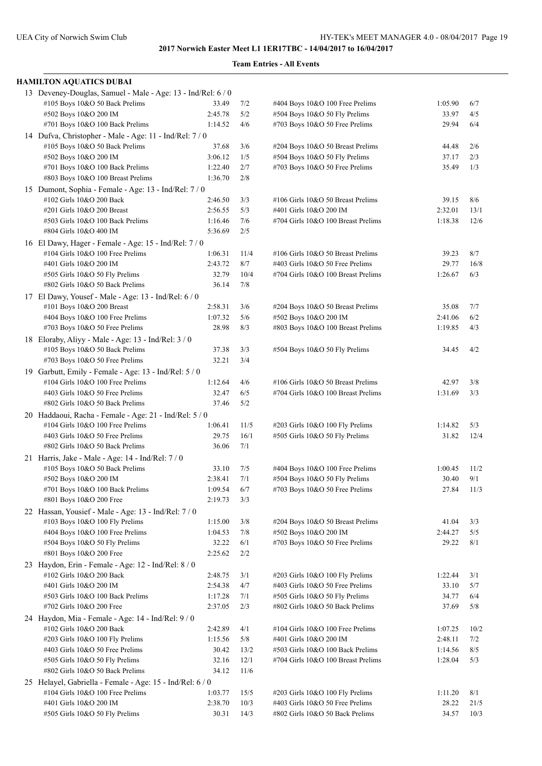**2017 Norwich Easter Meet L1 1ER17TBC - 14/04/2017 to 16/04/2017**

**Team Entries - All Events**

## HAMILTON AQUATICS DUBAI

13 Deveney-Douglas, Samuel - Male - Age: 13 - Ind/Rel: 6 / 0

| Event | Time | Heat/Lane | Event | Time | Heat/Lane |
|---|---|---|---|---|---|
| #105 Boys 10&O 50 Back Prelims | 33.49 | 7/2 | #404 Boys 10&O 100 Free Prelims | 1:05.90 | 6/7 |
| #502 Boys 10&O 200 IM | 2:45.78 | 5/2 | #504 Boys 10&O 50 Fly Prelims | 33.97 | 4/5 |
| #701 Boys 10&O 100 Back Prelims | 1:14.52 | 4/6 | #703 Boys 10&O 50 Free Prelims | 29.94 | 6/4 |

14 Dufva, Christopher - Male - Age: 11 - Ind/Rel: 7 / 0

| Event | Time | Heat/Lane | Event | Time | Heat/Lane |
|---|---|---|---|---|---|
| #105 Boys 10&O 50 Back Prelims | 37.68 | 3/6 | #204 Boys 10&O 50 Breast Prelims | 44.48 | 2/6 |
| #502 Boys 10&O 200 IM | 3:06.12 | 1/5 | #504 Boys 10&O 50 Fly Prelims | 37.17 | 2/3 |
| #701 Boys 10&O 100 Back Prelims | 1:22.40 | 2/7 | #703 Boys 10&O 50 Free Prelims | 35.49 | 1/3 |
| #803 Boys 10&O 100 Breast Prelims | 1:36.70 | 2/8 | | | |

15 Dumont, Sophia - Female - Age: 13 - Ind/Rel: 7 / 0

| Event | Time | Heat/Lane | Event | Time | Heat/Lane |
|---|---|---|---|---|---|
| #102 Girls 10&O 200 Back | 2:46.50 | 3/3 | #106 Girls 10&O 50 Breast Prelims | 39.15 | 8/6 |
| #201 Girls 10&O 200 Breast | 2:56.55 | 5/3 | #401 Girls 10&O 200 IM | 2:32.01 | 13/1 |
| #503 Girls 10&O 100 Back Prelims | 1:16.46 | 7/6 | #704 Girls 10&O 100 Breast Prelims | 1:18.38 | 12/6 |
| #804 Girls 10&O 400 IM | 5:36.69 | 2/5 | | | |

16 El Dawy, Hager - Female - Age: 15 - Ind/Rel: 7 / 0

| Event | Time | Heat/Lane | Event | Time | Heat/Lane |
|---|---|---|---|---|---|
| #104 Girls 10&O 100 Free Prelims | 1:06.31 | 11/4 | #106 Girls 10&O 50 Breast Prelims | 39.23 | 8/7 |
| #401 Girls 10&O 200 IM | 2:43.72 | 8/7 | #403 Girls 10&O 50 Free Prelims | 29.77 | 16/8 |
| #505 Girls 10&O 50 Fly Prelims | 32.79 | 10/4 | #704 Girls 10&O 100 Breast Prelims | 1:26.67 | 6/3 |
| #802 Girls 10&O 50 Back Prelims | 36.14 | 7/8 | | | |

17 El Dawy, Yousef - Male - Age: 13 - Ind/Rel: 6 / 0

| Event | Time | Heat/Lane | Event | Time | Heat/Lane |
|---|---|---|---|---|---|
| #101 Boys 10&O 200 Breast | 2:58.31 | 3/6 | #204 Boys 10&O 50 Breast Prelims | 35.08 | 7/7 |
| #404 Boys 10&O 100 Free Prelims | 1:07.32 | 5/6 | #502 Boys 10&O 200 IM | 2:41.06 | 6/2 |
| #703 Boys 10&O 50 Free Prelims | 28.98 | 8/3 | #803 Boys 10&O 100 Breast Prelims | 1:19.85 | 4/3 |

18 Eloraby, Aliyy - Male - Age: 13 - Ind/Rel: 3 / 0

| Event | Time | Heat/Lane | Event | Time | Heat/Lane |
|---|---|---|---|---|---|
| #105 Boys 10&O 50 Back Prelims | 37.38 | 3/3 | #504 Boys 10&O 50 Fly Prelims | 34.45 | 4/2 |
| #703 Boys 10&O 50 Free Prelims | 32.21 | 3/4 | | | |

19 Garbutt, Emily - Female - Age: 13 - Ind/Rel: 5 / 0

| Event | Time | Heat/Lane | Event | Time | Heat/Lane |
|---|---|---|---|---|---|
| #104 Girls 10&O 100 Free Prelims | 1:12.64 | 4/6 | #106 Girls 10&O 50 Breast Prelims | 42.97 | 3/8 |
| #403 Girls 10&O 50 Free Prelims | 32.47 | 6/5 | #704 Girls 10&O 100 Breast Prelims | 1:31.69 | 3/3 |
| #802 Girls 10&O 50 Back Prelims | 37.46 | 5/2 | | | |

20 Haddaoui, Racha - Female - Age: 21 - Ind/Rel: 5 / 0

| Event | Time | Heat/Lane | Event | Time | Heat/Lane |
|---|---|---|---|---|---|
| #104 Girls 10&O 100 Free Prelims | 1:06.41 | 11/5 | #203 Girls 10&O 100 Fly Prelims | 1:14.82 | 5/3 |
| #403 Girls 10&O 50 Free Prelims | 29.75 | 16/1 | #505 Girls 10&O 50 Fly Prelims | 31.82 | 12/4 |
| #802 Girls 10&O 50 Back Prelims | 36.06 | 7/1 | | | |

21 Harris, Jake - Male - Age: 14 - Ind/Rel: 7 / 0

| Event | Time | Heat/Lane | Event | Time | Heat/Lane |
|---|---|---|---|---|---|
| #105 Boys 10&O 50 Back Prelims | 33.10 | 7/5 | #404 Boys 10&O 100 Free Prelims | 1:00.45 | 11/2 |
| #502 Boys 10&O 200 IM | 2:38.41 | 7/1 | #504 Boys 10&O 50 Fly Prelims | 30.40 | 9/1 |
| #701 Boys 10&O 100 Back Prelims | 1:09.54 | 6/7 | #703 Boys 10&O 50 Free Prelims | 27.84 | 11/3 |
| #801 Boys 10&O 200 Free | 2:19.73 | 3/3 | | | |

22 Hassan, Yousief - Male - Age: 13 - Ind/Rel: 7 / 0

| Event | Time | Heat/Lane | Event | Time | Heat/Lane |
|---|---|---|---|---|---|
| #103 Boys 10&O 100 Fly Prelims | 1:15.00 | 3/8 | #204 Boys 10&O 50 Breast Prelims | 41.04 | 3/3 |
| #404 Boys 10&O 100 Free Prelims | 1:04.53 | 7/8 | #502 Boys 10&O 200 IM | 2:44.27 | 5/5 |
| #504 Boys 10&O 50 Fly Prelims | 32.22 | 6/1 | #703 Boys 10&O 50 Free Prelims | 29.22 | 8/1 |
| #801 Boys 10&O 200 Free | 2:25.62 | 2/2 | | | |

23 Haydon, Erin - Female - Age: 12 - Ind/Rel: 8 / 0

| Event | Time | Heat/Lane | Event | Time | Heat/Lane |
|---|---|---|---|---|---|
| #102 Girls 10&O 200 Back | 2:48.75 | 3/1 | #203 Girls 10&O 100 Fly Prelims | 1:22.44 | 3/1 |
| #401 Girls 10&O 200 IM | 2:54.38 | 4/7 | #403 Girls 10&O 50 Free Prelims | 33.10 | 5/7 |
| #503 Girls 10&O 100 Back Prelims | 1:17.28 | 7/1 | #505 Girls 10&O 50 Fly Prelims | 34.77 | 6/4 |
| #702 Girls 10&O 200 Free | 2:37.05 | 2/3 | #802 Girls 10&O 50 Back Prelims | 37.69 | 5/8 |

24 Haydon, Mia - Female - Age: 14 - Ind/Rel: 9 / 0

| Event | Time | Heat/Lane | Event | Time | Heat/Lane |
|---|---|---|---|---|---|
| #102 Girls 10&O 200 Back | 2:42.89 | 4/1 | #104 Girls 10&O 100 Free Prelims | 1:07.25 | 10/2 |
| #203 Girls 10&O 100 Fly Prelims | 1:15.56 | 5/8 | #401 Girls 10&O 200 IM | 2:48.11 | 7/2 |
| #403 Girls 10&O 50 Free Prelims | 30.42 | 13/2 | #503 Girls 10&O 100 Back Prelims | 1:14.56 | 8/5 |
| #505 Girls 10&O 50 Fly Prelims | 32.16 | 12/1 | #704 Girls 10&O 100 Breast Prelims | 1:28.04 | 5/3 |
| #802 Girls 10&O 50 Back Prelims | 34.12 | 11/6 | | | |

25 Helayel, Gabriella - Female - Age: 15 - Ind/Rel: 6 / 0

| Event | Time | Heat/Lane | Event | Time | Heat/Lane |
|---|---|---|---|---|---|
| #104 Girls 10&O 100 Free Prelims | 1:03.77 | 15/5 | #203 Girls 10&O 100 Fly Prelims | 1:11.20 | 8/1 |
| #401 Girls 10&O 200 IM | 2:38.70 | 10/3 | #403 Girls 10&O 50 Free Prelims | 28.22 | 21/5 |
| #505 Girls 10&O 50 Fly Prelims | 30.31 | 14/3 | #802 Girls 10&O 50 Back Prelims | 34.57 | 10/3 |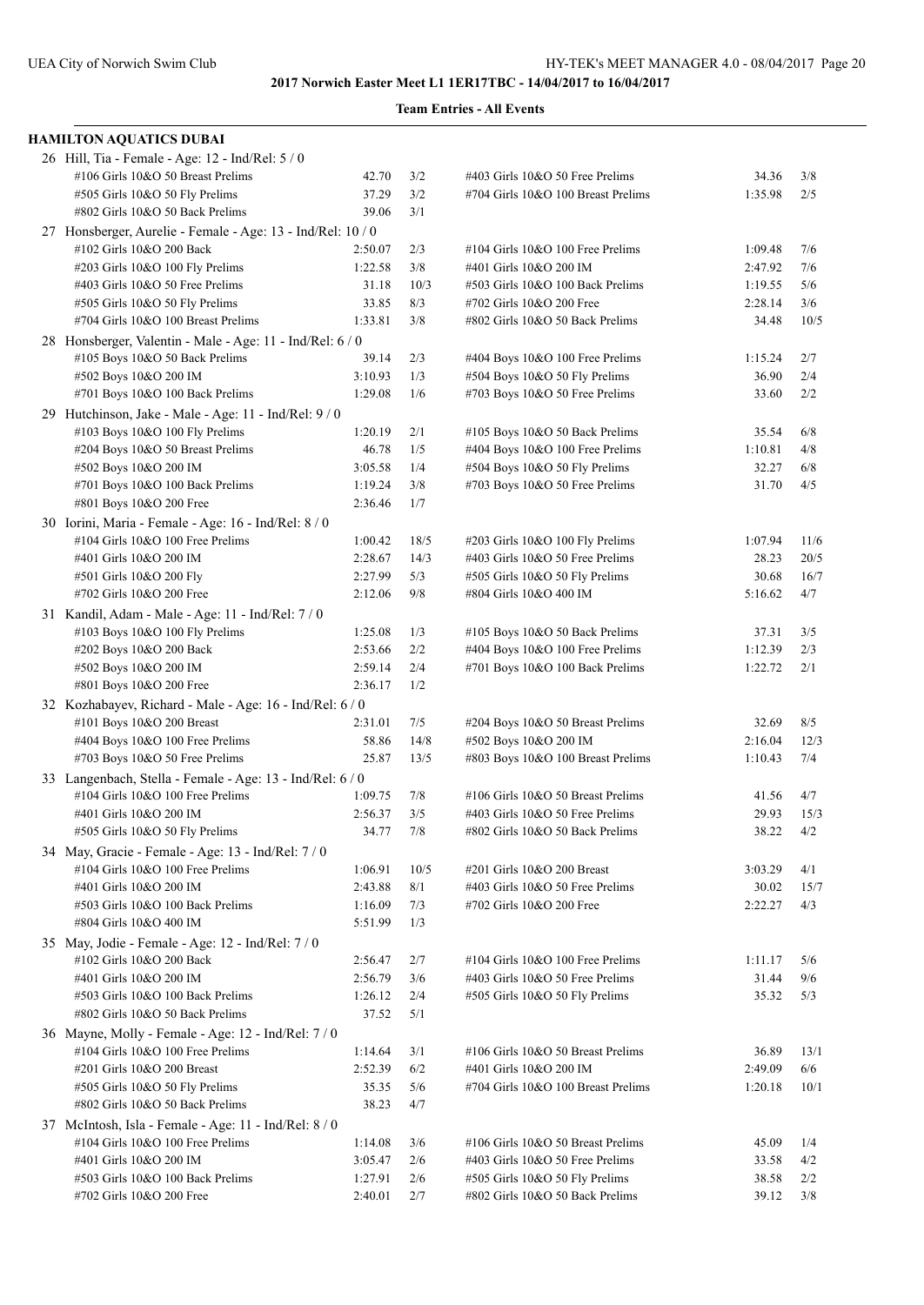**2017 Norwich Easter Meet L1 1ER17TBC - 14/04/2017 to 16/04/2017**

**Team Entries - All Events**

## HAMILTON AQUATICS DUBAI

**26 Hill, Tia - Female - Age: 12 - Ind/Rel: 5 / 0**

| Event | Time | Heat/Lane | Event | Time | Heat/Lane |
|---|---|---|---|---|---|
| #106 Girls 10&O 50 Breast Prelims | 42.70 | 3/2 | #403 Girls 10&O 50 Free Prelims | 34.36 | 3/8 |
| #505 Girls 10&O 50 Fly Prelims | 37.29 | 3/2 | #704 Girls 10&O 100 Breast Prelims | 1:35.98 | 2/5 |
| #802 Girls 10&O 50 Back Prelims | 39.06 | 3/1 | | | |

**27 Honsberger, Aurelie - Female - Age: 13 - Ind/Rel: 10 / 0**

| Event | Time | Heat/Lane | Event | Time | Heat/Lane |
|---|---|---|---|---|---|
| #102 Girls 10&O 200 Back | 2:50.07 | 2/3 | #104 Girls 10&O 100 Free Prelims | 1:09.48 | 7/6 |
| #203 Girls 10&O 100 Fly Prelims | 1:22.58 | 3/8 | #401 Girls 10&O 200 IM | 2:47.92 | 7/6 |
| #403 Girls 10&O 50 Free Prelims | 31.18 | 10/3 | #503 Girls 10&O 100 Back Prelims | 1:19.55 | 5/6 |
| #505 Girls 10&O 50 Fly Prelims | 33.85 | 8/3 | #702 Girls 10&O 200 Free | 2:28.14 | 3/6 |
| #704 Girls 10&O 100 Breast Prelims | 1:33.81 | 3/8 | #802 Girls 10&O 50 Back Prelims | 34.48 | 10/5 |

**28 Honsberger, Valentin - Male - Age: 11 - Ind/Rel: 6 / 0**

| Event | Time | Heat/Lane | Event | Time | Heat/Lane |
|---|---|---|---|---|---|
| #105 Boys 10&O 50 Back Prelims | 39.14 | 2/3 | #404 Boys 10&O 100 Free Prelims | 1:15.24 | 2/7 |
| #502 Boys 10&O 200 IM | 3:10.93 | 1/3 | #504 Boys 10&O 50 Fly Prelims | 36.90 | 2/4 |
| #701 Boys 10&O 100 Back Prelims | 1:29.08 | 1/6 | #703 Boys 10&O 50 Free Prelims | 33.60 | 2/2 |

**29 Hutchinson, Jake - Male - Age: 11 - Ind/Rel: 9 / 0**

| Event | Time | Heat/Lane | Event | Time | Heat/Lane |
|---|---|---|---|---|---|
| #103 Boys 10&O 100 Fly Prelims | 1:20.19 | 2/1 | #105 Boys 10&O 50 Back Prelims | 35.54 | 6/8 |
| #204 Boys 10&O 50 Breast Prelims | 46.78 | 1/5 | #404 Boys 10&O 100 Free Prelims | 1:10.81 | 4/8 |
| #502 Boys 10&O 200 IM | 3:05.58 | 1/4 | #504 Boys 10&O 50 Fly Prelims | 32.27 | 6/8 |
| #701 Boys 10&O 100 Back Prelims | 1:19.24 | 3/8 | #703 Boys 10&O 50 Free Prelims | 31.70 | 4/5 |
| #801 Boys 10&O 200 Free | 2:36.46 | 1/7 | | | |

**30 Iorini, Maria - Female - Age: 16 - Ind/Rel: 8 / 0**

| Event | Time | Heat/Lane | Event | Time | Heat/Lane |
|---|---|---|---|---|---|
| #104 Girls 10&O 100 Free Prelims | 1:00.42 | 18/5 | #203 Girls 10&O 100 Fly Prelims | 1:07.94 | 11/6 |
| #401 Girls 10&O 200 IM | 2:28.67 | 14/3 | #403 Girls 10&O 50 Free Prelims | 28.23 | 20/5 |
| #501 Girls 10&O 200 Fly | 2:27.99 | 5/3 | #505 Girls 10&O 50 Fly Prelims | 30.68 | 16/7 |
| #702 Girls 10&O 200 Free | 2:12.06 | 9/8 | #804 Girls 10&O 400 IM | 5:16.62 | 4/7 |

**31 Kandil, Adam - Male - Age: 11 - Ind/Rel: 7 / 0**

| Event | Time | Heat/Lane | Event | Time | Heat/Lane |
|---|---|---|---|---|---|
| #103 Boys 10&O 100 Fly Prelims | 1:25.08 | 1/3 | #105 Boys 10&O 50 Back Prelims | 37.31 | 3/5 |
| #202 Boys 10&O 200 Back | 2:53.66 | 2/2 | #404 Boys 10&O 100 Free Prelims | 1:12.39 | 2/3 |
| #502 Boys 10&O 200 IM | 2:59.14 | 2/4 | #701 Boys 10&O 100 Back Prelims | 1:22.72 | 2/1 |
| #801 Boys 10&O 200 Free | 2:36.17 | 1/2 | | | |

**32 Kozhabayev, Richard - Male - Age: 16 - Ind/Rel: 6 / 0**

| Event | Time | Heat/Lane | Event | Time | Heat/Lane |
|---|---|---|---|---|---|
| #101 Boys 10&O 200 Breast | 2:31.01 | 7/5 | #204 Boys 10&O 50 Breast Prelims | 32.69 | 8/5 |
| #404 Boys 10&O 100 Free Prelims | 58.86 | 14/8 | #502 Boys 10&O 200 IM | 2:16.04 | 12/3 |
| #703 Boys 10&O 50 Free Prelims | 25.87 | 13/5 | #803 Boys 10&O 100 Breast Prelims | 1:10.43 | 7/4 |

**33 Langenbach, Stella - Female - Age: 13 - Ind/Rel: 6 / 0**

| Event | Time | Heat/Lane | Event | Time | Heat/Lane |
|---|---|---|---|---|---|
| #104 Girls 10&O 100 Free Prelims | 1:09.75 | 7/8 | #106 Girls 10&O 50 Breast Prelims | 41.56 | 4/7 |
| #401 Girls 10&O 200 IM | 2:56.37 | 3/5 | #403 Girls 10&O 50 Free Prelims | 29.93 | 15/3 |
| #505 Girls 10&O 50 Fly Prelims | 34.77 | 7/8 | #802 Girls 10&O 50 Back Prelims | 38.22 | 4/2 |

**34 May, Gracie - Female - Age: 13 - Ind/Rel: 7 / 0**

| Event | Time | Heat/Lane | Event | Time | Heat/Lane |
|---|---|---|---|---|---|
| #104 Girls 10&O 100 Free Prelims | 1:06.91 | 10/5 | #201 Girls 10&O 200 Breast | 3:03.29 | 4/1 |
| #401 Girls 10&O 200 IM | 2:43.88 | 8/1 | #403 Girls 10&O 50 Free Prelims | 30.02 | 15/7 |
| #503 Girls 10&O 100 Back Prelims | 1:16.09 | 7/3 | #702 Girls 10&O 200 Free | 2:22.27 | 4/3 |
| #804 Girls 10&O 400 IM | 5:51.99 | 1/3 | | | |

**35 May, Jodie - Female - Age: 12 - Ind/Rel: 7 / 0**

| Event | Time | Heat/Lane | Event | Time | Heat/Lane |
|---|---|---|---|---|---|
| #102 Girls 10&O 200 Back | 2:56.47 | 2/7 | #104 Girls 10&O 100 Free Prelims | 1:11.17 | 5/6 |
| #401 Girls 10&O 200 IM | 2:56.79 | 3/6 | #403 Girls 10&O 50 Free Prelims | 31.44 | 9/6 |
| #503 Girls 10&O 100 Back Prelims | 1:26.12 | 2/4 | #505 Girls 10&O 50 Fly Prelims | 35.32 | 5/3 |
| #802 Girls 10&O 50 Back Prelims | 37.52 | 5/1 | | | |

**36 Mayne, Molly - Female - Age: 12 - Ind/Rel: 7 / 0**

| Event | Time | Heat/Lane | Event | Time | Heat/Lane |
|---|---|---|---|---|---|
| #104 Girls 10&O 100 Free Prelims | 1:14.64 | 3/1 | #106 Girls 10&O 50 Breast Prelims | 36.89 | 13/1 |
| #201 Girls 10&O 200 Breast | 2:52.39 | 6/2 | #401 Girls 10&O 200 IM | 2:49.09 | 6/6 |
| #505 Girls 10&O 50 Fly Prelims | 35.35 | 5/6 | #704 Girls 10&O 100 Breast Prelims | 1:20.18 | 10/1 |
| #802 Girls 10&O 50 Back Prelims | 38.23 | 4/7 | | | |

**37 McIntosh, Isla - Female - Age: 11 - Ind/Rel: 8 / 0**

| Event | Time | Heat/Lane | Event | Time | Heat/Lane |
|---|---|---|---|---|---|
| #104 Girls 10&O 100 Free Prelims | 1:14.08 | 3/6 | #106 Girls 10&O 50 Breast Prelims | 45.09 | 1/4 |
| #401 Girls 10&O 200 IM | 3:05.47 | 2/6 | #403 Girls 10&O 50 Free Prelims | 33.58 | 4/2 |
| #503 Girls 10&O 100 Back Prelims | 1:27.91 | 2/6 | #505 Girls 10&O 50 Fly Prelims | 38.58 | 2/2 |
| #702 Girls 10&O 200 Free | 2:40.01 | 2/7 | #802 Girls 10&O 50 Back Prelims | 39.12 | 3/8 |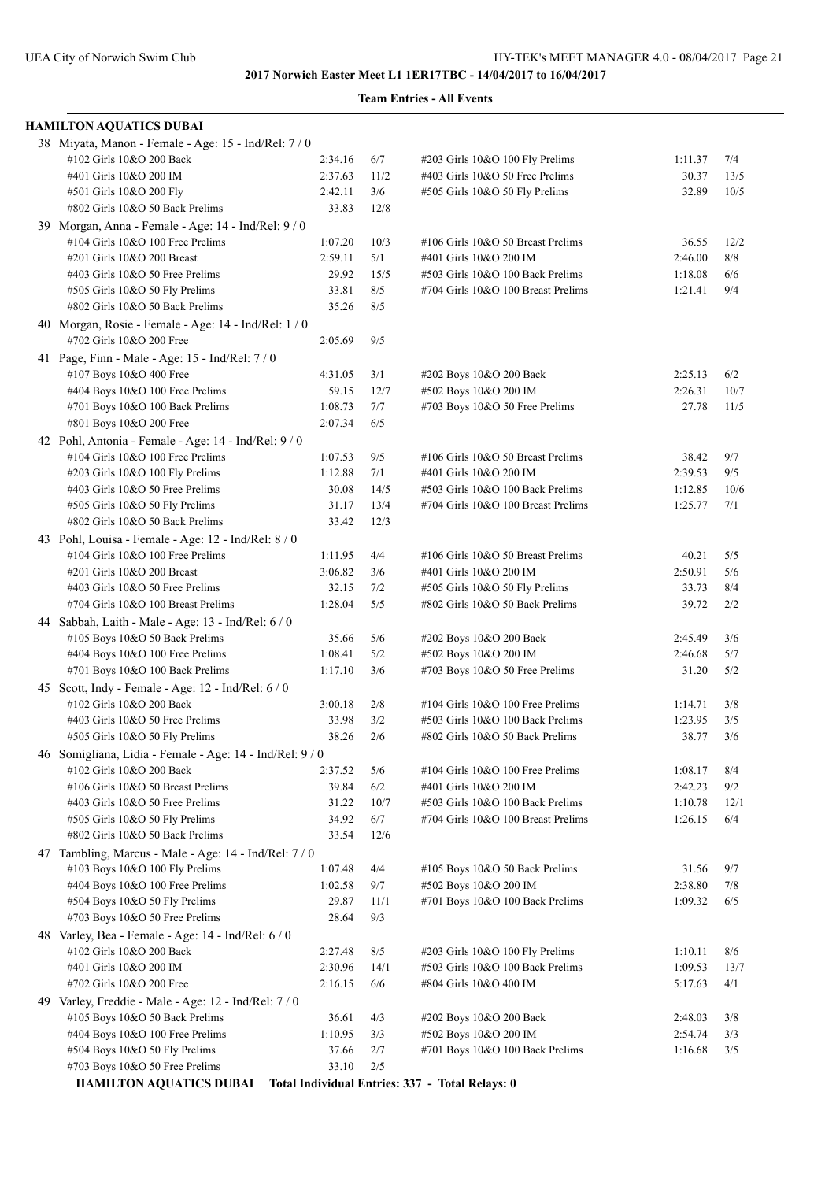**2017 Norwich Easter Meet L1 1ER17TBC - 14/04/2017 to 16/04/2017**

**Team Entries - All Events**

## HAMILTON AQUATICS DUBAI

**38 Miyata, Manon - Female - Age: 15 - Ind/Rel: 7 / 0**

| Event | Time | Heat/Lane | Event | Time | Heat/Lane |
|---|---|---|---|---|---|
| #102 Girls 10&O 200 Back | 2:34.16 | 6/7 | #203 Girls 10&O 100 Fly Prelims | 1:11.37 | 7/4 |
| #401 Girls 10&O 200 IM | 2:37.63 | 11/2 | #403 Girls 10&O 50 Free Prelims | 30.37 | 13/5 |
| #501 Girls 10&O 200 Fly | 2:42.11 | 3/6 | #505 Girls 10&O 50 Fly Prelims | 32.89 | 10/5 |
| #802 Girls 10&O 50 Back Prelims | 33.83 | 12/8 | | | |

**39 Morgan, Anna - Female - Age: 14 - Ind/Rel: 9 / 0**

| Event | Time | Heat/Lane | Event | Time | Heat/Lane |
|---|---|---|---|---|---|
| #104 Girls 10&O 100 Free Prelims | 1:07.20 | 10/3 | #106 Girls 10&O 50 Breast Prelims | 36.55 | 12/2 |
| #201 Girls 10&O 200 Breast | 2:59.11 | 5/1 | #401 Girls 10&O 200 IM | 2:46.00 | 8/8 |
| #403 Girls 10&O 50 Free Prelims | 29.92 | 15/5 | #503 Girls 10&O 100 Back Prelims | 1:18.08 | 6/6 |
| #505 Girls 10&O 50 Fly Prelims | 33.81 | 8/5 | #704 Girls 10&O 100 Breast Prelims | 1:21.41 | 9/4 |
| #802 Girls 10&O 50 Back Prelims | 35.26 | 8/5 | | | |

**40 Morgan, Rosie - Female - Age: 14 - Ind/Rel: 1 / 0**

| Event | Time | Heat/Lane | Event | Time | Heat/Lane |
|---|---|---|---|---|---|
| #702 Girls 10&O 200 Free | 2:05.69 | 9/5 | | | |

**41 Page, Finn - Male - Age: 15 - Ind/Rel: 7 / 0**

| Event | Time | Heat/Lane | Event | Time | Heat/Lane |
|---|---|---|---|---|---|
| #107 Boys 10&O 400 Free | 4:31.05 | 3/1 | #202 Boys 10&O 200 Back | 2:25.13 | 6/2 |
| #404 Boys 10&O 100 Free Prelims | 59.15 | 12/7 | #502 Boys 10&O 200 IM | 2:26.31 | 10/7 |
| #701 Boys 10&O 100 Back Prelims | 1:08.73 | 7/7 | #703 Boys 10&O 50 Free Prelims | 27.78 | 11/5 |
| #801 Boys 10&O 200 Free | 2:07.34 | 6/5 | | | |

**42 Pohl, Antonia - Female - Age: 14 - Ind/Rel: 9 / 0**

| Event | Time | Heat/Lane | Event | Time | Heat/Lane |
|---|---|---|---|---|---|
| #104 Girls 10&O 100 Free Prelims | 1:07.53 | 9/5 | #106 Girls 10&O 50 Breast Prelims | 38.42 | 9/7 |
| #203 Girls 10&O 100 Fly Prelims | 1:12.88 | 7/1 | #401 Girls 10&O 200 IM | 2:39.53 | 9/5 |
| #403 Girls 10&O 50 Free Prelims | 30.08 | 14/5 | #503 Girls 10&O 100 Back Prelims | 1:12.85 | 10/6 |
| #505 Girls 10&O 50 Fly Prelims | 31.17 | 13/4 | #704 Girls 10&O 100 Breast Prelims | 1:25.77 | 7/1 |
| #802 Girls 10&O 50 Back Prelims | 33.42 | 12/3 | | | |

**43 Pohl, Louisa - Female - Age: 12 - Ind/Rel: 8 / 0**

| Event | Time | Heat/Lane | Event | Time | Heat/Lane |
|---|---|---|---|---|---|
| #104 Girls 10&O 100 Free Prelims | 1:11.95 | 4/4 | #106 Girls 10&O 50 Breast Prelims | 40.21 | 5/5 |
| #201 Girls 10&O 200 Breast | 3:06.82 | 3/6 | #401 Girls 10&O 200 IM | 2:50.91 | 5/6 |
| #403 Girls 10&O 50 Free Prelims | 32.15 | 7/2 | #505 Girls 10&O 50 Fly Prelims | 33.73 | 8/4 |
| #704 Girls 10&O 100 Breast Prelims | 1:28.04 | 5/5 | #802 Girls 10&O 50 Back Prelims | 39.72 | 2/2 |

**44 Sabbah, Laith - Male - Age: 13 - Ind/Rel: 6 / 0**

| Event | Time | Heat/Lane | Event | Time | Heat/Lane |
|---|---|---|---|---|---|
| #105 Boys 10&O 50 Back Prelims | 35.66 | 5/6 | #202 Boys 10&O 200 Back | 2:45.49 | 3/6 |
| #404 Boys 10&O 100 Free Prelims | 1:08.41 | 5/2 | #502 Boys 10&O 200 IM | 2:46.68 | 5/7 |
| #701 Boys 10&O 100 Back Prelims | 1:17.10 | 3/6 | #703 Boys 10&O 50 Free Prelims | 31.20 | 5/2 |

**45 Scott, Indy - Female - Age: 12 - Ind/Rel: 6 / 0**

| Event | Time | Heat/Lane | Event | Time | Heat/Lane |
|---|---|---|---|---|---|
| #102 Girls 10&O 200 Back | 3:00.18 | 2/8 | #104 Girls 10&O 100 Free Prelims | 1:14.71 | 3/8 |
| #403 Girls 10&O 50 Free Prelims | 33.98 | 3/2 | #503 Girls 10&O 100 Back Prelims | 1:23.95 | 3/5 |
| #505 Girls 10&O 50 Fly Prelims | 38.26 | 2/6 | #802 Girls 10&O 50 Back Prelims | 38.77 | 3/6 |

**46 Somigliana, Lidia - Female - Age: 14 - Ind/Rel: 9 / 0**

| Event | Time | Heat/Lane | Event | Time | Heat/Lane |
|---|---|---|---|---|---|
| #102 Girls 10&O 200 Back | 2:37.52 | 5/6 | #104 Girls 10&O 100 Free Prelims | 1:08.17 | 8/4 |
| #106 Girls 10&O 50 Breast Prelims | 39.84 | 6/2 | #401 Girls 10&O 200 IM | 2:42.23 | 9/2 |
| #403 Girls 10&O 50 Free Prelims | 31.22 | 10/7 | #503 Girls 10&O 100 Back Prelims | 1:10.78 | 12/1 |
| #505 Girls 10&O 50 Fly Prelims | 34.92 | 6/7 | #704 Girls 10&O 100 Breast Prelims | 1:26.15 | 6/4 |
| #802 Girls 10&O 50 Back Prelims | 33.54 | 12/6 | | | |

**47 Tambling, Marcus - Male - Age: 14 - Ind/Rel: 7 / 0**

| Event | Time | Heat/Lane | Event | Time | Heat/Lane |
|---|---|---|---|---|---|
| #103 Boys 10&O 100 Fly Prelims | 1:07.48 | 4/4 | #105 Boys 10&O 50 Back Prelims | 31.56 | 9/7 |
| #404 Boys 10&O 100 Free Prelims | 1:02.58 | 9/7 | #502 Boys 10&O 200 IM | 2:38.80 | 7/8 |
| #504 Boys 10&O 50 Fly Prelims | 29.87 | 11/1 | #701 Boys 10&O 100 Back Prelims | 1:09.32 | 6/5 |
| #703 Boys 10&O 50 Free Prelims | 28.64 | 9/3 | | | |

**48 Varley, Bea - Female - Age: 14 - Ind/Rel: 6 / 0**

| Event | Time | Heat/Lane | Event | Time | Heat/Lane |
|---|---|---|---|---|---|
| #102 Girls 10&O 200 Back | 2:27.48 | 8/5 | #203 Girls 10&O 100 Fly Prelims | 1:10.11 | 8/6 |
| #401 Girls 10&O 200 IM | 2:30.96 | 14/1 | #503 Girls 10&O 100 Back Prelims | 1:09.53 | 13/7 |
| #702 Girls 10&O 200 Free | 2:16.15 | 6/6 | #804 Girls 10&O 400 IM | 5:17.63 | 4/1 |

**49 Varley, Freddie - Male - Age: 12 - Ind/Rel: 7 / 0**

| Event | Time | Heat/Lane | Event | Time | Heat/Lane |
|---|---|---|---|---|---|
| #105 Boys 10&O 50 Back Prelims | 36.61 | 4/3 | #202 Boys 10&O 200 Back | 2:48.03 | 3/8 |
| #404 Boys 10&O 100 Free Prelims | 1:10.95 | 3/3 | #502 Boys 10&O 200 IM | 2:54.74 | 3/3 |
| #504 Boys 10&O 50 Fly Prelims | 37.66 | 2/7 | #701 Boys 10&O 100 Back Prelims | 1:16.68 | 3/5 |
| #703 Boys 10&O 50 Free Prelims | 33.10 | 2/5 | | | |

**HAMILTON AQUATICS DUBAI Total Individual Entries: 337 - Total Relays: 0**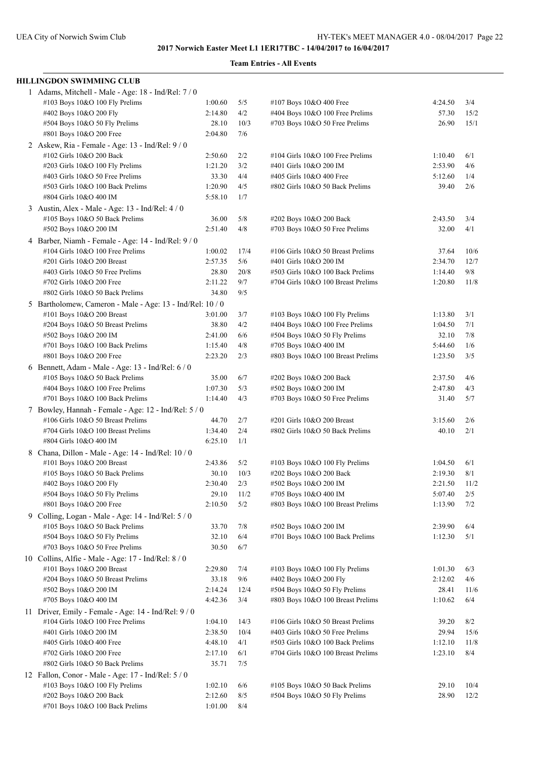**2017 Norwich Easter Meet L1 1ER17TBC - 14/04/2017 to 16/04/2017**

**Team Entries - All Events**

## HILLINGDON SWIMMING CLUB

1 Adams, Mitchell - Male - Age: 18 - Ind/Rel: 7 / 0

| Event | Time | Heat/Lane | Event | Time | Heat/Lane |
|---|---|---|---|---|---|
| #103 Boys 10&O 100 Fly Prelims | 1:00.60 | 5/5 | #107 Boys 10&O 400 Free | 4:24.50 | 3/4 |
| #402 Boys 10&O 200 Fly | 2:14.80 | 4/2 | #404 Boys 10&O 100 Free Prelims | 57.30 | 15/2 |
| #504 Boys 10&O 50 Fly Prelims | 28.10 | 10/3 | #703 Boys 10&O 50 Free Prelims | 26.90 | 15/1 |
| #801 Boys 10&O 200 Free | 2:04.80 | 7/6 | | | |

2 Askew, Ria - Female - Age: 13 - Ind/Rel: 9 / 0

| Event | Time | Heat/Lane | Event | Time | Heat/Lane |
|---|---|---|---|---|---|
| #102 Girls 10&O 200 Back | 2:50.60 | 2/2 | #104 Girls 10&O 100 Free Prelims | 1:10.40 | 6/1 |
| #203 Girls 10&O 100 Fly Prelims | 1:21.20 | 3/2 | #401 Girls 10&O 200 IM | 2:53.90 | 4/6 |
| #403 Girls 10&O 50 Free Prelims | 33.30 | 4/4 | #405 Girls 10&O 400 Free | 5:12.60 | 1/4 |
| #503 Girls 10&O 100 Back Prelims | 1:20.90 | 4/5 | #802 Girls 10&O 50 Back Prelims | 39.40 | 2/6 |
| #804 Girls 10&O 400 IM | 5:58.10 | 1/7 | | | |

3 Austin, Alex - Male - Age: 13 - Ind/Rel: 4 / 0

| Event | Time | Heat/Lane | Event | Time | Heat/Lane |
|---|---|---|---|---|---|
| #105 Boys 10&O 50 Back Prelims | 36.00 | 5/8 | #202 Boys 10&O 200 Back | 2:43.50 | 3/4 |
| #502 Boys 10&O 200 IM | 2:51.40 | 4/8 | #703 Boys 10&O 50 Free Prelims | 32.00 | 4/1 |

4 Barber, Niamh - Female - Age: 14 - Ind/Rel: 9 / 0

| Event | Time | Heat/Lane | Event | Time | Heat/Lane |
|---|---|---|---|---|---|
| #104 Girls 10&O 100 Free Prelims | 1:00.02 | 17/4 | #106 Girls 10&O 50 Breast Prelims | 37.64 | 10/6 |
| #201 Girls 10&O 200 Breast | 2:57.35 | 5/6 | #401 Girls 10&O 200 IM | 2:34.70 | 12/7 |
| #403 Girls 10&O 50 Free Prelims | 28.80 | 20/8 | #503 Girls 10&O 100 Back Prelims | 1:14.40 | 9/8 |
| #702 Girls 10&O 200 Free | 2:11.22 | 9/7 | #704 Girls 10&O 100 Breast Prelims | 1:20.80 | 11/8 |
| #802 Girls 10&O 50 Back Prelims | 34.80 | 9/5 | | | |

5 Bartholomew, Cameron - Male - Age: 13 - Ind/Rel: 10 / 0

| Event | Time | Heat/Lane | Event | Time | Heat/Lane |
|---|---|---|---|---|---|
| #101 Boys 10&O 200 Breast | 3:01.00 | 3/7 | #103 Boys 10&O 100 Fly Prelims | 1:13.80 | 3/1 |
| #204 Boys 10&O 50 Breast Prelims | 38.80 | 4/2 | #404 Boys 10&O 100 Free Prelims | 1:04.50 | 7/1 |
| #502 Boys 10&O 200 IM | 2:41.00 | 6/6 | #504 Boys 10&O 50 Fly Prelims | 32.10 | 7/8 |
| #701 Boys 10&O 100 Back Prelims | 1:15.40 | 4/8 | #705 Boys 10&O 400 IM | 5:44.60 | 1/6 |
| #801 Boys 10&O 200 Free | 2:23.20 | 2/3 | #803 Boys 10&O 100 Breast Prelims | 1:23.50 | 3/5 |

6 Bennett, Adam - Male - Age: 13 - Ind/Rel: 6 / 0

| Event | Time | Heat/Lane | Event | Time | Heat/Lane |
|---|---|---|---|---|---|
| #105 Boys 10&O 50 Back Prelims | 35.00 | 6/7 | #202 Boys 10&O 200 Back | 2:37.50 | 4/6 |
| #404 Boys 10&O 100 Free Prelims | 1:07.30 | 5/3 | #502 Boys 10&O 200 IM | 2:47.80 | 4/3 |
| #701 Boys 10&O 100 Back Prelims | 1:14.40 | 4/3 | #703 Boys 10&O 50 Free Prelims | 31.40 | 5/7 |

7 Bowley, Hannah - Female - Age: 12 - Ind/Rel: 5 / 0

| Event | Time | Heat/Lane | Event | Time | Heat/Lane |
|---|---|---|---|---|---|
| #106 Girls 10&O 50 Breast Prelims | 44.70 | 2/7 | #201 Girls 10&O 200 Breast | 3:15.60 | 2/6 |
| #704 Girls 10&O 100 Breast Prelims | 1:34.40 | 2/4 | #802 Girls 10&O 50 Back Prelims | 40.10 | 2/1 |
| #804 Girls 10&O 400 IM | 6:25.10 | 1/1 | | | |

8 Chana, Dillon - Male - Age: 14 - Ind/Rel: 10 / 0

| Event | Time | Heat/Lane | Event | Time | Heat/Lane |
|---|---|---|---|---|---|
| #101 Boys 10&O 200 Breast | 2:43.86 | 5/2 | #103 Boys 10&O 100 Fly Prelims | 1:04.50 | 6/1 |
| #105 Boys 10&O 50 Back Prelims | 30.10 | 10/3 | #202 Boys 10&O 200 Back | 2:19.30 | 8/1 |
| #402 Boys 10&O 200 Fly | 2:30.40 | 2/3 | #502 Boys 10&O 200 IM | 2:21.50 | 11/2 |
| #504 Boys 10&O 50 Fly Prelims | 29.10 | 11/2 | #705 Boys 10&O 400 IM | 5:07.40 | 2/5 |
| #801 Boys 10&O 200 Free | 2:10.50 | 5/2 | #803 Boys 10&O 100 Breast Prelims | 1:13.90 | 7/2 |

9 Colling, Logan - Male - Age: 14 - Ind/Rel: 5 / 0

| Event | Time | Heat/Lane | Event | Time | Heat/Lane |
|---|---|---|---|---|---|
| #105 Boys 10&O 50 Back Prelims | 33.70 | 7/8 | #502 Boys 10&O 200 IM | 2:39.90 | 6/4 |
| #504 Boys 10&O 50 Fly Prelims | 32.10 | 6/4 | #701 Boys 10&O 100 Back Prelims | 1:12.30 | 5/1 |
| #703 Boys 10&O 50 Free Prelims | 30.50 | 6/7 | | | |

10 Collins, Alfie - Male - Age: 17 - Ind/Rel: 8 / 0

| Event | Time | Heat/Lane | Event | Time | Heat/Lane |
|---|---|---|---|---|---|
| #101 Boys 10&O 200 Breast | 2:29.80 | 7/4 | #103 Boys 10&O 100 Fly Prelims | 1:01.30 | 6/3 |
| #204 Boys 10&O 50 Breast Prelims | 33.18 | 9/6 | #402 Boys 10&O 200 Fly | 2:12.02 | 4/6 |
| #502 Boys 10&O 200 IM | 2:14.24 | 12/4 | #504 Boys 10&O 50 Fly Prelims | 28.41 | 11/6 |
| #705 Boys 10&O 400 IM | 4:42.36 | 3/4 | #803 Boys 10&O 100 Breast Prelims | 1:10.62 | 6/4 |

11 Driver, Emily - Female - Age: 14 - Ind/Rel: 9 / 0

| Event | Time | Heat/Lane | Event | Time | Heat/Lane |
|---|---|---|---|---|---|
| #104 Girls 10&O 100 Free Prelims | 1:04.10 | 14/3 | #106 Girls 10&O 50 Breast Prelims | 39.20 | 8/2 |
| #401 Girls 10&O 200 IM | 2:38.50 | 10/4 | #403 Girls 10&O 50 Free Prelims | 29.94 | 15/6 |
| #405 Girls 10&O 400 Free | 4:48.10 | 4/1 | #503 Girls 10&O 100 Back Prelims | 1:12.10 | 11/8 |
| #702 Girls 10&O 200 Free | 2:17.10 | 6/1 | #704 Girls 10&O 100 Breast Prelims | 1:23.10 | 8/4 |
| #802 Girls 10&O 50 Back Prelims | 35.71 | 7/5 | | | |

12 Fallon, Conor - Male - Age: 17 - Ind/Rel: 5 / 0

| Event | Time | Heat/Lane | Event | Time | Heat/Lane |
|---|---|---|---|---|---|
| #103 Boys 10&O 100 Fly Prelims | 1:02.10 | 6/6 | #105 Boys 10&O 50 Back Prelims | 29.10 | 10/4 |
| #202 Boys 10&O 200 Back | 2:12.60 | 8/5 | #504 Boys 10&O 50 Fly Prelims | 28.90 | 12/2 |
| #701 Boys 10&O 100 Back Prelims | 1:01.00 | 8/4 | | | |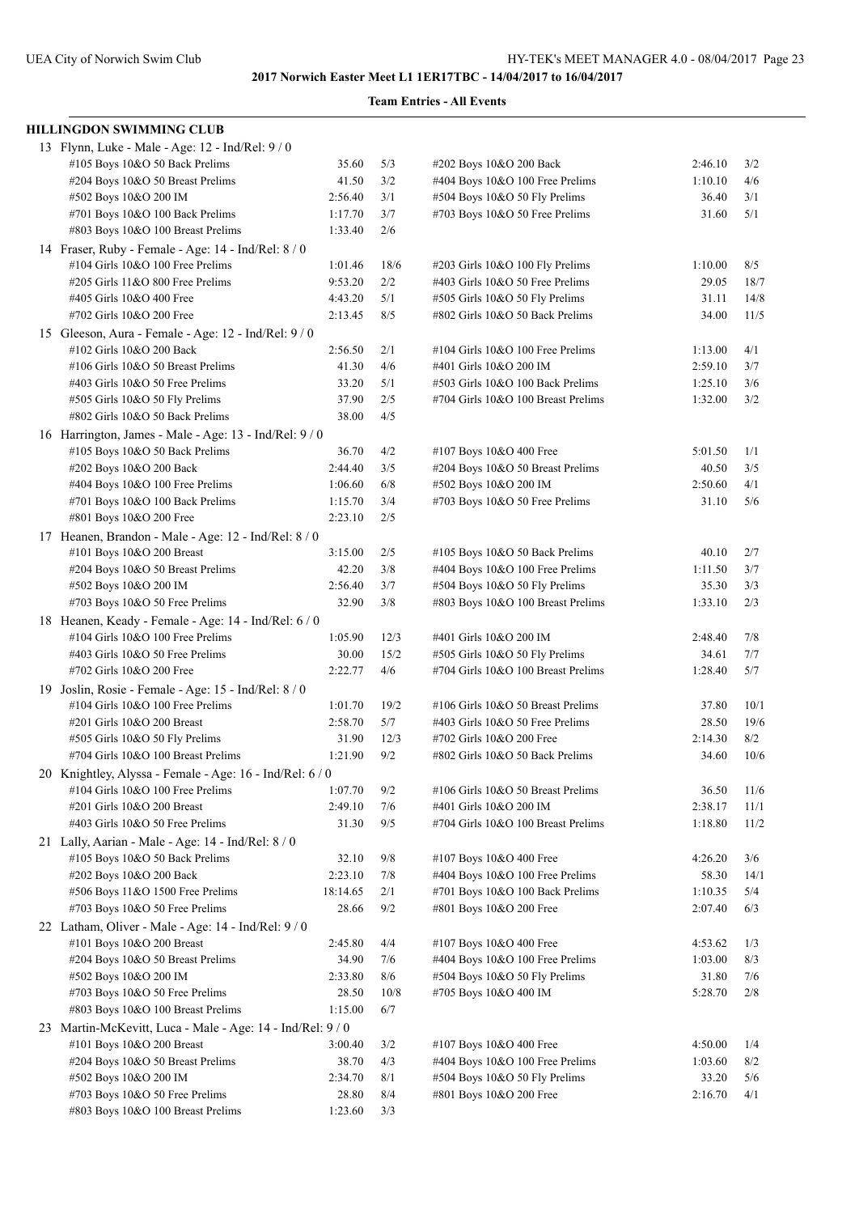**2017 Norwich Easter Meet L1 1ER17TBC - 14/04/2017 to 16/04/2017**

**Team Entries - All Events**

## HILLINGDON SWIMMING CLUB

**13 Flynn, Luke - Male - Age: 12 - Ind/Rel: 9 / 0**

| Event | Time | Heat/Lane | Event | Time | Heat/Lane |
|---|---|---|---|---|---|
| #105 Boys 10&O 50 Back Prelims | 35.60 | 5/3 | #202 Boys 10&O 200 Back | 2:46.10 | 3/2 |
| #204 Boys 10&O 50 Breast Prelims | 41.50 | 3/2 | #404 Boys 10&O 100 Free Prelims | 1:10.10 | 4/6 |
| #502 Boys 10&O 200 IM | 2:56.40 | 3/1 | #504 Boys 10&O 50 Fly Prelims | 36.40 | 3/1 |
| #701 Boys 10&O 100 Back Prelims | 1:17.70 | 3/7 | #703 Boys 10&O 50 Free Prelims | 31.60 | 5/1 |
| #803 Boys 10&O 100 Breast Prelims | 1:33.40 | 2/6 | | | |

**14 Fraser, Ruby - Female - Age: 14 - Ind/Rel: 8 / 0**

| Event | Time | Heat/Lane | Event | Time | Heat/Lane |
|---|---|---|---|---|---|
| #104 Girls 10&O 100 Free Prelims | 1:01.46 | 18/6 | #203 Girls 10&O 100 Fly Prelims | 1:10.00 | 8/5 |
| #205 Girls 11&O 800 Free Prelims | 9:53.20 | 2/2 | #403 Girls 10&O 50 Free Prelims | 29.05 | 18/7 |
| #405 Girls 10&O 400 Free | 4:43.20 | 5/1 | #505 Girls 10&O 50 Fly Prelims | 31.11 | 14/8 |
| #702 Girls 10&O 200 Free | 2:13.45 | 8/5 | #802 Girls 10&O 50 Back Prelims | 34.00 | 11/5 |

**15 Gleeson, Aura - Female - Age: 12 - Ind/Rel: 9 / 0**

| Event | Time | Heat/Lane | Event | Time | Heat/Lane |
|---|---|---|---|---|---|
| #102 Girls 10&O 200 Back | 2:56.50 | 2/1 | #104 Girls 10&O 100 Free Prelims | 1:13.00 | 4/1 |
| #106 Girls 10&O 50 Breast Prelims | 41.30 | 4/6 | #401 Girls 10&O 200 IM | 2:59.10 | 3/7 |
| #403 Girls 10&O 50 Free Prelims | 33.20 | 5/1 | #503 Girls 10&O 100 Back Prelims | 1:25.10 | 3/6 |
| #505 Girls 10&O 50 Fly Prelims | 37.90 | 2/5 | #704 Girls 10&O 100 Breast Prelims | 1:32.00 | 3/2 |
| #802 Girls 10&O 50 Back Prelims | 38.00 | 4/5 | | | |

**16 Harrington, James - Male - Age: 13 - Ind/Rel: 9 / 0**

| Event | Time | Heat/Lane | Event | Time | Heat/Lane |
|---|---|---|---|---|---|
| #105 Boys 10&O 50 Back Prelims | 36.70 | 4/2 | #107 Boys 10&O 400 Free | 5:01.50 | 1/1 |
| #202 Boys 10&O 200 Back | 2:44.40 | 3/5 | #204 Boys 10&O 50 Breast Prelims | 40.50 | 3/5 |
| #404 Boys 10&O 100 Free Prelims | 1:06.60 | 6/8 | #502 Boys 10&O 200 IM | 2:50.60 | 4/1 |
| #701 Boys 10&O 100 Back Prelims | 1:15.70 | 3/4 | #703 Boys 10&O 50 Free Prelims | 31.10 | 5/6 |
| #801 Boys 10&O 200 Free | 2:23.10 | 2/5 | | | |

**17 Heanen, Brandon - Male - Age: 12 - Ind/Rel: 8 / 0**

| Event | Time | Heat/Lane | Event | Time | Heat/Lane |
|---|---|---|---|---|---|
| #101 Boys 10&O 200 Breast | 3:15.00 | 2/5 | #105 Boys 10&O 50 Back Prelims | 40.10 | 2/7 |
| #204 Boys 10&O 50 Breast Prelims | 42.20 | 3/8 | #404 Boys 10&O 100 Free Prelims | 1:11.50 | 3/7 |
| #502 Boys 10&O 200 IM | 2:56.40 | 3/7 | #504 Boys 10&O 50 Fly Prelims | 35.30 | 3/3 |
| #703 Boys 10&O 50 Free Prelims | 32.90 | 3/8 | #803 Boys 10&O 100 Breast Prelims | 1:33.10 | 2/3 |

**18 Heanen, Keady - Female - Age: 14 - Ind/Rel: 6 / 0**

| Event | Time | Heat/Lane | Event | Time | Heat/Lane |
|---|---|---|---|---|---|
| #104 Girls 10&O 100 Free Prelims | 1:05.90 | 12/3 | #401 Girls 10&O 200 IM | 2:48.40 | 7/8 |
| #403 Girls 10&O 50 Free Prelims | 30.00 | 15/2 | #505 Girls 10&O 50 Fly Prelims | 34.61 | 7/7 |
| #702 Girls 10&O 200 Free | 2:22.77 | 4/6 | #704 Girls 10&O 100 Breast Prelims | 1:28.40 | 5/7 |

**19 Joslin, Rosie - Female - Age: 15 - Ind/Rel: 8 / 0**

| Event | Time | Heat/Lane | Event | Time | Heat/Lane |
|---|---|---|---|---|---|
| #104 Girls 10&O 100 Free Prelims | 1:01.70 | 19/2 | #106 Girls 10&O 50 Breast Prelims | 37.80 | 10/1 |
| #201 Girls 10&O 200 Breast | 2:58.70 | 5/7 | #403 Girls 10&O 50 Free Prelims | 28.50 | 19/6 |
| #505 Girls 10&O 50 Fly Prelims | 31.90 | 12/3 | #702 Girls 10&O 200 Free | 2:14.30 | 8/2 |
| #704 Girls 10&O 100 Breast Prelims | 1:21.90 | 9/2 | #802 Girls 10&O 50 Back Prelims | 34.60 | 10/6 |

**20 Knightley, Alyssa - Female - Age: 16 - Ind/Rel: 6 / 0**

| Event | Time | Heat/Lane | Event | Time | Heat/Lane |
|---|---|---|---|---|---|
| #104 Girls 10&O 100 Free Prelims | 1:07.70 | 9/2 | #106 Girls 10&O 50 Breast Prelims | 36.50 | 11/6 |
| #201 Girls 10&O 200 Breast | 2:49.10 | 7/6 | #401 Girls 10&O 200 IM | 2:38.17 | 11/1 |
| #403 Girls 10&O 50 Free Prelims | 31.30 | 9/5 | #704 Girls 10&O 100 Breast Prelims | 1:18.80 | 11/2 |

**21 Lally, Aarian - Male - Age: 14 - Ind/Rel: 8 / 0**

| Event | Time | Heat/Lane | Event | Time | Heat/Lane |
|---|---|---|---|---|---|
| #105 Boys 10&O 50 Back Prelims | 32.10 | 9/8 | #107 Boys 10&O 400 Free | 4:26.20 | 3/6 |
| #202 Boys 10&O 200 Back | 2:23.10 | 7/8 | #404 Boys 10&O 100 Free Prelims | 58.30 | 14/1 |
| #506 Boys 11&O 1500 Free Prelims | 18:14.65 | 2/1 | #701 Boys 10&O 100 Back Prelims | 1:10.35 | 5/4 |
| #703 Boys 10&O 50 Free Prelims | 28.66 | 9/2 | #801 Boys 10&O 200 Free | 2:07.40 | 6/3 |

**22 Latham, Oliver - Male - Age: 14 - Ind/Rel: 9 / 0**

| Event | Time | Heat/Lane | Event | Time | Heat/Lane |
|---|---|---|---|---|---|
| #101 Boys 10&O 200 Breast | 2:45.80 | 4/4 | #107 Boys 10&O 400 Free | 4:53.62 | 1/3 |
| #204 Boys 10&O 50 Breast Prelims | 34.90 | 7/6 | #404 Boys 10&O 100 Free Prelims | 1:03.00 | 8/3 |
| #502 Boys 10&O 200 IM | 2:33.80 | 8/6 | #504 Boys 10&O 50 Fly Prelims | 31.80 | 7/6 |
| #703 Boys 10&O 50 Free Prelims | 28.50 | 10/8 | #705 Boys 10&O 400 IM | 5:28.70 | 2/8 |
| #803 Boys 10&O 100 Breast Prelims | 1:15.00 | 6/7 | | | |

**23 Martin-McKevitt, Luca - Male - Age: 14 - Ind/Rel: 9 / 0**

| Event | Time | Heat/Lane | Event | Time | Heat/Lane |
|---|---|---|---|---|---|
| #101 Boys 10&O 200 Breast | 3:00.40 | 3/2 | #107 Boys 10&O 400 Free | 4:50.00 | 1/4 |
| #204 Boys 10&O 50 Breast Prelims | 38.70 | 4/3 | #404 Boys 10&O 100 Free Prelims | 1:03.60 | 8/2 |
| #502 Boys 10&O 200 IM | 2:34.70 | 8/1 | #504 Boys 10&O 50 Fly Prelims | 33.20 | 5/6 |
| #703 Boys 10&O 50 Free Prelims | 28.80 | 8/4 | #801 Boys 10&O 200 Free | 2:16.70 | 4/1 |
| #803 Boys 10&O 100 Breast Prelims | 1:23.60 | 3/3 | | | |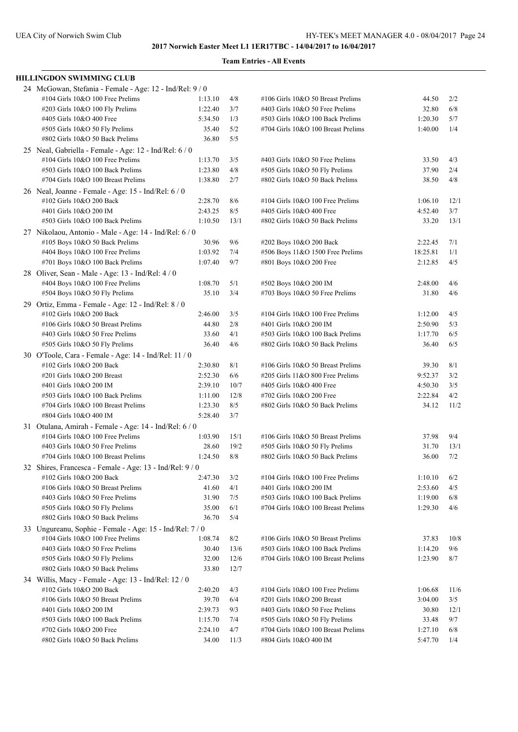**2017 Norwich Easter Meet L1 1ER17TBC - 14/04/2017 to 16/04/2017**

**Team Entries - All Events**

## HILLINGDON SWIMMING CLUB

**24 McGowan, Stefania - Female - Age: 12 - Ind/Rel: 9 / 0**

| Event | Time | Heat/Lane | Event | Time | Heat/Lane |
|---|---|---|---|---|---|
| #104 Girls 10&O 100 Free Prelims | 1:13.10 | 4/8 | #106 Girls 10&O 50 Breast Prelims | 44.50 | 2/2 |
| #203 Girls 10&O 100 Fly Prelims | 1:22.40 | 3/7 | #403 Girls 10&O 50 Free Prelims | 32.80 | 6/8 |
| #405 Girls 10&O 400 Free | 5:34.50 | 1/3 | #503 Girls 10&O 100 Back Prelims | 1:20.30 | 5/7 |
| #505 Girls 10&O 50 Fly Prelims | 35.40 | 5/2 | #704 Girls 10&O 100 Breast Prelims | 1:40.00 | 1/4 |
| #802 Girls 10&O 50 Back Prelims | 36.80 | 5/5 | | | |

**25 Neal, Gabriella - Female - Age: 12 - Ind/Rel: 6 / 0**

| Event | Time | Heat/Lane | Event | Time | Heat/Lane |
|---|---|---|---|---|---|
| #104 Girls 10&O 100 Free Prelims | 1:13.70 | 3/5 | #403 Girls 10&O 50 Free Prelims | 33.50 | 4/3 |
| #503 Girls 10&O 100 Back Prelims | 1:23.80 | 4/8 | #505 Girls 10&O 50 Fly Prelims | 37.90 | 2/4 |
| #704 Girls 10&O 100 Breast Prelims | 1:38.80 | 2/7 | #802 Girls 10&O 50 Back Prelims | 38.50 | 4/8 |

**26 Neal, Joanne - Female - Age: 15 - Ind/Rel: 6 / 0**

| Event | Time | Heat/Lane | Event | Time | Heat/Lane |
|---|---|---|---|---|---|
| #102 Girls 10&O 200 Back | 2:28.70 | 8/6 | #104 Girls 10&O 100 Free Prelims | 1:06.10 | 12/1 |
| #401 Girls 10&O 200 IM | 2:43.25 | 8/5 | #405 Girls 10&O 400 Free | 4:52.40 | 3/7 |
| #503 Girls 10&O 100 Back Prelims | 1:10.50 | 13/1 | #802 Girls 10&O 50 Back Prelims | 33.20 | 13/1 |

**27 Nikolaou, Antonio - Male - Age: 14 - Ind/Rel: 6 / 0**

| Event | Time | Heat/Lane | Event | Time | Heat/Lane |
|---|---|---|---|---|---|
| #105 Boys 10&O 50 Back Prelims | 30.96 | 9/6 | #202 Boys 10&O 200 Back | 2:22.45 | 7/1 |
| #404 Boys 10&O 100 Free Prelims | 1:03.92 | 7/4 | #506 Boys 11&O 1500 Free Prelims | 18:25.81 | 1/1 |
| #701 Boys 10&O 100 Back Prelims | 1:07.40 | 9/7 | #801 Boys 10&O 200 Free | 2:12.85 | 4/5 |

**28 Oliver, Sean - Male - Age: 13 - Ind/Rel: 4 / 0**

| Event | Time | Heat/Lane | Event | Time | Heat/Lane |
|---|---|---|---|---|---|
| #404 Boys 10&O 100 Free Prelims | 1:08.70 | 5/1 | #502 Boys 10&O 200 IM | 2:48.00 | 4/6 |
| #504 Boys 10&O 50 Fly Prelims | 35.10 | 3/4 | #703 Boys 10&O 50 Free Prelims | 31.80 | 4/6 |

**29 Ortiz, Emma - Female - Age: 12 - Ind/Rel: 8 / 0**

| Event | Time | Heat/Lane | Event | Time | Heat/Lane |
|---|---|---|---|---|---|
| #102 Girls 10&O 200 Back | 2:46.00 | 3/5 | #104 Girls 10&O 100 Free Prelims | 1:12.00 | 4/5 |
| #106 Girls 10&O 50 Breast Prelims | 44.80 | 2/8 | #401 Girls 10&O 200 IM | 2:50.90 | 5/3 |
| #403 Girls 10&O 50 Free Prelims | 33.60 | 4/1 | #503 Girls 10&O 100 Back Prelims | 1:17.70 | 6/5 |
| #505 Girls 10&O 50 Fly Prelims | 36.40 | 4/6 | #802 Girls 10&O 50 Back Prelims | 36.40 | 6/5 |

**30 O'Toole, Cara - Female - Age: 14 - Ind/Rel: 11 / 0**

| Event | Time | Heat/Lane | Event | Time | Heat/Lane |
|---|---|---|---|---|---|
| #102 Girls 10&O 200 Back | 2:30.80 | 8/1 | #106 Girls 10&O 50 Breast Prelims | 39.30 | 8/1 |
| #201 Girls 10&O 200 Breast | 2:52.30 | 6/6 | #205 Girls 11&O 800 Free Prelims | 9:52.37 | 3/2 |
| #401 Girls 10&O 200 IM | 2:39.10 | 10/7 | #405 Girls 10&O 400 Free | 4:50.30 | 3/5 |
| #503 Girls 10&O 100 Back Prelims | 1:11.00 | 12/8 | #702 Girls 10&O 200 Free | 2:22.84 | 4/2 |
| #704 Girls 10&O 100 Breast Prelims | 1:23.30 | 8/5 | #802 Girls 10&O 50 Back Prelims | 34.12 | 11/2 |
| #804 Girls 10&O 400 IM | 5:28.40 | 3/7 | | | |

**31 Otulana, Amirah - Female - Age: 14 - Ind/Rel: 6 / 0**

| Event | Time | Heat/Lane | Event | Time | Heat/Lane |
|---|---|---|---|---|---|
| #104 Girls 10&O 100 Free Prelims | 1:03.90 | 15/1 | #106 Girls 10&O 50 Breast Prelims | 37.98 | 9/4 |
| #403 Girls 10&O 50 Free Prelims | 28.60 | 19/2 | #505 Girls 10&O 50 Fly Prelims | 31.70 | 13/1 |
| #704 Girls 10&O 100 Breast Prelims | 1:24.50 | 8/8 | #802 Girls 10&O 50 Back Prelims | 36.00 | 7/2 |

**32 Shires, Francesca - Female - Age: 13 - Ind/Rel: 9 / 0**

| Event | Time | Heat/Lane | Event | Time | Heat/Lane |
|---|---|---|---|---|---|
| #102 Girls 10&O 200 Back | 2:47.30 | 3/2 | #104 Girls 10&O 100 Free Prelims | 1:10.10 | 6/2 |
| #106 Girls 10&O 50 Breast Prelims | 41.60 | 4/1 | #401 Girls 10&O 200 IM | 2:53.60 | 4/5 |
| #403 Girls 10&O 50 Free Prelims | 31.90 | 7/5 | #503 Girls 10&O 100 Back Prelims | 1:19.00 | 6/8 |
| #505 Girls 10&O 50 Fly Prelims | 35.00 | 6/1 | #704 Girls 10&O 100 Breast Prelims | 1:29.30 | 4/6 |
| #802 Girls 10&O 50 Back Prelims | 36.70 | 5/4 | | | |

**33 Ungureanu, Sophie - Female - Age: 15 - Ind/Rel: 7 / 0**

| Event | Time | Heat/Lane | Event | Time | Heat/Lane |
|---|---|---|---|---|---|
| #104 Girls 10&O 100 Free Prelims | 1:08.74 | 8/2 | #106 Girls 10&O 50 Breast Prelims | 37.83 | 10/8 |
| #403 Girls 10&O 50 Free Prelims | 30.40 | 13/6 | #503 Girls 10&O 100 Back Prelims | 1:14.20 | 9/6 |
| #505 Girls 10&O 50 Fly Prelims | 32.00 | 12/6 | #704 Girls 10&O 100 Breast Prelims | 1:23.90 | 8/7 |
| #802 Girls 10&O 50 Back Prelims | 33.80 | 12/7 | | | |

**34 Willis, Macy - Female - Age: 13 - Ind/Rel: 12 / 0**

| Event | Time | Heat/Lane | Event | Time | Heat/Lane |
|---|---|---|---|---|---|
| #102 Girls 10&O 200 Back | 2:40.20 | 4/3 | #104 Girls 10&O 100 Free Prelims | 1:06.68 | 11/6 |
| #106 Girls 10&O 50 Breast Prelims | 39.70 | 6/4 | #201 Girls 10&O 200 Breast | 3:04.00 | 3/5 |
| #401 Girls 10&O 200 IM | 2:39.73 | 9/3 | #403 Girls 10&O 50 Free Prelims | 30.80 | 12/1 |
| #503 Girls 10&O 100 Back Prelims | 1:15.70 | 7/4 | #505 Girls 10&O 50 Fly Prelims | 33.48 | 9/7 |
| #702 Girls 10&O 200 Free | 2:24.10 | 4/7 | #704 Girls 10&O 100 Breast Prelims | 1:27.10 | 6/8 |
| #802 Girls 10&O 50 Back Prelims | 34.00 | 11/3 | #804 Girls 10&O 400 IM | 5:47.70 | 1/4 |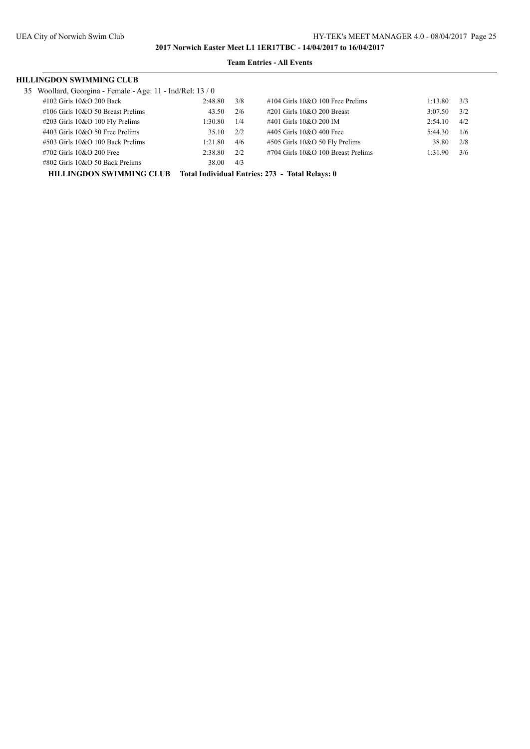**Team Entries - All Events**

**HILLINGDON SWIMMING CLUB**

35 Woollard, Georgina - Female - Age: 11 - Ind/Rel: 13 / 0

| Event | Time | Heat/Lane | Event | Time | Heat/Lane |
|---|---|---|---|---|---|
| #102 Girls 10&O 200 Back | 2:48.80 | 3/8 | #104 Girls 10&O 100 Free Prelims | 1:13.80 | 3/3 |
| #106 Girls 10&O 50 Breast Prelims | 43.50 | 2/6 | #201 Girls 10&O 200 Breast | 3:07.50 | 3/2 |
| #203 Girls 10&O 100 Fly Prelims | 1:30.80 | 1/4 | #401 Girls 10&O 200 IM | 2:54.10 | 4/2 |
| #403 Girls 10&O 50 Free Prelims | 35.10 | 2/2 | #405 Girls 10&O 400 Free | 5:44.30 | 1/6 |
| #503 Girls 10&O 100 Back Prelims | 1:21.80 | 4/6 | #505 Girls 10&O 50 Fly Prelims | 38.80 | 2/8 |
| #702 Girls 10&O 200 Free | 2:38.80 | 2/2 | #704 Girls 10&O 100 Breast Prelims | 1:31.90 | 3/6 |
| #802 Girls 10&O 50 Back Prelims | 38.00 | 4/3 | | | |

**HILLINGDON SWIMMING CLUB Total Individual Entries: 273 - Total Relays: 0**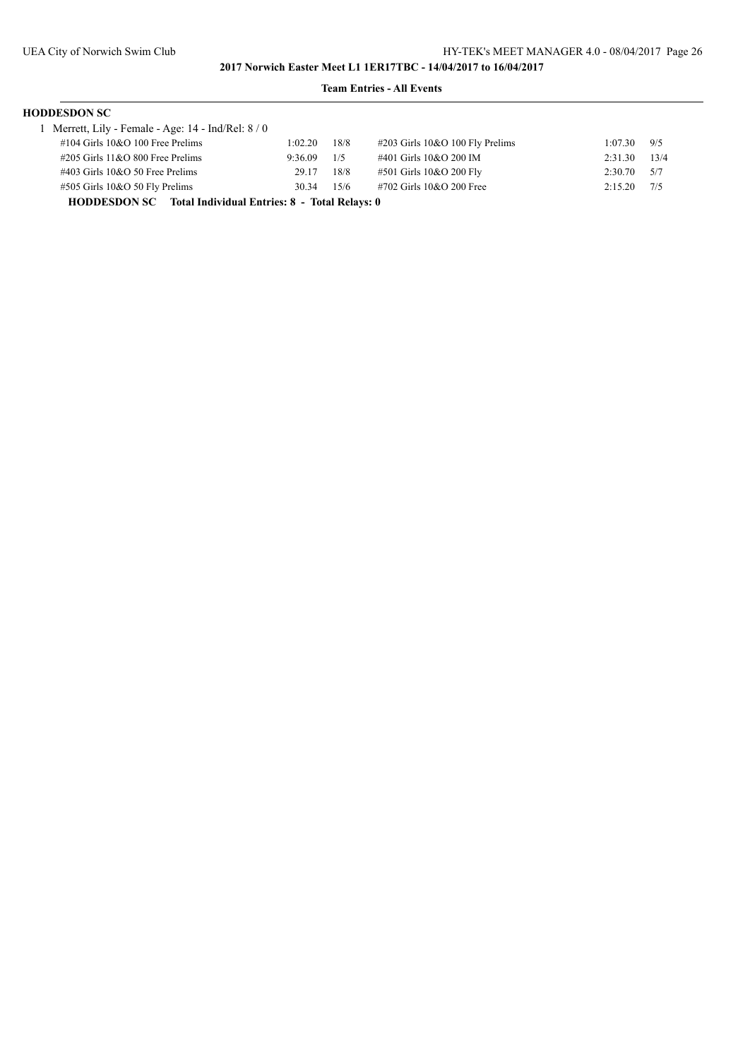**2017 Norwich Easter Meet L1 1ER17TBC - 14/04/2017 to 16/04/2017**

**Team Entries - All Events**

**HODDESDON SC**

1 Merrett, Lily - Female - Age: 14 - Ind/Rel: 8 / 0

| Event | Time | Heat/Lane | Event | Time | Heat/Lane |
|---|---|---|---|---|---|
| #104 Girls 10&O 100 Free Prelims | 1:02.20 | 18/8 | #203 Girls 10&O 100 Fly Prelims | 1:07.30 | 9/5 |
| #205 Girls 11&O 800 Free Prelims | 9:36.09 | 1/5 | #401 Girls 10&O 200 IM | 2:31.30 | 13/4 |
| #403 Girls 10&O 50 Free Prelims | 29.17 | 18/8 | #501 Girls 10&O 200 Fly | 2:30.70 | 5/7 |
| #505 Girls 10&O 50 Fly Prelims | 30.34 | 15/6 | #702 Girls 10&O 200 Free | 2:15.20 | 7/5 |

**HODDESDON SC Total Individual Entries: 8 - Total Relays: 0**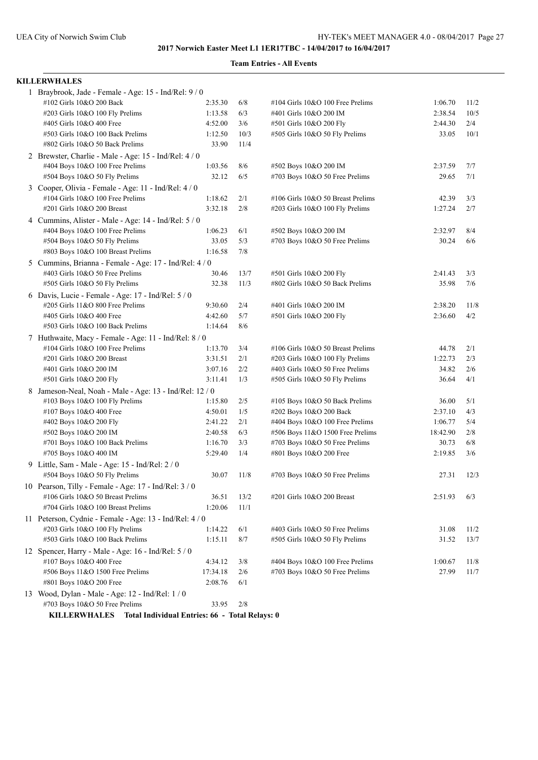**2017 Norwich Easter Meet L1 1ER17TBC - 14/04/2017 to 16/04/2017**

**Team Entries - All Events**

## KILLERWHALES

1 Braybrook, Jade - Female - Age: 15 - Ind/Rel: 9 / 0

| Event | Time | Heat/Lane | Event | Time | Heat/Lane |
|---|---|---|---|---|---|
| #102 Girls 10&O 200 Back | 2:35.30 | 6/8 | #104 Girls 10&O 100 Free Prelims | 1:06.70 | 11/2 |
| #203 Girls 10&O 100 Fly Prelims | 1:13.58 | 6/3 | #401 Girls 10&O 200 IM | 2:38.54 | 10/5 |
| #405 Girls 10&O 400 Free | 4:52.00 | 3/6 | #501 Girls 10&O 200 Fly | 2:44.30 | 2/4 |
| #503 Girls 10&O 100 Back Prelims | 1:12.50 | 10/3 | #505 Girls 10&O 50 Fly Prelims | 33.05 | 10/1 |
| #802 Girls 10&O 50 Back Prelims | 33.90 | 11/4 | | | |

2 Brewster, Charlie - Male - Age: 15 - Ind/Rel: 4 / 0

| Event | Time | Heat/Lane | Event | Time | Heat/Lane |
|---|---|---|---|---|---|
| #404 Boys 10&O 100 Free Prelims | 1:03.56 | 8/6 | #502 Boys 10&O 200 IM | 2:37.59 | 7/7 |
| #504 Boys 10&O 50 Fly Prelims | 32.12 | 6/5 | #703 Boys 10&O 50 Free Prelims | 29.65 | 7/1 |

3 Cooper, Olivia - Female - Age: 11 - Ind/Rel: 4 / 0

| Event | Time | Heat/Lane | Event | Time | Heat/Lane |
|---|---|---|---|---|---|
| #104 Girls 10&O 100 Free Prelims | 1:18.62 | 2/1 | #106 Girls 10&O 50 Breast Prelims | 42.39 | 3/3 |
| #201 Girls 10&O 200 Breast | 3:32.18 | 2/8 | #203 Girls 10&O 100 Fly Prelims | 1:27.24 | 2/7 |

4 Cummins, Alister - Male - Age: 14 - Ind/Rel: 5 / 0

| Event | Time | Heat/Lane | Event | Time | Heat/Lane |
|---|---|---|---|---|---|
| #404 Boys 10&O 100 Free Prelims | 1:06.23 | 6/1 | #502 Boys 10&O 200 IM | 2:32.97 | 8/4 |
| #504 Boys 10&O 50 Fly Prelims | 33.05 | 5/3 | #703 Boys 10&O 50 Free Prelims | 30.24 | 6/6 |
| #803 Boys 10&O 100 Breast Prelims | 1:16.58 | 7/8 | | | |

5 Cummins, Brianna - Female - Age: 17 - Ind/Rel: 4 / 0

| Event | Time | Heat/Lane | Event | Time | Heat/Lane |
|---|---|---|---|---|---|
| #403 Girls 10&O 50 Free Prelims | 30.46 | 13/7 | #501 Girls 10&O 200 Fly | 2:41.43 | 3/3 |
| #505 Girls 10&O 50 Fly Prelims | 32.38 | 11/3 | #802 Girls 10&O 50 Back Prelims | 35.98 | 7/6 |

6 Davis, Lucie - Female - Age: 17 - Ind/Rel: 5 / 0

| Event | Time | Heat/Lane | Event | Time | Heat/Lane |
|---|---|---|---|---|---|
| #205 Girls 11&O 800 Free Prelims | 9:30.60 | 2/4 | #401 Girls 10&O 200 IM | 2:38.20 | 11/8 |
| #405 Girls 10&O 400 Free | 4:42.60 | 5/7 | #501 Girls 10&O 200 Fly | 2:36.60 | 4/2 |
| #503 Girls 10&O 100 Back Prelims | 1:14.64 | 8/6 | | | |

7 Huthwaite, Macy - Female - Age: 11 - Ind/Rel: 8 / 0

| Event | Time | Heat/Lane | Event | Time | Heat/Lane |
|---|---|---|---|---|---|
| #104 Girls 10&O 100 Free Prelims | 1:13.70 | 3/4 | #106 Girls 10&O 50 Breast Prelims | 44.78 | 2/1 |
| #201 Girls 10&O 200 Breast | 3:31.51 | 2/1 | #203 Girls 10&O 100 Fly Prelims | 1:22.73 | 2/3 |
| #401 Girls 10&O 200 IM | 3:07.16 | 2/2 | #403 Girls 10&O 50 Free Prelims | 34.82 | 2/6 |
| #501 Girls 10&O 200 Fly | 3:11.41 | 1/3 | #505 Girls 10&O 50 Fly Prelims | 36.64 | 4/1 |

8 Jameson-Neal, Noah - Male - Age: 13 - Ind/Rel: 12 / 0

| Event | Time | Heat/Lane | Event | Time | Heat/Lane |
|---|---|---|---|---|---|
| #103 Boys 10&O 100 Fly Prelims | 1:15.80 | 2/5 | #105 Boys 10&O 50 Back Prelims | 36.00 | 5/1 |
| #107 Boys 10&O 400 Free | 4:50.01 | 1/5 | #202 Boys 10&O 200 Back | 2:37.10 | 4/3 |
| #402 Boys 10&O 200 Fly | 2:41.22 | 2/1 | #404 Boys 10&O 100 Free Prelims | 1:06.77 | 5/4 |
| #502 Boys 10&O 200 IM | 2:40.58 | 6/3 | #506 Boys 11&O 1500 Free Prelims | 18:42.90 | 2/8 |
| #701 Boys 10&O 100 Back Prelims | 1:16.70 | 3/3 | #703 Boys 10&O 50 Free Prelims | 30.73 | 6/8 |
| #705 Boys 10&O 400 IM | 5:29.40 | 1/4 | #801 Boys 10&O 200 Free | 2:19.85 | 3/6 |

9 Little, Sam - Male - Age: 15 - Ind/Rel: 2 / 0

| Event | Time | Heat/Lane | Event | Time | Heat/Lane |
|---|---|---|---|---|---|
| #504 Boys 10&O 50 Fly Prelims | 30.07 | 11/8 | #703 Boys 10&O 50 Free Prelims | 27.31 | 12/3 |

10 Pearson, Tilly - Female - Age: 17 - Ind/Rel: 3 / 0

| Event | Time | Heat/Lane | Event | Time | Heat/Lane |
|---|---|---|---|---|---|
| #106 Girls 10&O 50 Breast Prelims | 36.51 | 13/2 | #201 Girls 10&O 200 Breast | 2:51.93 | 6/3 |
| #704 Girls 10&O 100 Breast Prelims | 1:20.06 | 11/1 | | | |

11 Peterson, Cydnie - Female - Age: 13 - Ind/Rel: 4 / 0

| Event | Time | Heat/Lane | Event | Time | Heat/Lane |
|---|---|---|---|---|---|
| #203 Girls 10&O 100 Fly Prelims | 1:14.22 | 6/1 | #403 Girls 10&O 50 Free Prelims | 31.08 | 11/2 |
| #503 Girls 10&O 100 Back Prelims | 1:15.11 | 8/7 | #505 Girls 10&O 50 Fly Prelims | 31.52 | 13/7 |

12 Spencer, Harry - Male - Age: 16 - Ind/Rel: 5 / 0

| Event | Time | Heat/Lane | Event | Time | Heat/Lane |
|---|---|---|---|---|---|
| #107 Boys 10&O 400 Free | 4:34.12 | 3/8 | #404 Boys 10&O 100 Free Prelims | 1:00.67 | 11/8 |
| #506 Boys 11&O 1500 Free Prelims | 17:34.18 | 2/6 | #703 Boys 10&O 50 Free Prelims | 27.99 | 11/7 |
| #801 Boys 10&O 200 Free | 2:08.76 | 6/1 | | | |

13 Wood, Dylan - Male - Age: 12 - Ind/Rel: 1 / 0

| Event | Time | Heat/Lane |
|---|---|---|
| #703 Boys 10&O 50 Free Prelims | 33.95 | 2/8 |

**KILLERWHALES Total Individual Entries: 66 - Total Relays: 0**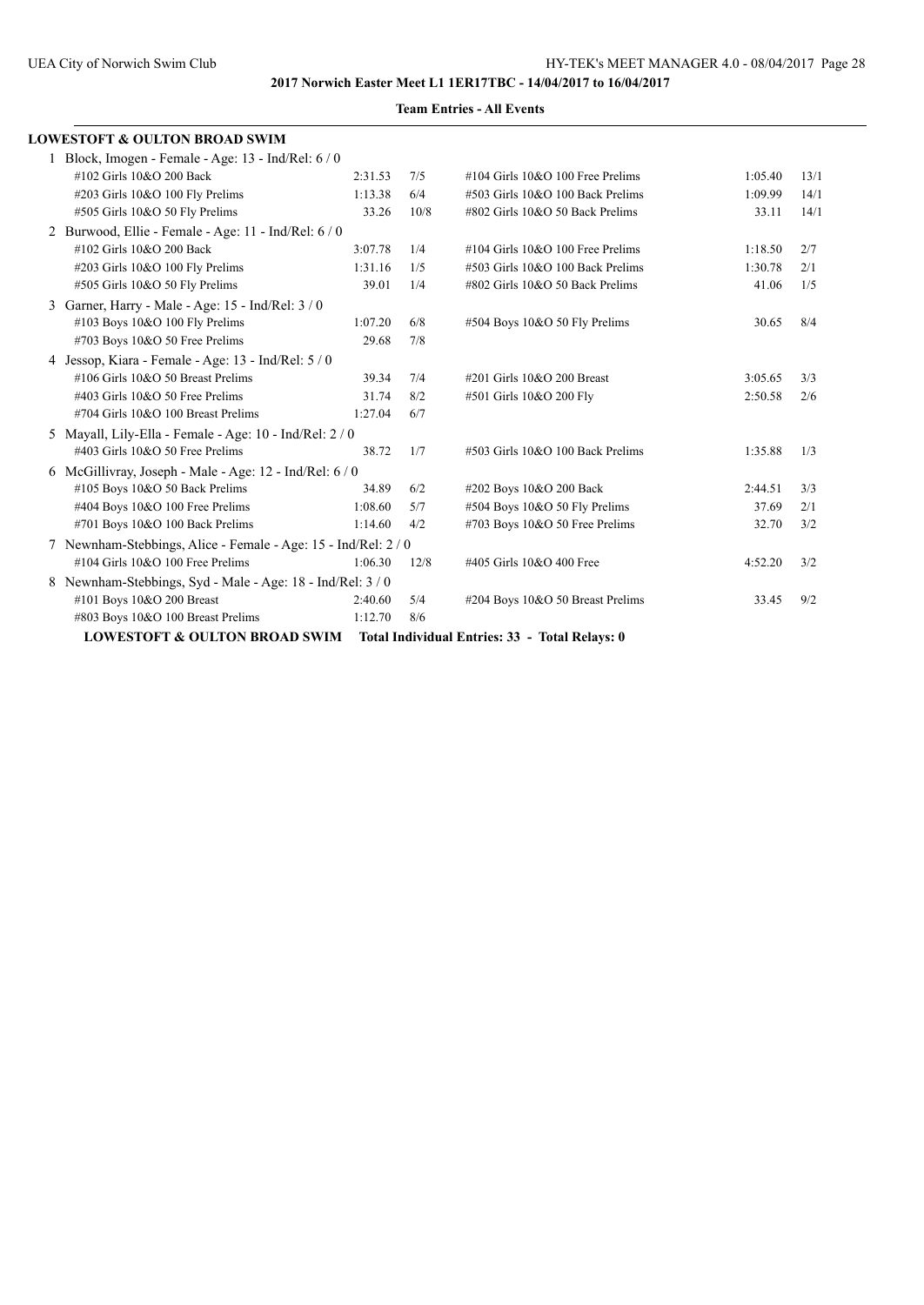**2017 Norwich Easter Meet L1 1ER17TBC - 14/04/2017 to 16/04/2017**

**Team Entries - All Events**

## LOWESTOFT & OULTON BROAD SWIM

1 Block, Imogen - Female - Age: 13 - Ind/Rel: 6 / 0

| Event | Time | Heat/Lane | Event | Time | Heat/Lane |
|---|---|---|---|---|---|
| #102 Girls 10&O 200 Back | 2:31.53 | 7/5 | #104 Girls 10&O 100 Free Prelims | 1:05.40 | 13/1 |
| #203 Girls 10&O 100 Fly Prelims | 1:13.38 | 6/4 | #503 Girls 10&O 100 Back Prelims | 1:09.99 | 14/1 |
| #505 Girls 10&O 50 Fly Prelims | 33.26 | 10/8 | #802 Girls 10&O 50 Back Prelims | 33.11 | 14/1 |

2 Burwood, Ellie - Female - Age: 11 - Ind/Rel: 6 / 0

| Event | Time | Heat/Lane | Event | Time | Heat/Lane |
|---|---|---|---|---|---|
| #102 Girls 10&O 200 Back | 3:07.78 | 1/4 | #104 Girls 10&O 100 Free Prelims | 1:18.50 | 2/7 |
| #203 Girls 10&O 100 Fly Prelims | 1:31.16 | 1/5 | #503 Girls 10&O 100 Back Prelims | 1:30.78 | 2/1 |
| #505 Girls 10&O 50 Fly Prelims | 39.01 | 1/4 | #802 Girls 10&O 50 Back Prelims | 41.06 | 1/5 |

3 Garner, Harry - Male - Age: 15 - Ind/Rel: 3 / 0

| Event | Time | Heat/Lane | Event | Time | Heat/Lane |
|---|---|---|---|---|---|
| #103 Boys 10&O 100 Fly Prelims | 1:07.20 | 6/8 | #504 Boys 10&O 50 Fly Prelims | 30.65 | 8/4 |
| #703 Boys 10&O 50 Free Prelims | 29.68 | 7/8 | | | |

4 Jessop, Kiara - Female - Age: 13 - Ind/Rel: 5 / 0

| Event | Time | Heat/Lane | Event | Time | Heat/Lane |
|---|---|---|---|---|---|
| #106 Girls 10&O 50 Breast Prelims | 39.34 | 7/4 | #201 Girls 10&O 200 Breast | 3:05.65 | 3/3 |
| #403 Girls 10&O 50 Free Prelims | 31.74 | 8/2 | #501 Girls 10&O 200 Fly | 2:50.58 | 2/6 |
| #704 Girls 10&O 100 Breast Prelims | 1:27.04 | 6/7 | | | |

5 Mayall, Lily-Ella - Female - Age: 10 - Ind/Rel: 2 / 0

| Event | Time | Heat/Lane | Event | Time | Heat/Lane |
|---|---|---|---|---|---|
| #403 Girls 10&O 50 Free Prelims | 38.72 | 1/7 | #503 Girls 10&O 100 Back Prelims | 1:35.88 | 1/3 |

6 McGillivray, Joseph - Male - Age: 12 - Ind/Rel: 6 / 0

| Event | Time | Heat/Lane | Event | Time | Heat/Lane |
|---|---|---|---|---|---|
| #105 Boys 10&O 50 Back Prelims | 34.89 | 6/2 | #202 Boys 10&O 200 Back | 2:44.51 | 3/3 |
| #404 Boys 10&O 100 Free Prelims | 1:08.60 | 5/7 | #504 Boys 10&O 50 Fly Prelims | 37.69 | 2/1 |
| #701 Boys 10&O 100 Back Prelims | 1:14.60 | 4/2 | #703 Boys 10&O 50 Free Prelims | 32.70 | 3/2 |

7 Newnham-Stebbings, Alice - Female - Age: 15 - Ind/Rel: 2 / 0

| Event | Time | Heat/Lane | Event | Time | Heat/Lane |
|---|---|---|---|---|---|
| #104 Girls 10&O 100 Free Prelims | 1:06.30 | 12/8 | #405 Girls 10&O 400 Free | 4:52.20 | 3/2 |

8 Newnham-Stebbings, Syd - Male - Age: 18 - Ind/Rel: 3 / 0

| Event | Time | Heat/Lane | Event | Time | Heat/Lane |
|---|---|---|---|---|---|
| #101 Boys 10&O 200 Breast | 2:40.60 | 5/4 | #204 Boys 10&O 50 Breast Prelims | 33.45 | 9/2 |
| #803 Boys 10&O 100 Breast Prelims | 1:12.70 | 8/6 | | | |

**LOWESTOFT & OULTON BROAD SWIM    Total Individual Entries: 33 - Total Relays: 0**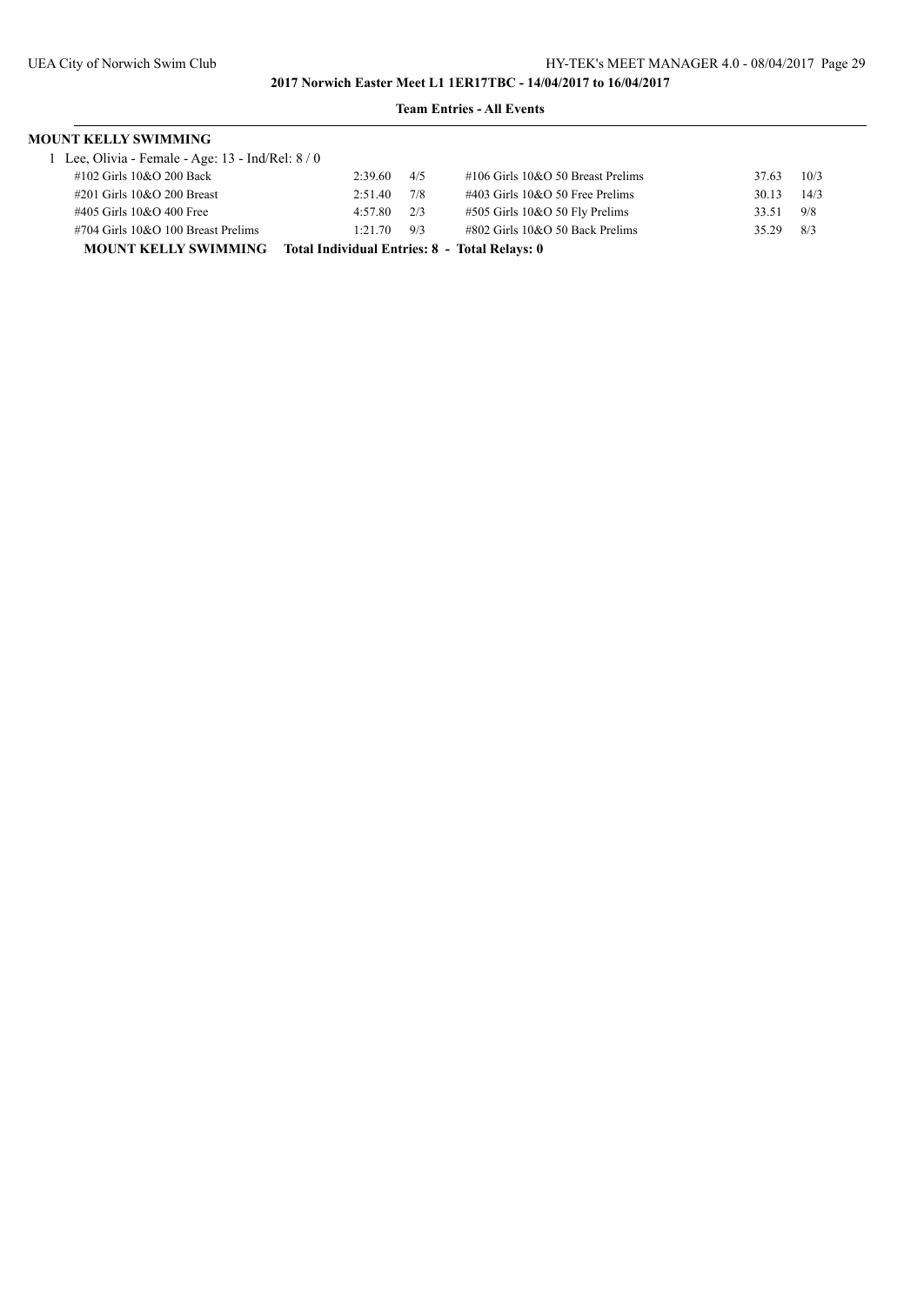**2017 Norwich Easter Meet L1 1ER17TBC - 14/04/2017 to 16/04/2017**

**Team Entries - All Events**

**MOUNT KELLY SWIMMING**

1 Lee, Olivia - Female - Age: 13 - Ind/Rel: 8 / 0

| Event | Time | Rank | Event | Time | Rank |
|---|---|---|---|---|---|
| #102 Girls 10&O 200 Back | 2:39.60 | 4/5 | #106 Girls 10&O 50 Breast Prelims | 37.63 | 10/3 |
| #201 Girls 10&O 200 Breast | 2:51.40 | 7/8 | #403 Girls 10&O 50 Free Prelims | 30.13 | 14/3 |
| #405 Girls 10&O 400 Free | 4:57.80 | 2/3 | #505 Girls 10&O 50 Fly Prelims | 33.51 | 9/8 |
| #704 Girls 10&O 100 Breast Prelims | 1:21.70 | 9/3 | #802 Girls 10&O 50 Back Prelims | 35.29 | 8/3 |

**MOUNT KELLY SWIMMING Total Individual Entries: 8 - Total Relays: 0**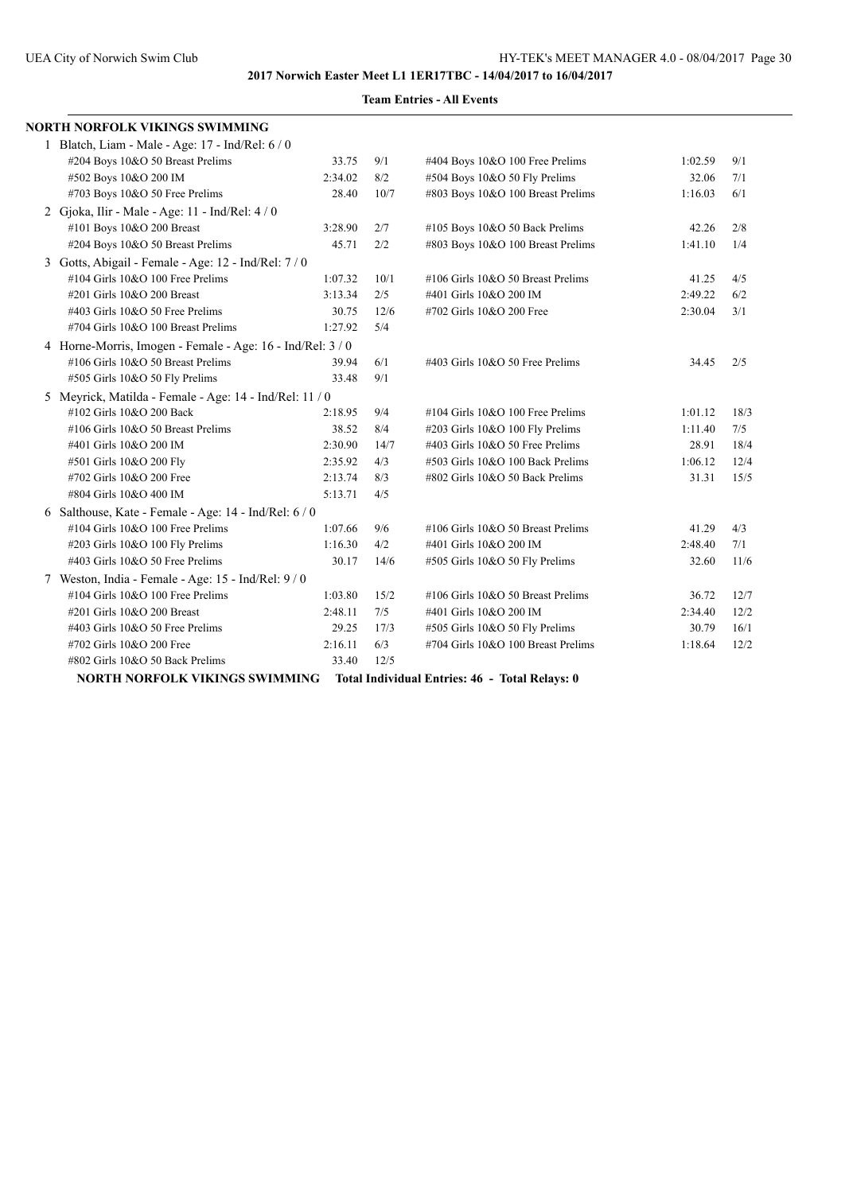**2017 Norwich Easter Meet L1 1ER17TBC - 14/04/2017 to 16/04/2017**

**Team Entries - All Events**

## NORTH NORFOLK VIKINGS SWIMMING

1 Blatch, Liam - Male - Age: 17 - Ind/Rel: 6 / 0

| Event | Time | Heat/Lane | Event | Time | Heat/Lane |
|---|---|---|---|---|---|
| #204 Boys 10&O 50 Breast Prelims | 33.75 | 9/1 | #404 Boys 10&O 100 Free Prelims | 1:02.59 | 9/1 |
| #502 Boys 10&O 200 IM | 2:34.02 | 8/2 | #504 Boys 10&O 50 Fly Prelims | 32.06 | 7/1 |
| #703 Boys 10&O 50 Free Prelims | 28.40 | 10/7 | #803 Boys 10&O 100 Breast Prelims | 1:16.03 | 6/1 |

2 Gjoka, Ilir - Male - Age: 11 - Ind/Rel: 4 / 0

| Event | Time | Heat/Lane | Event | Time | Heat/Lane |
|---|---|---|---|---|---|
| #101 Boys 10&O 200 Breast | 3:28.90 | 2/7 | #105 Boys 10&O 50 Back Prelims | 42.26 | 2/8 |
| #204 Boys 10&O 50 Breast Prelims | 45.71 | 2/2 | #803 Boys 10&O 100 Breast Prelims | 1:41.10 | 1/4 |

3 Gotts, Abigail - Female - Age: 12 - Ind/Rel: 7 / 0

| Event | Time | Heat/Lane | Event | Time | Heat/Lane |
|---|---|---|---|---|---|
| #104 Girls 10&O 100 Free Prelims | 1:07.32 | 10/1 | #106 Girls 10&O 50 Breast Prelims | 41.25 | 4/5 |
| #201 Girls 10&O 200 Breast | 3:13.34 | 2/5 | #401 Girls 10&O 200 IM | 2:49.22 | 6/2 |
| #403 Girls 10&O 50 Free Prelims | 30.75 | 12/6 | #702 Girls 10&O 200 Free | 2:30.04 | 3/1 |
| #704 Girls 10&O 100 Breast Prelims | 1:27.92 | 5/4 | | | |

4 Horne-Morris, Imogen - Female - Age: 16 - Ind/Rel: 3 / 0

| Event | Time | Heat/Lane | Event | Time | Heat/Lane |
|---|---|---|---|---|---|
| #106 Girls 10&O 50 Breast Prelims | 39.94 | 6/1 | #403 Girls 10&O 50 Free Prelims | 34.45 | 2/5 |
| #505 Girls 10&O 50 Fly Prelims | 33.48 | 9/1 | | | |

5 Meyrick, Matilda - Female - Age: 14 - Ind/Rel: 11 / 0

| Event | Time | Heat/Lane | Event | Time | Heat/Lane |
|---|---|---|---|---|---|
| #102 Girls 10&O 200 Back | 2:18.95 | 9/4 | #104 Girls 10&O 100 Free Prelims | 1:01.12 | 18/3 |
| #106 Girls 10&O 50 Breast Prelims | 38.52 | 8/4 | #203 Girls 10&O 100 Fly Prelims | 1:11.40 | 7/5 |
| #401 Girls 10&O 200 IM | 2:30.90 | 14/7 | #403 Girls 10&O 50 Free Prelims | 28.91 | 18/4 |
| #501 Girls 10&O 200 Fly | 2:35.92 | 4/3 | #503 Girls 10&O 100 Back Prelims | 1:06.12 | 12/4 |
| #702 Girls 10&O 200 Free | 2:13.74 | 8/3 | #802 Girls 10&O 50 Back Prelims | 31.31 | 15/5 |
| #804 Girls 10&O 400 IM | 5:13.71 | 4/5 | | | |

6 Salthouse, Kate - Female - Age: 14 - Ind/Rel: 6 / 0

| Event | Time | Heat/Lane | Event | Time | Heat/Lane |
|---|---|---|---|---|---|
| #104 Girls 10&O 100 Free Prelims | 1:07.66 | 9/6 | #106 Girls 10&O 50 Breast Prelims | 41.29 | 4/3 |
| #203 Girls 10&O 100 Fly Prelims | 1:16.30 | 4/2 | #401 Girls 10&O 200 IM | 2:48.40 | 7/1 |
| #403 Girls 10&O 50 Free Prelims | 30.17 | 14/6 | #505 Girls 10&O 50 Fly Prelims | 32.60 | 11/6 |

7 Weston, India - Female - Age: 15 - Ind/Rel: 9 / 0

| Event | Time | Heat/Lane | Event | Time | Heat/Lane |
|---|---|---|---|---|---|
| #104 Girls 10&O 100 Free Prelims | 1:03.80 | 15/2 | #106 Girls 10&O 50 Breast Prelims | 36.72 | 12/7 |
| #201 Girls 10&O 200 Breast | 2:48.11 | 7/5 | #401 Girls 10&O 200 IM | 2:34.40 | 12/2 |
| #403 Girls 10&O 50 Free Prelims | 29.25 | 17/3 | #505 Girls 10&O 50 Fly Prelims | 30.79 | 16/1 |
| #702 Girls 10&O 200 Free | 2:16.11 | 6/3 | #704 Girls 10&O 100 Breast Prelims | 1:18.64 | 12/2 |
| #802 Girls 10&O 50 Back Prelims | 33.40 | 12/5 | | | |

**NORTH NORFOLK VIKINGS SWIMMING Total Individual Entries: 46 - Total Relays: 0**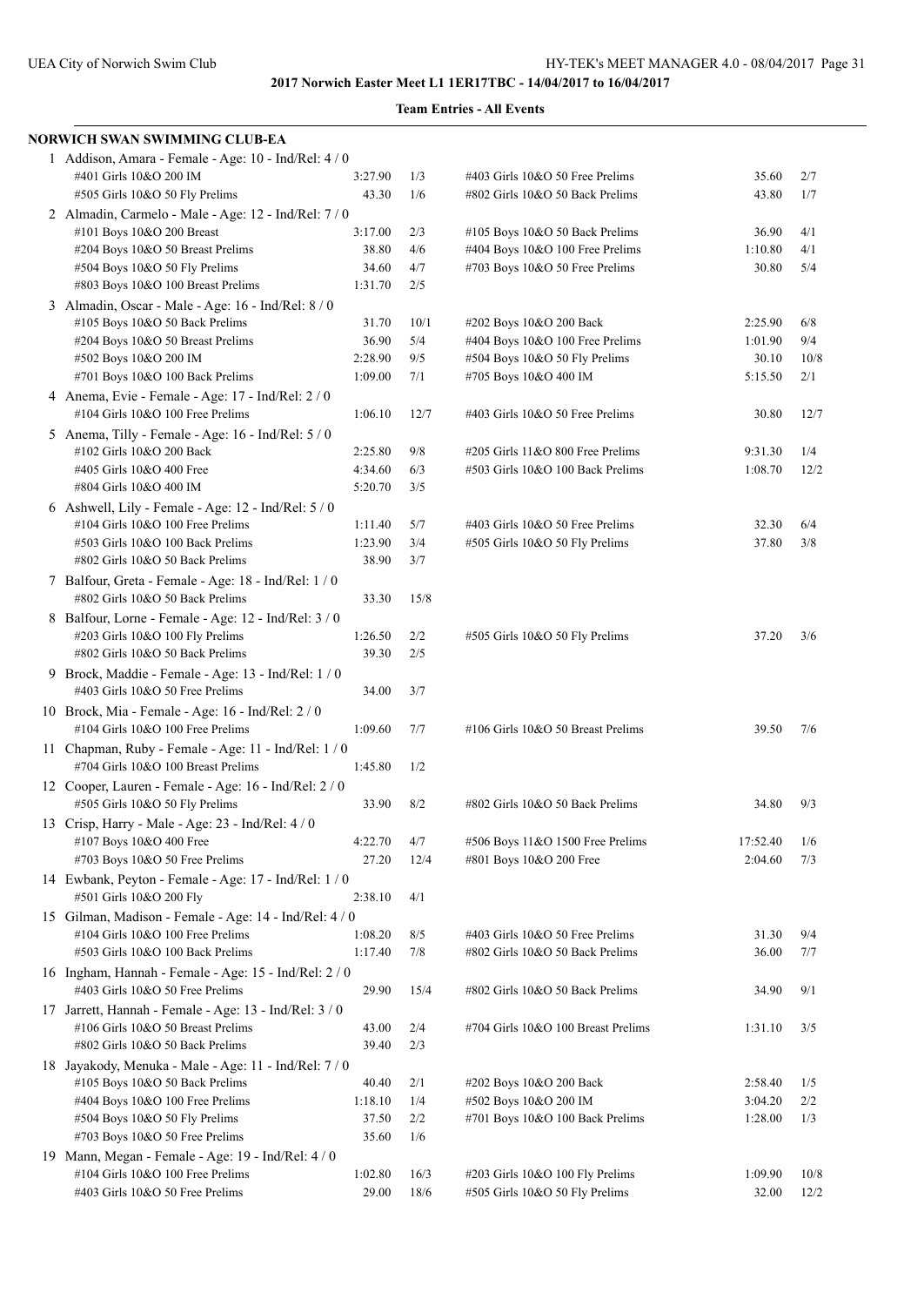**2017 Norwich Easter Meet L1 1ER17TBC - 14/04/2017 to 16/04/2017**

**Team Entries - All Events**

## NORWICH SWAN SWIMMING CLUB-EA

1 Addison, Amara - Female - Age: 10 - Ind/Rel: 4 / 0

| Event | Time | Heat/Lane | Event | Time | Heat/Lane |
|---|---|---|---|---|---|
| #401 Girls 10&O 200 IM | 3:27.90 | 1/3 | #403 Girls 10&O 50 Free Prelims | 35.60 | 2/7 |
| #505 Girls 10&O 50 Fly Prelims | 43.30 | 1/6 | #802 Girls 10&O 50 Back Prelims | 43.80 | 1/7 |

2 Almadin, Carmelo - Male - Age: 12 - Ind/Rel: 7 / 0

| Event | Time | Heat/Lane | Event | Time | Heat/Lane |
|---|---|---|---|---|---|
| #101 Boys 10&O 200 Breast | 3:17.00 | 2/3 | #105 Boys 10&O 50 Back Prelims | 36.90 | 4/1 |
| #204 Boys 10&O 50 Breast Prelims | 38.80 | 4/6 | #404 Boys 10&O 100 Free Prelims | 1:10.80 | 4/1 |
| #504 Boys 10&O 50 Fly Prelims | 34.60 | 4/7 | #703 Boys 10&O 50 Free Prelims | 30.80 | 5/4 |
| #803 Boys 10&O 100 Breast Prelims | 1:31.70 | 2/5 | | | |

3 Almadin, Oscar - Male - Age: 16 - Ind/Rel: 8 / 0

| Event | Time | Heat/Lane | Event | Time | Heat/Lane |
|---|---|---|---|---|---|
| #105 Boys 10&O 50 Back Prelims | 31.70 | 10/1 | #202 Boys 10&O 200 Back | 2:25.90 | 6/8 |
| #204 Boys 10&O 50 Breast Prelims | 36.90 | 5/4 | #404 Boys 10&O 100 Free Prelims | 1:01.90 | 9/4 |
| #502 Boys 10&O 200 IM | 2:28.90 | 9/5 | #504 Boys 10&O 50 Fly Prelims | 30.10 | 10/8 |
| #701 Boys 10&O 100 Back Prelims | 1:09.00 | 7/1 | #705 Boys 10&O 400 IM | 5:15.50 | 2/1 |

4 Anema, Evie - Female - Age: 17 - Ind/Rel: 2 / 0

| Event | Time | Heat/Lane | Event | Time | Heat/Lane |
|---|---|---|---|---|---|
| #104 Girls 10&O 100 Free Prelims | 1:06.10 | 12/7 | #403 Girls 10&O 50 Free Prelims | 30.80 | 12/7 |

5 Anema, Tilly - Female - Age: 16 - Ind/Rel: 5 / 0

| Event | Time | Heat/Lane | Event | Time | Heat/Lane |
|---|---|---|---|---|---|
| #102 Girls 10&O 200 Back | 2:25.80 | 9/8 | #205 Girls 11&O 800 Free Prelims | 9:31.30 | 1/4 |
| #405 Girls 10&O 400 Free | 4:34.60 | 6/3 | #503 Girls 10&O 100 Back Prelims | 1:08.70 | 12/2 |
| #804 Girls 10&O 400 IM | 5:20.70 | 3/5 | | | |

6 Ashwell, Lily - Female - Age: 12 - Ind/Rel: 5 / 0

| Event | Time | Heat/Lane | Event | Time | Heat/Lane |
|---|---|---|---|---|---|
| #104 Girls 10&O 100 Free Prelims | 1:11.40 | 5/7 | #403 Girls 10&O 50 Free Prelims | 32.30 | 6/4 |
| #503 Girls 10&O 100 Back Prelims | 1:23.90 | 3/4 | #505 Girls 10&O 50 Fly Prelims | 37.80 | 3/8 |
| #802 Girls 10&O 50 Back Prelims | 38.90 | 3/7 | | | |

7 Balfour, Greta - Female - Age: 18 - Ind/Rel: 1 / 0

| Event | Time | Heat/Lane | Event | Time | Heat/Lane |
|---|---|---|---|---|---|
| #802 Girls 10&O 50 Back Prelims | 33.30 | 15/8 | | | |

8 Balfour, Lorne - Female - Age: 12 - Ind/Rel: 3 / 0

| Event | Time | Heat/Lane | Event | Time | Heat/Lane |
|---|---|---|---|---|---|
| #203 Girls 10&O 100 Fly Prelims | 1:26.50 | 2/2 | #505 Girls 10&O 50 Fly Prelims | 37.20 | 3/6 |
| #802 Girls 10&O 50 Back Prelims | 39.30 | 2/5 | | | |

9 Brock, Maddie - Female - Age: 13 - Ind/Rel: 1 / 0

| Event | Time | Heat/Lane | Event | Time | Heat/Lane |
|---|---|---|---|---|---|
| #403 Girls 10&O 50 Free Prelims | 34.00 | 3/7 | | | |

10 Brock, Mia - Female - Age: 16 - Ind/Rel: 2 / 0

| Event | Time | Heat/Lane | Event | Time | Heat/Lane |
|---|---|---|---|---|---|
| #104 Girls 10&O 100 Free Prelims | 1:09.60 | 7/7 | #106 Girls 10&O 50 Breast Prelims | 39.50 | 7/6 |

11 Chapman, Ruby - Female - Age: 11 - Ind/Rel: 1 / 0

| Event | Time | Heat/Lane | Event | Time | Heat/Lane |
|---|---|---|---|---|---|
| #704 Girls 10&O 100 Breast Prelims | 1:45.80 | 1/2 | | | |

12 Cooper, Lauren - Female - Age: 16 - Ind/Rel: 2 / 0

| Event | Time | Heat/Lane | Event | Time | Heat/Lane |
|---|---|---|---|---|---|
| #505 Girls 10&O 50 Fly Prelims | 33.90 | 8/2 | #802 Girls 10&O 50 Back Prelims | 34.80 | 9/3 |

13 Crisp, Harry - Male - Age: 23 - Ind/Rel: 4 / 0

| Event | Time | Heat/Lane | Event | Time | Heat/Lane |
|---|---|---|---|---|---|
| #107 Boys 10&O 400 Free | 4:22.70 | 4/7 | #506 Boys 11&O 1500 Free Prelims | 17:52.40 | 1/6 |
| #703 Boys 10&O 50 Free Prelims | 27.20 | 12/4 | #801 Boys 10&O 200 Free | 2:04.60 | 7/3 |

14 Ewbank, Peyton - Female - Age: 17 - Ind/Rel: 1 / 0

| Event | Time | Heat/Lane | Event | Time | Heat/Lane |
|---|---|---|---|---|---|
| #501 Girls 10&O 200 Fly | 2:38.10 | 4/1 | | | |

15 Gilman, Madison - Female - Age: 14 - Ind/Rel: 4 / 0

| Event | Time | Heat/Lane | Event | Time | Heat/Lane |
|---|---|---|---|---|---|
| #104 Girls 10&O 100 Free Prelims | 1:08.20 | 8/5 | #403 Girls 10&O 50 Free Prelims | 31.30 | 9/4 |
| #503 Girls 10&O 100 Back Prelims | 1:17.40 | 7/8 | #802 Girls 10&O 50 Back Prelims | 36.00 | 7/7 |

16 Ingham, Hannah - Female - Age: 15 - Ind/Rel: 2 / 0

| Event | Time | Heat/Lane | Event | Time | Heat/Lane |
|---|---|---|---|---|---|
| #403 Girls 10&O 50 Free Prelims | 29.90 | 15/4 | #802 Girls 10&O 50 Back Prelims | 34.90 | 9/1 |

17 Jarrett, Hannah - Female - Age: 13 - Ind/Rel: 3 / 0

| Event | Time | Heat/Lane | Event | Time | Heat/Lane |
|---|---|---|---|---|---|
| #106 Girls 10&O 50 Breast Prelims | 43.00 | 2/4 | #704 Girls 10&O 100 Breast Prelims | 1:31.10 | 3/5 |
| #802 Girls 10&O 50 Back Prelims | 39.40 | 2/3 | | | |

18 Jayakody, Menuka - Male - Age: 11 - Ind/Rel: 7 / 0

| Event | Time | Heat/Lane | Event | Time | Heat/Lane |
|---|---|---|---|---|---|
| #105 Boys 10&O 50 Back Prelims | 40.40 | 2/1 | #202 Boys 10&O 200 Back | 2:58.40 | 1/5 |
| #404 Boys 10&O 100 Free Prelims | 1:18.10 | 1/4 | #502 Boys 10&O 200 IM | 3:04.20 | 2/2 |
| #504 Boys 10&O 50 Fly Prelims | 37.50 | 2/2 | #701 Boys 10&O 100 Back Prelims | 1:28.00 | 1/3 |
| #703 Boys 10&O 50 Free Prelims | 35.60 | 1/6 | | | |

19 Mann, Megan - Female - Age: 19 - Ind/Rel: 4 / 0

| Event | Time | Heat/Lane | Event | Time | Heat/Lane |
|---|---|---|---|---|---|
| #104 Girls 10&O 100 Free Prelims | 1:02.80 | 16/3 | #203 Girls 10&O 100 Fly Prelims | 1:09.90 | 10/8 |
| #403 Girls 10&O 50 Free Prelims | 29.00 | 18/6 | #505 Girls 10&O 50 Fly Prelims | 32.00 | 12/2 |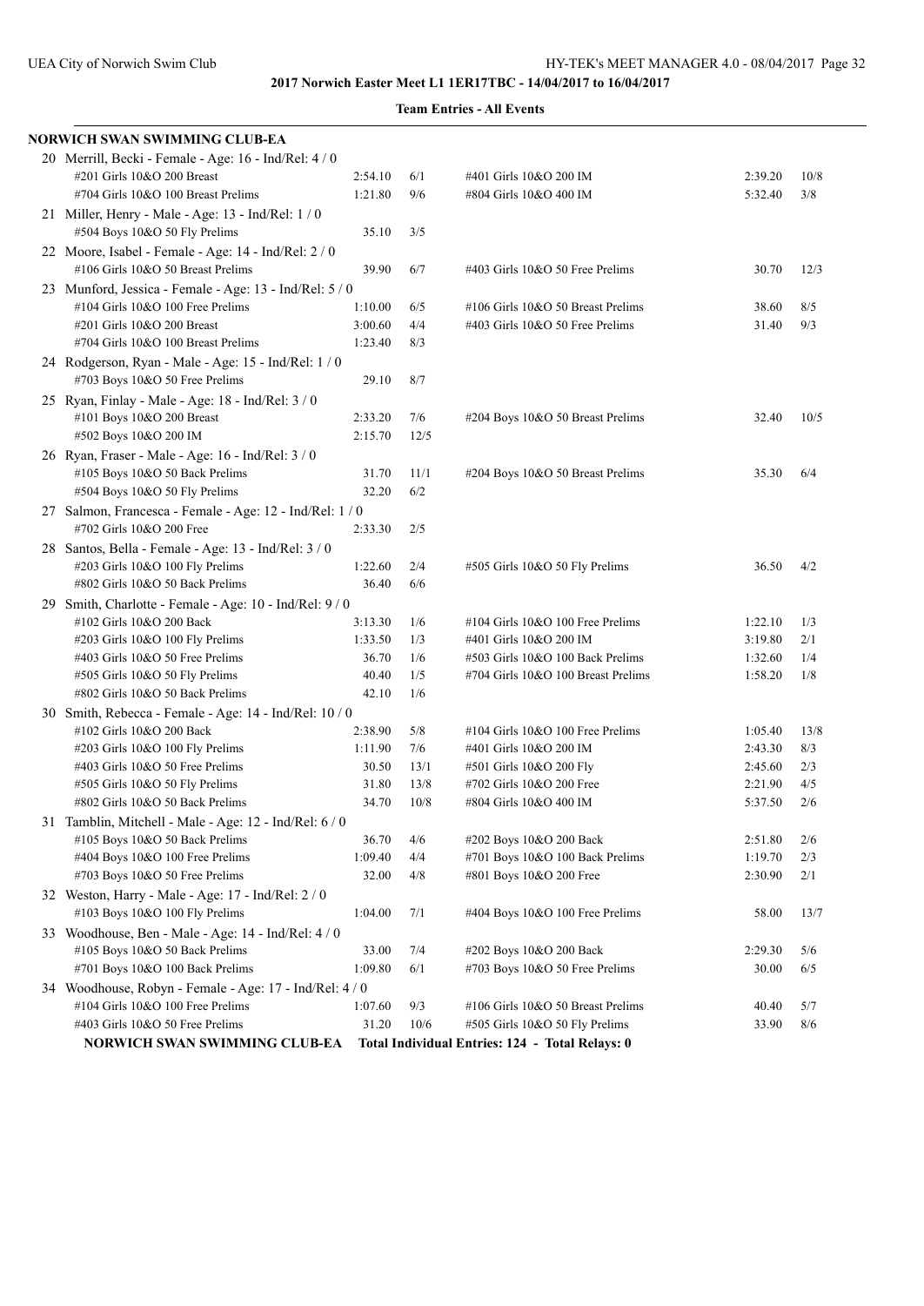**2017 Norwich Easter Meet L1 1ER17TBC - 14/04/2017 to 16/04/2017**

**Team Entries - All Events**

**NORWICH SWAN SWIMMING CLUB-EA**

| | | | | | |
|---|---|---|---|---|---|
| **20 Merrill, Becki - Female - Age: 16 - Ind/Rel: 4 / 0** | | | | | |
| #201 Girls 10&O 200 Breast | 2:54.10 | 6/1 | #401 Girls 10&O 200 IM | 2:39.20 | 10/8 |
| #704 Girls 10&O 100 Breast Prelims | 1:21.80 | 9/6 | #804 Girls 10&O 400 IM | 5:32.40 | 3/8 |
| **21 Miller, Henry - Male - Age: 13 - Ind/Rel: 1 / 0** | | | | | |
| #504 Boys 10&O 50 Fly Prelims | 35.10 | 3/5 | | | |
| **22 Moore, Isabel - Female - Age: 14 - Ind/Rel: 2 / 0** | | | | | |
| #106 Girls 10&O 50 Breast Prelims | 39.90 | 6/7 | #403 Girls 10&O 50 Free Prelims | 30.70 | 12/3 |
| **23 Munford, Jessica - Female - Age: 13 - Ind/Rel: 5 / 0** | | | | | |
| #104 Girls 10&O 100 Free Prelims | 1:10.00 | 6/5 | #106 Girls 10&O 50 Breast Prelims | 38.60 | 8/5 |
| #201 Girls 10&O 200 Breast | 3:00.60 | 4/4 | #403 Girls 10&O 50 Free Prelims | 31.40 | 9/3 |
| #704 Girls 10&O 100 Breast Prelims | 1:23.40 | 8/3 | | | |
| **24 Rodgerson, Ryan - Male - Age: 15 - Ind/Rel: 1 / 0** | | | | | |
| #703 Boys 10&O 50 Free Prelims | 29.10 | 8/7 | | | |
| **25 Ryan, Finlay - Male - Age: 18 - Ind/Rel: 3 / 0** | | | | | |
| #101 Boys 10&O 200 Breast | 2:33.20 | 7/6 | #204 Boys 10&O 50 Breast Prelims | 32.40 | 10/5 |
| #502 Boys 10&O 200 IM | 2:15.70 | 12/5 | | | |
| **26 Ryan, Fraser - Male - Age: 16 - Ind/Rel: 3 / 0** | | | | | |
| #105 Boys 10&O 50 Back Prelims | 31.70 | 11/1 | #204 Boys 10&O 50 Breast Prelims | 35.30 | 6/4 |
| #504 Boys 10&O 50 Fly Prelims | 32.20 | 6/2 | | | |
| **27 Salmon, Francesca - Female - Age: 12 - Ind/Rel: 1 / 0** | | | | | |
| #702 Girls 10&O 200 Free | 2:33.30 | 2/5 | | | |
| **28 Santos, Bella - Female - Age: 13 - Ind/Rel: 3 / 0** | | | | | |
| #203 Girls 10&O 100 Fly Prelims | 1:22.60 | 2/4 | #505 Girls 10&O 50 Fly Prelims | 36.50 | 4/2 |
| #802 Girls 10&O 50 Back Prelims | 36.40 | 6/6 | | | |
| **29 Smith, Charlotte - Female - Age: 10 - Ind/Rel: 9 / 0** | | | | | |
| #102 Girls 10&O 200 Back | 3:13.30 | 1/6 | #104 Girls 10&O 100 Free Prelims | 1:22.10 | 1/3 |
| #203 Girls 10&O 100 Fly Prelims | 1:33.50 | 1/3 | #401 Girls 10&O 200 IM | 3:19.80 | 2/1 |
| #403 Girls 10&O 50 Free Prelims | 36.70 | 1/6 | #503 Girls 10&O 100 Back Prelims | 1:32.60 | 1/4 |
| #505 Girls 10&O 50 Fly Prelims | 40.40 | 1/5 | #704 Girls 10&O 100 Breast Prelims | 1:58.20 | 1/8 |
| #802 Girls 10&O 50 Back Prelims | 42.10 | 1/6 | | | |
| **30 Smith, Rebecca - Female - Age: 14 - Ind/Rel: 10 / 0** | | | | | |
| #102 Girls 10&O 200 Back | 2:38.90 | 5/8 | #104 Girls 10&O 100 Free Prelims | 1:05.40 | 13/8 |
| #203 Girls 10&O 100 Fly Prelims | 1:11.90 | 7/6 | #401 Girls 10&O 200 IM | 2:43.30 | 8/3 |
| #403 Girls 10&O 50 Free Prelims | 30.50 | 13/1 | #501 Girls 10&O 200 Fly | 2:45.60 | 2/3 |
| #505 Girls 10&O 50 Fly Prelims | 31.80 | 13/8 | #702 Girls 10&O 200 Free | 2:21.90 | 4/5 |
| #802 Girls 10&O 50 Back Prelims | 34.70 | 10/8 | #804 Girls 10&O 400 IM | 5:37.50 | 2/6 |
| **31 Tamblin, Mitchell - Male - Age: 12 - Ind/Rel: 6 / 0** | | | | | |
| #105 Boys 10&O 50 Back Prelims | 36.70 | 4/6 | #202 Boys 10&O 200 Back | 2:51.80 | 2/6 |
| #404 Boys 10&O 100 Free Prelims | 1:09.40 | 4/4 | #701 Boys 10&O 100 Back Prelims | 1:19.70 | 2/3 |
| #703 Boys 10&O 50 Free Prelims | 32.00 | 4/8 | #801 Boys 10&O 200 Free | 2:30.90 | 2/1 |
| **32 Weston, Harry - Male - Age: 17 - Ind/Rel: 2 / 0** | | | | | |
| #103 Boys 10&O 100 Fly Prelims | 1:04.00 | 7/1 | #404 Boys 10&O 100 Free Prelims | 58.00 | 13/7 |
| **33 Woodhouse, Ben - Male - Age: 14 - Ind/Rel: 4 / 0** | | | | | |
| #105 Boys 10&O 50 Back Prelims | 33.00 | 7/4 | #202 Boys 10&O 200 Back | 2:29.30 | 5/6 |
| #701 Boys 10&O 100 Back Prelims | 1:09.80 | 6/1 | #703 Boys 10&O 50 Free Prelims | 30.00 | 6/5 |
| **34 Woodhouse, Robyn - Female - Age: 17 - Ind/Rel: 4 / 0** | | | | | |
| #104 Girls 10&O 100 Free Prelims | 1:07.60 | 9/3 | #106 Girls 10&O 50 Breast Prelims | 40.40 | 5/7 |
| #403 Girls 10&O 50 Free Prelims | 31.20 | 10/6 | #505 Girls 10&O 50 Fly Prelims | 33.90 | 8/6 |

**NORWICH SWAN SWIMMING CLUB-EA Total Individual Entries: 124 - Total Relays: 0**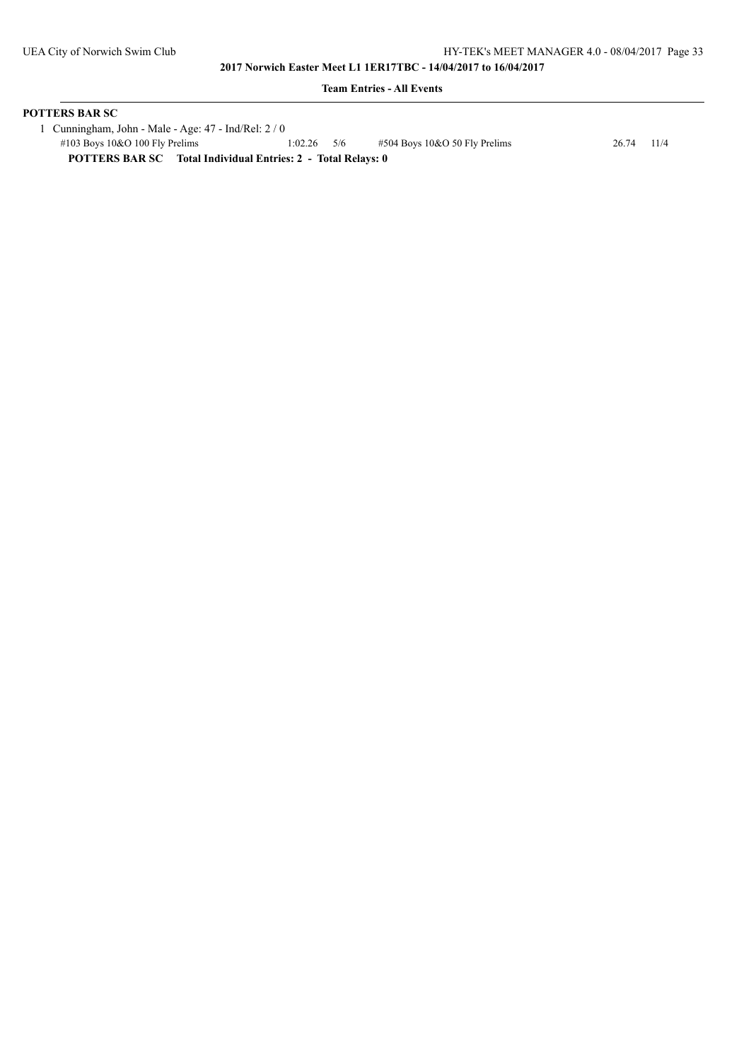**2017 Norwich Easter Meet L1 1ER17TBC - 14/04/2017 to 16/04/2017**

**Team Entries - All Events**

**POTTERS BAR SC**

1 Cunningham, John - Male - Age: 47 - Ind/Rel: 2 / 0

| | | | | | |
|---|---|---|---|---|---|
| #103 Boys 10&O 100 Fly Prelims | 1:02.26 | 5/6 | #504 Boys 10&O 50 Fly Prelims | 26.74 | 11/4 |

**POTTERS BAR SC Total Individual Entries: 2 - Total Relays: 0**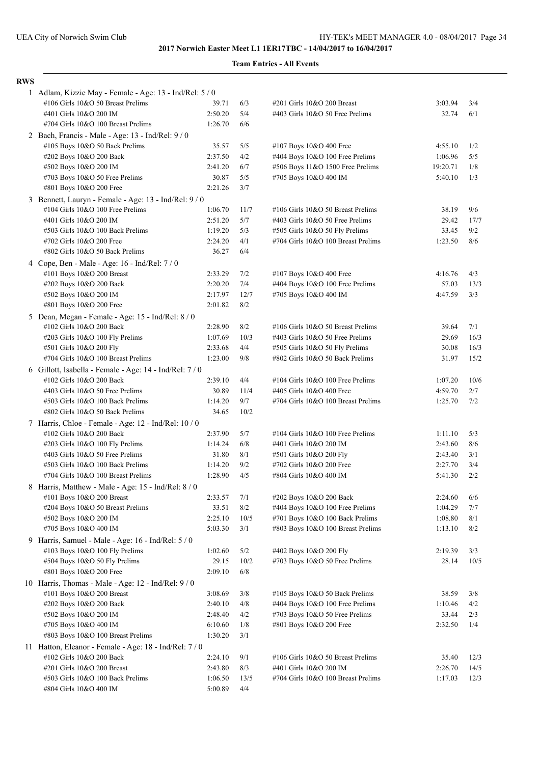# 2017 Norwich Easter Meet L1 1ER17TBC - 14/04/2017 to 16/04/2017

## Team Entries - All Events

**RWS**

1 Adlam, Kizzie May - Female - Age: 13 - Ind/Rel: 5 / 0

| Event | Time | Heat/Lane | Event | Time | Heat/Lane |
|---|---|---|---|---|---|
| #106 Girls 10&O 50 Breast Prelims | 39.71 | 6/3 | #201 Girls 10&O 200 Breast | 3:03.94 | 3/4 |
| #401 Girls 10&O 200 IM | 2:50.20 | 5/4 | #403 Girls 10&O 50 Free Prelims | 32.74 | 6/1 |
| #704 Girls 10&O 100 Breast Prelims | 1:26.70 | 6/6 | | | |

2 Bach, Francis - Male - Age: 13 - Ind/Rel: 9 / 0

| Event | Time | Heat/Lane | Event | Time | Heat/Lane |
|---|---|---|---|---|---|
| #105 Boys 10&O 50 Back Prelims | 35.57 | 5/5 | #107 Boys 10&O 400 Free | 4:55.10 | 1/2 |
| #202 Boys 10&O 200 Back | 2:37.50 | 4/2 | #404 Boys 10&O 100 Free Prelims | 1:06.96 | 5/5 |
| #502 Boys 10&O 200 IM | 2:41.20 | 6/7 | #506 Boys 11&O 1500 Free Prelims | 19:20.71 | 1/8 |
| #703 Boys 10&O 50 Free Prelims | 30.87 | 5/5 | #705 Boys 10&O 400 IM | 5:40.10 | 1/3 |
| #801 Boys 10&O 200 Free | 2:21.26 | 3/7 | | | |

3 Bennett, Lauryn - Female - Age: 13 - Ind/Rel: 9 / 0

| Event | Time | Heat/Lane | Event | Time | Heat/Lane |
|---|---|---|---|---|---|
| #104 Girls 10&O 100 Free Prelims | 1:06.70 | 11/7 | #106 Girls 10&O 50 Breast Prelims | 38.19 | 9/6 |
| #401 Girls 10&O 200 IM | 2:51.20 | 5/7 | #403 Girls 10&O 50 Free Prelims | 29.42 | 17/7 |
| #503 Girls 10&O 100 Back Prelims | 1:19.20 | 5/3 | #505 Girls 10&O 50 Fly Prelims | 33.45 | 9/2 |
| #702 Girls 10&O 200 Free | 2:24.20 | 4/1 | #704 Girls 10&O 100 Breast Prelims | 1:23.50 | 8/6 |
| #802 Girls 10&O 50 Back Prelims | 36.27 | 6/4 | | | |

4 Cope, Ben - Male - Age: 16 - Ind/Rel: 7 / 0

| Event | Time | Heat/Lane | Event | Time | Heat/Lane |
|---|---|---|---|---|---|
| #101 Boys 10&O 200 Breast | 2:33.29 | 7/2 | #107 Boys 10&O 400 Free | 4:16.76 | 4/3 |
| #202 Boys 10&O 200 Back | 2:20.20 | 7/4 | #404 Boys 10&O 100 Free Prelims | 57.03 | 13/3 |
| #502 Boys 10&O 200 IM | 2:17.97 | 12/7 | #705 Boys 10&O 400 IM | 4:47.59 | 3/3 |
| #801 Boys 10&O 200 Free | 2:01.82 | 8/2 | | | |

5 Dean, Megan - Female - Age: 15 - Ind/Rel: 8 / 0

| Event | Time | Heat/Lane | Event | Time | Heat/Lane |
|---|---|---|---|---|---|
| #102 Girls 10&O 200 Back | 2:28.90 | 8/2 | #106 Girls 10&O 50 Breast Prelims | 39.64 | 7/1 |
| #203 Girls 10&O 100 Fly Prelims | 1:07.69 | 10/3 | #403 Girls 10&O 50 Free Prelims | 29.69 | 16/3 |
| #501 Girls 10&O 200 Fly | 2:33.68 | 4/4 | #505 Girls 10&O 50 Fly Prelims | 30.08 | 16/3 |
| #704 Girls 10&O 100 Breast Prelims | 1:23.00 | 9/8 | #802 Girls 10&O 50 Back Prelims | 31.97 | 15/2 |

6 Gillott, Isabella - Female - Age: 14 - Ind/Rel: 7 / 0

| Event | Time | Heat/Lane | Event | Time | Heat/Lane |
|---|---|---|---|---|---|
| #102 Girls 10&O 200 Back | 2:39.10 | 4/4 | #104 Girls 10&O 100 Free Prelims | 1:07.20 | 10/6 |
| #403 Girls 10&O 50 Free Prelims | 30.89 | 11/4 | #405 Girls 10&O 400 Free | 4:59.70 | 2/7 |
| #503 Girls 10&O 100 Back Prelims | 1:14.20 | 9/7 | #704 Girls 10&O 100 Breast Prelims | 1:25.70 | 7/2 |
| #802 Girls 10&O 50 Back Prelims | 34.65 | 10/2 | | | |

7 Harris, Chloe - Female - Age: 12 - Ind/Rel: 10 / 0

| Event | Time | Heat/Lane | Event | Time | Heat/Lane |
|---|---|---|---|---|---|
| #102 Girls 10&O 200 Back | 2:37.90 | 5/7 | #104 Girls 10&O 100 Free Prelims | 1:11.10 | 5/3 |
| #203 Girls 10&O 100 Fly Prelims | 1:14.24 | 6/8 | #401 Girls 10&O 200 IM | 2:43.60 | 8/6 |
| #403 Girls 10&O 50 Free Prelims | 31.80 | 8/1 | #501 Girls 10&O 200 Fly | 2:43.40 | 3/1 |
| #503 Girls 10&O 100 Back Prelims | 1:14.20 | 9/2 | #702 Girls 10&O 200 Free | 2:27.70 | 3/4 |
| #704 Girls 10&O 100 Breast Prelims | 1:28.90 | 4/5 | #804 Girls 10&O 400 IM | 5:41.30 | 2/2 |

8 Harris, Matthew - Male - Age: 15 - Ind/Rel: 8 / 0

| Event | Time | Heat/Lane | Event | Time | Heat/Lane |
|---|---|---|---|---|---|
| #101 Boys 10&O 200 Breast | 2:33.57 | 7/1 | #202 Boys 10&O 200 Back | 2:24.60 | 6/6 |
| #204 Boys 10&O 50 Breast Prelims | 33.51 | 8/2 | #404 Boys 10&O 100 Free Prelims | 1:04.29 | 7/7 |
| #502 Boys 10&O 200 IM | 2:25.10 | 10/5 | #701 Boys 10&O 100 Back Prelims | 1:08.80 | 8/1 |
| #705 Boys 10&O 400 IM | 5:03.30 | 3/1 | #803 Boys 10&O 100 Breast Prelims | 1:13.10 | 8/2 |

9 Harris, Samuel - Male - Age: 16 - Ind/Rel: 5 / 0

| Event | Time | Heat/Lane | Event | Time | Heat/Lane |
|---|---|---|---|---|---|
| #103 Boys 10&O 100 Fly Prelims | 1:02.60 | 5/2 | #402 Boys 10&O 200 Fly | 2:19.39 | 3/3 |
| #504 Boys 10&O 50 Fly Prelims | 29.15 | 10/2 | #703 Boys 10&O 50 Free Prelims | 28.14 | 10/5 |
| #801 Boys 10&O 200 Free | 2:09.10 | 6/8 | | | |

10 Harris, Thomas - Male - Age: 12 - Ind/Rel: 9 / 0

| Event | Time | Heat/Lane | Event | Time | Heat/Lane |
|---|---|---|---|---|---|
| #101 Boys 10&O 200 Breast | 3:08.69 | 3/8 | #105 Boys 10&O 50 Back Prelims | 38.59 | 3/8 |
| #202 Boys 10&O 200 Back | 2:40.10 | 4/8 | #404 Boys 10&O 100 Free Prelims | 1:10.46 | 4/2 |
| #502 Boys 10&O 200 IM | 2:48.40 | 4/2 | #703 Boys 10&O 50 Free Prelims | 33.44 | 2/3 |
| #705 Boys 10&O 400 IM | 6:10.60 | 1/8 | #801 Boys 10&O 200 Free | 2:32.50 | 1/4 |
| #803 Boys 10&O 100 Breast Prelims | 1:30.20 | 3/1 | | | |

11 Hatton, Eleanor - Female - Age: 18 - Ind/Rel: 7 / 0

| Event | Time | Heat/Lane | Event | Time | Heat/Lane |
|---|---|---|---|---|---|
| #102 Girls 10&O 200 Back | 2:24.10 | 9/1 | #106 Girls 10&O 50 Breast Prelims | 35.40 | 12/3 |
| #201 Girls 10&O 200 Breast | 2:43.80 | 8/3 | #401 Girls 10&O 200 IM | 2:26.70 | 14/5 |
| #503 Girls 10&O 100 Back Prelims | 1:06.50 | 13/5 | #704 Girls 10&O 100 Breast Prelims | 1:17.03 | 12/3 |
| #804 Girls 10&O 400 IM | 5:00.89 | 4/4 | | | |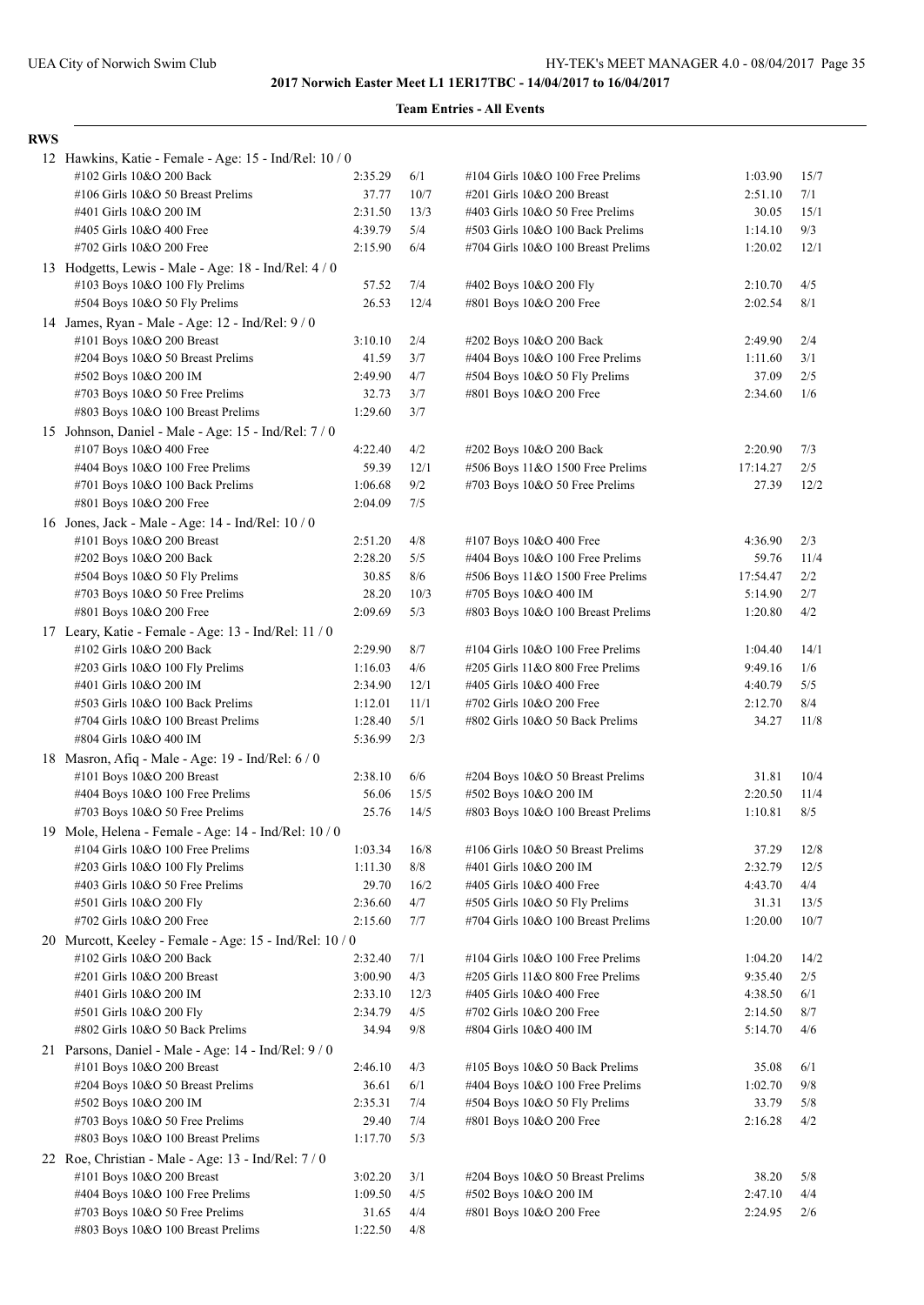**2017 Norwich Easter Meet L1 1ER17TBC - 14/04/2017 to 16/04/2017**

**Team Entries - All Events**

**RWS**

12 Hawkins, Katie - Female - Age: 15 - Ind/Rel: 10 / 0

| Event | Time | Heat/Lane | Event | Time | Heat/Lane |
|---|---|---|---|---|---|
| #102 Girls 10&O 200 Back | 2:35.29 | 6/1 | #104 Girls 10&O 100 Free Prelims | 1:03.90 | 15/7 |
| #106 Girls 10&O 50 Breast Prelims | 37.77 | 10/7 | #201 Girls 10&O 200 Breast | 2:51.10 | 7/1 |
| #401 Girls 10&O 200 IM | 2:31.50 | 13/3 | #403 Girls 10&O 50 Free Prelims | 30.05 | 15/1 |
| #405 Girls 10&O 400 Free | 4:39.79 | 5/4 | #503 Girls 10&O 100 Back Prelims | 1:14.10 | 9/3 |
| #702 Girls 10&O 200 Free | 2:15.90 | 6/4 | #704 Girls 10&O 100 Breast Prelims | 1:20.02 | 12/1 |

13 Hodgetts, Lewis - Male - Age: 18 - Ind/Rel: 4 / 0

| Event | Time | Heat/Lane | Event | Time | Heat/Lane |
|---|---|---|---|---|---|
| #103 Boys 10&O 100 Fly Prelims | 57.52 | 7/4 | #402 Boys 10&O 200 Fly | 2:10.70 | 4/5 |
| #504 Boys 10&O 50 Fly Prelims | 26.53 | 12/4 | #801 Boys 10&O 200 Free | 2:02.54 | 8/1 |

14 James, Ryan - Male - Age: 12 - Ind/Rel: 9 / 0

| Event | Time | Heat/Lane | Event | Time | Heat/Lane |
|---|---|---|---|---|---|
| #101 Boys 10&O 200 Breast | 3:10.10 | 2/4 | #202 Boys 10&O 200 Back | 2:49.90 | 2/4 |
| #204 Boys 10&O 50 Breast Prelims | 41.59 | 3/7 | #404 Boys 10&O 100 Free Prelims | 1:11.60 | 3/1 |
| #502 Boys 10&O 200 IM | 2:49.90 | 4/7 | #504 Boys 10&O 50 Fly Prelims | 37.09 | 2/5 |
| #703 Boys 10&O 50 Free Prelims | 32.73 | 3/7 | #801 Boys 10&O 200 Free | 2:34.60 | 1/6 |
| #803 Boys 10&O 100 Breast Prelims | 1:29.60 | 3/7 | | | |

15 Johnson, Daniel - Male - Age: 15 - Ind/Rel: 7 / 0

| Event | Time | Heat/Lane | Event | Time | Heat/Lane |
|---|---|---|---|---|---|
| #107 Boys 10&O 400 Free | 4:22.40 | 4/2 | #202 Boys 10&O 200 Back | 2:20.90 | 7/3 |
| #404 Boys 10&O 100 Free Prelims | 59.39 | 12/1 | #506 Boys 11&O 1500 Free Prelims | 17:14.27 | 2/5 |
| #701 Boys 10&O 100 Back Prelims | 1:06.68 | 9/2 | #703 Boys 10&O 50 Free Prelims | 27.39 | 12/2 |
| #801 Boys 10&O 200 Free | 2:04.09 | 7/5 | | | |

16 Jones, Jack - Male - Age: 14 - Ind/Rel: 10 / 0

| Event | Time | Heat/Lane | Event | Time | Heat/Lane |
|---|---|---|---|---|---|
| #101 Boys 10&O 200 Breast | 2:51.20 | 4/8 | #107 Boys 10&O 400 Free | 4:36.90 | 2/3 |
| #202 Boys 10&O 200 Back | 2:28.20 | 5/5 | #404 Boys 10&O 100 Free Prelims | 59.76 | 11/4 |
| #504 Boys 10&O 50 Fly Prelims | 30.85 | 8/6 | #506 Boys 11&O 1500 Free Prelims | 17:54.47 | 2/2 |
| #703 Boys 10&O 50 Free Prelims | 28.20 | 10/3 | #705 Boys 10&O 400 IM | 5:14.90 | 2/7 |
| #801 Boys 10&O 200 Free | 2:09.69 | 5/3 | #803 Boys 10&O 100 Breast Prelims | 1:20.80 | 4/2 |

17 Leary, Katie - Female - Age: 13 - Ind/Rel: 11 / 0

| Event | Time | Heat/Lane | Event | Time | Heat/Lane |
|---|---|---|---|---|---|
| #102 Girls 10&O 200 Back | 2:29.90 | 8/7 | #104 Girls 10&O 100 Free Prelims | 1:04.40 | 14/1 |
| #203 Girls 10&O 100 Fly Prelims | 1:16.03 | 4/6 | #205 Girls 11&O 800 Free Prelims | 9:49.16 | 1/6 |
| #401 Girls 10&O 200 IM | 2:34.90 | 12/1 | #405 Girls 10&O 400 Free | 4:40.79 | 5/5 |
| #503 Girls 10&O 100 Back Prelims | 1:12.01 | 11/1 | #702 Girls 10&O 200 Free | 2:12.70 | 8/4 |
| #704 Girls 10&O 100 Breast Prelims | 1:28.40 | 5/1 | #802 Girls 10&O 50 Back Prelims | 34.27 | 11/8 |
| #804 Girls 10&O 400 IM | 5:36.99 | 2/3 | | | |

18 Masron, Afiq - Male - Age: 19 - Ind/Rel: 6 / 0

| Event | Time | Heat/Lane | Event | Time | Heat/Lane |
|---|---|---|---|---|---|
| #101 Boys 10&O 200 Breast | 2:38.10 | 6/6 | #204 Boys 10&O 50 Breast Prelims | 31.81 | 10/4 |
| #404 Boys 10&O 100 Free Prelims | 56.06 | 15/5 | #502 Boys 10&O 200 IM | 2:20.50 | 11/4 |
| #703 Boys 10&O 50 Free Prelims | 25.76 | 14/5 | #803 Boys 10&O 100 Breast Prelims | 1:10.81 | 8/5 |

19 Mole, Helena - Female - Age: 14 - Ind/Rel: 10 / 0

| Event | Time | Heat/Lane | Event | Time | Heat/Lane |
|---|---|---|---|---|---|
| #104 Girls 10&O 100 Free Prelims | 1:03.34 | 16/8 | #106 Girls 10&O 50 Breast Prelims | 37.29 | 12/8 |
| #203 Girls 10&O 100 Fly Prelims | 1:11.30 | 8/8 | #401 Girls 10&O 200 IM | 2:32.79 | 12/5 |
| #403 Girls 10&O 50 Free Prelims | 29.70 | 16/2 | #405 Girls 10&O 400 Free | 4:43.70 | 4/4 |
| #501 Girls 10&O 200 Fly | 2:36.60 | 4/7 | #505 Girls 10&O 50 Fly Prelims | 31.31 | 13/5 |
| #702 Girls 10&O 200 Free | 2:15.60 | 7/7 | #704 Girls 10&O 100 Breast Prelims | 1:20.00 | 10/7 |

20 Murcott, Keeley - Female - Age: 15 - Ind/Rel: 10 / 0

| Event | Time | Heat/Lane | Event | Time | Heat/Lane |
|---|---|---|---|---|---|
| #102 Girls 10&O 200 Back | 2:32.40 | 7/1 | #104 Girls 10&O 100 Free Prelims | 1:04.20 | 14/2 |
| #201 Girls 10&O 200 Breast | 3:00.90 | 4/3 | #205 Girls 11&O 800 Free Prelims | 9:35.40 | 2/5 |
| #401 Girls 10&O 200 IM | 2:33.10 | 12/3 | #405 Girls 10&O 400 Free | 4:38.50 | 6/1 |
| #501 Girls 10&O 200 Fly | 2:34.79 | 4/5 | #702 Girls 10&O 200 Free | 2:14.50 | 8/7 |
| #802 Girls 10&O 50 Back Prelims | 34.94 | 9/8 | #804 Girls 10&O 400 IM | 5:14.70 | 4/6 |

21 Parsons, Daniel - Male - Age: 14 - Ind/Rel: 9 / 0

| Event | Time | Heat/Lane | Event | Time | Heat/Lane |
|---|---|---|---|---|---|
| #101 Boys 10&O 200 Breast | 2:46.10 | 4/3 | #105 Boys 10&O 50 Back Prelims | 35.08 | 6/1 |
| #204 Boys 10&O 50 Breast Prelims | 36.61 | 6/1 | #404 Boys 10&O 100 Free Prelims | 1:02.70 | 9/8 |
| #502 Boys 10&O 200 IM | 2:35.31 | 7/4 | #504 Boys 10&O 50 Fly Prelims | 33.79 | 5/8 |
| #703 Boys 10&O 50 Free Prelims | 29.40 | 7/4 | #801 Boys 10&O 200 Free | 2:16.28 | 4/2 |
| #803 Boys 10&O 100 Breast Prelims | 1:17.70 | 5/3 | | | |

22 Roe, Christian - Male - Age: 13 - Ind/Rel: 7 / 0

| Event | Time | Heat/Lane | Event | Time | Heat/Lane |
|---|---|---|---|---|---|
| #101 Boys 10&O 200 Breast | 3:02.20 | 3/1 | #204 Boys 10&O 50 Breast Prelims | 38.20 | 5/8 |
| #404 Boys 10&O 100 Free Prelims | 1:09.50 | 4/5 | #502 Boys 10&O 200 IM | 2:47.10 | 4/4 |
| #703 Boys 10&O 50 Free Prelims | 31.65 | 4/4 | #801 Boys 10&O 200 Free | 2:24.95 | 2/6 |
| #803 Boys 10&O 100 Breast Prelims | 1:22.50 | 4/8 | | | |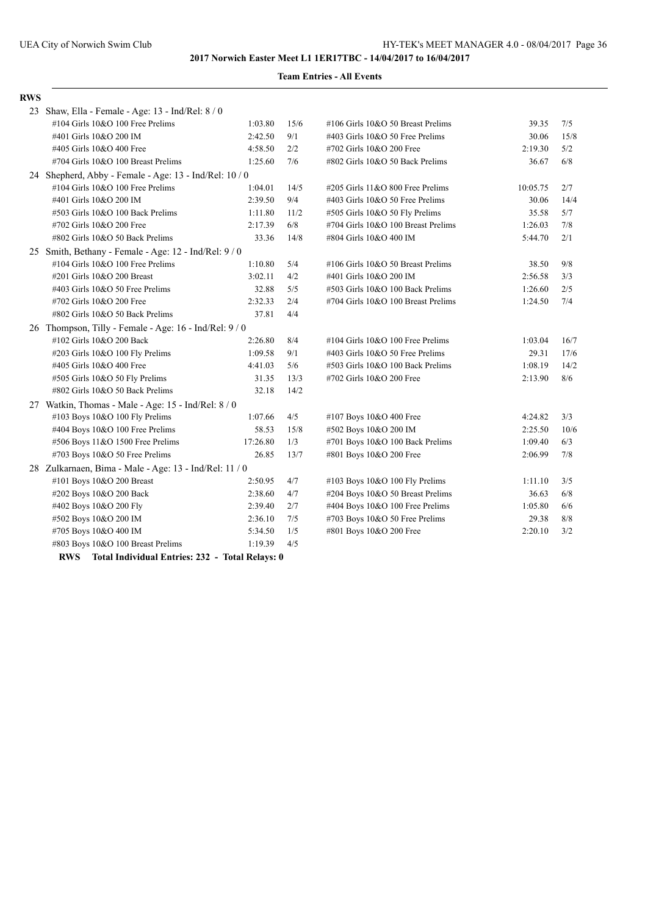# 2017 Norwich Easter Meet L1 1ER17TBC - 14/04/2017 to 16/04/2017

## Team Entries - All Events

**RWS**

23 Shaw, Ella - Female - Age: 13 - Ind/Rel: 8 / 0

| Event | Time | Heat/Lane | Event | Time | Heat/Lane |
|---|---|---|---|---|---|
| #104 Girls 10&O 100 Free Prelims | 1:03.80 | 15/6 | #106 Girls 10&O 50 Breast Prelims | 39.35 | 7/5 |
| #401 Girls 10&O 200 IM | 2:42.50 | 9/1 | #403 Girls 10&O 50 Free Prelims | 30.06 | 15/8 |
| #405 Girls 10&O 400 Free | 4:58.50 | 2/2 | #702 Girls 10&O 200 Free | 2:19.30 | 5/2 |
| #704 Girls 10&O 100 Breast Prelims | 1:25.60 | 7/6 | #802 Girls 10&O 50 Back Prelims | 36.67 | 6/8 |

24 Shepherd, Abby - Female - Age: 13 - Ind/Rel: 10 / 0

| Event | Time | Heat/Lane | Event | Time | Heat/Lane |
|---|---|---|---|---|---|
| #104 Girls 10&O 100 Free Prelims | 1:04.01 | 14/5 | #205 Girls 11&O 800 Free Prelims | 10:05.75 | 2/7 |
| #401 Girls 10&O 200 IM | 2:39.50 | 9/4 | #403 Girls 10&O 50 Free Prelims | 30.06 | 14/4 |
| #503 Girls 10&O 100 Back Prelims | 1:11.80 | 11/2 | #505 Girls 10&O 50 Fly Prelims | 35.58 | 5/7 |
| #702 Girls 10&O 200 Free | 2:17.39 | 6/8 | #704 Girls 10&O 100 Breast Prelims | 1:26.03 | 7/8 |
| #802 Girls 10&O 50 Back Prelims | 33.36 | 14/8 | #804 Girls 10&O 400 IM | 5:44.70 | 2/1 |

25 Smith, Bethany - Female - Age: 12 - Ind/Rel: 9 / 0

| Event | Time | Heat/Lane | Event | Time | Heat/Lane |
|---|---|---|---|---|---|
| #104 Girls 10&O 100 Free Prelims | 1:10.80 | 5/4 | #106 Girls 10&O 50 Breast Prelims | 38.50 | 9/8 |
| #201 Girls 10&O 200 Breast | 3:02.11 | 4/2 | #401 Girls 10&O 200 IM | 2:56.58 | 3/3 |
| #403 Girls 10&O 50 Free Prelims | 32.88 | 5/5 | #503 Girls 10&O 100 Back Prelims | 1:26.60 | 2/5 |
| #702 Girls 10&O 200 Free | 2:32.33 | 2/4 | #704 Girls 10&O 100 Breast Prelims | 1:24.50 | 7/4 |
| #802 Girls 10&O 50 Back Prelims | 37.81 | 4/4 | | | |

26 Thompson, Tilly - Female - Age: 16 - Ind/Rel: 9 / 0

| Event | Time | Heat/Lane | Event | Time | Heat/Lane |
|---|---|---|---|---|---|
| #102 Girls 10&O 200 Back | 2:26.80 | 8/4 | #104 Girls 10&O 100 Free Prelims | 1:03.04 | 16/7 |
| #203 Girls 10&O 100 Fly Prelims | 1:09.58 | 9/1 | #403 Girls 10&O 50 Free Prelims | 29.31 | 17/6 |
| #405 Girls 10&O 400 Free | 4:41.03 | 5/6 | #503 Girls 10&O 100 Back Prelims | 1:08.19 | 14/2 |
| #505 Girls 10&O 50 Fly Prelims | 31.35 | 13/3 | #702 Girls 10&O 200 Free | 2:13.90 | 8/6 |
| #802 Girls 10&O 50 Back Prelims | 32.18 | 14/2 | | | |

27 Watkin, Thomas - Male - Age: 15 - Ind/Rel: 8 / 0

| Event | Time | Heat/Lane | Event | Time | Heat/Lane |
|---|---|---|---|---|---|
| #103 Boys 10&O 100 Fly Prelims | 1:07.66 | 4/5 | #107 Boys 10&O 400 Free | 4:24.82 | 3/3 |
| #404 Boys 10&O 100 Free Prelims | 58.53 | 15/8 | #502 Boys 10&O 200 IM | 2:25.50 | 10/6 |
| #506 Boys 11&O 1500 Free Prelims | 17:26.80 | 1/3 | #701 Boys 10&O 100 Back Prelims | 1:09.40 | 6/3 |
| #703 Boys 10&O 50 Free Prelims | 26.85 | 13/7 | #801 Boys 10&O 200 Free | 2:06.99 | 7/8 |

28 Zulkarnaen, Bima - Male - Age: 13 - Ind/Rel: 11 / 0

| Event | Time | Heat/Lane | Event | Time | Heat/Lane |
|---|---|---|---|---|---|
| #101 Boys 10&O 200 Breast | 2:50.95 | 4/7 | #103 Boys 10&O 100 Fly Prelims | 1:11.10 | 3/5 |
| #202 Boys 10&O 200 Back | 2:38.60 | 4/7 | #204 Boys 10&O 50 Breast Prelims | 36.63 | 6/8 |
| #402 Boys 10&O 200 Fly | 2:39.40 | 2/7 | #404 Boys 10&O 100 Free Prelims | 1:05.80 | 6/6 |
| #502 Boys 10&O 200 IM | 2:36.10 | 7/5 | #703 Boys 10&O 50 Free Prelims | 29.38 | 8/8 |
| #705 Boys 10&O 400 IM | 5:34.50 | 1/5 | #801 Boys 10&O 200 Free | 2:20.10 | 3/2 |
| #803 Boys 10&O 100 Breast Prelims | 1:19.39 | 4/5 | | | |

**RWS Total Individual Entries: 232 - Total Relays: 0**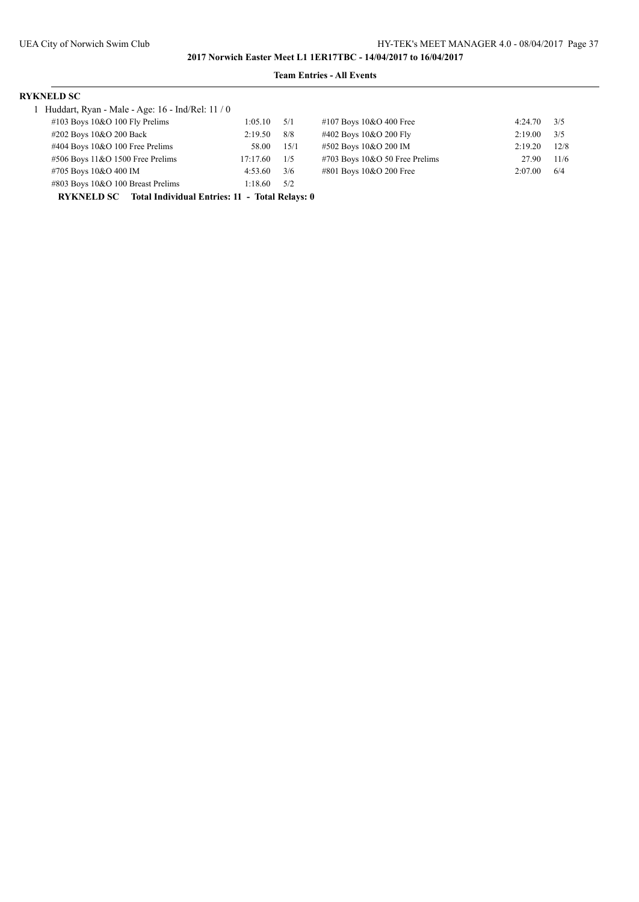**2017 Norwich Easter Meet L1 1ER17TBC - 14/04/2017 to 16/04/2017**

**Team Entries - All Events**

**RYKNELD SC**

1 Huddart, Ryan - Male - Age: 16 - Ind/Rel: 11 / 0

| Event | Time | Heat/Lane | Event | Time | Heat/Lane |
|---|---|---|---|---|---|
| #103 Boys 10&O 100 Fly Prelims | 1:05.10 | 5/1 | #107 Boys 10&O 400 Free | 4:24.70 | 3/5 |
| #202 Boys 10&O 200 Back | 2:19.50 | 8/8 | #402 Boys 10&O 200 Fly | 2:19.00 | 3/5 |
| #404 Boys 10&O 100 Free Prelims | 58.00 | 15/1 | #502 Boys 10&O 200 IM | 2:19.20 | 12/8 |
| #506 Boys 11&O 1500 Free Prelims | 17:17.60 | 1/5 | #703 Boys 10&O 50 Free Prelims | 27.90 | 11/6 |
| #705 Boys 10&O 400 IM | 4:53.60 | 3/6 | #801 Boys 10&O 200 Free | 2:07.00 | 6/4 |
| #803 Boys 10&O 100 Breast Prelims | 1:18.60 | 5/2 | | | |

**RYKNELD SC Total Individual Entries: 11 - Total Relays: 0**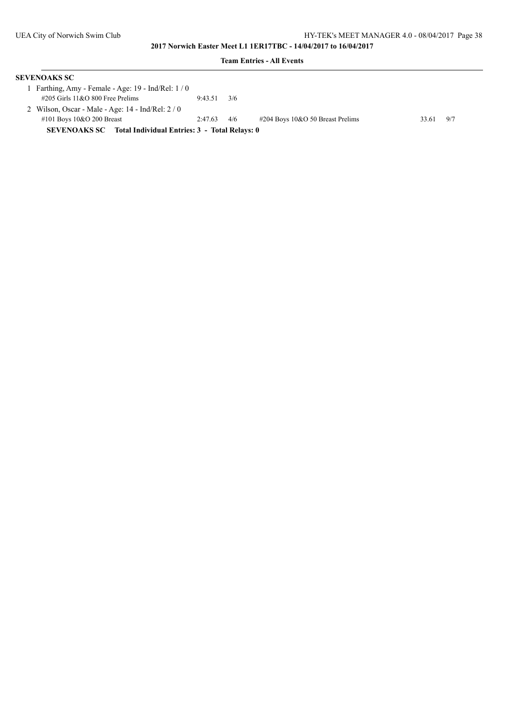**2017 Norwich Easter Meet L1 1ER17TBC - 14/04/2017 to 16/04/2017**

**Team Entries - All Events**

**SEVENOAKS SC**

1 Farthing, Amy - Female - Age: 19 - Ind/Rel: 1 / 0

| Event | Time | Heat/Lane | Event | Time | Heat/Lane |
|---|---|---|---|---|---|
| #205 Girls 11&O 800 Free Prelims | 9:43.51 | 3/6 | | | |

2 Wilson, Oscar - Male - Age: 14 - Ind/Rel: 2 / 0

| Event | Time | Heat/Lane | Event | Time | Heat/Lane |
|---|---|---|---|---|---|
| #101 Boys 10&O 200 Breast | 2:47.63 | 4/6 | #204 Boys 10&O 50 Breast Prelims | 33.61 | 9/7 |

**SEVENOAKS SC Total Individual Entries: 3 - Total Relays: 0**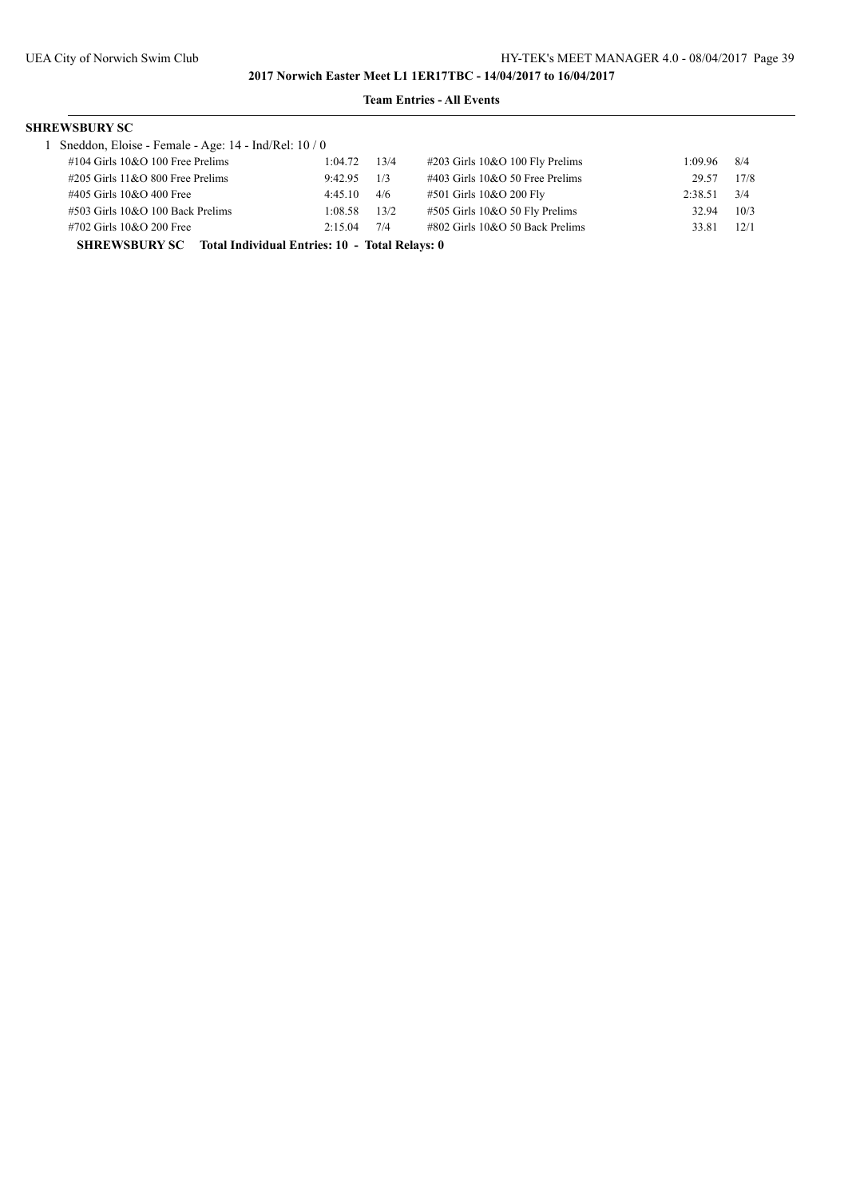## 2017 Norwich Easter Meet L1 1ER17TBC - 14/04/2017 to 16/04/2017

### Team Entries - All Events

**SHREWSBURY SC**

1 Sneddon, Eloise - Female - Age: 14 - Ind/Rel: 10 / 0

| Event | Time | Heat/Lane | Event | Time | Heat/Lane |
|---|---|---|---|---|---|
| #104 Girls 10&O 100 Free Prelims | 1:04.72 | 13/4 | #203 Girls 10&O 100 Fly Prelims | 1:09.96 | 8/4 |
| #205 Girls 11&O 800 Free Prelims | 9:42.95 | 1/3 | #403 Girls 10&O 50 Free Prelims | 29.57 | 17/8 |
| #405 Girls 10&O 400 Free | 4:45.10 | 4/6 | #501 Girls 10&O 200 Fly | 2:38.51 | 3/4 |
| #503 Girls 10&O 100 Back Prelims | 1:08.58 | 13/2 | #505 Girls 10&O 50 Fly Prelims | 32.94 | 10/3 |
| #702 Girls 10&O 200 Free | 2:15.04 | 7/4 | #802 Girls 10&O 50 Back Prelims | 33.81 | 12/1 |

**SHREWSBURY SC Total Individual Entries: 10 - Total Relays: 0**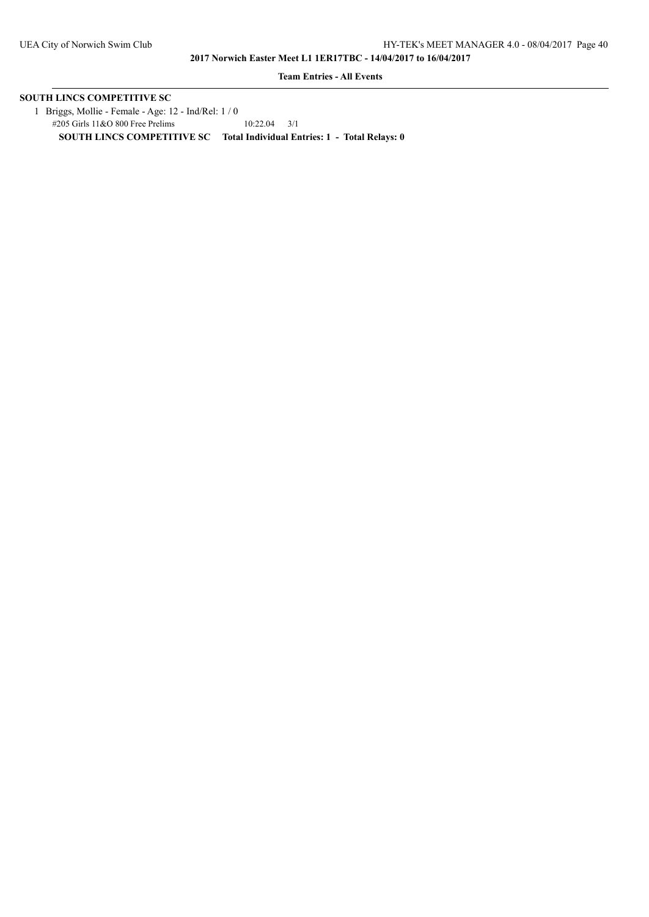## SOUTH LINCS COMPETITIVE SC

1 Briggs, Mollie - Female - Age: 12 - Ind/Rel: 1 / 0

#205 Girls 11&O 800 Free Prelims 10:22.04 3/1

**SOUTH LINCS COMPETITIVE SC Total Individual Entries: 1 - Total Relays: 0**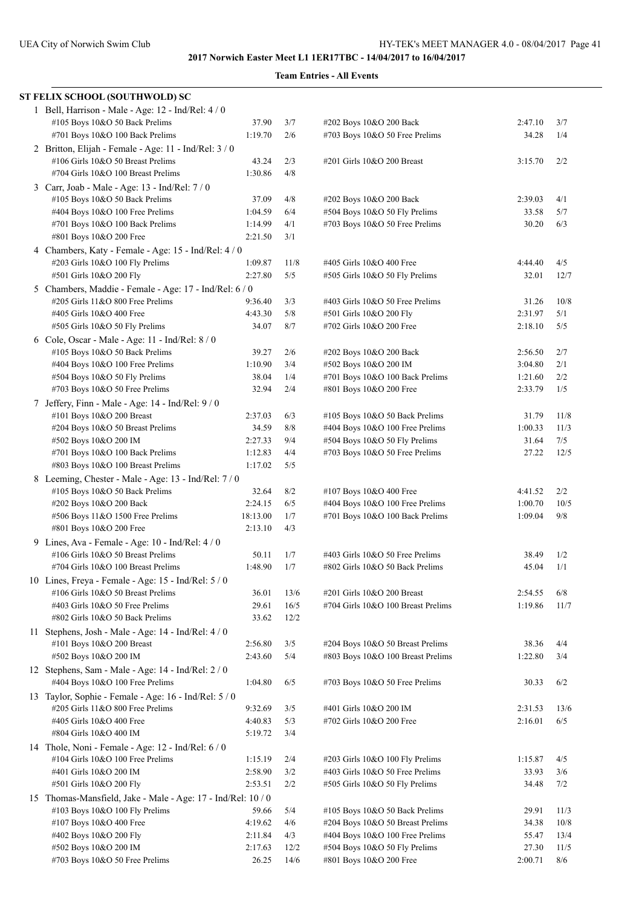**2017 Norwich Easter Meet L1 1ER17TBC - 14/04/2017 to 16/04/2017**

**Team Entries - All Events**

## ST FELIX SCHOOL (SOUTHWOLD) SC

1 Bell, Harrison - Male - Age: 12 - Ind/Rel: 4 / 0

| | | | | | |
|---|---|---|---|---|---|
| #105 Boys 10&O 50 Back Prelims | 37.90 | 3/7 | #202 Boys 10&O 200 Back | 2:47.10 | 3/7 |
| #701 Boys 10&O 100 Back Prelims | 1:19.70 | 2/6 | #703 Boys 10&O 50 Free Prelims | 34.28 | 1/4 |

2 Britton, Elijah - Female - Age: 11 - Ind/Rel: 3 / 0

| | | | | | |
|---|---|---|---|---|---|
| #106 Girls 10&O 50 Breast Prelims | 43.24 | 2/3 | #201 Girls 10&O 200 Breast | 3:15.70 | 2/2 |
| #704 Girls 10&O 100 Breast Prelims | 1:30.86 | 4/8 | | | |

3 Carr, Joab - Male - Age: 13 - Ind/Rel: 7 / 0

| | | | | | |
|---|---|---|---|---|---|
| #105 Boys 10&O 50 Back Prelims | 37.09 | 4/8 | #202 Boys 10&O 200 Back | 2:39.03 | 4/1 |
| #404 Boys 10&O 100 Free Prelims | 1:04.59 | 6/4 | #504 Boys 10&O 50 Fly Prelims | 33.58 | 5/7 |
| #701 Boys 10&O 100 Back Prelims | 1:14.99 | 4/1 | #703 Boys 10&O 50 Free Prelims | 30.20 | 6/3 |
| #801 Boys 10&O 200 Free | 2:21.50 | 3/1 | | | |

4 Chambers, Katy - Female - Age: 15 - Ind/Rel: 4 / 0

| | | | | | |
|---|---|---|---|---|---|
| #203 Girls 10&O 100 Fly Prelims | 1:09.87 | 11/8 | #405 Girls 10&O 400 Free | 4:44.40 | 4/5 |
| #501 Girls 10&O 200 Fly | 2:27.80 | 5/5 | #505 Girls 10&O 50 Fly Prelims | 32.01 | 12/7 |

5 Chambers, Maddie - Female - Age: 17 - Ind/Rel: 6 / 0

| | | | | | |
|---|---|---|---|---|---|
| #205 Girls 11&O 800 Free Prelims | 9:36.40 | 3/3 | #403 Girls 10&O 50 Free Prelims | 31.26 | 10/8 |
| #405 Girls 10&O 400 Free | 4:43.30 | 5/8 | #501 Girls 10&O 200 Fly | 2:31.97 | 5/1 |
| #505 Girls 10&O 50 Fly Prelims | 34.07 | 8/7 | #702 Girls 10&O 200 Free | 2:18.10 | 5/5 |

6 Cole, Oscar - Male - Age: 11 - Ind/Rel: 8 / 0

| | | | | | |
|---|---|---|---|---|---|
| #105 Boys 10&O 50 Back Prelims | 39.27 | 2/6 | #202 Boys 10&O 200 Back | 2:56.50 | 2/7 |
| #404 Boys 10&O 100 Free Prelims | 1:10.90 | 3/4 | #502 Boys 10&O 200 IM | 3:04.80 | 2/1 |
| #504 Boys 10&O 50 Fly Prelims | 38.04 | 1/4 | #701 Boys 10&O 100 Back Prelims | 1:21.60 | 2/2 |
| #703 Boys 10&O 50 Free Prelims | 32.94 | 2/4 | #801 Boys 10&O 200 Free | 2:33.79 | 1/5 |

7 Jeffery, Finn - Male - Age: 14 - Ind/Rel: 9 / 0

| | | | | | |
|---|---|---|---|---|---|
| #101 Boys 10&O 200 Breast | 2:37.03 | 6/3 | #105 Boys 10&O 50 Back Prelims | 31.79 | 11/8 |
| #204 Boys 10&O 50 Breast Prelims | 34.59 | 8/8 | #404 Boys 10&O 100 Free Prelims | 1:00.33 | 11/3 |
| #502 Boys 10&O 200 IM | 2:27.33 | 9/4 | #504 Boys 10&O 50 Fly Prelims | 31.64 | 7/5 |
| #701 Boys 10&O 100 Back Prelims | 1:12.83 | 4/4 | #703 Boys 10&O 50 Free Prelims | 27.22 | 12/5 |
| #803 Boys 10&O 100 Breast Prelims | 1:17.02 | 5/5 | | | |

8 Leeming, Chester - Male - Age: 13 - Ind/Rel: 7 / 0

| | | | | | |
|---|---|---|---|---|---|
| #105 Boys 10&O 50 Back Prelims | 32.64 | 8/2 | #107 Boys 10&O 400 Free | 4:41.52 | 2/2 |
| #202 Boys 10&O 200 Back | 2:24.15 | 6/5 | #404 Boys 10&O 100 Free Prelims | 1:00.70 | 10/5 |
| #506 Boys 11&O 1500 Free Prelims | 18:13.00 | 1/7 | #701 Boys 10&O 100 Back Prelims | 1:09.04 | 9/8 |
| #801 Boys 10&O 200 Free | 2:13.10 | 4/3 | | | |

9 Lines, Ava - Female - Age: 10 - Ind/Rel: 4 / 0

| | | | | | |
|---|---|---|---|---|---|
| #106 Girls 10&O 50 Breast Prelims | 50.11 | 1/7 | #403 Girls 10&O 50 Free Prelims | 38.49 | 1/2 |
| #704 Girls 10&O 100 Breast Prelims | 1:48.90 | 1/7 | #802 Girls 10&O 50 Back Prelims | 45.04 | 1/1 |

10 Lines, Freya - Female - Age: 15 - Ind/Rel: 5 / 0

| | | | | | |
|---|---|---|---|---|---|
| #106 Girls 10&O 50 Breast Prelims | 36.01 | 13/6 | #201 Girls 10&O 200 Breast | 2:54.55 | 6/8 |
| #403 Girls 10&O 50 Free Prelims | 29.61 | 16/5 | #704 Girls 10&O 100 Breast Prelims | 1:19.86 | 11/7 |
| #802 Girls 10&O 50 Back Prelims | 33.62 | 12/2 | | | |

11 Stephens, Josh - Male - Age: 14 - Ind/Rel: 4 / 0

| | | | | | |
|---|---|---|---|---|---|
| #101 Boys 10&O 200 Breast | 2:56.80 | 3/5 | #204 Boys 10&O 50 Breast Prelims | 38.36 | 4/4 |
| #502 Boys 10&O 200 IM | 2:43.60 | 5/4 | #803 Boys 10&O 100 Breast Prelims | 1:22.80 | 3/4 |

12 Stephens, Sam - Male - Age: 14 - Ind/Rel: 2 / 0

| | | | | | |
|---|---|---|---|---|---|
| #404 Boys 10&O 100 Free Prelims | 1:04.80 | 6/5 | #703 Boys 10&O 50 Free Prelims | 30.33 | 6/2 |

13 Taylor, Sophie - Female - Age: 16 - Ind/Rel: 5 / 0

| | | | | | |
|---|---|---|---|---|---|
| #205 Girls 11&O 800 Free Prelims | 9:32.69 | 3/5 | #401 Girls 10&O 200 IM | 2:31.53 | 13/6 |
| #405 Girls 10&O 400 Free | 4:40.83 | 5/3 | #702 Girls 10&O 200 Free | 2:16.01 | 6/5 |
| #804 Girls 10&O 400 IM | 5:19.72 | 3/4 | | | |

14 Thole, Noni - Female - Age: 12 - Ind/Rel: 6 / 0

| | | | | | |
|---|---|---|---|---|---|
| #104 Girls 10&O 100 Free Prelims | 1:15.19 | 2/4 | #203 Girls 10&O 100 Fly Prelims | 1:15.87 | 4/5 |
| #401 Girls 10&O 200 IM | 2:58.90 | 3/2 | #403 Girls 10&O 50 Free Prelims | 33.93 | 3/6 |
| #501 Girls 10&O 200 Fly | 2:53.51 | 2/2 | #505 Girls 10&O 50 Fly Prelims | 34.48 | 7/2 |

15 Thomas-Mansfield, Jake - Male - Age: 17 - Ind/Rel: 10 / 0

| | | | | | |
|---|---|---|---|---|---|
| #103 Boys 10&O 100 Fly Prelims | 59.66 | 5/4 | #105 Boys 10&O 50 Back Prelims | 29.91 | 11/3 |
| #107 Boys 10&O 400 Free | 4:19.62 | 4/6 | #204 Boys 10&O 50 Breast Prelims | 34.38 | 10/8 |
| #402 Boys 10&O 200 Fly | 2:11.84 | 4/3 | #404 Boys 10&O 100 Free Prelims | 55.47 | 13/4 |
| #502 Boys 10&O 200 IM | 2:17.63 | 12/2 | #504 Boys 10&O 50 Fly Prelims | 27.30 | 11/5 |
| #703 Boys 10&O 50 Free Prelims | 26.25 | 14/6 | #801 Boys 10&O 200 Free | 2:00.71 | 8/6 |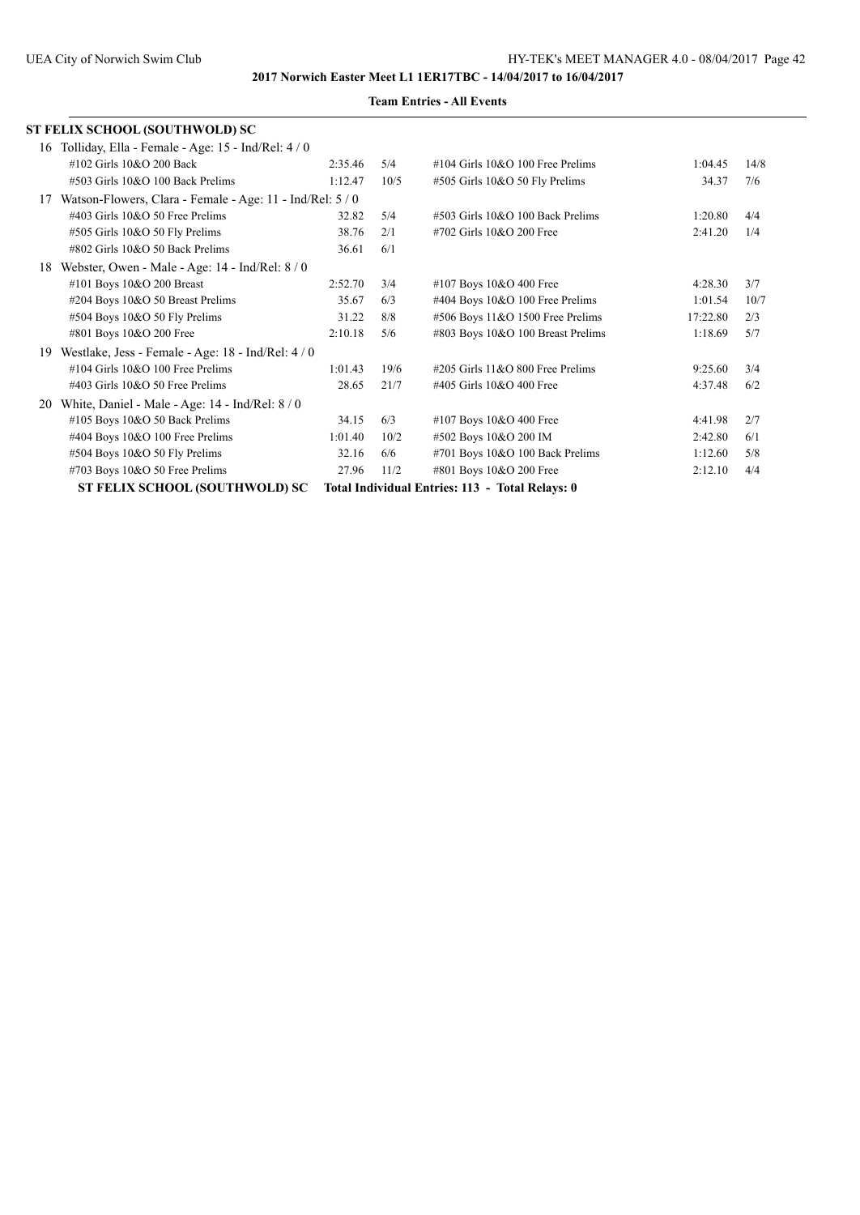**2017 Norwich Easter Meet L1 1ER17TBC - 14/04/2017 to 16/04/2017**

**Team Entries - All Events**

## ST FELIX SCHOOL (SOUTHWOLD) SC

16 Tolliday, Ella - Female - Age: 15 - Ind/Rel: 4 / 0

| Event | Time | Heat/Lane | Event | Time | Heat/Lane |
|---|---|---|---|---|---|
| #102 Girls 10&O 200 Back | 2:35.46 | 5/4 | #104 Girls 10&O 100 Free Prelims | 1:04.45 | 14/8 |
| #503 Girls 10&O 100 Back Prelims | 1:12.47 | 10/5 | #505 Girls 10&O 50 Fly Prelims | 34.37 | 7/6 |

17 Watson-Flowers, Clara - Female - Age: 11 - Ind/Rel: 5 / 0

| Event | Time | Heat/Lane | Event | Time | Heat/Lane |
|---|---|---|---|---|---|
| #403 Girls 10&O 50 Free Prelims | 32.82 | 5/4 | #503 Girls 10&O 100 Back Prelims | 1:20.80 | 4/4 |
| #505 Girls 10&O 50 Fly Prelims | 38.76 | 2/1 | #702 Girls 10&O 200 Free | 2:41.20 | 1/4 |
| #802 Girls 10&O 50 Back Prelims | 36.61 | 6/1 | | | |

18 Webster, Owen - Male - Age: 14 - Ind/Rel: 8 / 0

| Event | Time | Heat/Lane | Event | Time | Heat/Lane |
|---|---|---|---|---|---|
| #101 Boys 10&O 200 Breast | 2:52.70 | 3/4 | #107 Boys 10&O 400 Free | 4:28.30 | 3/7 |
| #204 Boys 10&O 50 Breast Prelims | 35.67 | 6/3 | #404 Boys 10&O 100 Free Prelims | 1:01.54 | 10/7 |
| #504 Boys 10&O 50 Fly Prelims | 31.22 | 8/8 | #506 Boys 11&O 1500 Free Prelims | 17:22.80 | 2/3 |
| #801 Boys 10&O 200 Free | 2:10.18 | 5/6 | #803 Boys 10&O 100 Breast Prelims | 1:18.69 | 5/7 |

19 Westlake, Jess - Female - Age: 18 - Ind/Rel: 4 / 0

| Event | Time | Heat/Lane | Event | Time | Heat/Lane |
|---|---|---|---|---|---|
| #104 Girls 10&O 100 Free Prelims | 1:01.43 | 19/6 | #205 Girls 11&O 800 Free Prelims | 9:25.60 | 3/4 |
| #403 Girls 10&O 50 Free Prelims | 28.65 | 21/7 | #405 Girls 10&O 400 Free | 4:37.48 | 6/2 |

20 White, Daniel - Male - Age: 14 - Ind/Rel: 8 / 0

| Event | Time | Heat/Lane | Event | Time | Heat/Lane |
|---|---|---|---|---|---|
| #105 Boys 10&O 50 Back Prelims | 34.15 | 6/3 | #107 Boys 10&O 400 Free | 4:41.98 | 2/7 |
| #404 Boys 10&O 100 Free Prelims | 1:01.40 | 10/2 | #502 Boys 10&O 200 IM | 2:42.80 | 6/1 |
| #504 Boys 10&O 50 Fly Prelims | 32.16 | 6/6 | #701 Boys 10&O 100 Back Prelims | 1:12.60 | 5/8 |
| #703 Boys 10&O 50 Free Prelims | 27.96 | 11/2 | #801 Boys 10&O 200 Free | 2:12.10 | 4/4 |

**ST FELIX SCHOOL (SOUTHWOLD) SC    Total Individual Entries: 113 - Total Relays: 0**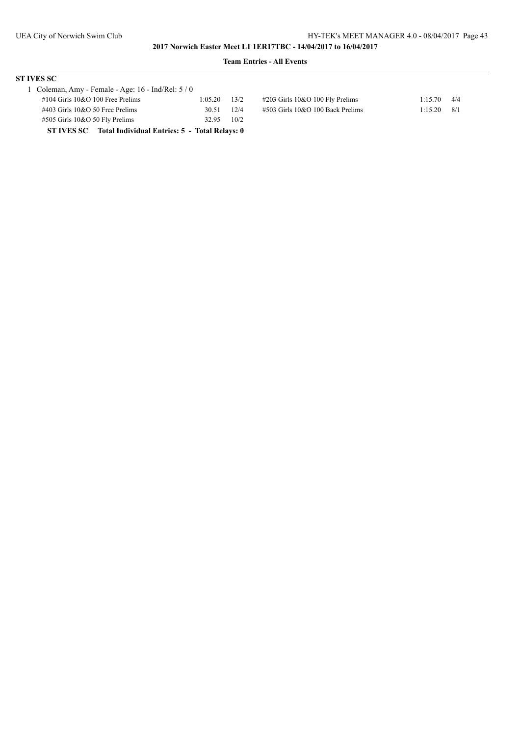**2017 Norwich Easter Meet L1 1ER17TBC - 14/04/2017 to 16/04/2017**

**Team Entries - All Events**

**ST IVES SC**

1 Coleman, Amy - Female - Age: 16 - Ind/Rel: 5 / 0

| Event | Time | Heat/Lane | Event | Time | Heat/Lane |
|---|---|---|---|---|---|
| #104 Girls 10&O 100 Free Prelims | 1:05.20 | 13/2 | #203 Girls 10&O 100 Fly Prelims | 1:15.70 | 4/4 |
| #403 Girls 10&O 50 Free Prelims | 30.51 | 12/4 | #503 Girls 10&O 100 Back Prelims | 1:15.20 | 8/1 |
| #505 Girls 10&O 50 Fly Prelims | 32.95 | 10/2 | | | |

**ST IVES SC Total Individual Entries: 5 - Total Relays: 0**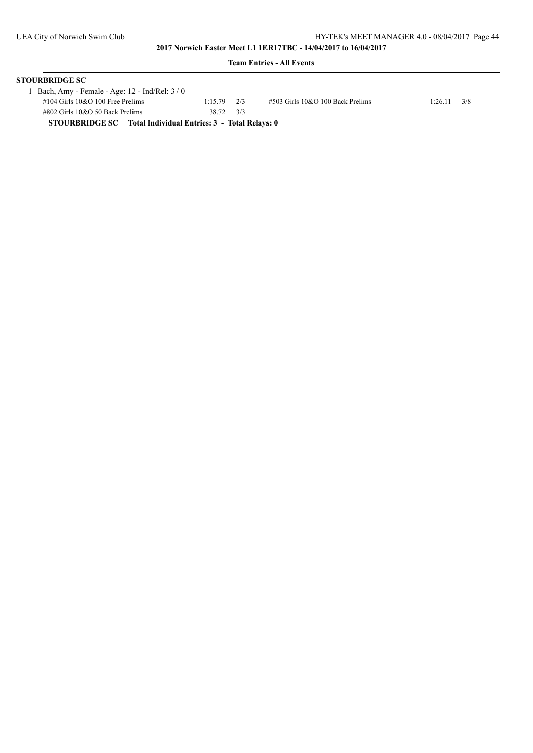**2017 Norwich Easter Meet L1 1ER17TBC - 14/04/2017 to 16/04/2017**

**Team Entries - All Events**

**STOURBRIDGE SC**

1 Bach, Amy - Female - Age: 12 - Ind/Rel: 3 / 0

| Event | Time | | Event | Time | |
|---|---|---|---|---|---|
| #104 Girls 10&O 100 Free Prelims | 1:15.79 | 2/3 | #503 Girls 10&O 100 Back Prelims | 1:26.11 | 3/8 |
| #802 Girls 10&O 50 Back Prelims | 38.72 | 3/3 | | | |

**STOURBRIDGE SC Total Individual Entries: 3 - Total Relays: 0**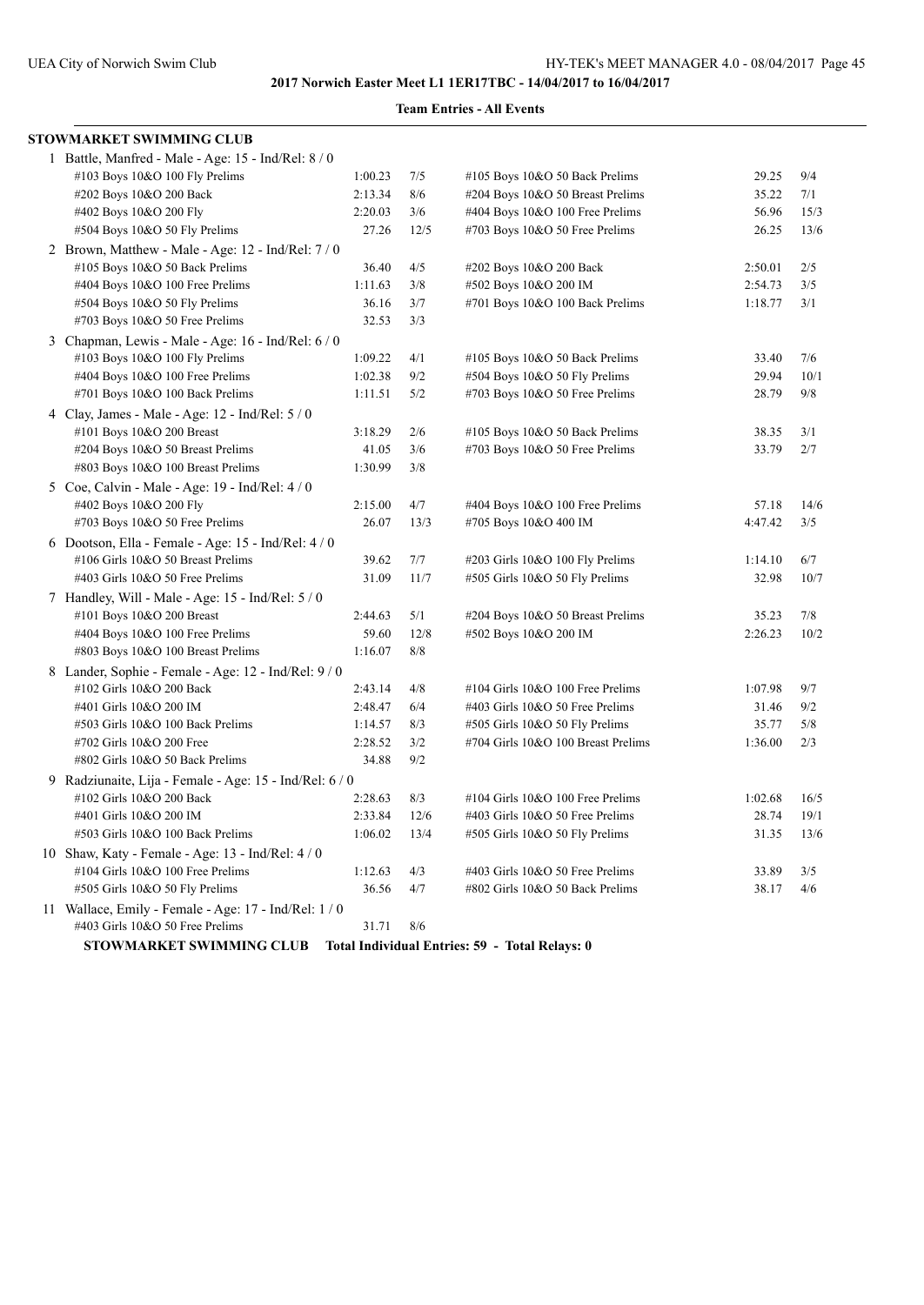**2017 Norwich Easter Meet L1 1ER17TBC - 14/04/2017 to 16/04/2017**

**Team Entries - All Events**

**STOWMARKET SWIMMING CLUB**

1 Battle, Manfred - Male - Age: 15 - Ind/Rel: 8 / 0

| Event | Time | Heat/Lane | Event | Time | Heat/Lane |
|---|---|---|---|---|---|
| #103 Boys 10&O 100 Fly Prelims | 1:00.23 | 7/5 | #105 Boys 10&O 50 Back Prelims | 29.25 | 9/4 |
| #202 Boys 10&O 200 Back | 2:13.34 | 8/6 | #204 Boys 10&O 50 Breast Prelims | 35.22 | 7/1 |
| #402 Boys 10&O 200 Fly | 2:20.03 | 3/6 | #404 Boys 10&O 100 Free Prelims | 56.96 | 15/3 |
| #504 Boys 10&O 50 Fly Prelims | 27.26 | 12/5 | #703 Boys 10&O 50 Free Prelims | 26.25 | 13/6 |

2 Brown, Matthew - Male - Age: 12 - Ind/Rel: 7 / 0

| Event | Time | Heat/Lane | Event | Time | Heat/Lane |
|---|---|---|---|---|---|
| #105 Boys 10&O 50 Back Prelims | 36.40 | 4/5 | #202 Boys 10&O 200 Back | 2:50.01 | 2/5 |
| #404 Boys 10&O 100 Free Prelims | 1:11.63 | 3/8 | #502 Boys 10&O 200 IM | 2:54.73 | 3/5 |
| #504 Boys 10&O 50 Fly Prelims | 36.16 | 3/7 | #701 Boys 10&O 100 Back Prelims | 1:18.77 | 3/1 |
| #703 Boys 10&O 50 Free Prelims | 32.53 | 3/3 | | | |

3 Chapman, Lewis - Male - Age: 16 - Ind/Rel: 6 / 0

| Event | Time | Heat/Lane | Event | Time | Heat/Lane |
|---|---|---|---|---|---|
| #103 Boys 10&O 100 Fly Prelims | 1:09.22 | 4/1 | #105 Boys 10&O 50 Back Prelims | 33.40 | 7/6 |
| #404 Boys 10&O 100 Free Prelims | 1:02.38 | 9/2 | #504 Boys 10&O 50 Fly Prelims | 29.94 | 10/1 |
| #701 Boys 10&O 100 Back Prelims | 1:11.51 | 5/2 | #703 Boys 10&O 50 Free Prelims | 28.79 | 9/8 |

4 Clay, James - Male - Age: 12 - Ind/Rel: 5 / 0

| Event | Time | Heat/Lane | Event | Time | Heat/Lane |
|---|---|---|---|---|---|
| #101 Boys 10&O 200 Breast | 3:18.29 | 2/6 | #105 Boys 10&O 50 Back Prelims | 38.35 | 3/1 |
| #204 Boys 10&O 50 Breast Prelims | 41.05 | 3/6 | #703 Boys 10&O 50 Free Prelims | 33.79 | 2/7 |
| #803 Boys 10&O 100 Breast Prelims | 1:30.99 | 3/8 | | | |

5 Coe, Calvin - Male - Age: 19 - Ind/Rel: 4 / 0

| Event | Time | Heat/Lane | Event | Time | Heat/Lane |
|---|---|---|---|---|---|
| #402 Boys 10&O 200 Fly | 2:15.00 | 4/7 | #404 Boys 10&O 100 Free Prelims | 57.18 | 14/6 |
| #703 Boys 10&O 50 Free Prelims | 26.07 | 13/3 | #705 Boys 10&O 400 IM | 4:47.42 | 3/5 |

6 Dootson, Ella - Female - Age: 15 - Ind/Rel: 4 / 0

| Event | Time | Heat/Lane | Event | Time | Heat/Lane |
|---|---|---|---|---|---|
| #106 Girls 10&O 50 Breast Prelims | 39.62 | 7/7 | #203 Girls 10&O 100 Fly Prelims | 1:14.10 | 6/7 |
| #403 Girls 10&O 50 Free Prelims | 31.09 | 11/7 | #505 Girls 10&O 50 Fly Prelims | 32.98 | 10/7 |

7 Handley, Will - Male - Age: 15 - Ind/Rel: 5 / 0

| Event | Time | Heat/Lane | Event | Time | Heat/Lane |
|---|---|---|---|---|---|
| #101 Boys 10&O 200 Breast | 2:44.63 | 5/1 | #204 Boys 10&O 50 Breast Prelims | 35.23 | 7/8 |
| #404 Boys 10&O 100 Free Prelims | 59.60 | 12/8 | #502 Boys 10&O 200 IM | 2:26.23 | 10/2 |
| #803 Boys 10&O 100 Breast Prelims | 1:16.07 | 8/8 | | | |

8 Lander, Sophie - Female - Age: 12 - Ind/Rel: 9 / 0

| Event | Time | Heat/Lane | Event | Time | Heat/Lane |
|---|---|---|---|---|---|
| #102 Girls 10&O 200 Back | 2:43.14 | 4/8 | #104 Girls 10&O 100 Free Prelims | 1:07.98 | 9/7 |
| #401 Girls 10&O 200 IM | 2:48.47 | 6/4 | #403 Girls 10&O 50 Free Prelims | 31.46 | 9/2 |
| #503 Girls 10&O 100 Back Prelims | 1:14.57 | 8/3 | #505 Girls 10&O 50 Fly Prelims | 35.77 | 5/8 |
| #702 Girls 10&O 200 Free | 2:28.52 | 3/2 | #704 Girls 10&O 100 Breast Prelims | 1:36.00 | 2/3 |
| #802 Girls 10&O 50 Back Prelims | 34.88 | 9/2 | | | |

9 Radziunaite, Lija - Female - Age: 15 - Ind/Rel: 6 / 0

| Event | Time | Heat/Lane | Event | Time | Heat/Lane |
|---|---|---|---|---|---|
| #102 Girls 10&O 200 Back | 2:28.63 | 8/3 | #104 Girls 10&O 100 Free Prelims | 1:02.68 | 16/5 |
| #401 Girls 10&O 200 IM | 2:33.84 | 12/6 | #403 Girls 10&O 50 Free Prelims | 28.74 | 19/1 |
| #503 Girls 10&O 100 Back Prelims | 1:06.02 | 13/4 | #505 Girls 10&O 50 Fly Prelims | 31.35 | 13/6 |

10 Shaw, Katy - Female - Age: 13 - Ind/Rel: 4 / 0

| Event | Time | Heat/Lane | Event | Time | Heat/Lane |
|---|---|---|---|---|---|
| #104 Girls 10&O 100 Free Prelims | 1:12.63 | 4/3 | #403 Girls 10&O 50 Free Prelims | 33.89 | 3/5 |
| #505 Girls 10&O 50 Fly Prelims | 36.56 | 4/7 | #802 Girls 10&O 50 Back Prelims | 38.17 | 4/6 |

11 Wallace, Emily - Female - Age: 17 - Ind/Rel: 1 / 0

| Event | Time | Heat/Lane |
|---|---|---|
| #403 Girls 10&O 50 Free Prelims | 31.71 | 8/6 |

**STOWMARKET SWIMMING CLUB Total Individual Entries: 59 - Total Relays: 0**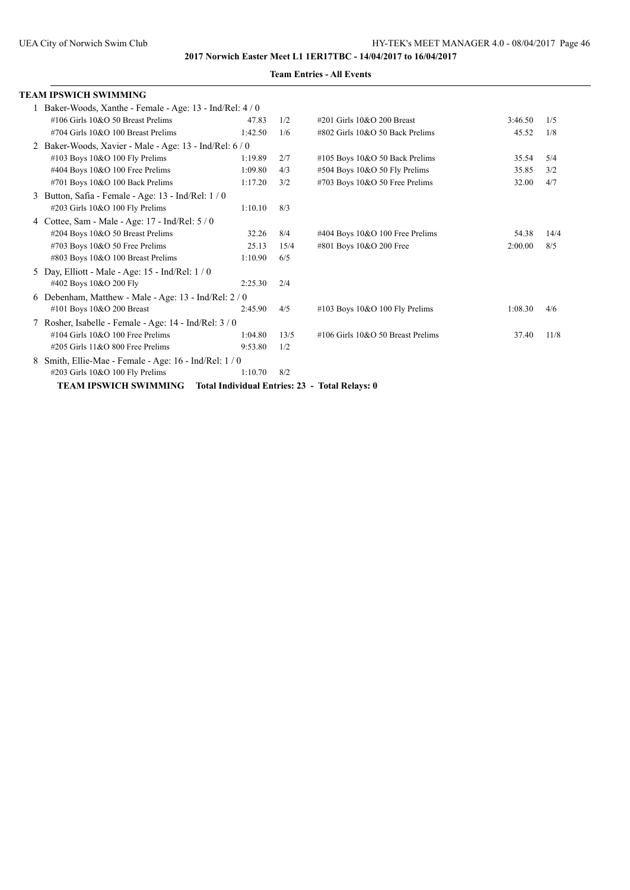**2017 Norwich Easter Meet L1 1ER17TBC - 14/04/2017 to 16/04/2017**

**Team Entries - All Events**

## TEAM IPSWICH SWIMMING

1 Baker-Woods, Xanthe - Female - Age: 13 - Ind/Rel: 4 / 0

| Event | Seed | Heat/Lane | Event | Seed | Heat/Lane |
|---|---|---|---|---|---|
| #106 Girls 10&O 50 Breast Prelims | 47.83 | 1/2 | #201 Girls 10&O 200 Breast | 3:46.50 | 1/5 |
| #704 Girls 10&O 100 Breast Prelims | 1:42.50 | 1/6 | #802 Girls 10&O 50 Back Prelims | 45.52 | 1/8 |

2 Baker-Woods, Xavier - Male - Age: 13 - Ind/Rel: 6 / 0

| Event | Seed | Heat/Lane | Event | Seed | Heat/Lane |
|---|---|---|---|---|---|
| #103 Boys 10&O 100 Fly Prelims | 1:19.89 | 2/7 | #105 Boys 10&O 50 Back Prelims | 35.54 | 5/4 |
| #404 Boys 10&O 100 Free Prelims | 1:09.80 | 4/3 | #504 Boys 10&O 50 Fly Prelims | 35.85 | 3/2 |
| #701 Boys 10&O 100 Back Prelims | 1:17.20 | 3/2 | #703 Boys 10&O 50 Free Prelims | 32.00 | 4/7 |

3 Button, Safia - Female - Age: 13 - Ind/Rel: 1 / 0

| Event | Seed | Heat/Lane |
|---|---|---|
| #203 Girls 10&O 100 Fly Prelims | 1:10.10 | 8/3 |

4 Cottee, Sam - Male - Age: 17 - Ind/Rel: 5 / 0

| Event | Seed | Heat/Lane | Event | Seed | Heat/Lane |
|---|---|---|---|---|---|
| #204 Boys 10&O 50 Breast Prelims | 32.26 | 8/4 | #404 Boys 10&O 100 Free Prelims | 54.38 | 14/4 |
| #703 Boys 10&O 50 Free Prelims | 25.13 | 15/4 | #801 Boys 10&O 200 Free | 2:00.00 | 8/5 |
| #803 Boys 10&O 100 Breast Prelims | 1:10.90 | 6/5 | | | |

5 Day, Elliott - Male - Age: 15 - Ind/Rel: 1 / 0

| Event | Seed | Heat/Lane |
|---|---|---|
| #402 Boys 10&O 200 Fly | 2:25.30 | 2/4 |

6 Debenham, Matthew - Male - Age: 13 - Ind/Rel: 2 / 0

| Event | Seed | Heat/Lane | Event | Seed | Heat/Lane |
|---|---|---|---|---|---|
| #101 Boys 10&O 200 Breast | 2:45.90 | 4/5 | #103 Boys 10&O 100 Fly Prelims | 1:08.30 | 4/6 |

7 Rosher, Isabelle - Female - Age: 14 - Ind/Rel: 3 / 0

| Event | Seed | Heat/Lane | Event | Seed | Heat/Lane |
|---|---|---|---|---|---|
| #104 Girls 10&O 100 Free Prelims | 1:04.80 | 13/5 | #106 Girls 10&O 50 Breast Prelims | 37.40 | 11/8 |
| #205 Girls 11&O 800 Free Prelims | 9:53.80 | 1/2 | | | |

8 Smith, Ellie-Mae - Female - Age: 16 - Ind/Rel: 1 / 0

| Event | Seed | Heat/Lane |
|---|---|---|
| #203 Girls 10&O 100 Fly Prelims | 1:10.70 | 8/2 |

**TEAM IPSWICH SWIMMING Total Individual Entries: 23 - Total Relays: 0**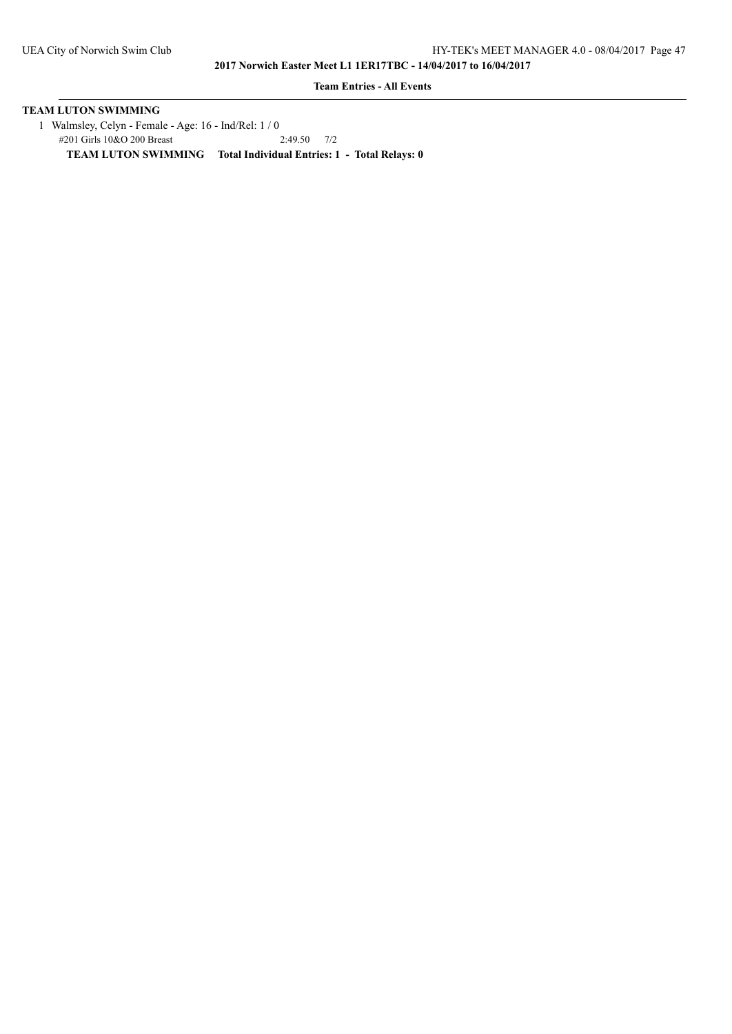**2017 Norwich Easter Meet L1 1ER17TBC - 14/04/2017 to 16/04/2017**

**Team Entries - All Events**

**TEAM LUTON SWIMMING**

1 Walmsley, Celyn - Female - Age: 16 - Ind/Rel: 1 / 0

#201 Girls 10&O 200 Breast 2:49.50 7/2

**TEAM LUTON SWIMMING Total Individual Entries: 1 - Total Relays: 0**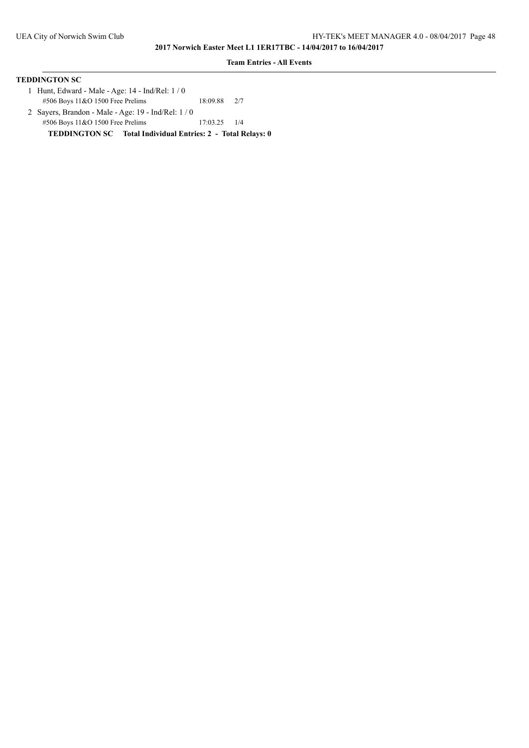**2017 Norwich Easter Meet L1 1ER17TBC - 14/04/2017 to 16/04/2017**

**Team Entries - All Events**

**TEDDINGTON SC**

1 Hunt, Edward - Male - Age: 14 - Ind/Rel: 1 / 0
#506 Boys 11&O 1500 Free Prelims 18:09.88 2/7

2 Sayers, Brandon - Male - Age: 19 - Ind/Rel: 1 / 0
#506 Boys 11&O 1500 Free Prelims 17:03.25 1/4

**TEDDINGTON SC Total Individual Entries: 2 - Total Relays: 0**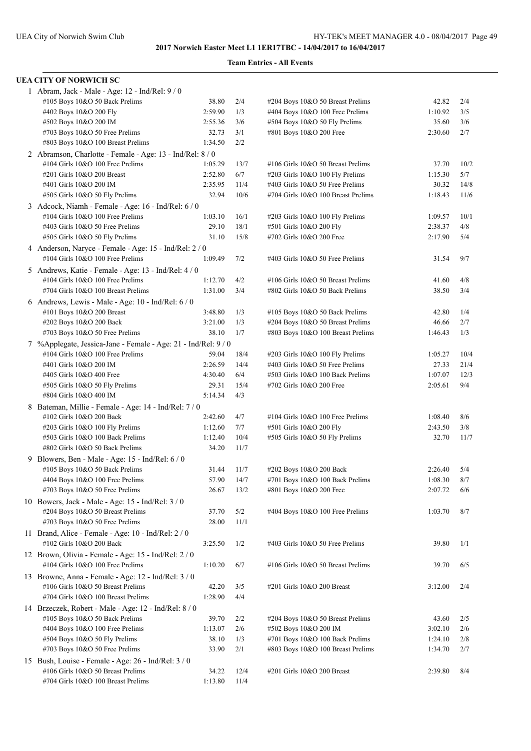**2017 Norwich Easter Meet L1 1ER17TBC - 14/04/2017 to 16/04/2017**

**Team Entries - All Events**

## UEA CITY OF NORWICH SC

**1 Abram, Jack - Male - Age: 12 - Ind/Rel: 9 / 0**

| Event | Time | Heat/Lane | Event | Time | Heat/Lane |
|---|---|---|---|---|---|
| #105 Boys 10&O 50 Back Prelims | 38.80 | 2/4 | #204 Boys 10&O 50 Breast Prelims | 42.82 | 2/4 |
| #402 Boys 10&O 200 Fly | 2:59.90 | 1/3 | #404 Boys 10&O 100 Free Prelims | 1:10.92 | 3/5 |
| #502 Boys 10&O 200 IM | 2:55.36 | 3/6 | #504 Boys 10&O 50 Fly Prelims | 35.60 | 3/6 |
| #703 Boys 10&O 50 Free Prelims | 32.73 | 3/1 | #801 Boys 10&O 200 Free | 2:30.60 | 2/7 |
| #803 Boys 10&O 100 Breast Prelims | 1:34.50 | 2/2 | | | |

**2 Abramson, Charlotte - Female - Age: 13 - Ind/Rel: 8 / 0**

| Event | Time | Heat/Lane | Event | Time | Heat/Lane |
|---|---|---|---|---|---|
| #104 Girls 10&O 100 Free Prelims | 1:05.29 | 13/7 | #106 Girls 10&O 50 Breast Prelims | 37.70 | 10/2 |
| #201 Girls 10&O 200 Breast | 2:52.80 | 6/7 | #203 Girls 10&O 100 Fly Prelims | 1:15.30 | 5/7 |
| #401 Girls 10&O 200 IM | 2:35.95 | 11/4 | #403 Girls 10&O 50 Free Prelims | 30.32 | 14/8 |
| #505 Girls 10&O 50 Fly Prelims | 32.94 | 10/6 | #704 Girls 10&O 100 Breast Prelims | 1:18.43 | 11/6 |

**3 Adcock, Niamh - Female - Age: 16 - Ind/Rel: 6 / 0**

| Event | Time | Heat/Lane | Event | Time | Heat/Lane |
|---|---|---|---|---|---|
| #104 Girls 10&O 100 Free Prelims | 1:03.10 | 16/1 | #203 Girls 10&O 100 Fly Prelims | 1:09.57 | 10/1 |
| #403 Girls 10&O 50 Free Prelims | 29.10 | 18/1 | #501 Girls 10&O 200 Fly | 2:38.37 | 4/8 |
| #505 Girls 10&O 50 Fly Prelims | 31.10 | 15/8 | #702 Girls 10&O 200 Free | 2:17.90 | 5/4 |

**4 Anderson, Naryce - Female - Age: 15 - Ind/Rel: 2 / 0**

| Event | Time | Heat/Lane | Event | Time | Heat/Lane |
|---|---|---|---|---|---|
| #104 Girls 10&O 100 Free Prelims | 1:09.49 | 7/2 | #403 Girls 10&O 50 Free Prelims | 31.54 | 9/7 |

**5 Andrews, Katie - Female - Age: 13 - Ind/Rel: 4 / 0**

| Event | Time | Heat/Lane | Event | Time | Heat/Lane |
|---|---|---|---|---|---|
| #104 Girls 10&O 100 Free Prelims | 1:12.70 | 4/2 | #106 Girls 10&O 50 Breast Prelims | 41.60 | 4/8 |
| #704 Girls 10&O 100 Breast Prelims | 1:31.00 | 3/4 | #802 Girls 10&O 50 Back Prelims | 38.50 | 3/4 |

**6 Andrews, Lewis - Male - Age: 10 - Ind/Rel: 6 / 0**

| Event | Time | Heat/Lane | Event | Time | Heat/Lane |
|---|---|---|---|---|---|
| #101 Boys 10&O 200 Breast | 3:48.80 | 1/3 | #105 Boys 10&O 50 Back Prelims | 42.80 | 1/4 |
| #202 Boys 10&O 200 Back | 3:21.00 | 1/3 | #204 Boys 10&O 50 Breast Prelims | 46.66 | 2/7 |
| #703 Boys 10&O 50 Free Prelims | 38.10 | 1/7 | #803 Boys 10&O 100 Breast Prelims | 1:46.43 | 1/3 |

**7 %Applegate, Jessica-Jane - Female - Age: 21 - Ind/Rel: 9 / 0**

| Event | Time | Heat/Lane | Event | Time | Heat/Lane |
|---|---|---|---|---|---|
| #104 Girls 10&O 100 Free Prelims | 59.04 | 18/4 | #203 Girls 10&O 100 Fly Prelims | 1:05.27 | 10/4 |
| #401 Girls 10&O 200 IM | 2:26.59 | 14/4 | #403 Girls 10&O 50 Free Prelims | 27.33 | 21/4 |
| #405 Girls 10&O 400 Free | 4:30.40 | 6/4 | #503 Girls 10&O 100 Back Prelims | 1:07.07 | 12/3 |
| #505 Girls 10&O 50 Fly Prelims | 29.31 | 15/4 | #702 Girls 10&O 200 Free | 2:05.61 | 9/4 |
| #804 Girls 10&O 400 IM | 5:14.34 | 4/3 | | | |

**8 Bateman, Millie - Female - Age: 14 - Ind/Rel: 7 / 0**

| Event | Time | Heat/Lane | Event | Time | Heat/Lane |
|---|---|---|---|---|---|
| #102 Girls 10&O 200 Back | 2:42.60 | 4/7 | #104 Girls 10&O 100 Free Prelims | 1:08.40 | 8/6 |
| #203 Girls 10&O 100 Fly Prelims | 1:12.60 | 7/7 | #501 Girls 10&O 200 Fly | 2:43.50 | 3/8 |
| #503 Girls 10&O 100 Back Prelims | 1:12.40 | 10/4 | #505 Girls 10&O 50 Fly Prelims | 32.70 | 11/7 |
| #802 Girls 10&O 50 Back Prelims | 34.20 | 11/7 | | | |

**9 Blowers, Ben - Male - Age: 15 - Ind/Rel: 6 / 0**

| Event | Time | Heat/Lane | Event | Time | Heat/Lane |
|---|---|---|---|---|---|
| #105 Boys 10&O 50 Back Prelims | 31.44 | 11/7 | #202 Boys 10&O 200 Back | 2:26.40 | 5/4 |
| #404 Boys 10&O 100 Free Prelims | 57.90 | 14/7 | #701 Boys 10&O 100 Back Prelims | 1:08.30 | 8/7 |
| #703 Boys 10&O 50 Free Prelims | 26.67 | 13/2 | #801 Boys 10&O 200 Free | 2:07.72 | 6/6 |

**10 Bowers, Jack - Male - Age: 15 - Ind/Rel: 3 / 0**

| Event | Time | Heat/Lane | Event | Time | Heat/Lane |
|---|---|---|---|---|---|
| #204 Boys 10&O 50 Breast Prelims | 37.70 | 5/2 | #404 Boys 10&O 100 Free Prelims | 1:03.70 | 8/7 |
| #703 Boys 10&O 50 Free Prelims | 28.00 | 11/1 | | | |

**11 Brand, Alice - Female - Age: 10 - Ind/Rel: 2 / 0**

| Event | Time | Heat/Lane | Event | Time | Heat/Lane |
|---|---|---|---|---|---|
| #102 Girls 10&O 200 Back | 3:25.50 | 1/2 | #403 Girls 10&O 50 Free Prelims | 39.80 | 1/1 |

**12 Brown, Olivia - Female - Age: 15 - Ind/Rel: 2 / 0**

| Event | Time | Heat/Lane | Event | Time | Heat/Lane |
|---|---|---|---|---|---|
| #104 Girls 10&O 100 Free Prelims | 1:10.20 | 6/7 | #106 Girls 10&O 50 Breast Prelims | 39.70 | 6/5 |

**13 Browne, Anna - Female - Age: 12 - Ind/Rel: 3 / 0**

| Event | Time | Heat/Lane | Event | Time | Heat/Lane |
|---|---|---|---|---|---|
| #106 Girls 10&O 50 Breast Prelims | 42.20 | 3/5 | #201 Girls 10&O 200 Breast | 3:12.00 | 2/4 |
| #704 Girls 10&O 100 Breast Prelims | 1:28.90 | 4/4 | | | |

**14 Brzeczek, Robert - Male - Age: 12 - Ind/Rel: 8 / 0**

| Event | Time | Heat/Lane | Event | Time | Heat/Lane |
|---|---|---|---|---|---|
| #105 Boys 10&O 50 Back Prelims | 39.70 | 2/2 | #204 Boys 10&O 50 Breast Prelims | 43.60 | 2/5 |
| #404 Boys 10&O 100 Free Prelims | 1:13.07 | 2/6 | #502 Boys 10&O 200 IM | 3:02.10 | 2/6 |
| #504 Boys 10&O 50 Fly Prelims | 38.10 | 1/3 | #701 Boys 10&O 100 Back Prelims | 1:24.10 | 2/8 |
| #703 Boys 10&O 50 Free Prelims | 33.90 | 2/1 | #803 Boys 10&O 100 Breast Prelims | 1:34.70 | 2/7 |

**15 Bush, Louise - Female - Age: 26 - Ind/Rel: 3 / 0**

| Event | Time | Heat/Lane | Event | Time | Heat/Lane |
|---|---|---|---|---|---|
| #106 Girls 10&O 50 Breast Prelims | 34.22 | 12/4 | #201 Girls 10&O 200 Breast | 2:39.80 | 8/4 |
| #704 Girls 10&O 100 Breast Prelims | 1:13.80 | 11/4 | | | |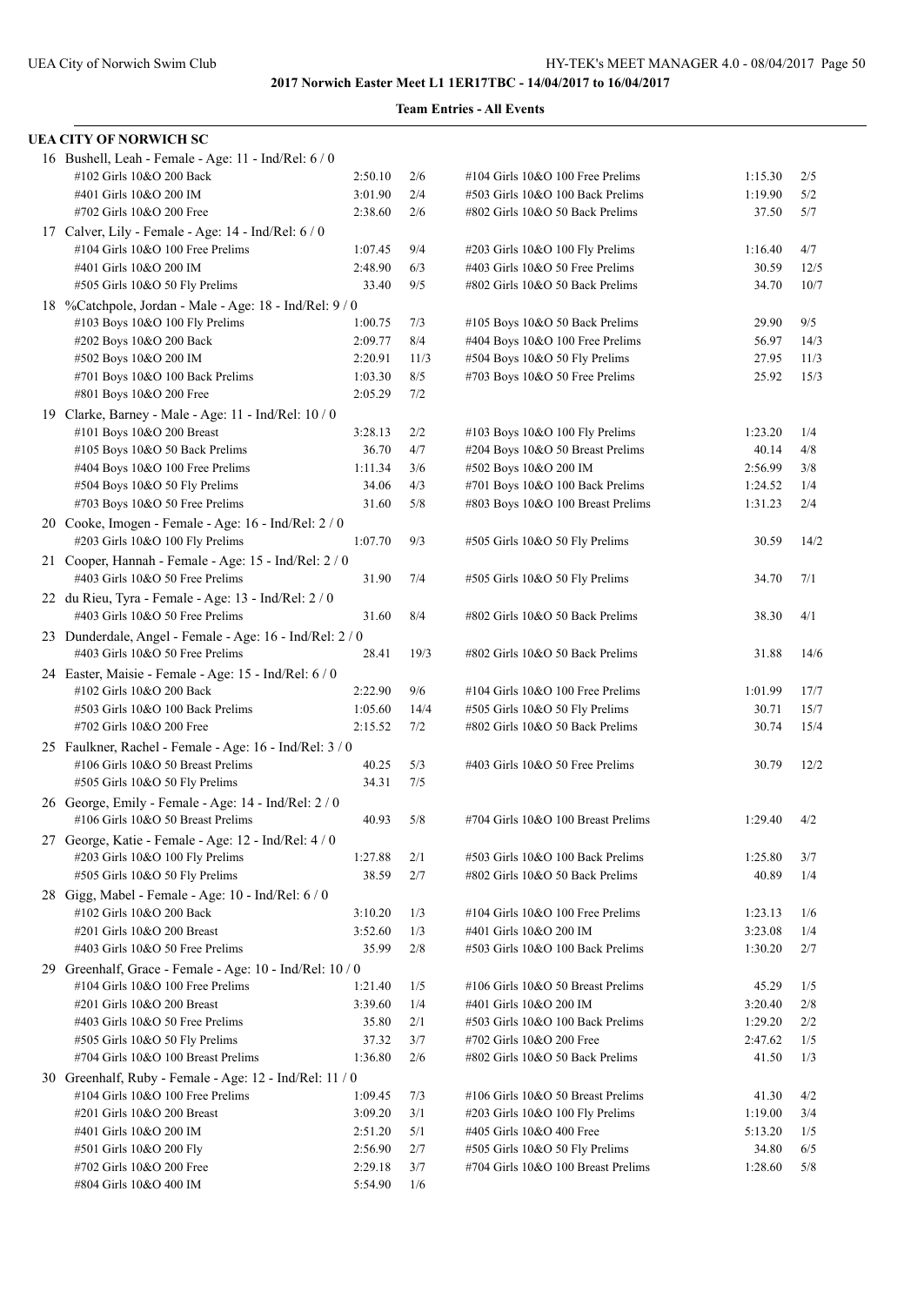**2017 Norwich Easter Meet L1 1ER17TBC - 14/04/2017 to 16/04/2017**

**Team Entries - All Events**

## UEA CITY OF NORWICH SC

16 Bushell, Leah - Female - Age: 11 - Ind/Rel: 6 / 0

| Event | Time | H/L | Event | Time | H/L |
|---|---|---|---|---|---|
| #102 Girls 10&O 200 Back | 2:50.10 | 2/6 | #104 Girls 10&O 100 Free Prelims | 1:15.30 | 2/5 |
| #401 Girls 10&O 200 IM | 3:01.90 | 2/4 | #503 Girls 10&O 100 Back Prelims | 1:19.90 | 5/2 |
| #702 Girls 10&O 200 Free | 2:38.60 | 2/6 | #802 Girls 10&O 50 Back Prelims | 37.50 | 5/7 |

17 Calver, Lily - Female - Age: 14 - Ind/Rel: 6 / 0

| Event | Time | H/L | Event | Time | H/L |
|---|---|---|---|---|---|
| #104 Girls 10&O 100 Free Prelims | 1:07.45 | 9/4 | #203 Girls 10&O 100 Fly Prelims | 1:16.40 | 4/7 |
| #401 Girls 10&O 200 IM | 2:48.90 | 6/3 | #403 Girls 10&O 50 Free Prelims | 30.59 | 12/5 |
| #505 Girls 10&O 50 Fly Prelims | 33.40 | 9/5 | #802 Girls 10&O 50 Back Prelims | 34.70 | 10/7 |

18 %Catchpole, Jordan - Male - Age: 18 - Ind/Rel: 9 / 0

| Event | Time | H/L | Event | Time | H/L |
|---|---|---|---|---|---|
| #103 Boys 10&O 100 Fly Prelims | 1:00.75 | 7/3 | #105 Boys 10&O 50 Back Prelims | 29.90 | 9/5 |
| #202 Boys 10&O 200 Back | 2:09.77 | 8/4 | #404 Boys 10&O 100 Free Prelims | 56.97 | 14/3 |
| #502 Boys 10&O 200 IM | 2:20.91 | 11/3 | #504 Boys 10&O 50 Fly Prelims | 27.95 | 11/3 |
| #701 Boys 10&O 100 Back Prelims | 1:03.30 | 8/5 | #703 Boys 10&O 50 Free Prelims | 25.92 | 15/3 |
| #801 Boys 10&O 200 Free | 2:05.29 | 7/2 | | | |

19 Clarke, Barney - Male - Age: 11 - Ind/Rel: 10 / 0

| Event | Time | H/L | Event | Time | H/L |
|---|---|---|---|---|---|
| #101 Boys 10&O 200 Breast | 3:28.13 | 2/2 | #103 Boys 10&O 100 Fly Prelims | 1:23.20 | 1/4 |
| #105 Boys 10&O 50 Back Prelims | 36.70 | 4/7 | #204 Boys 10&O 50 Breast Prelims | 40.14 | 4/8 |
| #404 Boys 10&O 100 Free Prelims | 1:11.34 | 3/6 | #502 Boys 10&O 200 IM | 2:56.99 | 3/8 |
| #504 Boys 10&O 50 Fly Prelims | 34.06 | 4/3 | #701 Boys 10&O 100 Back Prelims | 1:24.52 | 1/4 |
| #703 Boys 10&O 50 Free Prelims | 31.60 | 5/8 | #803 Boys 10&O 100 Breast Prelims | 1:31.23 | 2/4 |

20 Cooke, Imogen - Female - Age: 16 - Ind/Rel: 2 / 0

| Event | Time | H/L | Event | Time | H/L |
|---|---|---|---|---|---|
| #203 Girls 10&O 100 Fly Prelims | 1:07.70 | 9/3 | #505 Girls 10&O 50 Fly Prelims | 30.59 | 14/2 |

21 Cooper, Hannah - Female - Age: 15 - Ind/Rel: 2 / 0

| Event | Time | H/L | Event | Time | H/L |
|---|---|---|---|---|---|
| #403 Girls 10&O 50 Free Prelims | 31.90 | 7/4 | #505 Girls 10&O 50 Fly Prelims | 34.70 | 7/1 |

22 du Rieu, Tyra - Female - Age: 13 - Ind/Rel: 2 / 0

| Event | Time | H/L | Event | Time | H/L |
|---|---|---|---|---|---|
| #403 Girls 10&O 50 Free Prelims | 31.60 | 8/4 | #802 Girls 10&O 50 Back Prelims | 38.30 | 4/1 |

23 Dunderdale, Angel - Female - Age: 16 - Ind/Rel: 2 / 0

| Event | Time | H/L | Event | Time | H/L |
|---|---|---|---|---|---|
| #403 Girls 10&O 50 Free Prelims | 28.41 | 19/3 | #802 Girls 10&O 50 Back Prelims | 31.88 | 14/6 |

24 Easter, Maisie - Female - Age: 15 - Ind/Rel: 6 / 0

| Event | Time | H/L | Event | Time | H/L |
|---|---|---|---|---|---|
| #102 Girls 10&O 200 Back | 2:22.90 | 9/6 | #104 Girls 10&O 100 Free Prelims | 1:01.99 | 17/7 |
| #503 Girls 10&O 100 Back Prelims | 1:05.60 | 14/4 | #505 Girls 10&O 50 Fly Prelims | 30.71 | 15/7 |
| #702 Girls 10&O 200 Free | 2:15.52 | 7/2 | #802 Girls 10&O 50 Back Prelims | 30.74 | 15/4 |

25 Faulkner, Rachel - Female - Age: 16 - Ind/Rel: 3 / 0

| Event | Time | H/L | Event | Time | H/L |
|---|---|---|---|---|---|
| #106 Girls 10&O 50 Breast Prelims | 40.25 | 5/3 | #403 Girls 10&O 50 Free Prelims | 30.79 | 12/2 |
| #505 Girls 10&O 50 Fly Prelims | 34.31 | 7/5 | | | |

26 George, Emily - Female - Age: 14 - Ind/Rel: 2 / 0

| Event | Time | H/L | Event | Time | H/L |
|---|---|---|---|---|---|
| #106 Girls 10&O 50 Breast Prelims | 40.93 | 5/8 | #704 Girls 10&O 100 Breast Prelims | 1:29.40 | 4/2 |

27 George, Katie - Female - Age: 12 - Ind/Rel: 4 / 0

| Event | Time | H/L | Event | Time | H/L |
|---|---|---|---|---|---|
| #203 Girls 10&O 100 Fly Prelims | 1:27.88 | 2/1 | #503 Girls 10&O 100 Back Prelims | 1:25.80 | 3/7 |
| #505 Girls 10&O 50 Fly Prelims | 38.59 | 2/7 | #802 Girls 10&O 50 Back Prelims | 40.89 | 1/4 |

28 Gigg, Mabel - Female - Age: 10 - Ind/Rel: 6 / 0

| Event | Time | H/L | Event | Time | H/L |
|---|---|---|---|---|---|
| #102 Girls 10&O 200 Back | 3:10.20 | 1/3 | #104 Girls 10&O 100 Free Prelims | 1:23.13 | 1/6 |
| #201 Girls 10&O 200 Breast | 3:52.60 | 1/3 | #401 Girls 10&O 200 IM | 3:23.08 | 1/4 |
| #403 Girls 10&O 50 Free Prelims | 35.99 | 2/8 | #503 Girls 10&O 100 Back Prelims | 1:30.20 | 2/7 |

29 Greenhalf, Grace - Female - Age: 10 - Ind/Rel: 10 / 0

| Event | Time | H/L | Event | Time | H/L |
|---|---|---|---|---|---|
| #104 Girls 10&O 100 Free Prelims | 1:21.40 | 1/5 | #106 Girls 10&O 50 Breast Prelims | 45.29 | 1/5 |
| #201 Girls 10&O 200 Breast | 3:39.60 | 1/4 | #401 Girls 10&O 200 IM | 3:20.40 | 2/8 |
| #403 Girls 10&O 50 Free Prelims | 35.80 | 2/1 | #503 Girls 10&O 100 Back Prelims | 1:29.20 | 2/2 |
| #505 Girls 10&O 50 Fly Prelims | 37.32 | 3/7 | #702 Girls 10&O 200 Free | 2:47.62 | 1/5 |
| #704 Girls 10&O 100 Breast Prelims | 1:36.80 | 2/6 | #802 Girls 10&O 50 Back Prelims | 41.50 | 1/3 |

30 Greenhalf, Ruby - Female - Age: 12 - Ind/Rel: 11 / 0

| Event | Time | H/L | Event | Time | H/L |
|---|---|---|---|---|---|
| #104 Girls 10&O 100 Free Prelims | 1:09.45 | 7/3 | #106 Girls 10&O 50 Breast Prelims | 41.30 | 4/2 |
| #201 Girls 10&O 200 Breast | 3:09.20 | 3/1 | #203 Girls 10&O 100 Fly Prelims | 1:19.00 | 3/4 |
| #401 Girls 10&O 200 IM | 2:51.20 | 5/1 | #405 Girls 10&O 400 Free | 5:13.20 | 1/5 |
| #501 Girls 10&O 200 Fly | 2:56.90 | 2/7 | #505 Girls 10&O 50 Fly Prelims | 34.80 | 6/5 |
| #702 Girls 10&O 200 Free | 2:29.18 | 3/7 | #704 Girls 10&O 100 Breast Prelims | 1:28.60 | 5/8 |
| #804 Girls 10&O 400 IM | 5:54.90 | 1/6 | | | |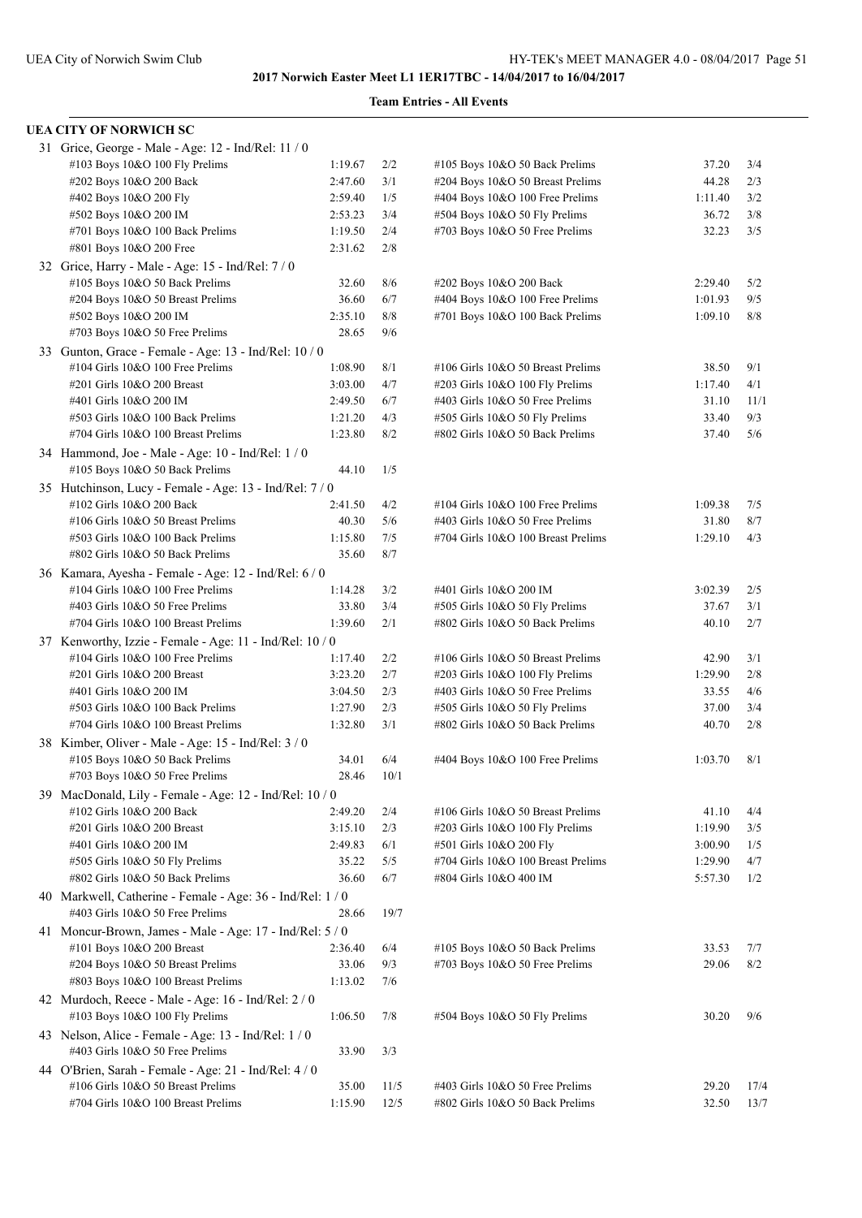**2017 Norwich Easter Meet L1 1ER17TBC - 14/04/2017 to 16/04/2017**

**Team Entries - All Events**

## UEA CITY OF NORWICH SC

31 Grice, George - Male - Age: 12 - Ind/Rel: 11 / 0

| Event | Time | Heat/Lane | Event | Time | Heat/Lane |
|---|---|---|---|---|---|
| #103 Boys 10&O 100 Fly Prelims | 1:19.67 | 2/2 | #105 Boys 10&O 50 Back Prelims | 37.20 | 3/4 |
| #202 Boys 10&O 200 Back | 2:47.60 | 3/1 | #204 Boys 10&O 50 Breast Prelims | 44.28 | 2/3 |
| #402 Boys 10&O 200 Fly | 2:59.40 | 1/5 | #404 Boys 10&O 100 Free Prelims | 1:11.40 | 3/2 |
| #502 Boys 10&O 200 IM | 2:53.23 | 3/4 | #504 Boys 10&O 50 Fly Prelims | 36.72 | 3/8 |
| #701 Boys 10&O 100 Back Prelims | 1:19.50 | 2/4 | #703 Boys 10&O 50 Free Prelims | 32.23 | 3/5 |
| #801 Boys 10&O 200 Free | 2:31.62 | 2/8 | | | |

32 Grice, Harry - Male - Age: 15 - Ind/Rel: 7 / 0

| Event | Time | Heat/Lane | Event | Time | Heat/Lane |
|---|---|---|---|---|---|
| #105 Boys 10&O 50 Back Prelims | 32.60 | 8/6 | #202 Boys 10&O 200 Back | 2:29.40 | 5/2 |
| #204 Boys 10&O 50 Breast Prelims | 36.60 | 6/7 | #404 Boys 10&O 100 Free Prelims | 1:01.93 | 9/5 |
| #502 Boys 10&O 200 IM | 2:35.10 | 8/8 | #701 Boys 10&O 100 Back Prelims | 1:09.10 | 8/8 |
| #703 Boys 10&O 50 Free Prelims | 28.65 | 9/6 | | | |

33 Gunton, Grace - Female - Age: 13 - Ind/Rel: 10 / 0

| Event | Time | Heat/Lane | Event | Time | Heat/Lane |
|---|---|---|---|---|---|
| #104 Girls 10&O 100 Free Prelims | 1:08.90 | 8/1 | #106 Girls 10&O 50 Breast Prelims | 38.50 | 9/1 |
| #201 Girls 10&O 200 Breast | 3:03.00 | 4/7 | #203 Girls 10&O 100 Fly Prelims | 1:17.40 | 4/1 |
| #401 Girls 10&O 200 IM | 2:49.50 | 6/7 | #403 Girls 10&O 50 Free Prelims | 31.10 | 11/1 |
| #503 Girls 10&O 100 Back Prelims | 1:21.20 | 4/3 | #505 Girls 10&O 50 Fly Prelims | 33.40 | 9/3 |
| #704 Girls 10&O 100 Breast Prelims | 1:23.80 | 8/2 | #802 Girls 10&O 50 Back Prelims | 37.40 | 5/6 |

34 Hammond, Joe - Male - Age: 10 - Ind/Rel: 1 / 0

| Event | Time | Heat/Lane |
|---|---|---|
| #105 Boys 10&O 50 Back Prelims | 44.10 | 1/5 |

35 Hutchinson, Lucy - Female - Age: 13 - Ind/Rel: 7 / 0

| Event | Time | Heat/Lane | Event | Time | Heat/Lane |
|---|---|---|---|---|---|
| #102 Girls 10&O 200 Back | 2:41.50 | 4/2 | #104 Girls 10&O 100 Free Prelims | 1:09.38 | 7/5 |
| #106 Girls 10&O 50 Breast Prelims | 40.30 | 5/6 | #403 Girls 10&O 50 Free Prelims | 31.80 | 8/7 |
| #503 Girls 10&O 100 Back Prelims | 1:15.80 | 7/5 | #704 Girls 10&O 100 Breast Prelims | 1:29.10 | 4/3 |
| #802 Girls 10&O 50 Back Prelims | 35.60 | 8/7 | | | |

36 Kamara, Ayesha - Female - Age: 12 - Ind/Rel: 6 / 0

| Event | Time | Heat/Lane | Event | Time | Heat/Lane |
|---|---|---|---|---|---|
| #104 Girls 10&O 100 Free Prelims | 1:14.28 | 3/2 | #401 Girls 10&O 200 IM | 3:02.39 | 2/5 |
| #403 Girls 10&O 50 Free Prelims | 33.80 | 3/4 | #505 Girls 10&O 50 Fly Prelims | 37.67 | 3/1 |
| #704 Girls 10&O 100 Breast Prelims | 1:39.60 | 2/1 | #802 Girls 10&O 50 Back Prelims | 40.10 | 2/7 |

37 Kenworthy, Izzie - Female - Age: 11 - Ind/Rel: 10 / 0

| Event | Time | Heat/Lane | Event | Time | Heat/Lane |
|---|---|---|---|---|---|
| #104 Girls 10&O 100 Free Prelims | 1:17.40 | 2/2 | #106 Girls 10&O 50 Breast Prelims | 42.90 | 3/1 |
| #201 Girls 10&O 200 Breast | 3:23.20 | 2/7 | #203 Girls 10&O 100 Fly Prelims | 1:29.90 | 2/8 |
| #401 Girls 10&O 200 IM | 3:04.50 | 2/3 | #403 Girls 10&O 50 Free Prelims | 33.55 | 4/6 |
| #503 Girls 10&O 100 Back Prelims | 1:27.90 | 2/3 | #505 Girls 10&O 50 Fly Prelims | 37.00 | 3/4 |
| #704 Girls 10&O 100 Breast Prelims | 1:32.80 | 3/1 | #802 Girls 10&O 50 Back Prelims | 40.70 | 2/8 |

38 Kimber, Oliver - Male - Age: 15 - Ind/Rel: 3 / 0

| Event | Time | Heat/Lane | Event | Time | Heat/Lane |
|---|---|---|---|---|---|
| #105 Boys 10&O 50 Back Prelims | 34.01 | 6/4 | #404 Boys 10&O 100 Free Prelims | 1:03.70 | 8/1 |
| #703 Boys 10&O 50 Free Prelims | 28.46 | 10/1 | | | |

39 MacDonald, Lily - Female - Age: 12 - Ind/Rel: 10 / 0

| Event | Time | Heat/Lane | Event | Time | Heat/Lane |
|---|---|---|---|---|---|
| #102 Girls 10&O 200 Back | 2:49.20 | 2/4 | #106 Girls 10&O 50 Breast Prelims | 41.10 | 4/4 |
| #201 Girls 10&O 200 Breast | 3:15.10 | 2/3 | #203 Girls 10&O 100 Fly Prelims | 1:19.90 | 3/5 |
| #401 Girls 10&O 200 IM | 2:49.83 | 6/1 | #501 Girls 10&O 200 Fly | 3:00.90 | 1/5 |
| #505 Girls 10&O 50 Fly Prelims | 35.22 | 5/5 | #704 Girls 10&O 100 Breast Prelims | 1:29.90 | 4/7 |
| #802 Girls 10&O 50 Back Prelims | 36.60 | 6/7 | #804 Girls 10&O 400 IM | 5:57.30 | 1/2 |

40 Markwell, Catherine - Female - Age: 36 - Ind/Rel: 1 / 0

| Event | Time | Heat/Lane |
|---|---|---|
| #403 Girls 10&O 50 Free Prelims | 28.66 | 19/7 |

41 Moncur-Brown, James - Male - Age: 17 - Ind/Rel: 5 / 0

| Event | Time | Heat/Lane | Event | Time | Heat/Lane |
|---|---|---|---|---|---|
| #101 Boys 10&O 200 Breast | 2:36.40 | 6/4 | #105 Boys 10&O 50 Back Prelims | 33.53 | 7/7 |
| #204 Boys 10&O 50 Breast Prelims | 33.06 | 9/3 | #703 Boys 10&O 50 Free Prelims | 29.06 | 8/2 |
| #803 Boys 10&O 100 Breast Prelims | 1:13.02 | 7/6 | | | |

42 Murdoch, Reece - Male - Age: 16 - Ind/Rel: 2 / 0

| Event | Time | Heat/Lane | Event | Time | Heat/Lane |
|---|---|---|---|---|---|
| #103 Boys 10&O 100 Fly Prelims | 1:06.50 | 7/8 | #504 Boys 10&O 50 Fly Prelims | 30.20 | 9/6 |

43 Nelson, Alice - Female - Age: 13 - Ind/Rel: 1 / 0

| Event | Time | Heat/Lane |
|---|---|---|
| #403 Girls 10&O 50 Free Prelims | 33.90 | 3/3 |

44 O'Brien, Sarah - Female - Age: 21 - Ind/Rel: 4 / 0

| Event | Time | Heat/Lane | Event | Time | Heat/Lane |
|---|---|---|---|---|---|
| #106 Girls 10&O 50 Breast Prelims | 35.00 | 11/5 | #403 Girls 10&O 50 Free Prelims | 29.20 | 17/4 |
| #704 Girls 10&O 100 Breast Prelims | 1:15.90 | 12/5 | #802 Girls 10&O 50 Back Prelims | 32.50 | 13/7 |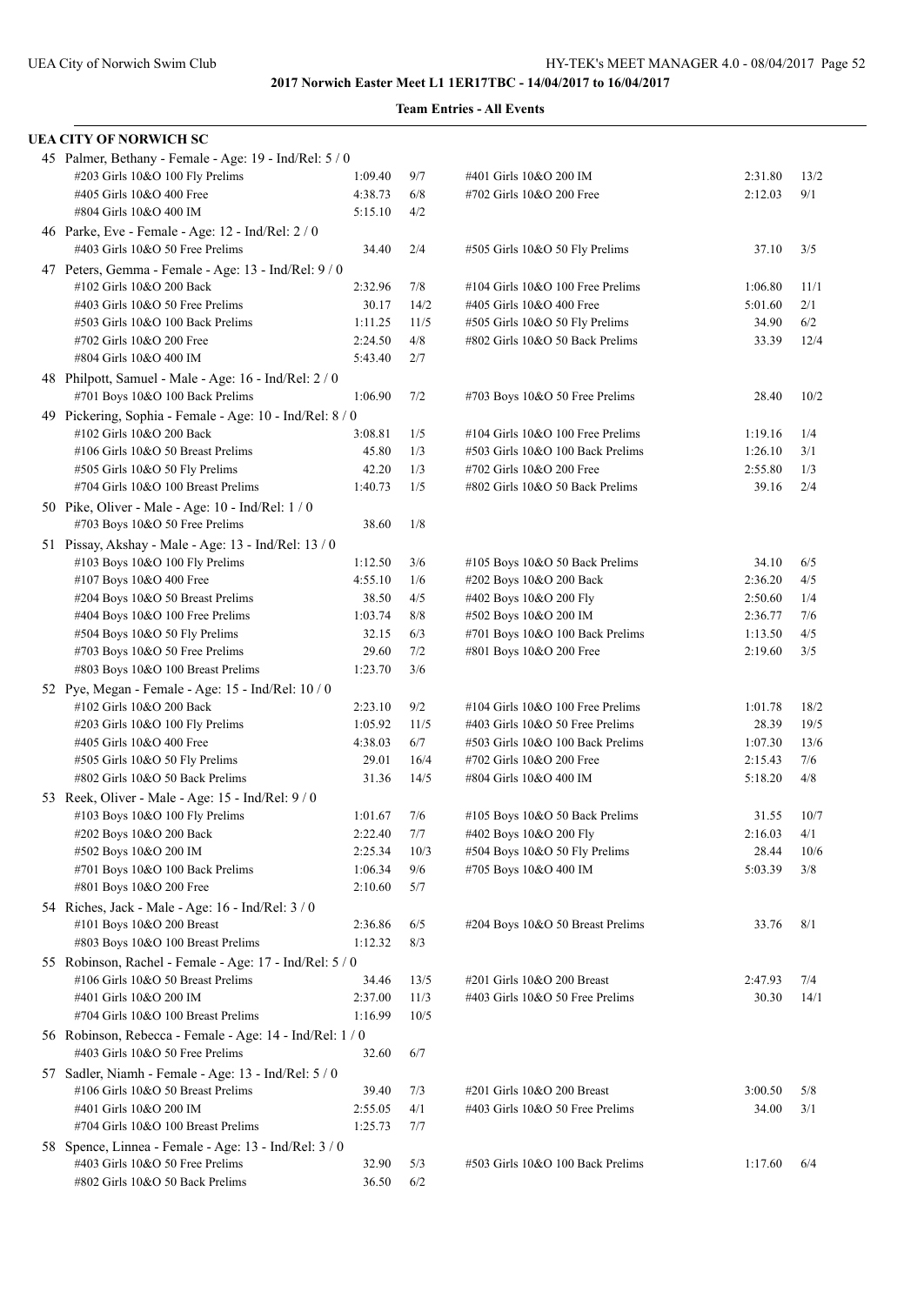**2017 Norwich Easter Meet L1 1ER17TBC - 14/04/2017 to 16/04/2017**

**Team Entries - All Events**

**UEA CITY OF NORWICH SC**

45 Palmer, Bethany - Female - Age: 19 - Ind/Rel: 5 / 0

| Event | Time | Heat/Lane | Event | Time | Heat/Lane |
|---|---|---|---|---|---|
| #203 Girls 10&O 100 Fly Prelims | 1:09.40 | 9/7 | #401 Girls 10&O 200 IM | 2:31.80 | 13/2 |
| #405 Girls 10&O 400 Free | 4:38.73 | 6/8 | #702 Girls 10&O 200 Free | 2:12.03 | 9/1 |
| #804 Girls 10&O 400 IM | 5:15.10 | 4/2 | | | |

46 Parke, Eve - Female - Age: 12 - Ind/Rel: 2 / 0

| Event | Time | Heat/Lane | Event | Time | Heat/Lane |
|---|---|---|---|---|---|
| #403 Girls 10&O 50 Free Prelims | 34.40 | 2/4 | #505 Girls 10&O 50 Fly Prelims | 37.10 | 3/5 |

47 Peters, Gemma - Female - Age: 13 - Ind/Rel: 9 / 0

| Event | Time | Heat/Lane | Event | Time | Heat/Lane |
|---|---|---|---|---|---|
| #102 Girls 10&O 200 Back | 2:32.96 | 7/8 | #104 Girls 10&O 100 Free Prelims | 1:06.80 | 11/1 |
| #403 Girls 10&O 50 Free Prelims | 30.17 | 14/2 | #405 Girls 10&O 400 Free | 5:01.60 | 2/1 |
| #503 Girls 10&O 100 Back Prelims | 1:11.25 | 11/5 | #505 Girls 10&O 50 Fly Prelims | 34.90 | 6/2 |
| #702 Girls 10&O 200 Free | 2:24.50 | 4/8 | #802 Girls 10&O 50 Back Prelims | 33.39 | 12/4 |
| #804 Girls 10&O 400 IM | 5:43.40 | 2/7 | | | |

48 Philpott, Samuel - Male - Age: 16 - Ind/Rel: 2 / 0

| Event | Time | Heat/Lane | Event | Time | Heat/Lane |
|---|---|---|---|---|---|
| #701 Boys 10&O 100 Back Prelims | 1:06.90 | 7/2 | #703 Boys 10&O 50 Free Prelims | 28.40 | 10/2 |

49 Pickering, Sophia - Female - Age: 10 - Ind/Rel: 8 / 0

| Event | Time | Heat/Lane | Event | Time | Heat/Lane |
|---|---|---|---|---|---|
| #102 Girls 10&O 200 Back | 3:08.81 | 1/5 | #104 Girls 10&O 100 Free Prelims | 1:19.16 | 1/4 |
| #106 Girls 10&O 50 Breast Prelims | 45.80 | 1/3 | #503 Girls 10&O 100 Back Prelims | 1:26.10 | 3/1 |
| #505 Girls 10&O 50 Fly Prelims | 42.20 | 1/3 | #702 Girls 10&O 200 Free | 2:55.80 | 1/3 |
| #704 Girls 10&O 100 Breast Prelims | 1:40.73 | 1/5 | #802 Girls 10&O 50 Back Prelims | 39.16 | 2/4 |

50 Pike, Oliver - Male - Age: 10 - Ind/Rel: 1 / 0

| Event | Time | Heat/Lane | Event | Time | Heat/Lane |
|---|---|---|---|---|---|
| #703 Boys 10&O 50 Free Prelims | 38.60 | 1/8 | | | |

51 Pissay, Akshay - Male - Age: 13 - Ind/Rel: 13 / 0

| Event | Time | Heat/Lane | Event | Time | Heat/Lane |
|---|---|---|---|---|---|
| #103 Boys 10&O 100 Fly Prelims | 1:12.50 | 3/6 | #105 Boys 10&O 50 Back Prelims | 34.10 | 6/5 |
| #107 Boys 10&O 400 Free | 4:55.10 | 1/6 | #202 Boys 10&O 200 Back | 2:36.20 | 4/5 |
| #204 Boys 10&O 50 Breast Prelims | 38.50 | 4/5 | #402 Boys 10&O 200 Fly | 2:50.60 | 1/4 |
| #404 Boys 10&O 100 Free Prelims | 1:03.74 | 8/8 | #502 Boys 10&O 200 IM | 2:36.77 | 7/6 |
| #504 Boys 10&O 50 Fly Prelims | 32.15 | 6/3 | #701 Boys 10&O 100 Back Prelims | 1:13.50 | 4/5 |
| #703 Boys 10&O 50 Free Prelims | 29.60 | 7/2 | #801 Boys 10&O 200 Free | 2:19.60 | 3/5 |
| #803 Boys 10&O 100 Breast Prelims | 1:23.70 | 3/6 | | | |

52 Pye, Megan - Female - Age: 15 - Ind/Rel: 10 / 0

| Event | Time | Heat/Lane | Event | Time | Heat/Lane |
|---|---|---|---|---|---|
| #102 Girls 10&O 200 Back | 2:23.10 | 9/2 | #104 Girls 10&O 100 Free Prelims | 1:01.78 | 18/2 |
| #203 Girls 10&O 100 Fly Prelims | 1:05.92 | 11/5 | #403 Girls 10&O 50 Free Prelims | 28.39 | 19/5 |
| #405 Girls 10&O 400 Free | 4:38.03 | 6/7 | #503 Girls 10&O 100 Back Prelims | 1:07.30 | 13/6 |
| #505 Girls 10&O 50 Fly Prelims | 29.01 | 16/4 | #702 Girls 10&O 200 Free | 2:15.43 | 7/6 |
| #802 Girls 10&O 50 Back Prelims | 31.36 | 14/5 | #804 Girls 10&O 400 IM | 5:18.20 | 4/8 |

53 Reek, Oliver - Male - Age: 15 - Ind/Rel: 9 / 0

| Event | Time | Heat/Lane | Event | Time | Heat/Lane |
|---|---|---|---|---|---|
| #103 Boys 10&O 100 Fly Prelims | 1:01.67 | 7/6 | #105 Boys 10&O 50 Back Prelims | 31.55 | 10/7 |
| #202 Boys 10&O 200 Back | 2:22.40 | 7/7 | #402 Boys 10&O 200 Fly | 2:16.03 | 4/1 |
| #502 Boys 10&O 200 IM | 2:25.34 | 10/3 | #504 Boys 10&O 50 Fly Prelims | 28.44 | 10/6 |
| #701 Boys 10&O 100 Back Prelims | 1:06.34 | 9/6 | #705 Boys 10&O 400 IM | 5:03.39 | 3/8 |
| #801 Boys 10&O 200 Free | 2:10.60 | 5/7 | | | |

54 Riches, Jack - Male - Age: 16 - Ind/Rel: 3 / 0

| Event | Time | Heat/Lane | Event | Time | Heat/Lane |
|---|---|---|---|---|---|
| #101 Boys 10&O 200 Breast | 2:36.86 | 6/5 | #204 Boys 10&O 50 Breast Prelims | 33.76 | 8/1 |
| #803 Boys 10&O 100 Breast Prelims | 1:12.32 | 8/3 | | | |

55 Robinson, Rachel - Female - Age: 17 - Ind/Rel: 5 / 0

| Event | Time | Heat/Lane | Event | Time | Heat/Lane |
|---|---|---|---|---|---|
| #106 Girls 10&O 50 Breast Prelims | 34.46 | 13/5 | #201 Girls 10&O 200 Breast | 2:47.93 | 7/4 |
| #401 Girls 10&O 200 IM | 2:37.00 | 11/3 | #403 Girls 10&O 50 Free Prelims | 30.30 | 14/1 |
| #704 Girls 10&O 100 Breast Prelims | 1:16.99 | 10/5 | | | |

56 Robinson, Rebecca - Female - Age: 14 - Ind/Rel: 1 / 0

| Event | Time | Heat/Lane | Event | Time | Heat/Lane |
|---|---|---|---|---|---|
| #403 Girls 10&O 50 Free Prelims | 32.60 | 6/7 | | | |

57 Sadler, Niamh - Female - Age: 13 - Ind/Rel: 5 / 0

| Event | Time | Heat/Lane | Event | Time | Heat/Lane |
|---|---|---|---|---|---|
| #106 Girls 10&O 50 Breast Prelims | 39.40 | 7/3 | #201 Girls 10&O 200 Breast | 3:00.50 | 5/8 |
| #401 Girls 10&O 200 IM | 2:55.05 | 4/1 | #403 Girls 10&O 50 Free Prelims | 34.00 | 3/1 |
| #704 Girls 10&O 100 Breast Prelims | 1:25.73 | 7/7 | | | |

58 Spence, Linnea - Female - Age: 13 - Ind/Rel: 3 / 0

| Event | Time | Heat/Lane | Event | Time | Heat/Lane |
|---|---|---|---|---|---|
| #403 Girls 10&O 50 Free Prelims | 32.90 | 5/3 | #503 Girls 10&O 100 Back Prelims | 1:17.60 | 6/4 |
| #802 Girls 10&O 50 Back Prelims | 36.50 | 6/2 | | | |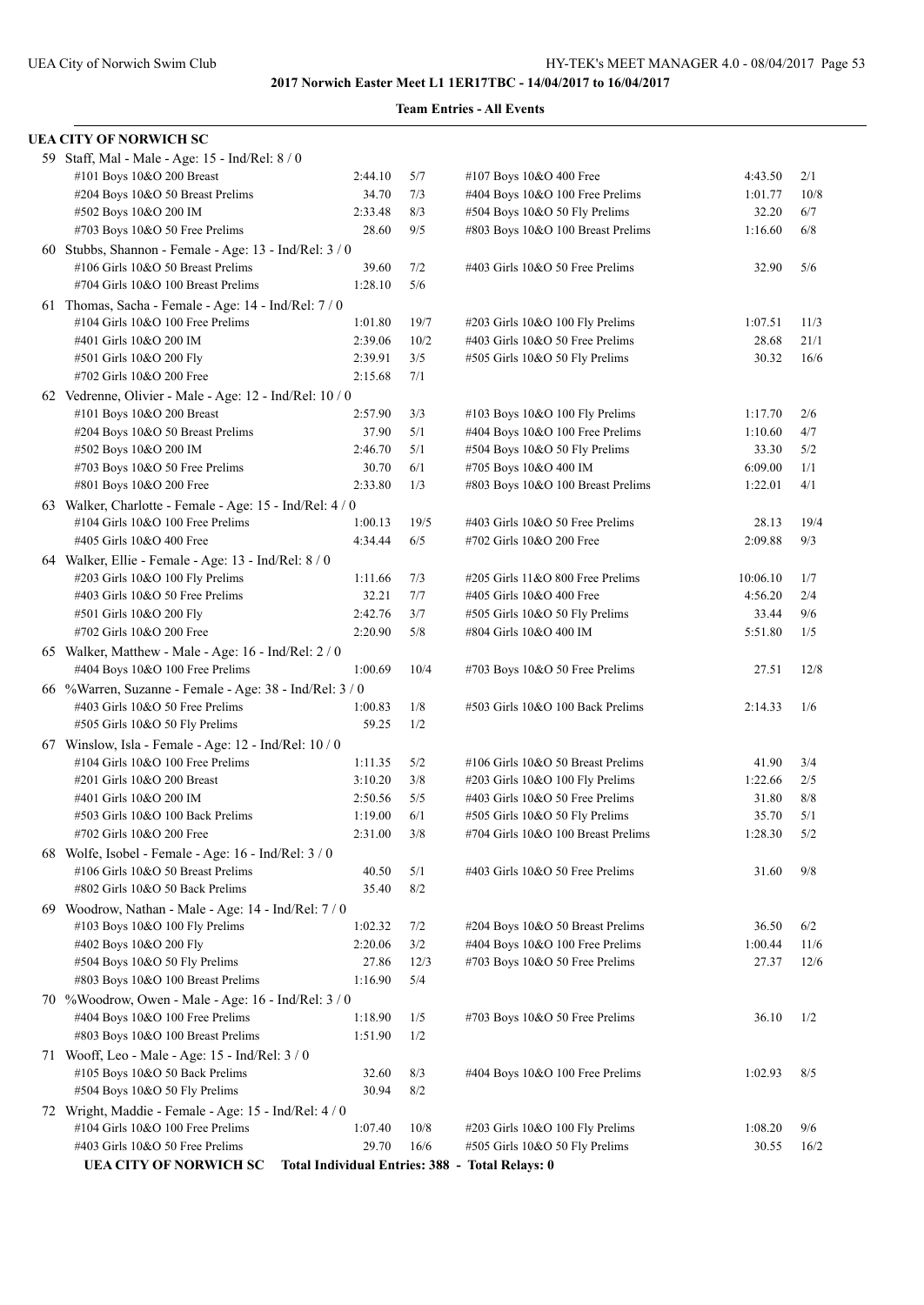**2017 Norwich Easter Meet L1 1ER17TBC - 14/04/2017 to 16/04/2017**

**Team Entries - All Events**

**UEA CITY OF NORWICH SC**

59 Staff, Mal - Male - Age: 15 - Ind/Rel: 8 / 0

| Event | Time | Heat/Lane | Event | Time | Heat/Lane |
|---|---|---|---|---|---|
| #101 Boys 10&O 200 Breast | 2:44.10 | 5/7 | #107 Boys 10&O 400 Free | 4:43.50 | 2/1 |
| #204 Boys 10&O 50 Breast Prelims | 34.70 | 7/3 | #404 Boys 10&O 100 Free Prelims | 1:01.77 | 10/8 |
| #502 Boys 10&O 200 IM | 2:33.48 | 8/3 | #504 Boys 10&O 50 Fly Prelims | 32.20 | 6/7 |
| #703 Boys 10&O 50 Free Prelims | 28.60 | 9/5 | #803 Boys 10&O 100 Breast Prelims | 1:16.60 | 6/8 |

60 Stubbs, Shannon - Female - Age: 13 - Ind/Rel: 3 / 0

| Event | Time | Heat/Lane | Event | Time | Heat/Lane |
|---|---|---|---|---|---|
| #106 Girls 10&O 50 Breast Prelims | 39.60 | 7/2 | #403 Girls 10&O 50 Free Prelims | 32.90 | 5/6 |
| #704 Girls 10&O 100 Breast Prelims | 1:28.10 | 5/6 | | | |

61 Thomas, Sacha - Female - Age: 14 - Ind/Rel: 7 / 0

| Event | Time | Heat/Lane | Event | Time | Heat/Lane |
|---|---|---|---|---|---|
| #104 Girls 10&O 100 Free Prelims | 1:01.80 | 19/7 | #203 Girls 10&O 100 Fly Prelims | 1:07.51 | 11/3 |
| #401 Girls 10&O 200 IM | 2:39.06 | 10/2 | #403 Girls 10&O 50 Free Prelims | 28.68 | 21/1 |
| #501 Girls 10&O 200 Fly | 2:39.91 | 3/5 | #505 Girls 10&O 50 Fly Prelims | 30.32 | 16/6 |
| #702 Girls 10&O 200 Free | 2:15.68 | 7/1 | | | |

62 Vedrenne, Olivier - Male - Age: 12 - Ind/Rel: 10 / 0

| Event | Time | Heat/Lane | Event | Time | Heat/Lane |
|---|---|---|---|---|---|
| #101 Boys 10&O 200 Breast | 2:57.90 | 3/3 | #103 Boys 10&O 100 Fly Prelims | 1:17.70 | 2/6 |
| #204 Boys 10&O 50 Breast Prelims | 37.90 | 5/1 | #404 Boys 10&O 100 Free Prelims | 1:10.60 | 4/7 |
| #502 Boys 10&O 200 IM | 2:46.70 | 5/1 | #504 Boys 10&O 50 Fly Prelims | 33.30 | 5/2 |
| #703 Boys 10&O 50 Free Prelims | 30.70 | 6/1 | #705 Boys 10&O 400 IM | 6:09.00 | 1/1 |
| #801 Boys 10&O 200 Free | 2:33.80 | 1/3 | #803 Boys 10&O 100 Breast Prelims | 1:22.01 | 4/1 |

63 Walker, Charlotte - Female - Age: 15 - Ind/Rel: 4 / 0

| Event | Time | Heat/Lane | Event | Time | Heat/Lane |
|---|---|---|---|---|---|
| #104 Girls 10&O 100 Free Prelims | 1:00.13 | 19/5 | #403 Girls 10&O 50 Free Prelims | 28.13 | 19/4 |
| #405 Girls 10&O 400 Free | 4:34.44 | 6/5 | #702 Girls 10&O 200 Free | 2:09.88 | 9/3 |

64 Walker, Ellie - Female - Age: 13 - Ind/Rel: 8 / 0

| Event | Time | Heat/Lane | Event | Time | Heat/Lane |
|---|---|---|---|---|---|
| #203 Girls 10&O 100 Fly Prelims | 1:11.66 | 7/3 | #205 Girls 11&O 800 Free Prelims | 10:06.10 | 1/7 |
| #403 Girls 10&O 50 Free Prelims | 32.21 | 7/7 | #405 Girls 10&O 400 Free | 4:56.20 | 2/4 |
| #501 Girls 10&O 200 Fly | 2:42.76 | 3/7 | #505 Girls 10&O 50 Fly Prelims | 33.44 | 9/6 |
| #702 Girls 10&O 200 Free | 2:20.90 | 5/8 | #804 Girls 10&O 400 IM | 5:51.80 | 1/5 |

65 Walker, Matthew - Male - Age: 16 - Ind/Rel: 2 / 0

| Event | Time | Heat/Lane | Event | Time | Heat/Lane |
|---|---|---|---|---|---|
| #404 Boys 10&O 100 Free Prelims | 1:00.69 | 10/4 | #703 Boys 10&O 50 Free Prelims | 27.51 | 12/8 |

66 %Warren, Suzanne - Female - Age: 38 - Ind/Rel: 3 / 0

| Event | Time | Heat/Lane | Event | Time | Heat/Lane |
|---|---|---|---|---|---|
| #403 Girls 10&O 50 Free Prelims | 1:00.83 | 1/8 | #503 Girls 10&O 100 Back Prelims | 2:14.33 | 1/6 |
| #505 Girls 10&O 50 Fly Prelims | 59.25 | 1/2 | | | |

67 Winslow, Isla - Female - Age: 12 - Ind/Rel: 10 / 0

| Event | Time | Heat/Lane | Event | Time | Heat/Lane |
|---|---|---|---|---|---|
| #104 Girls 10&O 100 Free Prelims | 1:11.35 | 5/2 | #106 Girls 10&O 50 Breast Prelims | 41.90 | 3/4 |
| #201 Girls 10&O 200 Breast | 3:10.20 | 3/8 | #203 Girls 10&O 100 Fly Prelims | 1:22.66 | 2/5 |
| #401 Girls 10&O 200 IM | 2:50.56 | 5/5 | #403 Girls 10&O 50 Free Prelims | 31.80 | 8/8 |
| #503 Girls 10&O 100 Back Prelims | 1:19.00 | 6/1 | #505 Girls 10&O 50 Fly Prelims | 35.70 | 5/1 |
| #702 Girls 10&O 200 Free | 2:31.00 | 3/8 | #704 Girls 10&O 100 Breast Prelims | 1:28.30 | 5/2 |

68 Wolfe, Isobel - Female - Age: 16 - Ind/Rel: 3 / 0

| Event | Time | Heat/Lane | Event | Time | Heat/Lane |
|---|---|---|---|---|---|
| #106 Girls 10&O 50 Breast Prelims | 40.50 | 5/1 | #403 Girls 10&O 50 Free Prelims | 31.60 | 9/8 |
| #802 Girls 10&O 50 Back Prelims | 35.40 | 8/2 | | | |

69 Woodrow, Nathan - Male - Age: 14 - Ind/Rel: 7 / 0

| Event | Time | Heat/Lane | Event | Time | Heat/Lane |
|---|---|---|---|---|---|
| #103 Boys 10&O 100 Fly Prelims | 1:02.32 | 7/2 | #204 Boys 10&O 50 Breast Prelims | 36.50 | 6/2 |
| #402 Boys 10&O 200 Fly | 2:20.06 | 3/2 | #404 Boys 10&O 100 Free Prelims | 1:00.44 | 11/6 |
| #504 Boys 10&O 50 Fly Prelims | 27.86 | 12/3 | #703 Boys 10&O 50 Free Prelims | 27.37 | 12/6 |
| #803 Boys 10&O 100 Breast Prelims | 1:16.90 | 5/4 | | | |

70 %Woodrow, Owen - Male - Age: 16 - Ind/Rel: 3 / 0

| Event | Time | Heat/Lane | Event | Time | Heat/Lane |
|---|---|---|---|---|---|
| #404 Boys 10&O 100 Free Prelims | 1:18.90 | 1/5 | #703 Boys 10&O 50 Free Prelims | 36.10 | 1/2 |
| #803 Boys 10&O 100 Breast Prelims | 1:51.90 | 1/2 | | | |

71 Wooff, Leo - Male - Age: 15 - Ind/Rel: 3 / 0

| Event | Time | Heat/Lane | Event | Time | Heat/Lane |
|---|---|---|---|---|---|
| #105 Boys 10&O 50 Back Prelims | 32.60 | 8/3 | #404 Boys 10&O 100 Free Prelims | 1:02.93 | 8/5 |
| #504 Boys 10&O 50 Fly Prelims | 30.94 | 8/2 | | | |

72 Wright, Maddie - Female - Age: 15 - Ind/Rel: 4 / 0

| Event | Time | Heat/Lane | Event | Time | Heat/Lane |
|---|---|---|---|---|---|
| #104 Girls 10&O 100 Free Prelims | 1:07.40 | 10/8 | #203 Girls 10&O 100 Fly Prelims | 1:08.20 | 9/6 |
| #403 Girls 10&O 50 Free Prelims | 29.70 | 16/6 | #505 Girls 10&O 50 Fly Prelims | 30.55 | 16/2 |

**UEA CITY OF NORWICH SC Total Individual Entries: 388 - Total Relays: 0**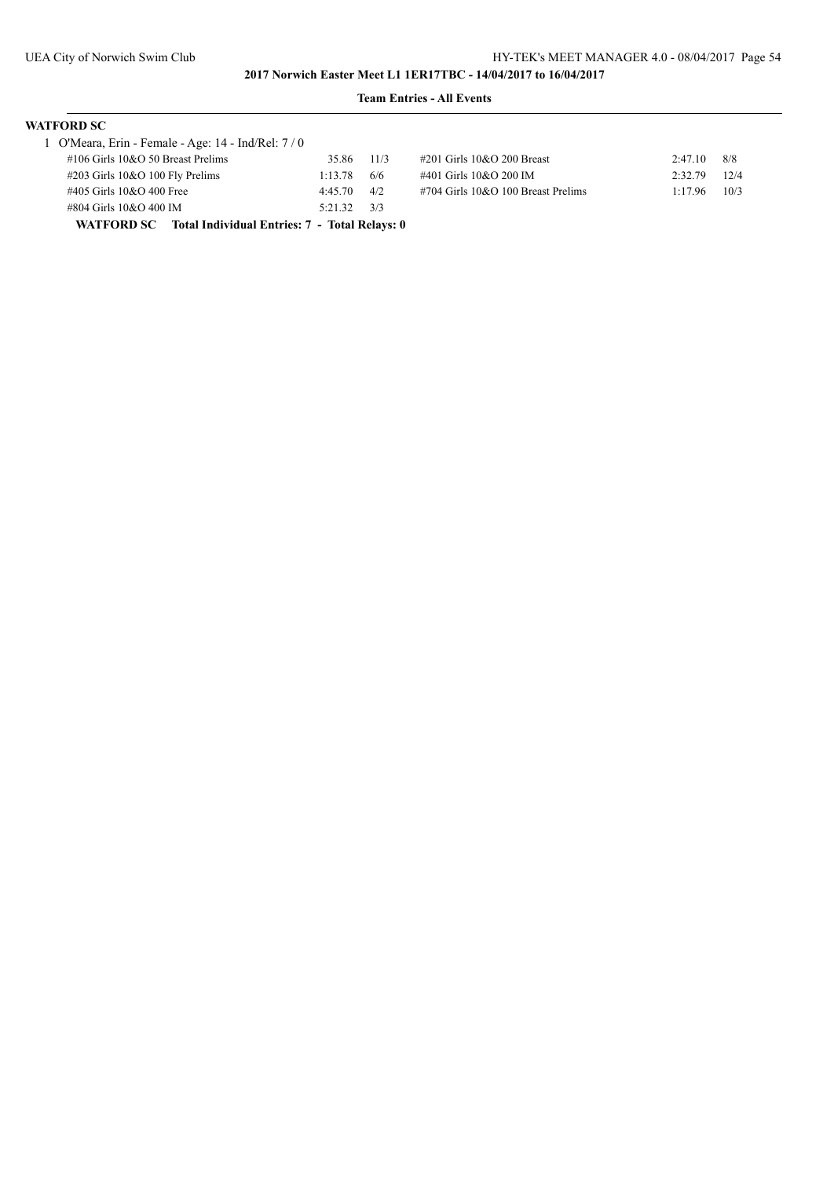**2017 Norwich Easter Meet L1 1ER17TBC - 14/04/2017 to 16/04/2017**

**Team Entries - All Events**

**WATFORD SC**

1 O'Meara, Erin - Female - Age: 14 - Ind/Rel: 7 / 0

| Event | Time | Heat/Lane | Event | Time | Heat/Lane |
|---|---|---|---|---|---|
| #106 Girls 10&O 50 Breast Prelims | 35.86 | 11/3 | #201 Girls 10&O 200 Breast | 2:47.10 | 8/8 |
| #203 Girls 10&O 100 Fly Prelims | 1:13.78 | 6/6 | #401 Girls 10&O 200 IM | 2:32.79 | 12/4 |
| #405 Girls 10&O 400 Free | 4:45.70 | 4/2 | #704 Girls 10&O 100 Breast Prelims | 1:17.96 | 10/3 |
| #804 Girls 10&O 400 IM | 5:21.32 | 3/3 | | | |

**WATFORD SC Total Individual Entries: 7 - Total Relays: 0**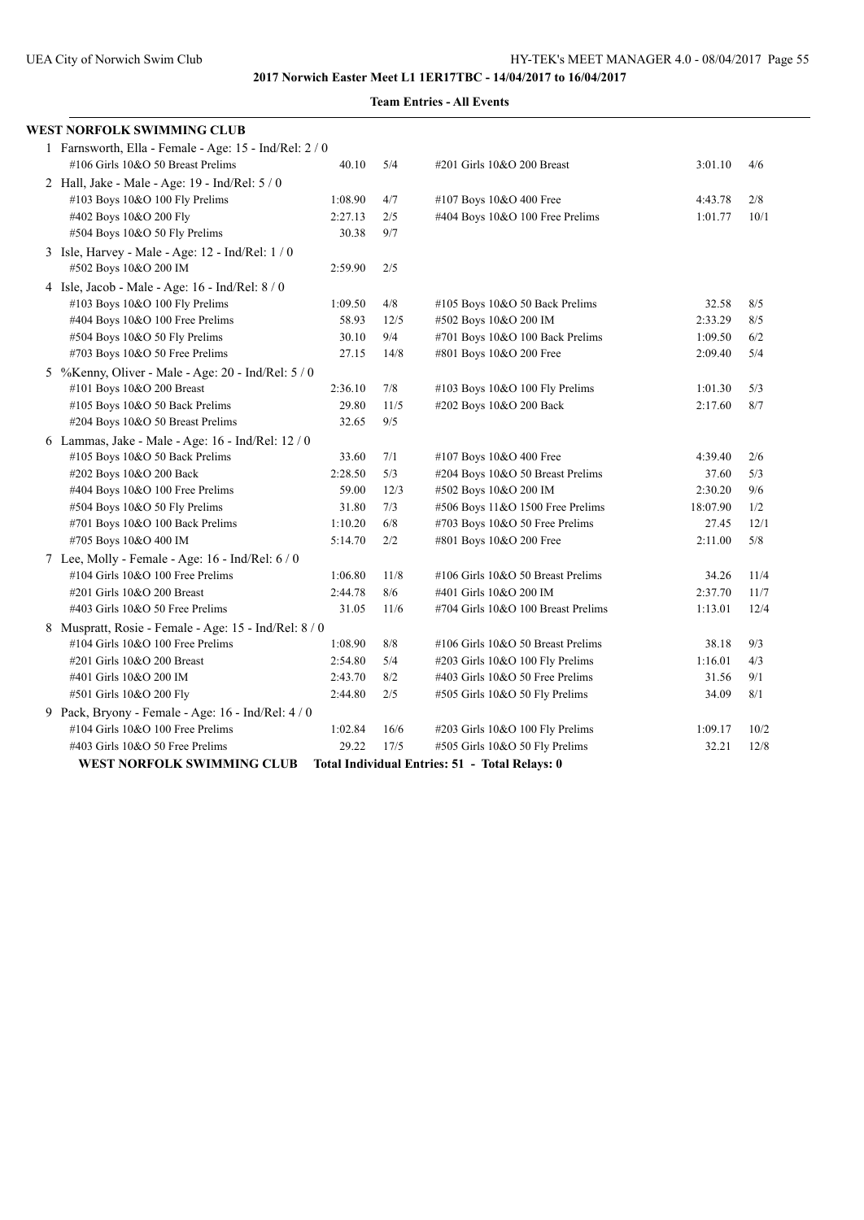**2017 Norwich Easter Meet L1 1ER17TBC - 14/04/2017 to 16/04/2017**

**Team Entries - All Events**

**WEST NORFOLK SWIMMING CLUB**

1 Farnsworth, Ella - Female - Age: 15 - Ind/Rel: 2 / 0

| Event | Time | Heat/Lane | Event | Time | Heat/Lane |
|---|---|---|---|---|---|
| #106 Girls 10&O 50 Breast Prelims | 40.10 | 5/4 | #201 Girls 10&O 200 Breast | 3:01.10 | 4/6 |

2 Hall, Jake - Male - Age: 19 - Ind/Rel: 5 / 0

| Event | Time | Heat/Lane | Event | Time | Heat/Lane |
|---|---|---|---|---|---|
| #103 Boys 10&O 100 Fly Prelims | 1:08.90 | 4/7 | #107 Boys 10&O 400 Free | 4:43.78 | 2/8 |
| #402 Boys 10&O 200 Fly | 2:27.13 | 2/5 | #404 Boys 10&O 100 Free Prelims | 1:01.77 | 10/1 |
| #504 Boys 10&O 50 Fly Prelims | 30.38 | 9/7 | | | |

3 Isle, Harvey - Male - Age: 12 - Ind/Rel: 1 / 0

| Event | Time | Heat/Lane | Event | Time | Heat/Lane |
|---|---|---|---|---|---|
| #502 Boys 10&O 200 IM | 2:59.90 | 2/5 | | | |

4 Isle, Jacob - Male - Age: 16 - Ind/Rel: 8 / 0

| Event | Time | Heat/Lane | Event | Time | Heat/Lane |
|---|---|---|---|---|---|
| #103 Boys 10&O 100 Fly Prelims | 1:09.50 | 4/8 | #105 Boys 10&O 50 Back Prelims | 32.58 | 8/5 |
| #404 Boys 10&O 100 Free Prelims | 58.93 | 12/5 | #502 Boys 10&O 200 IM | 2:33.29 | 8/5 |
| #504 Boys 10&O 50 Fly Prelims | 30.10 | 9/4 | #701 Boys 10&O 100 Back Prelims | 1:09.50 | 6/2 |
| #703 Boys 10&O 50 Free Prelims | 27.15 | 14/8 | #801 Boys 10&O 200 Free | 2:09.40 | 5/4 |

5 %Kenny, Oliver - Male - Age: 20 - Ind/Rel: 5 / 0

| Event | Time | Heat/Lane | Event | Time | Heat/Lane |
|---|---|---|---|---|---|
| #101 Boys 10&O 200 Breast | 2:36.10 | 7/8 | #103 Boys 10&O 100 Fly Prelims | 1:01.30 | 5/3 |
| #105 Boys 10&O 50 Back Prelims | 29.80 | 11/5 | #202 Boys 10&O 200 Back | 2:17.60 | 8/7 |
| #204 Boys 10&O 50 Breast Prelims | 32.65 | 9/5 | | | |

6 Lammas, Jake - Male - Age: 16 - Ind/Rel: 12 / 0

| Event | Time | Heat/Lane | Event | Time | Heat/Lane |
|---|---|---|---|---|---|
| #105 Boys 10&O 50 Back Prelims | 33.60 | 7/1 | #107 Boys 10&O 400 Free | 4:39.40 | 2/6 |
| #202 Boys 10&O 200 Back | 2:28.50 | 5/3 | #204 Boys 10&O 50 Breast Prelims | 37.60 | 5/3 |
| #404 Boys 10&O 100 Free Prelims | 59.00 | 12/3 | #502 Boys 10&O 200 IM | 2:30.20 | 9/6 |
| #504 Boys 10&O 50 Fly Prelims | 31.80 | 7/3 | #506 Boys 11&O 1500 Free Prelims | 18:07.90 | 1/2 |
| #701 Boys 10&O 100 Back Prelims | 1:10.20 | 6/8 | #703 Boys 10&O 50 Free Prelims | 27.45 | 12/1 |
| #705 Boys 10&O 400 IM | 5:14.70 | 2/2 | #801 Boys 10&O 200 Free | 2:11.00 | 5/8 |

7 Lee, Molly - Female - Age: 16 - Ind/Rel: 6 / 0

| Event | Time | Heat/Lane | Event | Time | Heat/Lane |
|---|---|---|---|---|---|
| #104 Girls 10&O 100 Free Prelims | 1:06.80 | 11/8 | #106 Girls 10&O 50 Breast Prelims | 34.26 | 11/4 |
| #201 Girls 10&O 200 Breast | 2:44.78 | 8/6 | #401 Girls 10&O 200 IM | 2:37.70 | 11/7 |
| #403 Girls 10&O 50 Free Prelims | 31.05 | 11/6 | #704 Girls 10&O 100 Breast Prelims | 1:13.01 | 12/4 |

8 Muspratt, Rosie - Female - Age: 15 - Ind/Rel: 8 / 0

| Event | Time | Heat/Lane | Event | Time | Heat/Lane |
|---|---|---|---|---|---|
| #104 Girls 10&O 100 Free Prelims | 1:08.90 | 8/8 | #106 Girls 10&O 50 Breast Prelims | 38.18 | 9/3 |
| #201 Girls 10&O 200 Breast | 2:54.80 | 5/4 | #203 Girls 10&O 100 Fly Prelims | 1:16.01 | 4/3 |
| #401 Girls 10&O 200 IM | 2:43.70 | 8/2 | #403 Girls 10&O 50 Free Prelims | 31.56 | 9/1 |
| #501 Girls 10&O 200 Fly | 2:44.80 | 2/5 | #505 Girls 10&O 50 Fly Prelims | 34.09 | 8/1 |

9 Pack, Bryony - Female - Age: 16 - Ind/Rel: 4 / 0

| Event | Time | Heat/Lane | Event | Time | Heat/Lane |
|---|---|---|---|---|---|
| #104 Girls 10&O 100 Free Prelims | 1:02.84 | 16/6 | #203 Girls 10&O 100 Fly Prelims | 1:09.17 | 10/2 |
| #403 Girls 10&O 50 Free Prelims | 29.22 | 17/5 | #505 Girls 10&O 50 Fly Prelims | 32.21 | 12/8 |

**WEST NORFOLK SWIMMING CLUB Total Individual Entries: 51 - Total Relays: 0**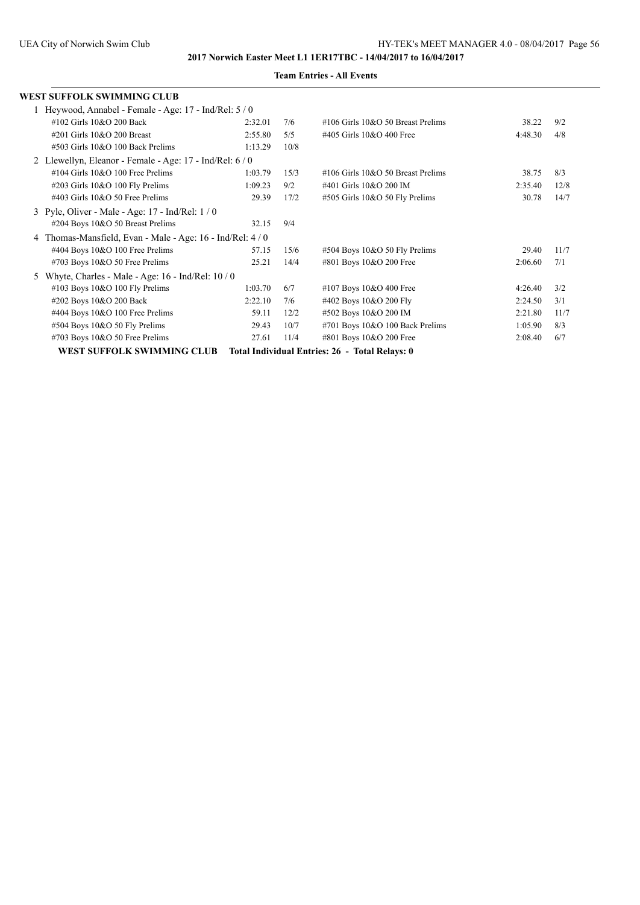**2017 Norwich Easter Meet L1 1ER17TBC - 14/04/2017 to 16/04/2017**

**Team Entries - All Events**

**WEST SUFFOLK SWIMMING CLUB**

1 Heywood, Annabel - Female - Age: 17 - Ind/Rel: 5 / 0

| | | | | | |
|---|---|---|---|---|---|
| #102 Girls 10&O 200 Back | 2:32.01 | 7/6 | #106 Girls 10&O 50 Breast Prelims | 38.22 | 9/2 |
| #201 Girls 10&O 200 Breast | 2:55.80 | 5/5 | #405 Girls 10&O 400 Free | 4:48.30 | 4/8 |
| #503 Girls 10&O 100 Back Prelims | 1:13.29 | 10/8 | | | |

2 Llewellyn, Eleanor - Female - Age: 17 - Ind/Rel: 6 / 0

| | | | | | |
|---|---|---|---|---|---|
| #104 Girls 10&O 100 Free Prelims | 1:03.79 | 15/3 | #106 Girls 10&O 50 Breast Prelims | 38.75 | 8/3 |
| #203 Girls 10&O 100 Fly Prelims | 1:09.23 | 9/2 | #401 Girls 10&O 200 IM | 2:35.40 | 12/8 |
| #403 Girls 10&O 50 Free Prelims | 29.39 | 17/2 | #505 Girls 10&O 50 Fly Prelims | 30.78 | 14/7 |

3 Pyle, Oliver - Male - Age: 17 - Ind/Rel: 1 / 0

| | | | | | |
|---|---|---|---|---|---|
| #204 Boys 10&O 50 Breast Prelims | 32.15 | 9/4 | | | |

4 Thomas-Mansfield, Evan - Male - Age: 16 - Ind/Rel: 4 / 0

| | | | | | |
|---|---|---|---|---|---|
| #404 Boys 10&O 100 Free Prelims | 57.15 | 15/6 | #504 Boys 10&O 50 Fly Prelims | 29.40 | 11/7 |
| #703 Boys 10&O 50 Free Prelims | 25.21 | 14/4 | #801 Boys 10&O 200 Free | 2:06.60 | 7/1 |

5 Whyte, Charles - Male - Age: 16 - Ind/Rel: 10 / 0

| | | | | | |
|---|---|---|---|---|---|
| #103 Boys 10&O 100 Fly Prelims | 1:03.70 | 6/7 | #107 Boys 10&O 400 Free | 4:26.40 | 3/2 |
| #202 Boys 10&O 200 Back | 2:22.10 | 7/6 | #402 Boys 10&O 200 Fly | 2:24.50 | 3/1 |
| #404 Boys 10&O 100 Free Prelims | 59.11 | 12/2 | #502 Boys 10&O 200 IM | 2:21.80 | 11/7 |
| #504 Boys 10&O 50 Fly Prelims | 29.43 | 10/7 | #701 Boys 10&O 100 Back Prelims | 1:05.90 | 8/3 |
| #703 Boys 10&O 50 Free Prelims | 27.61 | 11/4 | #801 Boys 10&O 200 Free | 2:08.40 | 6/7 |

**WEST SUFFOLK SWIMMING CLUB Total Individual Entries: 26 - Total Relays: 0**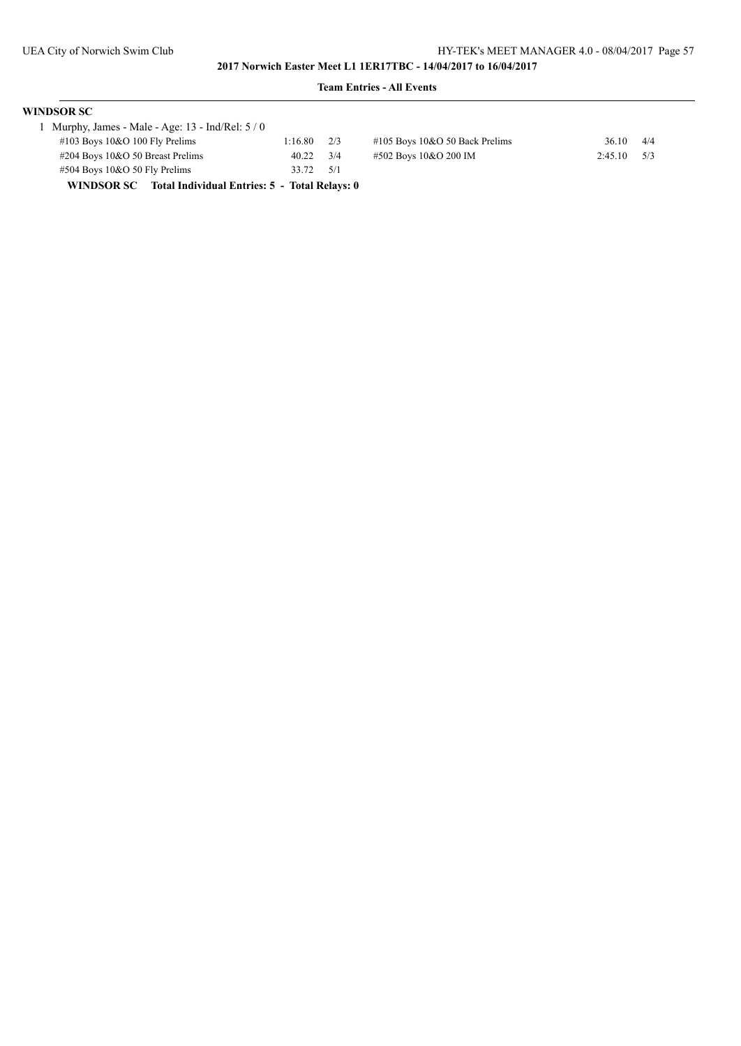## Team Entries - All Events

### WINDSOR SC

1 Murphy, James - Male - Age: 13 - Ind/Rel: 5 / 0

| | | | | | |
|---|---|---|---|---|---|
| #103 Boys 10&O 100 Fly Prelims | 1:16.80 | 2/3 | #105 Boys 10&O 50 Back Prelims | 36.10 | 4/4 |
| #204 Boys 10&O 50 Breast Prelims | 40.22 | 3/4 | #502 Boys 10&O 200 IM | 2:45.10 | 5/3 |
| #504 Boys 10&O 50 Fly Prelims | 33.72 | 5/1 | | | |

**WINDSOR SC Total Individual Entries: 5 - Total Relays: 0**